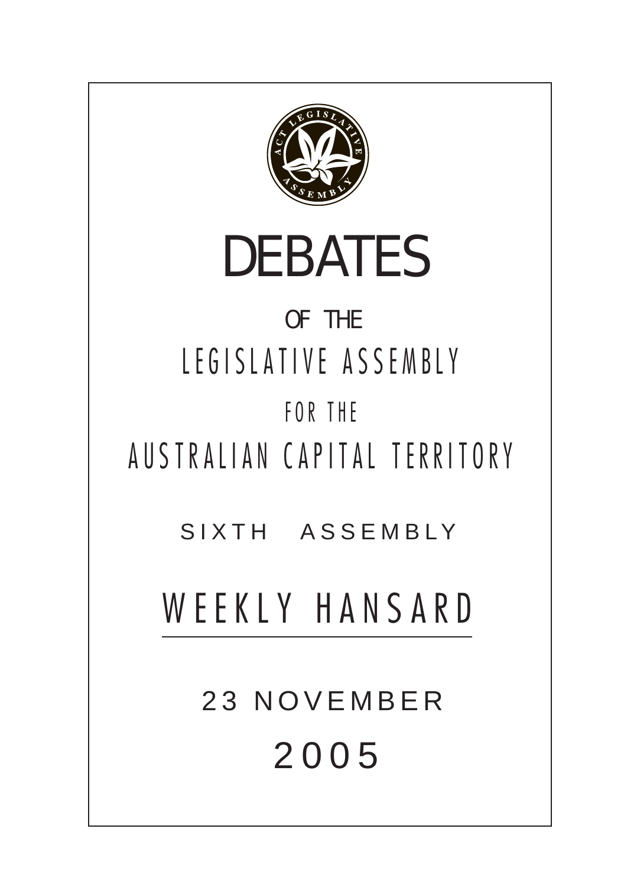# DEBATES

OF THE

LEGISLATIVE ASSEMBLY

FOR THE

AUSTRALIAN CAPITAL TERRITORY

SIXTH ASSEMBLY

## WEEKLY HANSARD

23 NOVEMBER

2005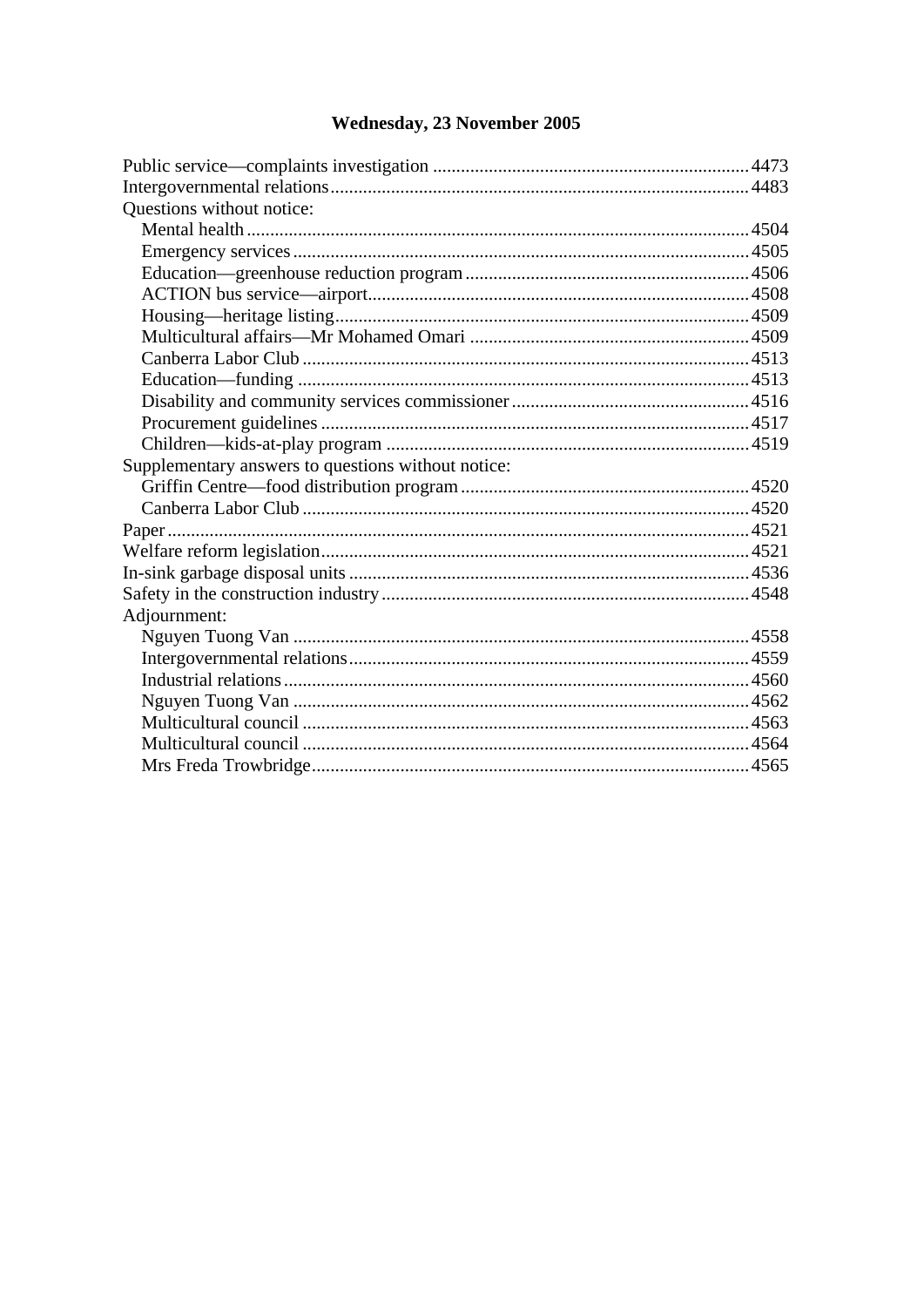## Wednesday, 23 November 2005

Public service—complaints investigation .......... 4473
Intergovernmental relations .......... 4483
Questions without notice:
- Mental health .......... 4504
- Emergency services .......... 4505
- Education—greenhouse reduction program .......... 4506
- ACTION bus service—airport .......... 4508
- Housing—heritage listing .......... 4509
- Multicultural affairs—Mr Mohamed Omari .......... 4509
- Canberra Labor Club .......... 4513
- Education—funding .......... 4513
- Disability and community services commissioner .......... 4516
- Procurement guidelines .......... 4517
- Children—kids-at-play program .......... 4519

Supplementary answers to questions without notice:
- Griffin Centre—food distribution program .......... 4520
- Canberra Labor Club .......... 4520

Paper .......... 4521
Welfare reform legislation .......... 4521
In-sink garbage disposal units .......... 4536
Safety in the construction industry .......... 4548
Adjournment:
- Nguyen Tuong Van .......... 4558
- Intergovernmental relations .......... 4559
- Industrial relations .......... 4560
- Nguyen Tuong Van .......... 4562
- Multicultural council .......... 4563
- Multicultural council .......... 4564
- Mrs Freda Trowbridge .......... 4565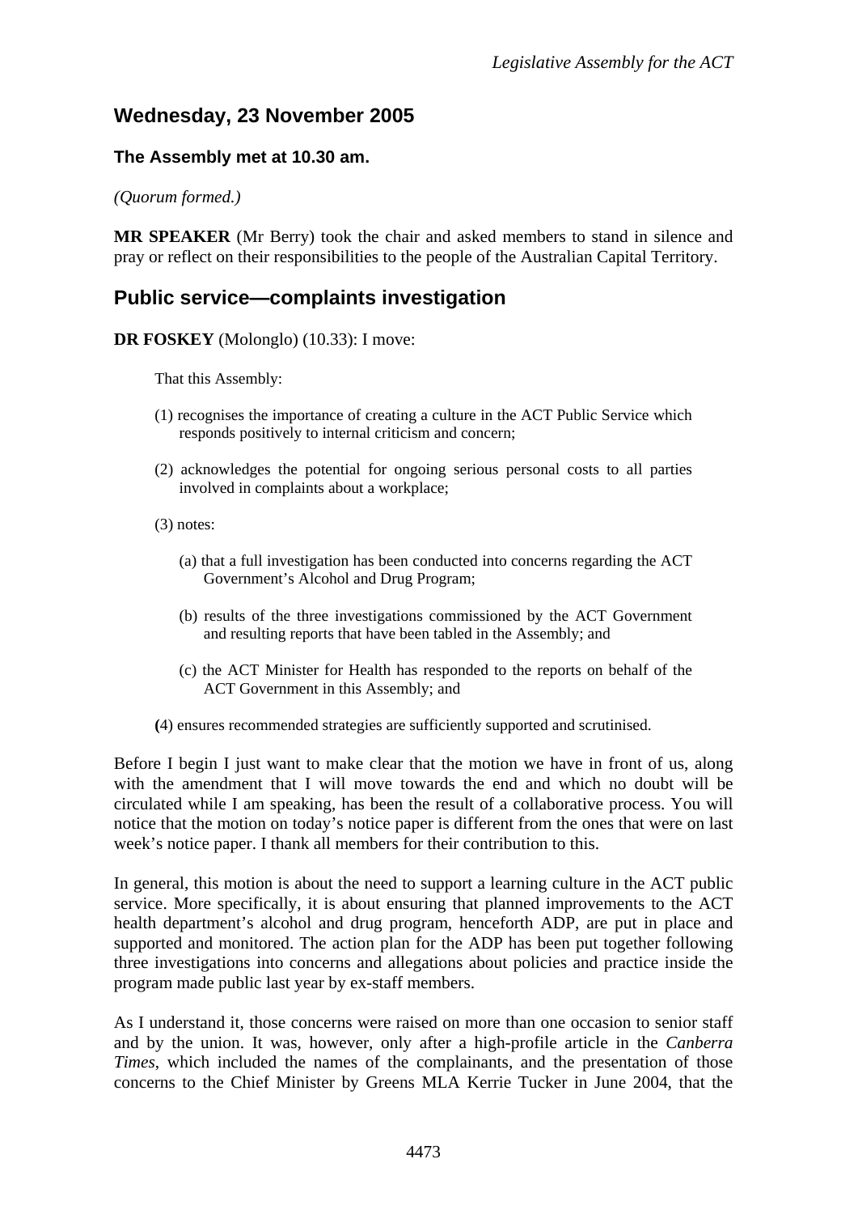## Wednesday, 23 November 2005

### The Assembly met at 10.30 am.

*(Quorum formed.)*

**MR SPEAKER** (Mr Berry) took the chair and asked members to stand in silence and pray or reflect on their responsibilities to the people of the Australian Capital Territory.

## Public service—complaints investigation

**DR FOSKEY** (Molonglo) (10.33): I move:

That this Assembly:

(1) recognises the importance of creating a culture in the ACT Public Service which responds positively to internal criticism and concern;

(2) acknowledges the potential for ongoing serious personal costs to all parties involved in complaints about a workplace;

(3) notes:

(a) that a full investigation has been conducted into concerns regarding the ACT Government's Alcohol and Drug Program;

(b) results of the three investigations commissioned by the ACT Government and resulting reports that have been tabled in the Assembly; and

(c) the ACT Minister for Health has responded to the reports on behalf of the ACT Government in this Assembly; and

**(**4) ensures recommended strategies are sufficiently supported and scrutinised.

Before I begin I just want to make clear that the motion we have in front of us, along with the amendment that I will move towards the end and which no doubt will be circulated while I am speaking, has been the result of a collaborative process. You will notice that the motion on today's notice paper is different from the ones that were on last week's notice paper. I thank all members for their contribution to this.

In general, this motion is about the need to support a learning culture in the ACT public service. More specifically, it is about ensuring that planned improvements to the ACT health department's alcohol and drug program, henceforth ADP, are put in place and supported and monitored. The action plan for the ADP has been put together following three investigations into concerns and allegations about policies and practice inside the program made public last year by ex-staff members.

As I understand it, those concerns were raised on more than one occasion to senior staff and by the union. It was, however, only after a high-profile article in the *Canberra Times*, which included the names of the complainants, and the presentation of those concerns to the Chief Minister by Greens MLA Kerrie Tucker in June 2004, that the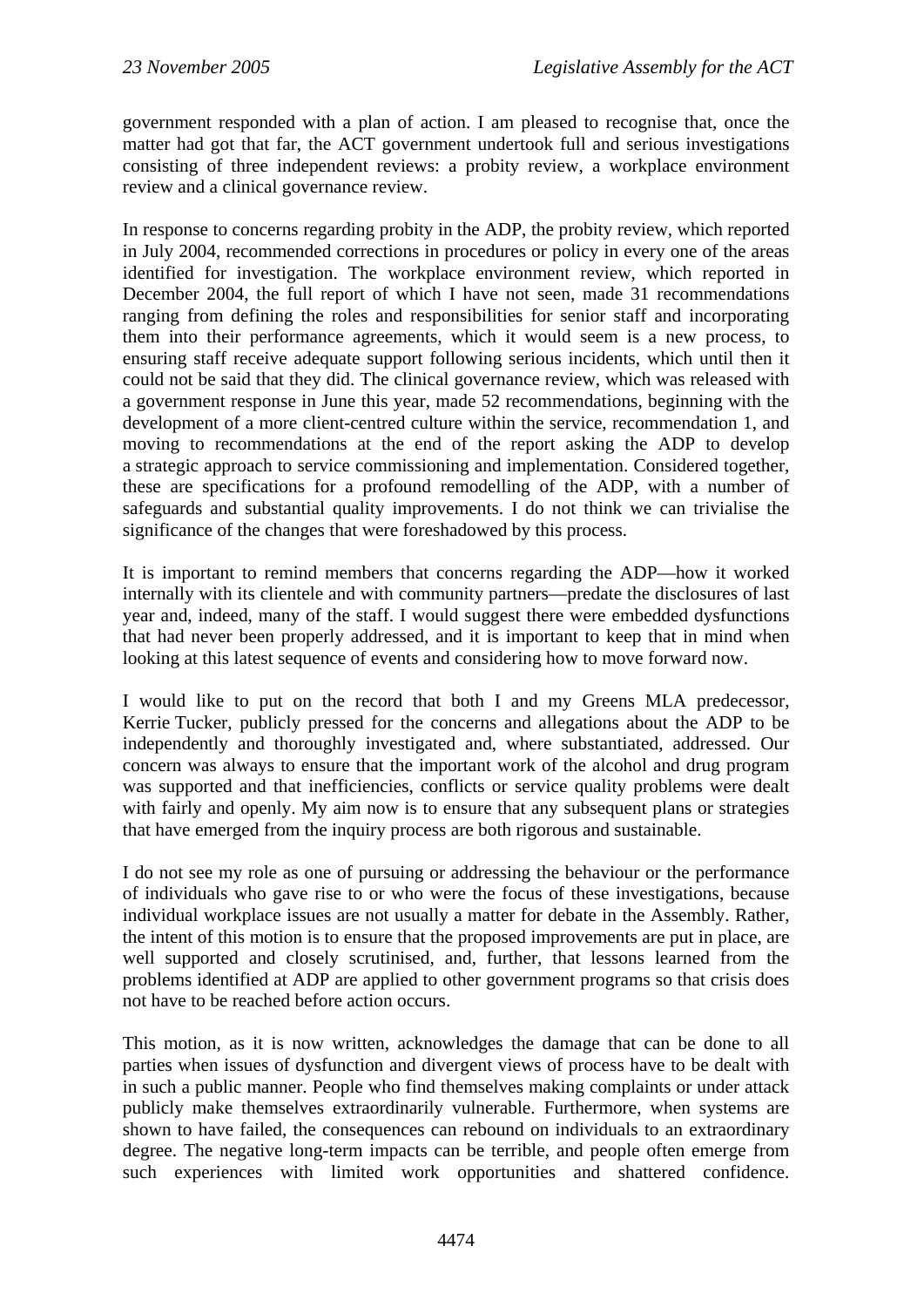government responded with a plan of action. I am pleased to recognise that, once the matter had got that far, the ACT government undertook full and serious investigations consisting of three independent reviews: a probity review, a workplace environment review and a clinical governance review.

In response to concerns regarding probity in the ADP, the probity review, which reported in July 2004, recommended corrections in procedures or policy in every one of the areas identified for investigation. The workplace environment review, which reported in December 2004, the full report of which I have not seen, made 31 recommendations ranging from defining the roles and responsibilities for senior staff and incorporating them into their performance agreements, which it would seem is a new process, to ensuring staff receive adequate support following serious incidents, which until then it could not be said that they did. The clinical governance review, which was released with a government response in June this year, made 52 recommendations, beginning with the development of a more client-centred culture within the service, recommendation 1, and moving to recommendations at the end of the report asking the ADP to develop a strategic approach to service commissioning and implementation. Considered together, these are specifications for a profound remodelling of the ADP, with a number of safeguards and substantial quality improvements. I do not think we can trivialise the significance of the changes that were foreshadowed by this process.

It is important to remind members that concerns regarding the ADP—how it worked internally with its clientele and with community partners—predate the disclosures of last year and, indeed, many of the staff. I would suggest there were embedded dysfunctions that had never been properly addressed, and it is important to keep that in mind when looking at this latest sequence of events and considering how to move forward now.

I would like to put on the record that both I and my Greens MLA predecessor, Kerrie Tucker, publicly pressed for the concerns and allegations about the ADP to be independently and thoroughly investigated and, where substantiated, addressed. Our concern was always to ensure that the important work of the alcohol and drug program was supported and that inefficiencies, conflicts or service quality problems were dealt with fairly and openly. My aim now is to ensure that any subsequent plans or strategies that have emerged from the inquiry process are both rigorous and sustainable.

I do not see my role as one of pursuing or addressing the behaviour or the performance of individuals who gave rise to or who were the focus of these investigations, because individual workplace issues are not usually a matter for debate in the Assembly. Rather, the intent of this motion is to ensure that the proposed improvements are put in place, are well supported and closely scrutinised, and, further, that lessons learned from the problems identified at ADP are applied to other government programs so that crisis does not have to be reached before action occurs.

This motion, as it is now written, acknowledges the damage that can be done to all parties when issues of dysfunction and divergent views of process have to be dealt with in such a public manner. People who find themselves making complaints or under attack publicly make themselves extraordinarily vulnerable. Furthermore, when systems are shown to have failed, the consequences can rebound on individuals to an extraordinary degree. The negative long-term impacts can be terrible, and people often emerge from such experiences with limited work opportunities and shattered confidence.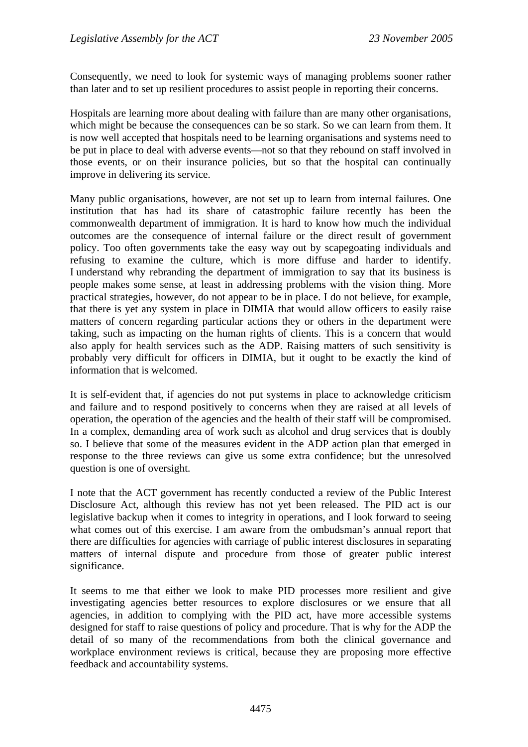Consequently, we need to look for systemic ways of managing problems sooner rather than later and to set up resilient procedures to assist people in reporting their concerns.

Hospitals are learning more about dealing with failure than are many other organisations, which might be because the consequences can be so stark. So we can learn from them. It is now well accepted that hospitals need to be learning organisations and systems need to be put in place to deal with adverse events—not so that they rebound on staff involved in those events, or on their insurance policies, but so that the hospital can continually improve in delivering its service.

Many public organisations, however, are not set up to learn from internal failures. One institution that has had its share of catastrophic failure recently has been the commonwealth department of immigration. It is hard to know how much the individual outcomes are the consequence of internal failure or the direct result of government policy. Too often governments take the easy way out by scapegoating individuals and refusing to examine the culture, which is more diffuse and harder to identify. I understand why rebranding the department of immigration to say that its business is people makes some sense, at least in addressing problems with the vision thing. More practical strategies, however, do not appear to be in place. I do not believe, for example, that there is yet any system in place in DIMIA that would allow officers to easily raise matters of concern regarding particular actions they or others in the department were taking, such as impacting on the human rights of clients. This is a concern that would also apply for health services such as the ADP. Raising matters of such sensitivity is probably very difficult for officers in DIMIA, but it ought to be exactly the kind of information that is welcomed.

It is self-evident that, if agencies do not put systems in place to acknowledge criticism and failure and to respond positively to concerns when they are raised at all levels of operation, the operation of the agencies and the health of their staff will be compromised. In a complex, demanding area of work such as alcohol and drug services that is doubly so. I believe that some of the measures evident in the ADP action plan that emerged in response to the three reviews can give us some extra confidence; but the unresolved question is one of oversight.

I note that the ACT government has recently conducted a review of the Public Interest Disclosure Act, although this review has not yet been released. The PID act is our legislative backup when it comes to integrity in operations, and I look forward to seeing what comes out of this exercise. I am aware from the ombudsman's annual report that there are difficulties for agencies with carriage of public interest disclosures in separating matters of internal dispute and procedure from those of greater public interest significance.

It seems to me that either we look to make PID processes more resilient and give investigating agencies better resources to explore disclosures or we ensure that all agencies, in addition to complying with the PID act, have more accessible systems designed for staff to raise questions of policy and procedure. That is why for the ADP the detail of so many of the recommendations from both the clinical governance and workplace environment reviews is critical, because they are proposing more effective feedback and accountability systems.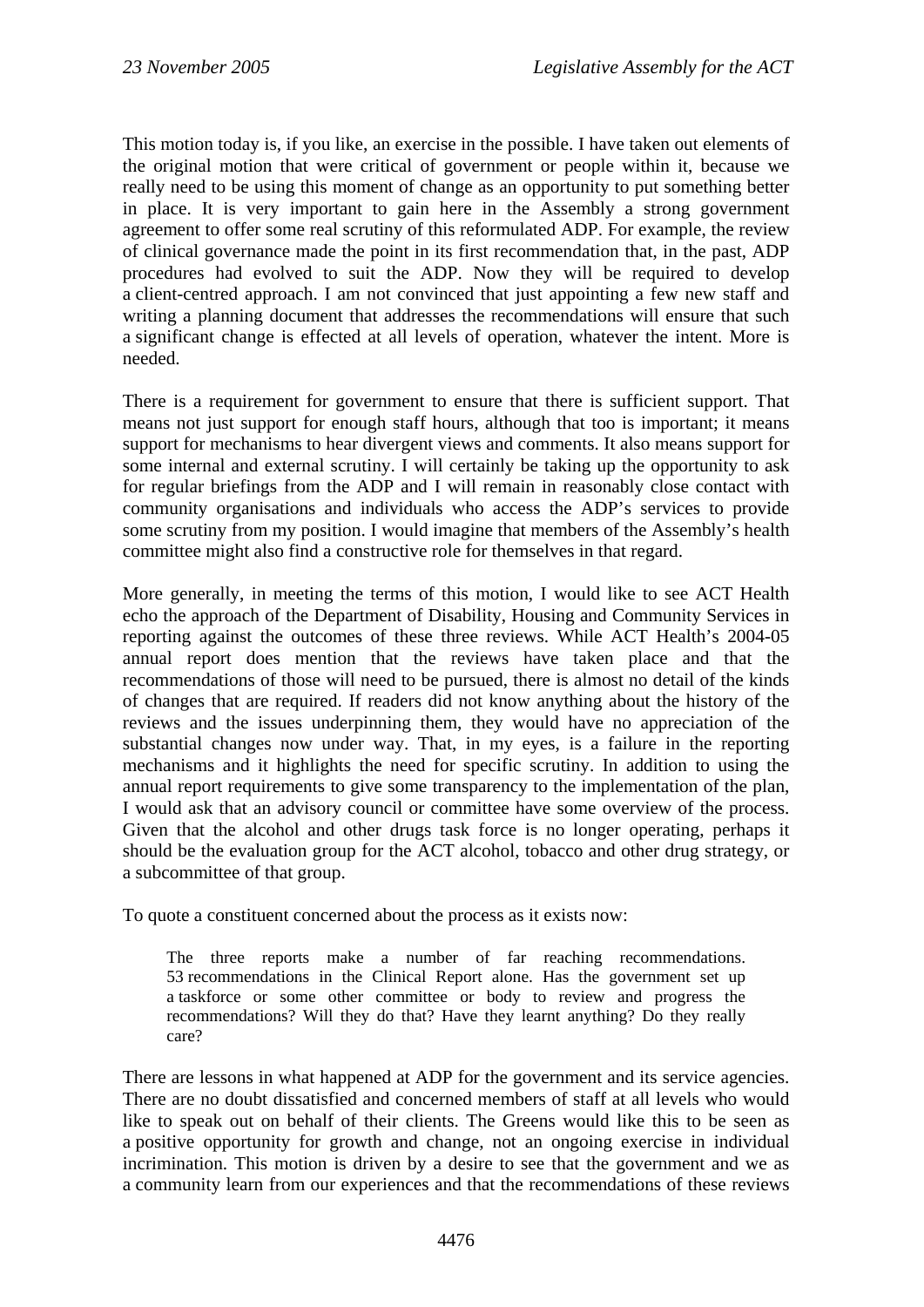This motion today is, if you like, an exercise in the possible. I have taken out elements of the original motion that were critical of government or people within it, because we really need to be using this moment of change as an opportunity to put something better in place. It is very important to gain here in the Assembly a strong government agreement to offer some real scrutiny of this reformulated ADP. For example, the review of clinical governance made the point in its first recommendation that, in the past, ADP procedures had evolved to suit the ADP. Now they will be required to develop a client-centred approach. I am not convinced that just appointing a few new staff and writing a planning document that addresses the recommendations will ensure that such a significant change is effected at all levels of operation, whatever the intent. More is needed.

There is a requirement for government to ensure that there is sufficient support. That means not just support for enough staff hours, although that too is important; it means support for mechanisms to hear divergent views and comments. It also means support for some internal and external scrutiny. I will certainly be taking up the opportunity to ask for regular briefings from the ADP and I will remain in reasonably close contact with community organisations and individuals who access the ADP's services to provide some scrutiny from my position. I would imagine that members of the Assembly's health committee might also find a constructive role for themselves in that regard.

More generally, in meeting the terms of this motion, I would like to see ACT Health echo the approach of the Department of Disability, Housing and Community Services in reporting against the outcomes of these three reviews. While ACT Health's 2004-05 annual report does mention that the reviews have taken place and that the recommendations of those will need to be pursued, there is almost no detail of the kinds of changes that are required. If readers did not know anything about the history of the reviews and the issues underpinning them, they would have no appreciation of the substantial changes now under way. That, in my eyes, is a failure in the reporting mechanisms and it highlights the need for specific scrutiny. In addition to using the annual report requirements to give some transparency to the implementation of the plan, I would ask that an advisory council or committee have some overview of the process. Given that the alcohol and other drugs task force is no longer operating, perhaps it should be the evaluation group for the ACT alcohol, tobacco and other drug strategy, or a subcommittee of that group.

To quote a constituent concerned about the process as it exists now:

> The three reports make a number of far reaching recommendations. 53 recommendations in the Clinical Report alone. Has the government set up a taskforce or some other committee or body to review and progress the recommendations? Will they do that? Have they learnt anything? Do they really care?

There are lessons in what happened at ADP for the government and its service agencies. There are no doubt dissatisfied and concerned members of staff at all levels who would like to speak out on behalf of their clients. The Greens would like this to be seen as a positive opportunity for growth and change, not an ongoing exercise in individual incrimination. This motion is driven by a desire to see that the government and we as a community learn from our experiences and that the recommendations of these reviews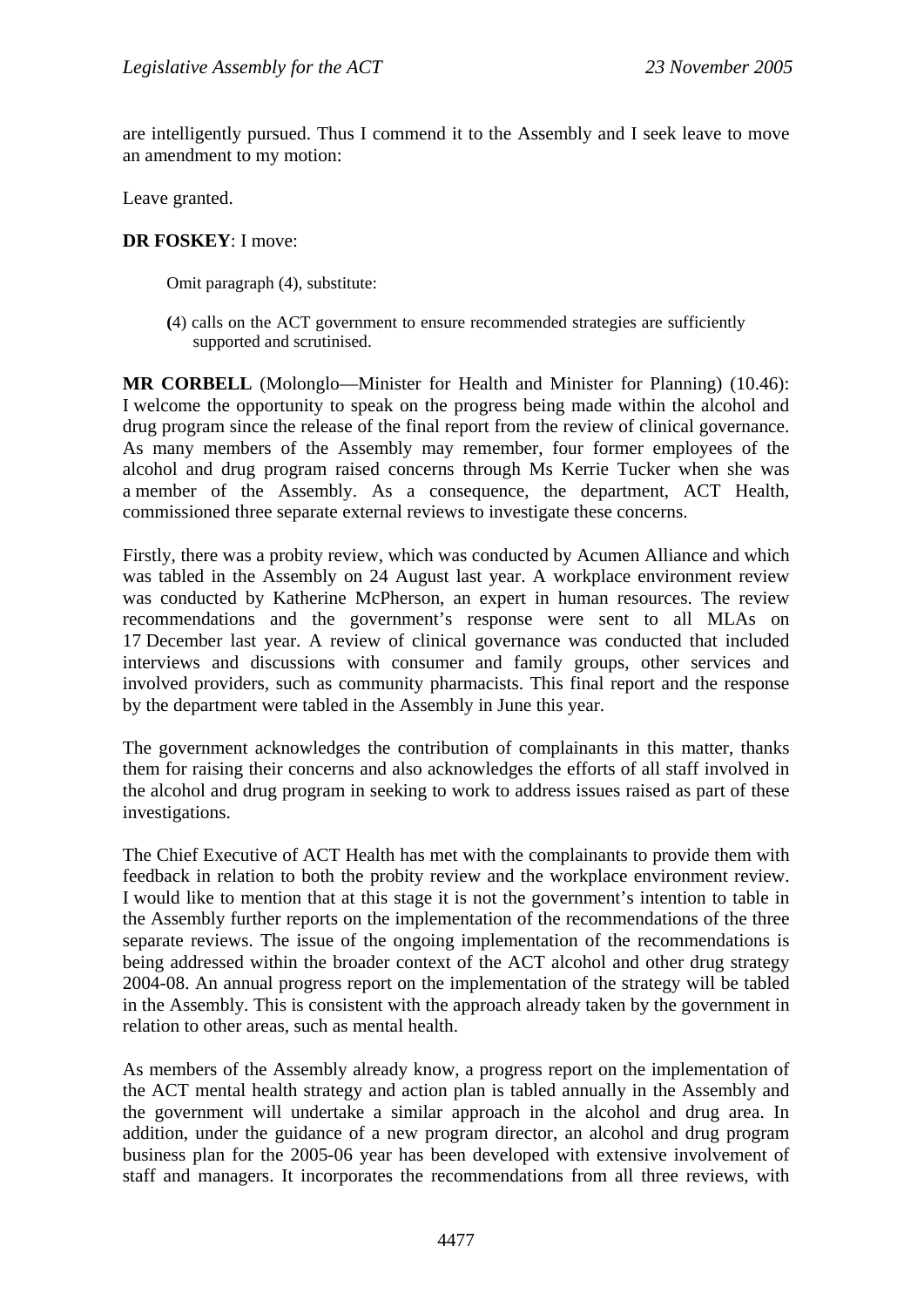are intelligently pursued. Thus I commend it to the Assembly and I seek leave to move an amendment to my motion:

Leave granted.

**DR FOSKEY**: I move:

> Omit paragraph (4), substitute:
>
> (4) calls on the ACT government to ensure recommended strategies are sufficiently supported and scrutinised.

**MR CORBELL** (Molonglo—Minister for Health and Minister for Planning) (10.46): I welcome the opportunity to speak on the progress being made within the alcohol and drug program since the release of the final report from the review of clinical governance. As many members of the Assembly may remember, four former employees of the alcohol and drug program raised concerns through Ms Kerrie Tucker when she was a member of the Assembly. As a consequence, the department, ACT Health, commissioned three separate external reviews to investigate these concerns.

Firstly, there was a probity review, which was conducted by Acumen Alliance and which was tabled in the Assembly on 24 August last year. A workplace environment review was conducted by Katherine McPherson, an expert in human resources. The review recommendations and the government's response were sent to all MLAs on 17 December last year. A review of clinical governance was conducted that included interviews and discussions with consumer and family groups, other services and involved providers, such as community pharmacists. This final report and the response by the department were tabled in the Assembly in June this year.

The government acknowledges the contribution of complainants in this matter, thanks them for raising their concerns and also acknowledges the efforts of all staff involved in the alcohol and drug program in seeking to work to address issues raised as part of these investigations.

The Chief Executive of ACT Health has met with the complainants to provide them with feedback in relation to both the probity review and the workplace environment review. I would like to mention that at this stage it is not the government's intention to table in the Assembly further reports on the implementation of the recommendations of the three separate reviews. The issue of the ongoing implementation of the recommendations is being addressed within the broader context of the ACT alcohol and other drug strategy 2004-08. An annual progress report on the implementation of the strategy will be tabled in the Assembly. This is consistent with the approach already taken by the government in relation to other areas, such as mental health.

As members of the Assembly already know, a progress report on the implementation of the ACT mental health strategy and action plan is tabled annually in the Assembly and the government will undertake a similar approach in the alcohol and drug area. In addition, under the guidance of a new program director, an alcohol and drug program business plan for the 2005-06 year has been developed with extensive involvement of staff and managers. It incorporates the recommendations from all three reviews, with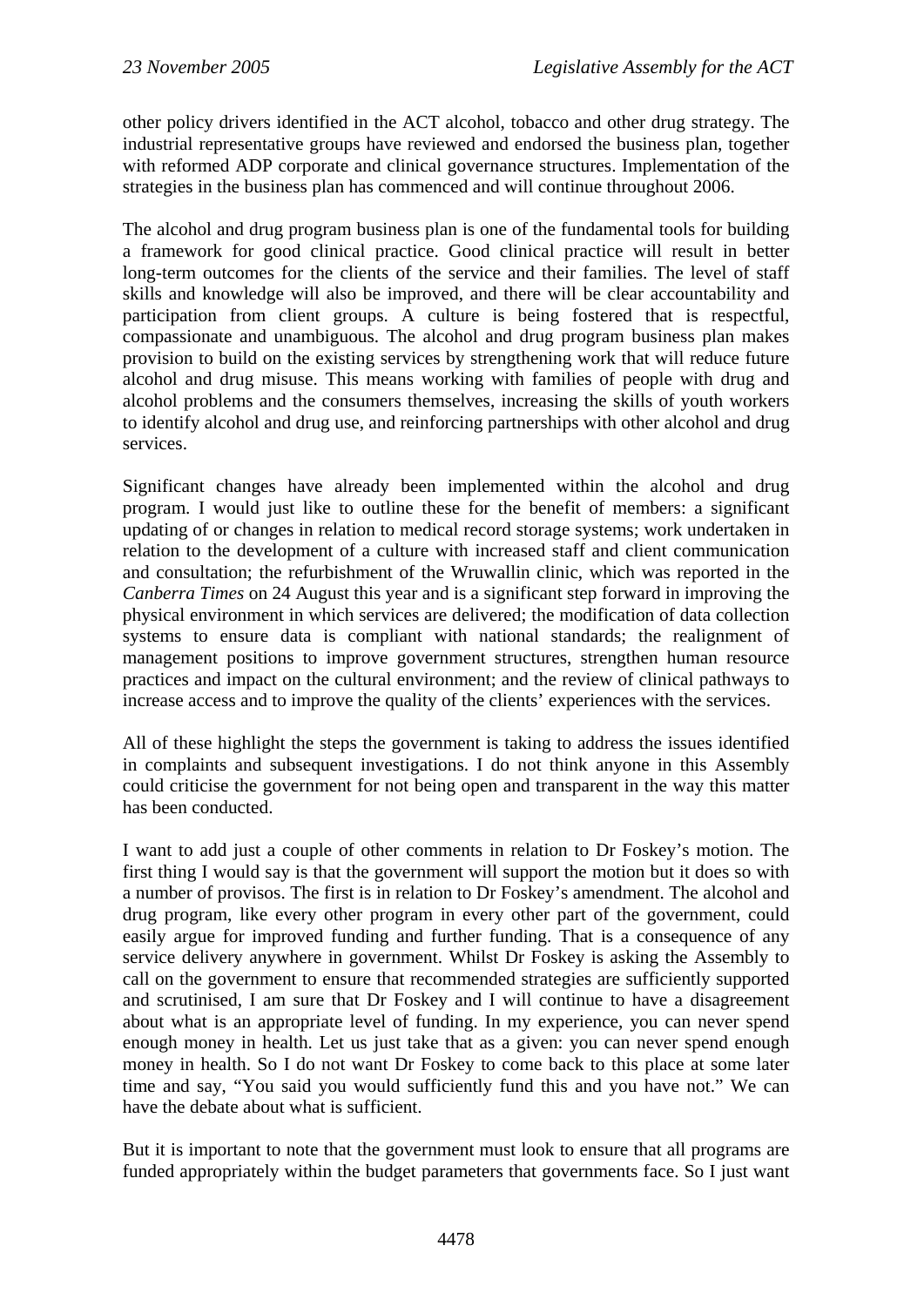other policy drivers identified in the ACT alcohol, tobacco and other drug strategy. The industrial representative groups have reviewed and endorsed the business plan, together with reformed ADP corporate and clinical governance structures. Implementation of the strategies in the business plan has commenced and will continue throughout 2006.

The alcohol and drug program business plan is one of the fundamental tools for building a framework for good clinical practice. Good clinical practice will result in better long-term outcomes for the clients of the service and their families. The level of staff skills and knowledge will also be improved, and there will be clear accountability and participation from client groups. A culture is being fostered that is respectful, compassionate and unambiguous. The alcohol and drug program business plan makes provision to build on the existing services by strengthening work that will reduce future alcohol and drug misuse. This means working with families of people with drug and alcohol problems and the consumers themselves, increasing the skills of youth workers to identify alcohol and drug use, and reinforcing partnerships with other alcohol and drug services.

Significant changes have already been implemented within the alcohol and drug program. I would just like to outline these for the benefit of members: a significant updating of or changes in relation to medical record storage systems; work undertaken in relation to the development of a culture with increased staff and client communication and consultation; the refurbishment of the Wruwallin clinic, which was reported in the *Canberra Times* on 24 August this year and is a significant step forward in improving the physical environment in which services are delivered; the modification of data collection systems to ensure data is compliant with national standards; the realignment of management positions to improve government structures, strengthen human resource practices and impact on the cultural environment; and the review of clinical pathways to increase access and to improve the quality of the clients' experiences with the services.

All of these highlight the steps the government is taking to address the issues identified in complaints and subsequent investigations. I do not think anyone in this Assembly could criticise the government for not being open and transparent in the way this matter has been conducted.

I want to add just a couple of other comments in relation to Dr Foskey's motion. The first thing I would say is that the government will support the motion but it does so with a number of provisos. The first is in relation to Dr Foskey's amendment. The alcohol and drug program, like every other program in every other part of the government, could easily argue for improved funding and further funding. That is a consequence of any service delivery anywhere in government. Whilst Dr Foskey is asking the Assembly to call on the government to ensure that recommended strategies are sufficiently supported and scrutinised, I am sure that Dr Foskey and I will continue to have a disagreement about what is an appropriate level of funding. In my experience, you can never spend enough money in health. Let us just take that as a given: you can never spend enough money in health. So I do not want Dr Foskey to come back to this place at some later time and say, "You said you would sufficiently fund this and you have not." We can have the debate about what is sufficient.

But it is important to note that the government must look to ensure that all programs are funded appropriately within the budget parameters that governments face. So I just want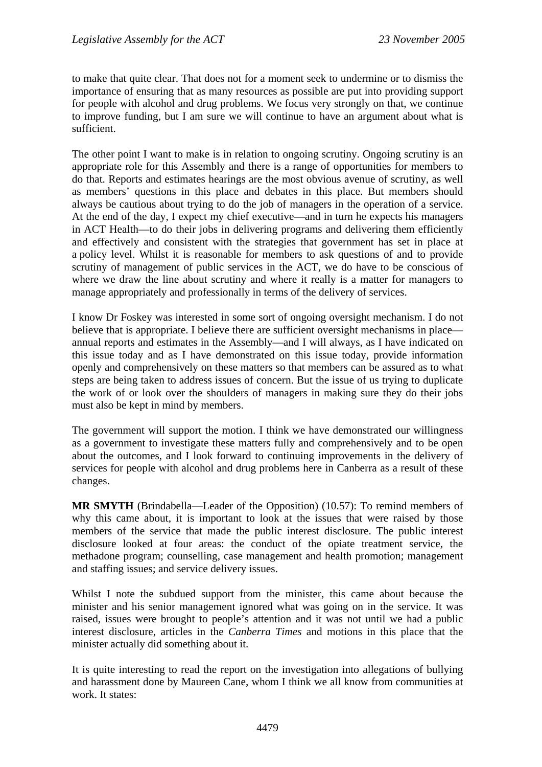to make that quite clear. That does not for a moment seek to undermine or to dismiss the importance of ensuring that as many resources as possible are put into providing support for people with alcohol and drug problems. We focus very strongly on that, we continue to improve funding, but I am sure we will continue to have an argument about what is sufficient.

The other point I want to make is in relation to ongoing scrutiny. Ongoing scrutiny is an appropriate role for this Assembly and there is a range of opportunities for members to do that. Reports and estimates hearings are the most obvious avenue of scrutiny, as well as members' questions in this place and debates in this place. But members should always be cautious about trying to do the job of managers in the operation of a service. At the end of the day, I expect my chief executive—and in turn he expects his managers in ACT Health—to do their jobs in delivering programs and delivering them efficiently and effectively and consistent with the strategies that government has set in place at a policy level. Whilst it is reasonable for members to ask questions of and to provide scrutiny of management of public services in the ACT, we do have to be conscious of where we draw the line about scrutiny and where it really is a matter for managers to manage appropriately and professionally in terms of the delivery of services.

I know Dr Foskey was interested in some sort of ongoing oversight mechanism. I do not believe that is appropriate. I believe there are sufficient oversight mechanisms in place—annual reports and estimates in the Assembly—and I will always, as I have indicated on this issue today and as I have demonstrated on this issue today, provide information openly and comprehensively on these matters so that members can be assured as to what steps are being taken to address issues of concern. But the issue of us trying to duplicate the work of or look over the shoulders of managers in making sure they do their jobs must also be kept in mind by members.

The government will support the motion. I think we have demonstrated our willingness as a government to investigate these matters fully and comprehensively and to be open about the outcomes, and I look forward to continuing improvements in the delivery of services for people with alcohol and drug problems here in Canberra as a result of these changes.

**MR SMYTH** (Brindabella—Leader of the Opposition) (10.57): To remind members of why this came about, it is important to look at the issues that were raised by those members of the service that made the public interest disclosure. The public interest disclosure looked at four areas: the conduct of the opiate treatment service, the methadone program; counselling, case management and health promotion; management and staffing issues; and service delivery issues.

Whilst I note the subdued support from the minister, this came about because the minister and his senior management ignored what was going on in the service. It was raised, issues were brought to people's attention and it was not until we had a public interest disclosure, articles in the *Canberra Times* and motions in this place that the minister actually did something about it.

It is quite interesting to read the report on the investigation into allegations of bullying and harassment done by Maureen Cane, whom I think we all know from communities at work. It states: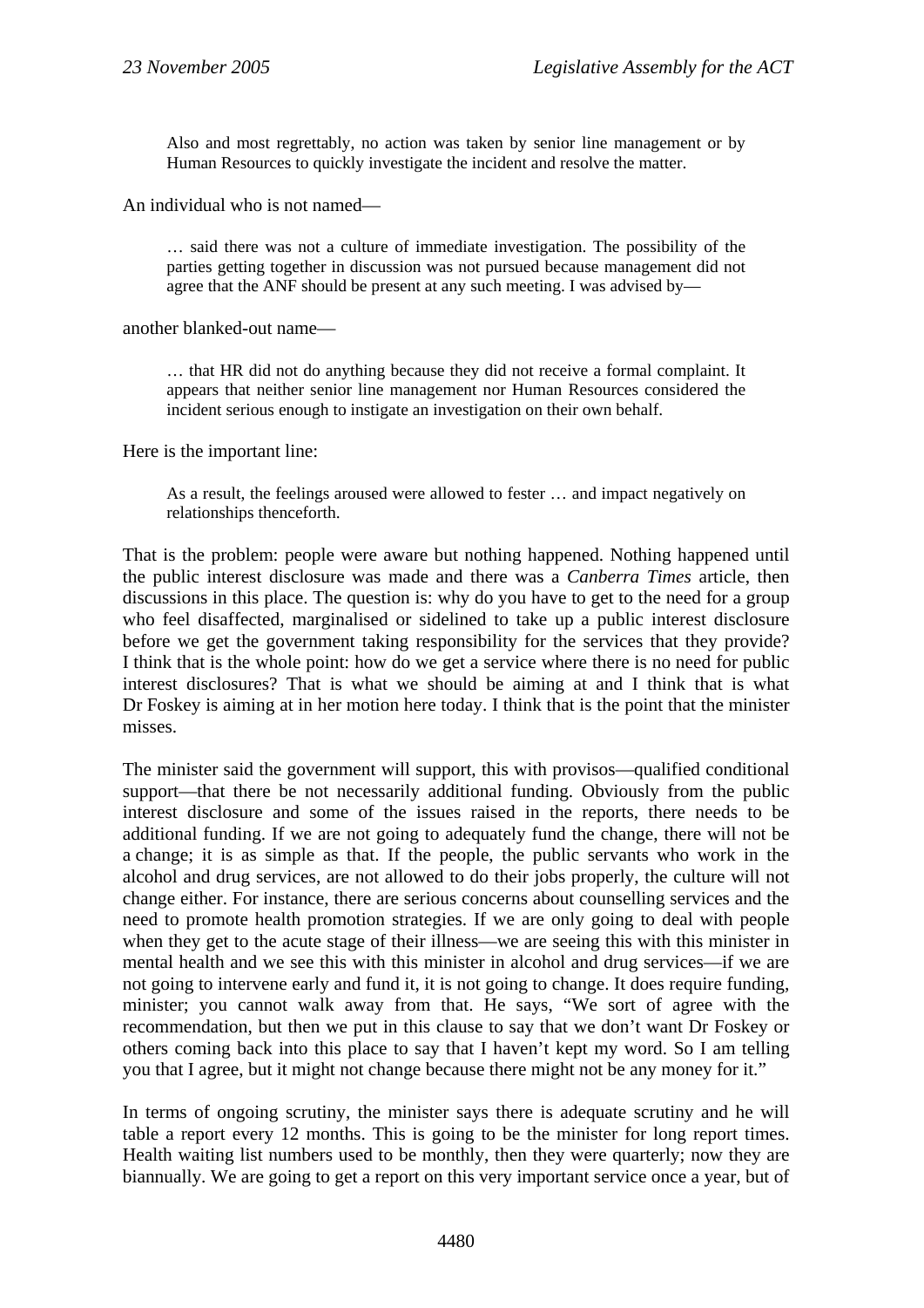> Also and most regrettably, no action was taken by senior line management or by Human Resources to quickly investigate the incident and resolve the matter.

An individual who is not named—

> … said there was not a culture of immediate investigation. The possibility of the parties getting together in discussion was not pursued because management did not agree that the ANF should be present at any such meeting. I was advised by—

another blanked-out name—

> … that HR did not do anything because they did not receive a formal complaint. It appears that neither senior line management nor Human Resources considered the incident serious enough to instigate an investigation on their own behalf.

Here is the important line:

> As a result, the feelings aroused were allowed to fester … and impact negatively on relationships thenceforth.

That is the problem: people were aware but nothing happened. Nothing happened until the public interest disclosure was made and there was a *Canberra Times* article, then discussions in this place. The question is: why do you have to get to the need for a group who feel disaffected, marginalised or sidelined to take up a public interest disclosure before we get the government taking responsibility for the services that they provide? I think that is the whole point: how do we get a service where there is no need for public interest disclosures? That is what we should be aiming at and I think that is what Dr Foskey is aiming at in her motion here today. I think that is the point that the minister misses.

The minister said the government will support, this with provisos—qualified conditional support—that there be not necessarily additional funding. Obviously from the public interest disclosure and some of the issues raised in the reports, there needs to be additional funding. If we are not going to adequately fund the change, there will not be a change; it is as simple as that. If the people, the public servants who work in the alcohol and drug services, are not allowed to do their jobs properly, the culture will not change either. For instance, there are serious concerns about counselling services and the need to promote health promotion strategies. If we are only going to deal with people when they get to the acute stage of their illness—we are seeing this with this minister in mental health and we see this with this minister in alcohol and drug services—if we are not going to intervene early and fund it, it is not going to change. It does require funding, minister; you cannot walk away from that. He says, "We sort of agree with the recommendation, but then we put in this clause to say that we don't want Dr Foskey or others coming back into this place to say that I haven't kept my word. So I am telling you that I agree, but it might not change because there might not be any money for it."

In terms of ongoing scrutiny, the minister says there is adequate scrutiny and he will table a report every 12 months. This is going to be the minister for long report times. Health waiting list numbers used to be monthly, then they were quarterly; now they are biannually. We are going to get a report on this very important service once a year, but of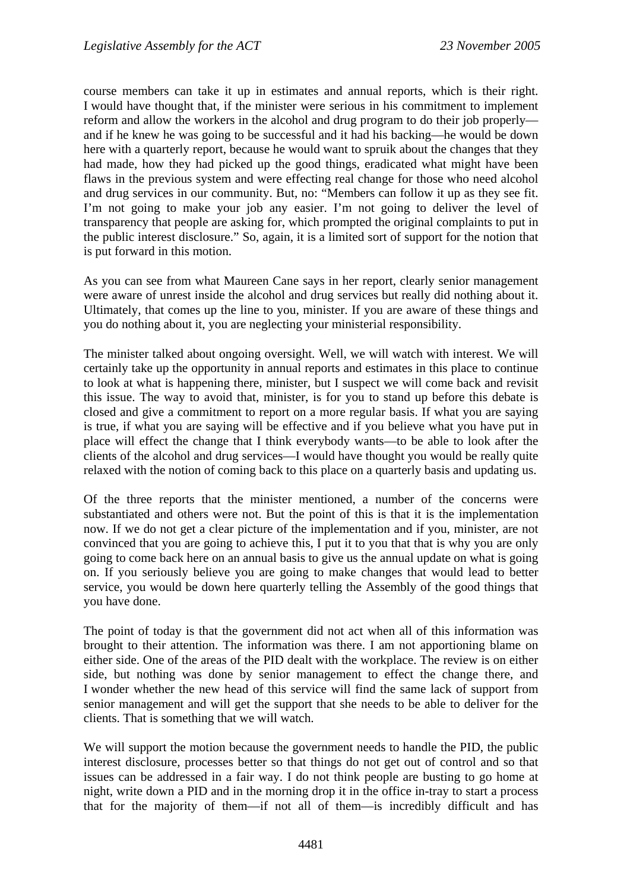course members can take it up in estimates and annual reports, which is their right. I would have thought that, if the minister were serious in his commitment to implement reform and allow the workers in the alcohol and drug program to do their job properly—and if he knew he was going to be successful and it had his backing—he would be down here with a quarterly report, because he would want to spruik about the changes that they had made, how they had picked up the good things, eradicated what might have been flaws in the previous system and were effecting real change for those who need alcohol and drug services in our community. But, no: "Members can follow it up as they see fit. I'm not going to make your job any easier. I'm not going to deliver the level of transparency that people are asking for, which prompted the original complaints to put in the public interest disclosure." So, again, it is a limited sort of support for the notion that is put forward in this motion.

As you can see from what Maureen Cane says in her report, clearly senior management were aware of unrest inside the alcohol and drug services but really did nothing about it. Ultimately, that comes up the line to you, minister. If you are aware of these things and you do nothing about it, you are neglecting your ministerial responsibility.

The minister talked about ongoing oversight. Well, we will watch with interest. We will certainly take up the opportunity in annual reports and estimates in this place to continue to look at what is happening there, minister, but I suspect we will come back and revisit this issue. The way to avoid that, minister, is for you to stand up before this debate is closed and give a commitment to report on a more regular basis. If what you are saying is true, if what you are saying will be effective and if you believe what you have put in place will effect the change that I think everybody wants—to be able to look after the clients of the alcohol and drug services—I would have thought you would be really quite relaxed with the notion of coming back to this place on a quarterly basis and updating us.

Of the three reports that the minister mentioned, a number of the concerns were substantiated and others were not. But the point of this is that it is the implementation now. If we do not get a clear picture of the implementation and if you, minister, are not convinced that you are going to achieve this, I put it to you that that is why you are only going to come back here on an annual basis to give us the annual update on what is going on. If you seriously believe you are going to make changes that would lead to better service, you would be down here quarterly telling the Assembly of the good things that you have done.

The point of today is that the government did not act when all of this information was brought to their attention. The information was there. I am not apportioning blame on either side. One of the areas of the PID dealt with the workplace. The review is on either side, but nothing was done by senior management to effect the change there, and I wonder whether the new head of this service will find the same lack of support from senior management and will get the support that she needs to be able to deliver for the clients. That is something that we will watch.

We will support the motion because the government needs to handle the PID, the public interest disclosure, processes better so that things do not get out of control and so that issues can be addressed in a fair way. I do not think people are busting to go home at night, write down a PID and in the morning drop it in the office in-tray to start a process that for the majority of them—if not all of them—is incredibly difficult and has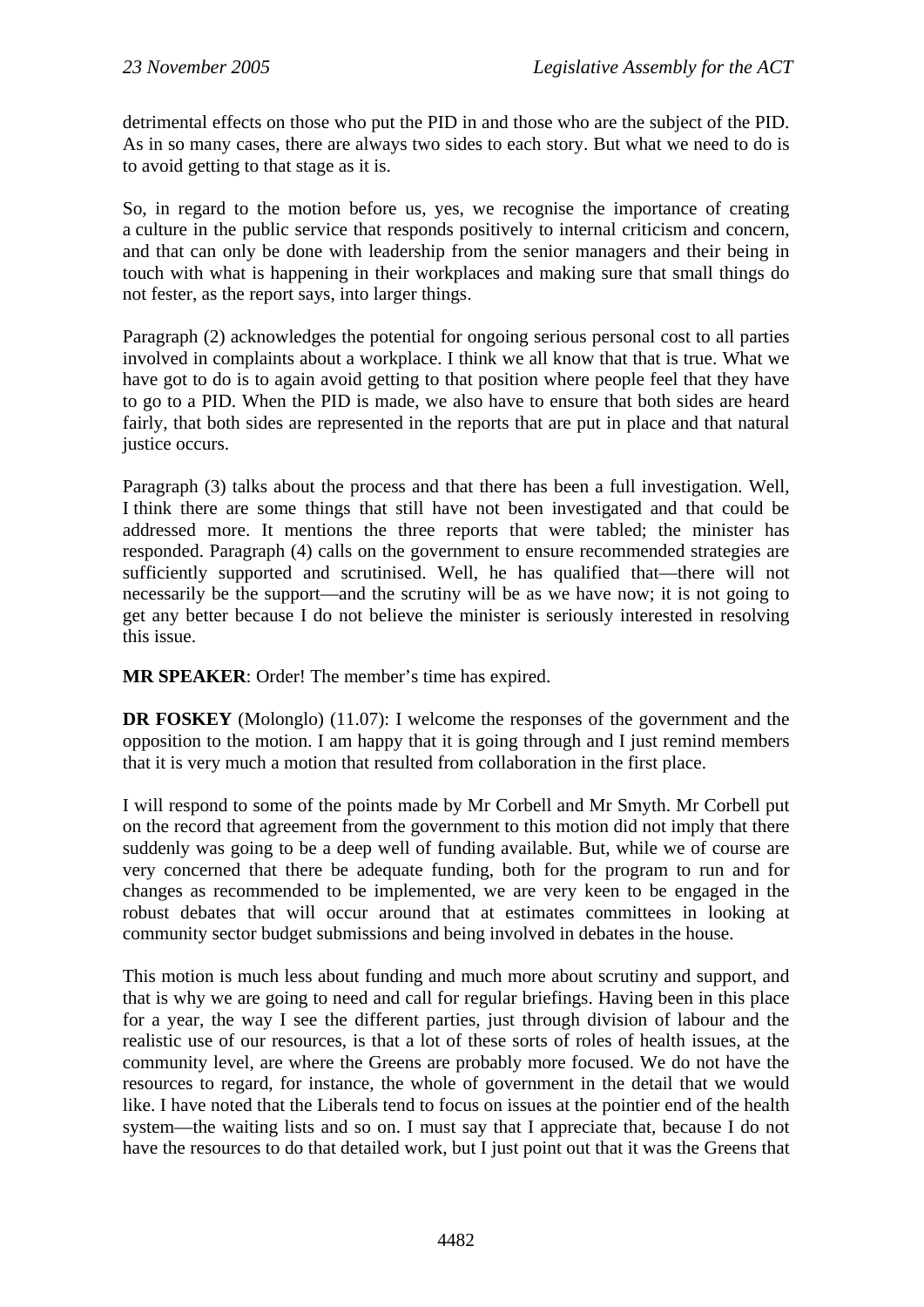detrimental effects on those who put the PID in and those who are the subject of the PID. As in so many cases, there are always two sides to each story. But what we need to do is to avoid getting to that stage as it is.

So, in regard to the motion before us, yes, we recognise the importance of creating a culture in the public service that responds positively to internal criticism and concern, and that can only be done with leadership from the senior managers and their being in touch with what is happening in their workplaces and making sure that small things do not fester, as the report says, into larger things.

Paragraph (2) acknowledges the potential for ongoing serious personal cost to all parties involved in complaints about a workplace. I think we all know that that is true. What we have got to do is to again avoid getting to that position where people feel that they have to go to a PID. When the PID is made, we also have to ensure that both sides are heard fairly, that both sides are represented in the reports that are put in place and that natural justice occurs.

Paragraph (3) talks about the process and that there has been a full investigation. Well, I think there are some things that still have not been investigated and that could be addressed more. It mentions the three reports that were tabled; the minister has responded. Paragraph (4) calls on the government to ensure recommended strategies are sufficiently supported and scrutinised. Well, he has qualified that—there will not necessarily be the support—and the scrutiny will be as we have now; it is not going to get any better because I do not believe the minister is seriously interested in resolving this issue.

**MR SPEAKER**: Order! The member's time has expired.

**DR FOSKEY** (Molonglo) (11.07): I welcome the responses of the government and the opposition to the motion. I am happy that it is going through and I just remind members that it is very much a motion that resulted from collaboration in the first place.

I will respond to some of the points made by Mr Corbell and Mr Smyth. Mr Corbell put on the record that agreement from the government to this motion did not imply that there suddenly was going to be a deep well of funding available. But, while we of course are very concerned that there be adequate funding, both for the program to run and for changes as recommended to be implemented, we are very keen to be engaged in the robust debates that will occur around that at estimates committees in looking at community sector budget submissions and being involved in debates in the house.

This motion is much less about funding and much more about scrutiny and support, and that is why we are going to need and call for regular briefings. Having been in this place for a year, the way I see the different parties, just through division of labour and the realistic use of our resources, is that a lot of these sorts of roles of health issues, at the community level, are where the Greens are probably more focused. We do not have the resources to regard, for instance, the whole of government in the detail that we would like. I have noted that the Liberals tend to focus on issues at the pointier end of the health system—the waiting lists and so on. I must say that I appreciate that, because I do not have the resources to do that detailed work, but I just point out that it was the Greens that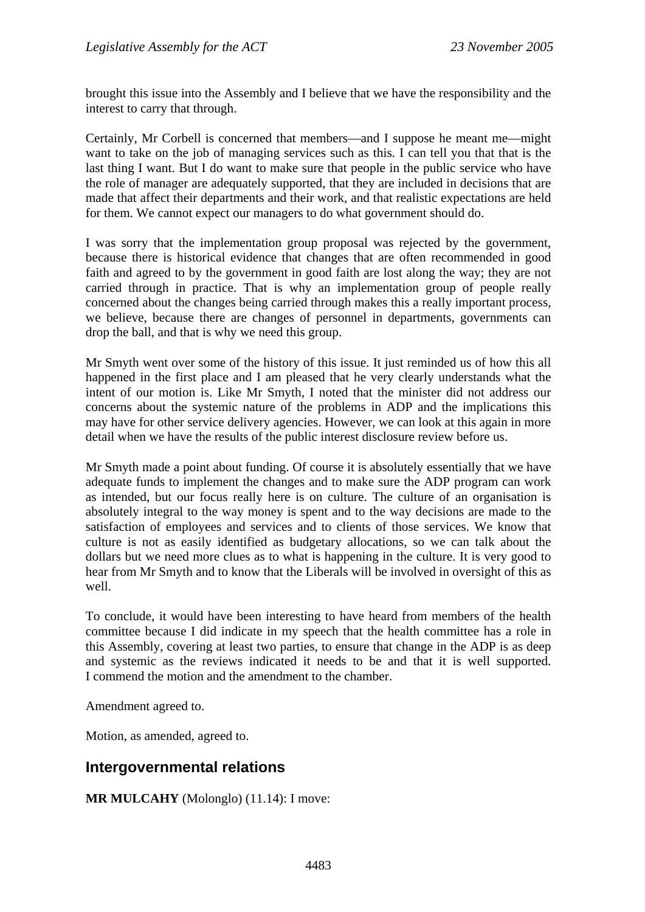brought this issue into the Assembly and I believe that we have the responsibility and the interest to carry that through.

Certainly, Mr Corbell is concerned that members—and I suppose he meant me—might want to take on the job of managing services such as this. I can tell you that that is the last thing I want. But I do want to make sure that people in the public service who have the role of manager are adequately supported, that they are included in decisions that are made that affect their departments and their work, and that realistic expectations are held for them. We cannot expect our managers to do what government should do.

I was sorry that the implementation group proposal was rejected by the government, because there is historical evidence that changes that are often recommended in good faith and agreed to by the government in good faith are lost along the way; they are not carried through in practice. That is why an implementation group of people really concerned about the changes being carried through makes this a really important process, we believe, because there are changes of personnel in departments, governments can drop the ball, and that is why we need this group.

Mr Smyth went over some of the history of this issue. It just reminded us of how this all happened in the first place and I am pleased that he very clearly understands what the intent of our motion is. Like Mr Smyth, I noted that the minister did not address our concerns about the systemic nature of the problems in ADP and the implications this may have for other service delivery agencies. However, we can look at this again in more detail when we have the results of the public interest disclosure review before us.

Mr Smyth made a point about funding. Of course it is absolutely essentially that we have adequate funds to implement the changes and to make sure the ADP program can work as intended, but our focus really here is on culture. The culture of an organisation is absolutely integral to the way money is spent and to the way decisions are made to the satisfaction of employees and services and to clients of those services. We know that culture is not as easily identified as budgetary allocations, so we can talk about the dollars but we need more clues as to what is happening in the culture. It is very good to hear from Mr Smyth and to know that the Liberals will be involved in oversight of this as well.

To conclude, it would have been interesting to have heard from members of the health committee because I did indicate in my speech that the health committee has a role in this Assembly, covering at least two parties, to ensure that change in the ADP is as deep and systemic as the reviews indicated it needs to be and that it is well supported. I commend the motion and the amendment to the chamber.

Amendment agreed to.

Motion, as amended, agreed to.

## Intergovernmental relations

**MR MULCAHY** (Molonglo) (11.14): I move: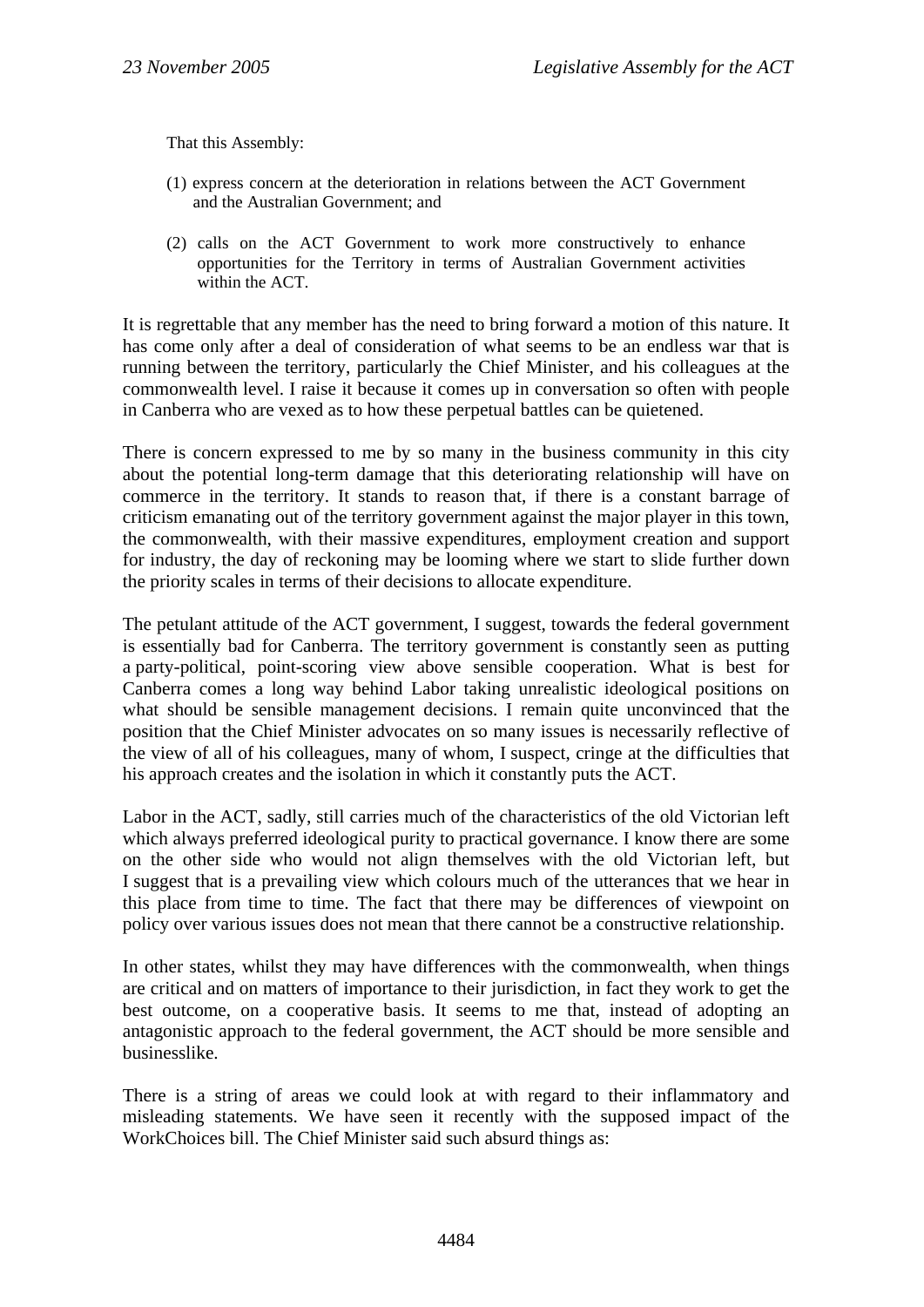That this Assembly:

(1) express concern at the deterioration in relations between the ACT Government and the Australian Government; and

(2) calls on the ACT Government to work more constructively to enhance opportunities for the Territory in terms of Australian Government activities within the ACT.

It is regrettable that any member has the need to bring forward a motion of this nature. It has come only after a deal of consideration of what seems to be an endless war that is running between the territory, particularly the Chief Minister, and his colleagues at the commonwealth level. I raise it because it comes up in conversation so often with people in Canberra who are vexed as to how these perpetual battles can be quietened.

There is concern expressed to me by so many in the business community in this city about the potential long-term damage that this deteriorating relationship will have on commerce in the territory. It stands to reason that, if there is a constant barrage of criticism emanating out of the territory government against the major player in this town, the commonwealth, with their massive expenditures, employment creation and support for industry, the day of reckoning may be looming where we start to slide further down the priority scales in terms of their decisions to allocate expenditure.

The petulant attitude of the ACT government, I suggest, towards the federal government is essentially bad for Canberra. The territory government is constantly seen as putting a party-political, point-scoring view above sensible cooperation. What is best for Canberra comes a long way behind Labor taking unrealistic ideological positions on what should be sensible management decisions. I remain quite unconvinced that the position that the Chief Minister advocates on so many issues is necessarily reflective of the view of all of his colleagues, many of whom, I suspect, cringe at the difficulties that his approach creates and the isolation in which it constantly puts the ACT.

Labor in the ACT, sadly, still carries much of the characteristics of the old Victorian left which always preferred ideological purity to practical governance. I know there are some on the other side who would not align themselves with the old Victorian left, but I suggest that is a prevailing view which colours much of the utterances that we hear in this place from time to time. The fact that there may be differences of viewpoint on policy over various issues does not mean that there cannot be a constructive relationship.

In other states, whilst they may have differences with the commonwealth, when things are critical and on matters of importance to their jurisdiction, in fact they work to get the best outcome, on a cooperative basis. It seems to me that, instead of adopting an antagonistic approach to the federal government, the ACT should be more sensible and businesslike.

There is a string of areas we could look at with regard to their inflammatory and misleading statements. We have seen it recently with the supposed impact of the WorkChoices bill. The Chief Minister said such absurd things as: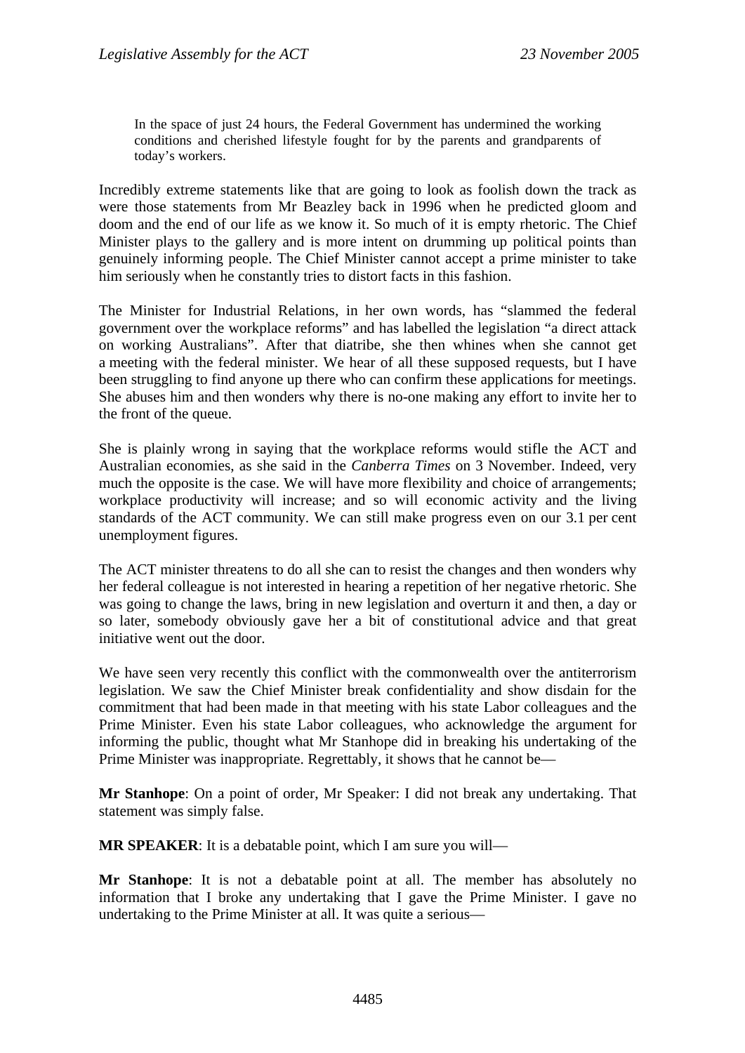> In the space of just 24 hours, the Federal Government has undermined the working conditions and cherished lifestyle fought for by the parents and grandparents of today's workers.

Incredibly extreme statements like that are going to look as foolish down the track as were those statements from Mr Beazley back in 1996 when he predicted gloom and doom and the end of our life as we know it. So much of it is empty rhetoric. The Chief Minister plays to the gallery and is more intent on drumming up political points than genuinely informing people. The Chief Minister cannot accept a prime minister to take him seriously when he constantly tries to distort facts in this fashion.

The Minister for Industrial Relations, in her own words, has "slammed the federal government over the workplace reforms" and has labelled the legislation "a direct attack on working Australians". After that diatribe, she then whines when she cannot get a meeting with the federal minister. We hear of all these supposed requests, but I have been struggling to find anyone up there who can confirm these applications for meetings. She abuses him and then wonders why there is no-one making any effort to invite her to the front of the queue.

She is plainly wrong in saying that the workplace reforms would stifle the ACT and Australian economies, as she said in the *Canberra Times* on 3 November. Indeed, very much the opposite is the case. We will have more flexibility and choice of arrangements; workplace productivity will increase; and so will economic activity and the living standards of the ACT community. We can still make progress even on our 3.1 per cent unemployment figures.

The ACT minister threatens to do all she can to resist the changes and then wonders why her federal colleague is not interested in hearing a repetition of her negative rhetoric. She was going to change the laws, bring in new legislation and overturn it and then, a day or so later, somebody obviously gave her a bit of constitutional advice and that great initiative went out the door.

We have seen very recently this conflict with the commonwealth over the antiterrorism legislation. We saw the Chief Minister break confidentiality and show disdain for the commitment that had been made in that meeting with his state Labor colleagues and the Prime Minister. Even his state Labor colleagues, who acknowledge the argument for informing the public, thought what Mr Stanhope did in breaking his undertaking of the Prime Minister was inappropriate. Regrettably, it shows that he cannot be—

**Mr Stanhope**: On a point of order, Mr Speaker: I did not break any undertaking. That statement was simply false.

**MR SPEAKER**: It is a debatable point, which I am sure you will—

**Mr Stanhope**: It is not a debatable point at all. The member has absolutely no information that I broke any undertaking that I gave the Prime Minister. I gave no undertaking to the Prime Minister at all. It was quite a serious—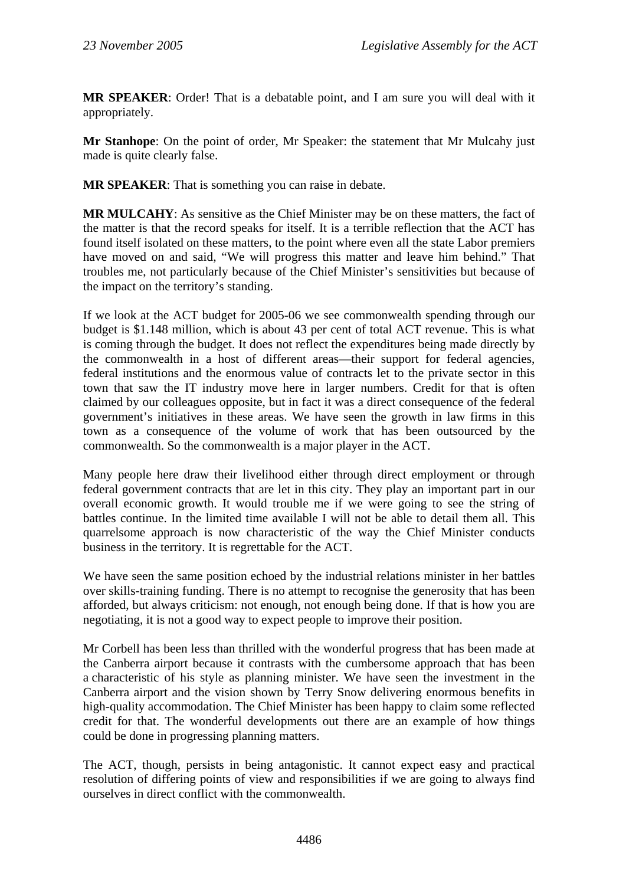**MR SPEAKER**: Order! That is a debatable point, and I am sure you will deal with it appropriately.

**Mr Stanhope**: On the point of order, Mr Speaker: the statement that Mr Mulcahy just made is quite clearly false.

**MR SPEAKER**: That is something you can raise in debate.

**MR MULCAHY**: As sensitive as the Chief Minister may be on these matters, the fact of the matter is that the record speaks for itself. It is a terrible reflection that the ACT has found itself isolated on these matters, to the point where even all the state Labor premiers have moved on and said, "We will progress this matter and leave him behind." That troubles me, not particularly because of the Chief Minister's sensitivities but because of the impact on the territory's standing.

If we look at the ACT budget for 2005-06 we see commonwealth spending through our budget is $1.148 million, which is about 43 per cent of total ACT revenue. This is what is coming through the budget. It does not reflect the expenditures being made directly by the commonwealth in a host of different areas—their support for federal agencies, federal institutions and the enormous value of contracts let to the private sector in this town that saw the IT industry move here in larger numbers. Credit for that is often claimed by our colleagues opposite, but in fact it was a direct consequence of the federal government's initiatives in these areas. We have seen the growth in law firms in this town as a consequence of the volume of work that has been outsourced by the commonwealth. So the commonwealth is a major player in the ACT.

Many people here draw their livelihood either through direct employment or through federal government contracts that are let in this city. They play an important part in our overall economic growth. It would trouble me if we were going to see the string of battles continue. In the limited time available I will not be able to detail them all. This quarrelsome approach is now characteristic of the way the Chief Minister conducts business in the territory. It is regrettable for the ACT.

We have seen the same position echoed by the industrial relations minister in her battles over skills-training funding. There is no attempt to recognise the generosity that has been afforded, but always criticism: not enough, not enough being done. If that is how you are negotiating, it is not a good way to expect people to improve their position.

Mr Corbell has been less than thrilled with the wonderful progress that has been made at the Canberra airport because it contrasts with the cumbersome approach that has been a characteristic of his style as planning minister. We have seen the investment in the Canberra airport and the vision shown by Terry Snow delivering enormous benefits in high-quality accommodation. The Chief Minister has been happy to claim some reflected credit for that. The wonderful developments out there are an example of how things could be done in progressing planning matters.

The ACT, though, persists in being antagonistic. It cannot expect easy and practical resolution of differing points of view and responsibilities if we are going to always find ourselves in direct conflict with the commonwealth.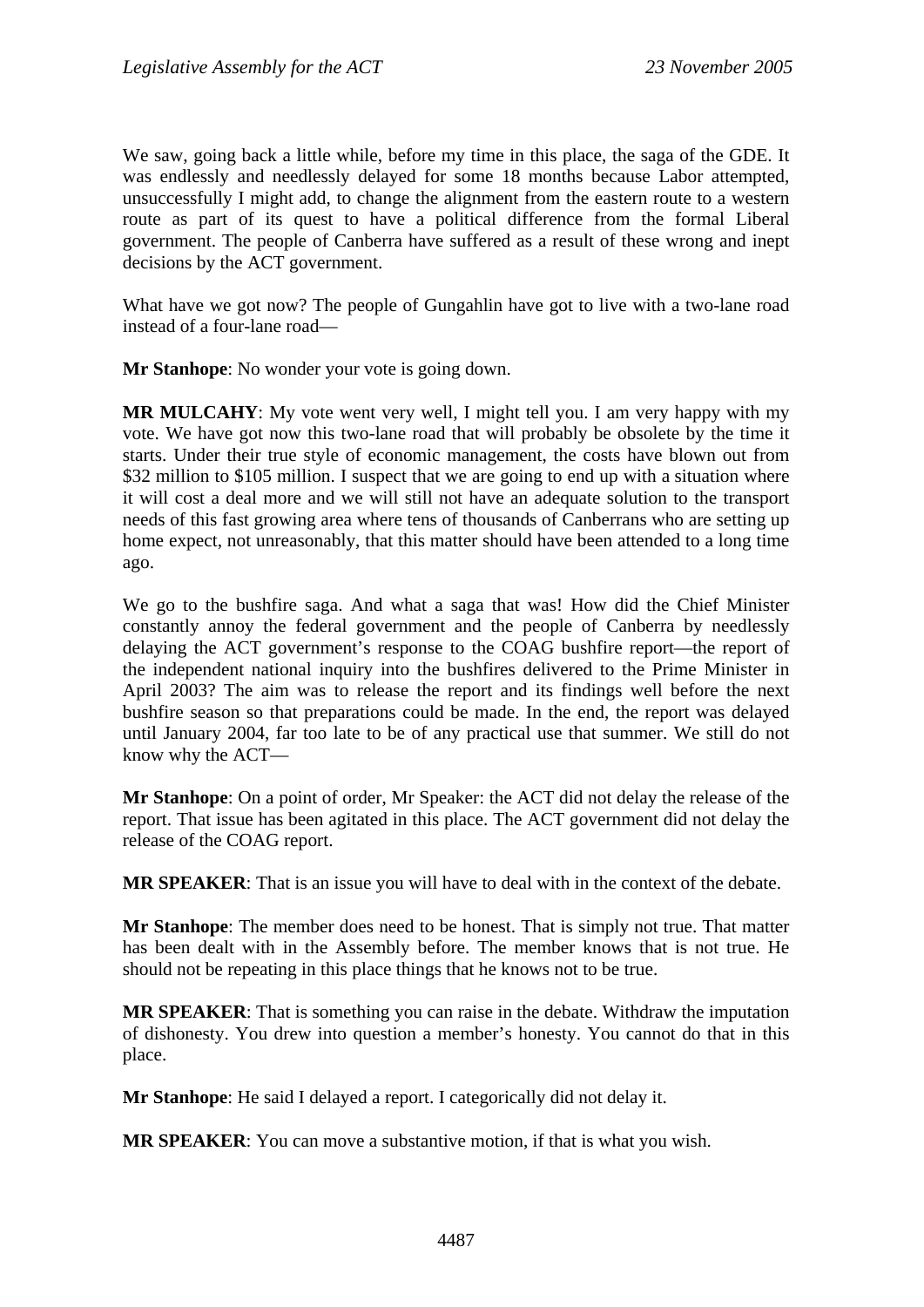We saw, going back a little while, before my time in this place, the saga of the GDE. It was endlessly and needlessly delayed for some 18 months because Labor attempted, unsuccessfully I might add, to change the alignment from the eastern route to a western route as part of its quest to have a political difference from the formal Liberal government. The people of Canberra have suffered as a result of these wrong and inept decisions by the ACT government.

What have we got now? The people of Gungahlin have got to live with a two-lane road instead of a four-lane road—

**Mr Stanhope**: No wonder your vote is going down.

**MR MULCAHY**: My vote went very well, I might tell you. I am very happy with my vote. We have got now this two-lane road that will probably be obsolete by the time it starts. Under their true style of economic management, the costs have blown out from $32 million to $105 million. I suspect that we are going to end up with a situation where it will cost a deal more and we will still not have an adequate solution to the transport needs of this fast growing area where tens of thousands of Canberrans who are setting up home expect, not unreasonably, that this matter should have been attended to a long time ago.

We go to the bushfire saga. And what a saga that was! How did the Chief Minister constantly annoy the federal government and the people of Canberra by needlessly delaying the ACT government's response to the COAG bushfire report—the report of the independent national inquiry into the bushfires delivered to the Prime Minister in April 2003? The aim was to release the report and its findings well before the next bushfire season so that preparations could be made. In the end, the report was delayed until January 2004, far too late to be of any practical use that summer. We still do not know why the ACT—

**Mr Stanhope**: On a point of order, Mr Speaker: the ACT did not delay the release of the report. That issue has been agitated in this place. The ACT government did not delay the release of the COAG report.

**MR SPEAKER**: That is an issue you will have to deal with in the context of the debate.

**Mr Stanhope**: The member does need to be honest. That is simply not true. That matter has been dealt with in the Assembly before. The member knows that is not true. He should not be repeating in this place things that he knows not to be true.

**MR SPEAKER**: That is something you can raise in the debate. Withdraw the imputation of dishonesty. You drew into question a member's honesty. You cannot do that in this place.

**Mr Stanhope**: He said I delayed a report. I categorically did not delay it.

**MR SPEAKER**: You can move a substantive motion, if that is what you wish.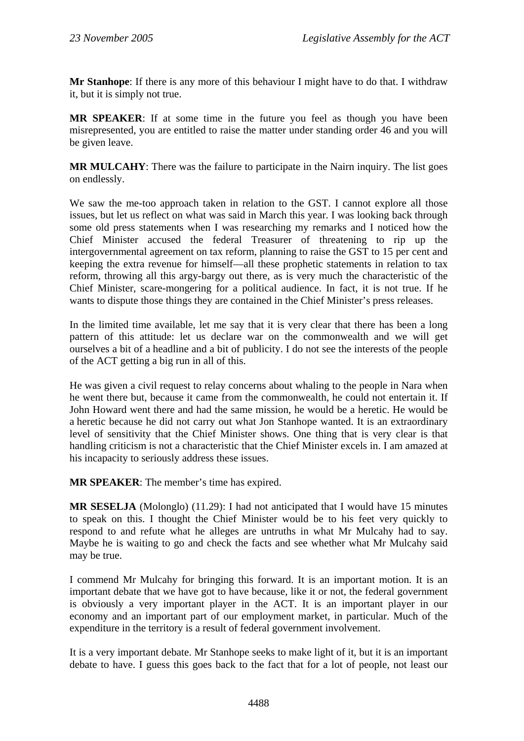**Mr Stanhope**: If there is any more of this behaviour I might have to do that. I withdraw it, but it is simply not true.

**MR SPEAKER**: If at some time in the future you feel as though you have been misrepresented, you are entitled to raise the matter under standing order 46 and you will be given leave.

**MR MULCAHY**: There was the failure to participate in the Nairn inquiry. The list goes on endlessly.

We saw the me-too approach taken in relation to the GST. I cannot explore all those issues, but let us reflect on what was said in March this year. I was looking back through some old press statements when I was researching my remarks and I noticed how the Chief Minister accused the federal Treasurer of threatening to rip up the intergovernmental agreement on tax reform, planning to raise the GST to 15 per cent and keeping the extra revenue for himself—all these prophetic statements in relation to tax reform, throwing all this argy-bargy out there, as is very much the characteristic of the Chief Minister, scare-mongering for a political audience. In fact, it is not true. If he wants to dispute those things they are contained in the Chief Minister's press releases.

In the limited time available, let me say that it is very clear that there has been a long pattern of this attitude: let us declare war on the commonwealth and we will get ourselves a bit of a headline and a bit of publicity. I do not see the interests of the people of the ACT getting a big run in all of this.

He was given a civil request to relay concerns about whaling to the people in Nara when he went there but, because it came from the commonwealth, he could not entertain it. If John Howard went there and had the same mission, he would be a heretic. He would be a heretic because he did not carry out what Jon Stanhope wanted. It is an extraordinary level of sensitivity that the Chief Minister shows. One thing that is very clear is that handling criticism is not a characteristic that the Chief Minister excels in. I am amazed at his incapacity to seriously address these issues.

**MR SPEAKER**: The member's time has expired.

**MR SESELJA** (Molonglo) (11.29): I had not anticipated that I would have 15 minutes to speak on this. I thought the Chief Minister would be to his feet very quickly to respond to and refute what he alleges are untruths in what Mr Mulcahy had to say. Maybe he is waiting to go and check the facts and see whether what Mr Mulcahy said may be true.

I commend Mr Mulcahy for bringing this forward. It is an important motion. It is an important debate that we have got to have because, like it or not, the federal government is obviously a very important player in the ACT. It is an important player in our economy and an important part of our employment market, in particular. Much of the expenditure in the territory is a result of federal government involvement.

It is a very important debate. Mr Stanhope seeks to make light of it, but it is an important debate to have. I guess this goes back to the fact that for a lot of people, not least our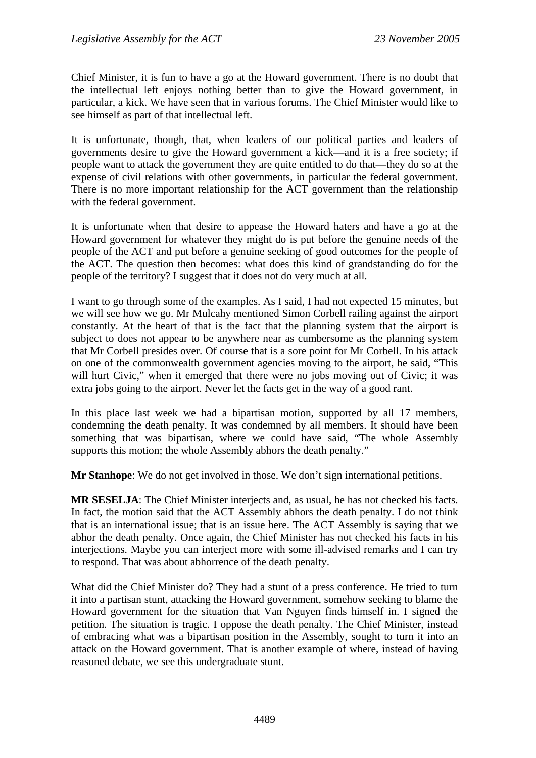Chief Minister, it is fun to have a go at the Howard government. There is no doubt that the intellectual left enjoys nothing better than to give the Howard government, in particular, a kick. We have seen that in various forums. The Chief Minister would like to see himself as part of that intellectual left.

It is unfortunate, though, that, when leaders of our political parties and leaders of governments desire to give the Howard government a kick—and it is a free society; if people want to attack the government they are quite entitled to do that—they do so at the expense of civil relations with other governments, in particular the federal government. There is no more important relationship for the ACT government than the relationship with the federal government.

It is unfortunate when that desire to appease the Howard haters and have a go at the Howard government for whatever they might do is put before the genuine needs of the people of the ACT and put before a genuine seeking of good outcomes for the people of the ACT. The question then becomes: what does this kind of grandstanding do for the people of the territory? I suggest that it does not do very much at all.

I want to go through some of the examples. As I said, I had not expected 15 minutes, but we will see how we go. Mr Mulcahy mentioned Simon Corbell railing against the airport constantly. At the heart of that is the fact that the planning system that the airport is subject to does not appear to be anywhere near as cumbersome as the planning system that Mr Corbell presides over. Of course that is a sore point for Mr Corbell. In his attack on one of the commonwealth government agencies moving to the airport, he said, "This will hurt Civic," when it emerged that there were no jobs moving out of Civic; it was extra jobs going to the airport. Never let the facts get in the way of a good rant.

In this place last week we had a bipartisan motion, supported by all 17 members, condemning the death penalty. It was condemned by all members. It should have been something that was bipartisan, where we could have said, "The whole Assembly supports this motion; the whole Assembly abhors the death penalty."

**Mr Stanhope**: We do not get involved in those. We don't sign international petitions.

**MR SESELJA**: The Chief Minister interjects and, as usual, he has not checked his facts. In fact, the motion said that the ACT Assembly abhors the death penalty. I do not think that is an international issue; that is an issue here. The ACT Assembly is saying that we abhor the death penalty. Once again, the Chief Minister has not checked his facts in his interjections. Maybe you can interject more with some ill-advised remarks and I can try to respond. That was about abhorrence of the death penalty.

What did the Chief Minister do? They had a stunt of a press conference. He tried to turn it into a partisan stunt, attacking the Howard government, somehow seeking to blame the Howard government for the situation that Van Nguyen finds himself in. I signed the petition. The situation is tragic. I oppose the death penalty. The Chief Minister, instead of embracing what was a bipartisan position in the Assembly, sought to turn it into an attack on the Howard government. That is another example of where, instead of having reasoned debate, we see this undergraduate stunt.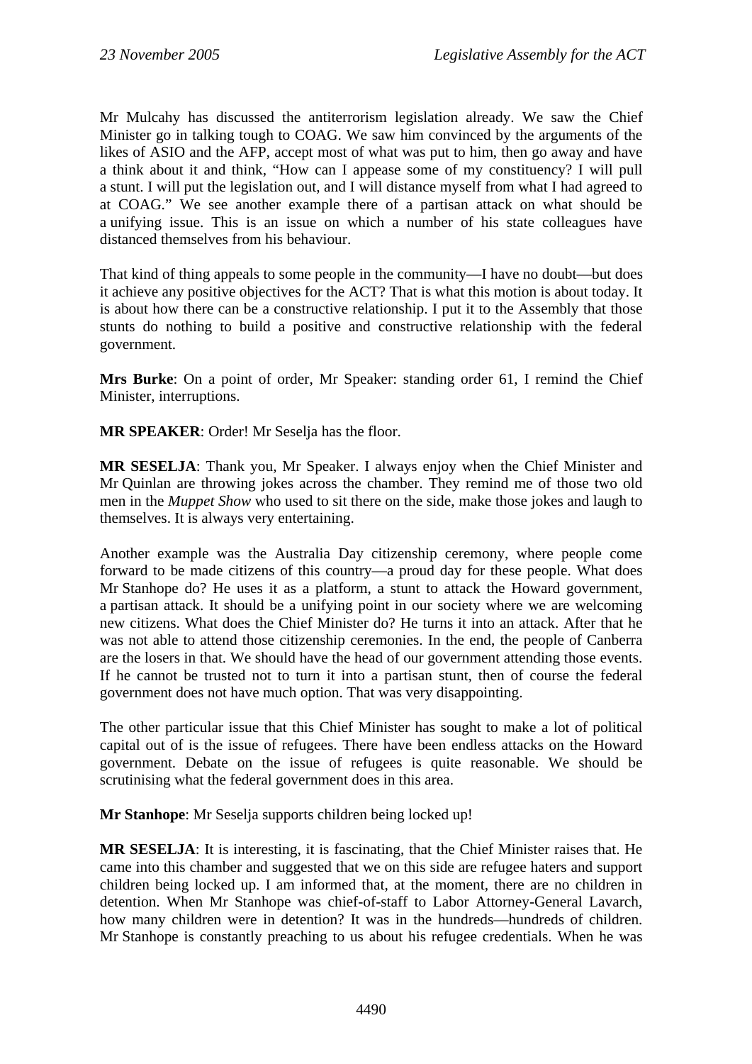Mr Mulcahy has discussed the antiterrorism legislation already. We saw the Chief Minister go in talking tough to COAG. We saw him convinced by the arguments of the likes of ASIO and the AFP, accept most of what was put to him, then go away and have a think about it and think, "How can I appease some of my constituency? I will pull a stunt. I will put the legislation out, and I will distance myself from what I had agreed to at COAG." We see another example there of a partisan attack on what should be a unifying issue. This is an issue on which a number of his state colleagues have distanced themselves from his behaviour.

That kind of thing appeals to some people in the community—I have no doubt—but does it achieve any positive objectives for the ACT? That is what this motion is about today. It is about how there can be a constructive relationship. I put it to the Assembly that those stunts do nothing to build a positive and constructive relationship with the federal government.

**Mrs Burke**: On a point of order, Mr Speaker: standing order 61, I remind the Chief Minister, interruptions.

**MR SPEAKER**: Order! Mr Seselja has the floor.

**MR SESELJA**: Thank you, Mr Speaker. I always enjoy when the Chief Minister and Mr Quinlan are throwing jokes across the chamber. They remind me of those two old men in the *Muppet Show* who used to sit there on the side, make those jokes and laugh to themselves. It is always very entertaining.

Another example was the Australia Day citizenship ceremony, where people come forward to be made citizens of this country—a proud day for these people. What does Mr Stanhope do? He uses it as a platform, a stunt to attack the Howard government, a partisan attack. It should be a unifying point in our society where we are welcoming new citizens. What does the Chief Minister do? He turns it into an attack. After that he was not able to attend those citizenship ceremonies. In the end, the people of Canberra are the losers in that. We should have the head of our government attending those events. If he cannot be trusted not to turn it into a partisan stunt, then of course the federal government does not have much option. That was very disappointing.

The other particular issue that this Chief Minister has sought to make a lot of political capital out of is the issue of refugees. There have been endless attacks on the Howard government. Debate on the issue of refugees is quite reasonable. We should be scrutinising what the federal government does in this area.

**Mr Stanhope**: Mr Seselja supports children being locked up!

**MR SESELJA**: It is interesting, it is fascinating, that the Chief Minister raises that. He came into this chamber and suggested that we on this side are refugee haters and support children being locked up. I am informed that, at the moment, there are no children in detention. When Mr Stanhope was chief-of-staff to Labor Attorney-General Lavarch, how many children were in detention? It was in the hundreds—hundreds of children. Mr Stanhope is constantly preaching to us about his refugee credentials. When he was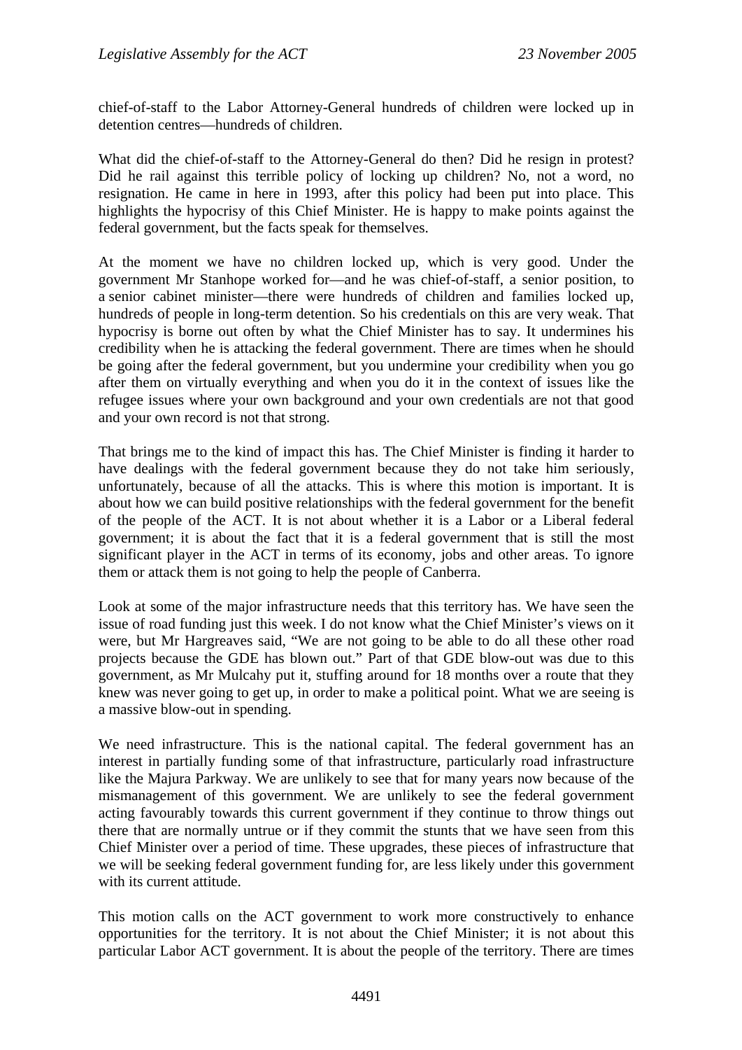chief-of-staff to the Labor Attorney-General hundreds of children were locked up in detention centres—hundreds of children.

What did the chief-of-staff to the Attorney-General do then? Did he resign in protest? Did he rail against this terrible policy of locking up children? No, not a word, no resignation. He came in here in 1993, after this policy had been put into place. This highlights the hypocrisy of this Chief Minister. He is happy to make points against the federal government, but the facts speak for themselves.

At the moment we have no children locked up, which is very good. Under the government Mr Stanhope worked for—and he was chief-of-staff, a senior position, to a senior cabinet minister—there were hundreds of children and families locked up, hundreds of people in long-term detention. So his credentials on this are very weak. That hypocrisy is borne out often by what the Chief Minister has to say. It undermines his credibility when he is attacking the federal government. There are times when he should be going after the federal government, but you undermine your credibility when you go after them on virtually everything and when you do it in the context of issues like the refugee issues where your own background and your own credentials are not that good and your own record is not that strong.

That brings me to the kind of impact this has. The Chief Minister is finding it harder to have dealings with the federal government because they do not take him seriously, unfortunately, because of all the attacks. This is where this motion is important. It is about how we can build positive relationships with the federal government for the benefit of the people of the ACT. It is not about whether it is a Labor or a Liberal federal government; it is about the fact that it is a federal government that is still the most significant player in the ACT in terms of its economy, jobs and other areas. To ignore them or attack them is not going to help the people of Canberra.

Look at some of the major infrastructure needs that this territory has. We have seen the issue of road funding just this week. I do not know what the Chief Minister's views on it were, but Mr Hargreaves said, "We are not going to be able to do all these other road projects because the GDE has blown out." Part of that GDE blow-out was due to this government, as Mr Mulcahy put it, stuffing around for 18 months over a route that they knew was never going to get up, in order to make a political point. What we are seeing is a massive blow-out in spending.

We need infrastructure. This is the national capital. The federal government has an interest in partially funding some of that infrastructure, particularly road infrastructure like the Majura Parkway. We are unlikely to see that for many years now because of the mismanagement of this government. We are unlikely to see the federal government acting favourably towards this current government if they continue to throw things out there that are normally untrue or if they commit the stunts that we have seen from this Chief Minister over a period of time. These upgrades, these pieces of infrastructure that we will be seeking federal government funding for, are less likely under this government with its current attitude.

This motion calls on the ACT government to work more constructively to enhance opportunities for the territory. It is not about the Chief Minister; it is not about this particular Labor ACT government. It is about the people of the territory. There are times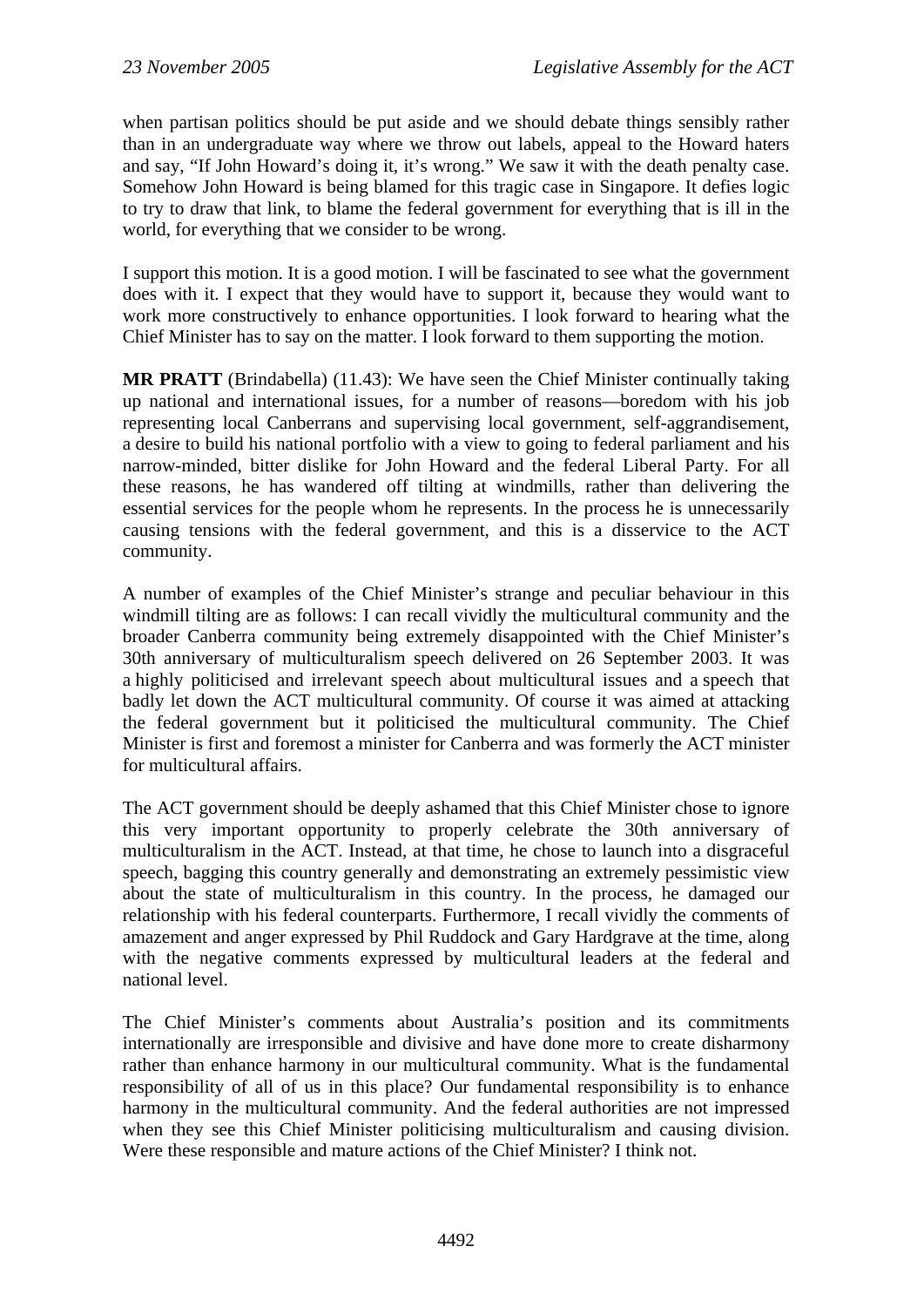when partisan politics should be put aside and we should debate things sensibly rather than in an undergraduate way where we throw out labels, appeal to the Howard haters and say, "If John Howard's doing it, it's wrong." We saw it with the death penalty case. Somehow John Howard is being blamed for this tragic case in Singapore. It defies logic to try to draw that link, to blame the federal government for everything that is ill in the world, for everything that we consider to be wrong.

I support this motion. It is a good motion. I will be fascinated to see what the government does with it. I expect that they would have to support it, because they would want to work more constructively to enhance opportunities. I look forward to hearing what the Chief Minister has to say on the matter. I look forward to them supporting the motion.

**MR PRATT** (Brindabella) (11.43): We have seen the Chief Minister continually taking up national and international issues, for a number of reasons—boredom with his job representing local Canberrans and supervising local government, self-aggrandisement, a desire to build his national portfolio with a view to going to federal parliament and his narrow-minded, bitter dislike for John Howard and the federal Liberal Party. For all these reasons, he has wandered off tilting at windmills, rather than delivering the essential services for the people whom he represents. In the process he is unnecessarily causing tensions with the federal government, and this is a disservice to the ACT community.

A number of examples of the Chief Minister's strange and peculiar behaviour in this windmill tilting are as follows: I can recall vividly the multicultural community and the broader Canberra community being extremely disappointed with the Chief Minister's 30th anniversary of multiculturalism speech delivered on 26 September 2003. It was a highly politicised and irrelevant speech about multicultural issues and a speech that badly let down the ACT multicultural community. Of course it was aimed at attacking the federal government but it politicised the multicultural community. The Chief Minister is first and foremost a minister for Canberra and was formerly the ACT minister for multicultural affairs.

The ACT government should be deeply ashamed that this Chief Minister chose to ignore this very important opportunity to properly celebrate the 30th anniversary of multiculturalism in the ACT. Instead, at that time, he chose to launch into a disgraceful speech, bagging this country generally and demonstrating an extremely pessimistic view about the state of multiculturalism in this country. In the process, he damaged our relationship with his federal counterparts. Furthermore, I recall vividly the comments of amazement and anger expressed by Phil Ruddock and Gary Hardgrave at the time, along with the negative comments expressed by multicultural leaders at the federal and national level.

The Chief Minister's comments about Australia's position and its commitments internationally are irresponsible and divisive and have done more to create disharmony rather than enhance harmony in our multicultural community. What is the fundamental responsibility of all of us in this place? Our fundamental responsibility is to enhance harmony in the multicultural community. And the federal authorities are not impressed when they see this Chief Minister politicising multiculturalism and causing division. Were these responsible and mature actions of the Chief Minister? I think not.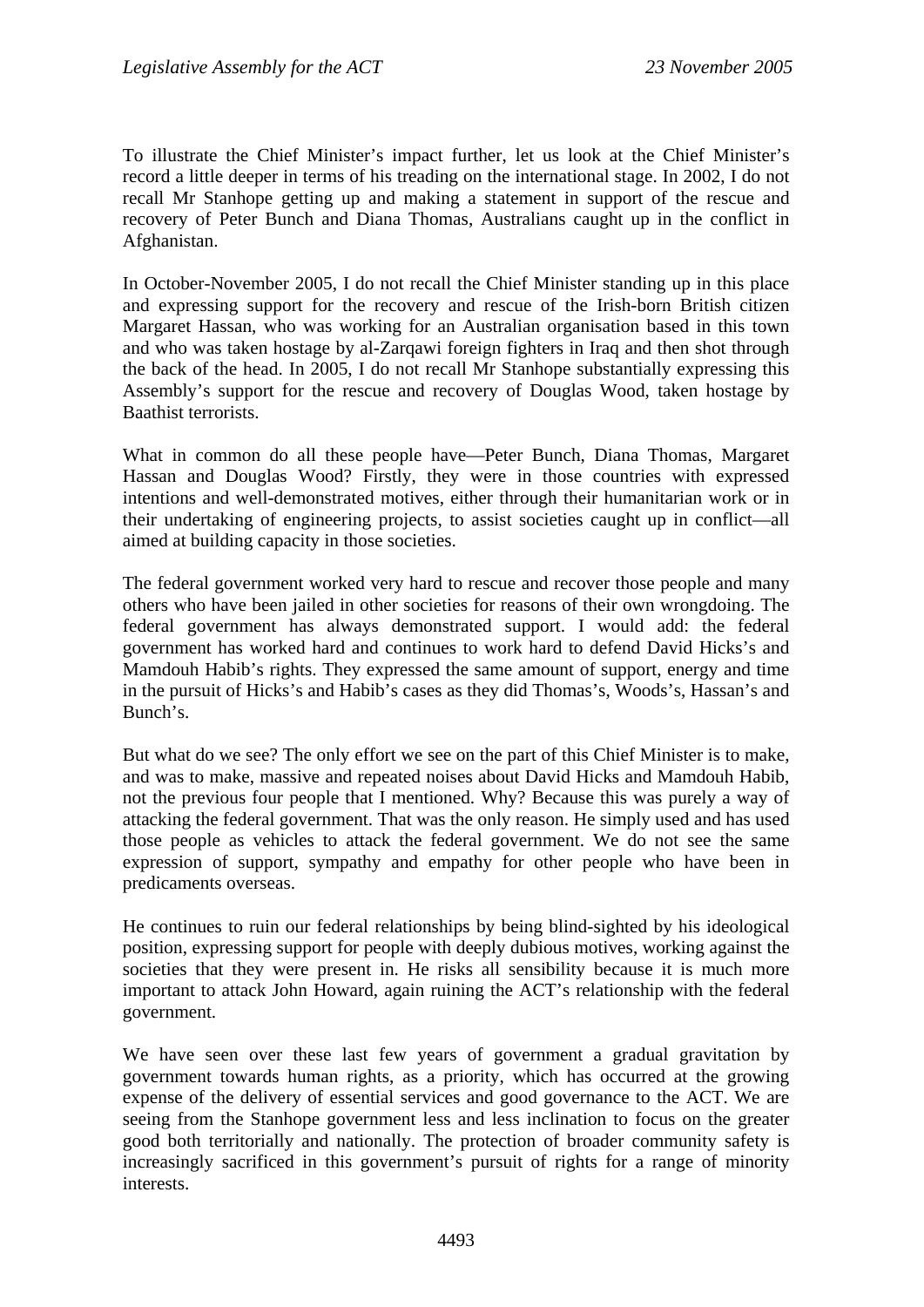To illustrate the Chief Minister's impact further, let us look at the Chief Minister's record a little deeper in terms of his treading on the international stage. In 2002, I do not recall Mr Stanhope getting up and making a statement in support of the rescue and recovery of Peter Bunch and Diana Thomas, Australians caught up in the conflict in Afghanistan.

In October-November 2005, I do not recall the Chief Minister standing up in this place and expressing support for the recovery and rescue of the Irish-born British citizen Margaret Hassan, who was working for an Australian organisation based in this town and who was taken hostage by al-Zarqawi foreign fighters in Iraq and then shot through the back of the head. In 2005, I do not recall Mr Stanhope substantially expressing this Assembly's support for the rescue and recovery of Douglas Wood, taken hostage by Baathist terrorists.

What in common do all these people have—Peter Bunch, Diana Thomas, Margaret Hassan and Douglas Wood? Firstly, they were in those countries with expressed intentions and well-demonstrated motives, either through their humanitarian work or in their undertaking of engineering projects, to assist societies caught up in conflict—all aimed at building capacity in those societies.

The federal government worked very hard to rescue and recover those people and many others who have been jailed in other societies for reasons of their own wrongdoing. The federal government has always demonstrated support. I would add: the federal government has worked hard and continues to work hard to defend David Hicks's and Mamdouh Habib's rights. They expressed the same amount of support, energy and time in the pursuit of Hicks's and Habib's cases as they did Thomas's, Woods's, Hassan's and Bunch's.

But what do we see? The only effort we see on the part of this Chief Minister is to make, and was to make, massive and repeated noises about David Hicks and Mamdouh Habib, not the previous four people that I mentioned. Why? Because this was purely a way of attacking the federal government. That was the only reason. He simply used and has used those people as vehicles to attack the federal government. We do not see the same expression of support, sympathy and empathy for other people who have been in predicaments overseas.

He continues to ruin our federal relationships by being blind-sighted by his ideological position, expressing support for people with deeply dubious motives, working against the societies that they were present in. He risks all sensibility because it is much more important to attack John Howard, again ruining the ACT's relationship with the federal government.

We have seen over these last few years of government a gradual gravitation by government towards human rights, as a priority, which has occurred at the growing expense of the delivery of essential services and good governance to the ACT. We are seeing from the Stanhope government less and less inclination to focus on the greater good both territorially and nationally. The protection of broader community safety is increasingly sacrificed in this government's pursuit of rights for a range of minority interests.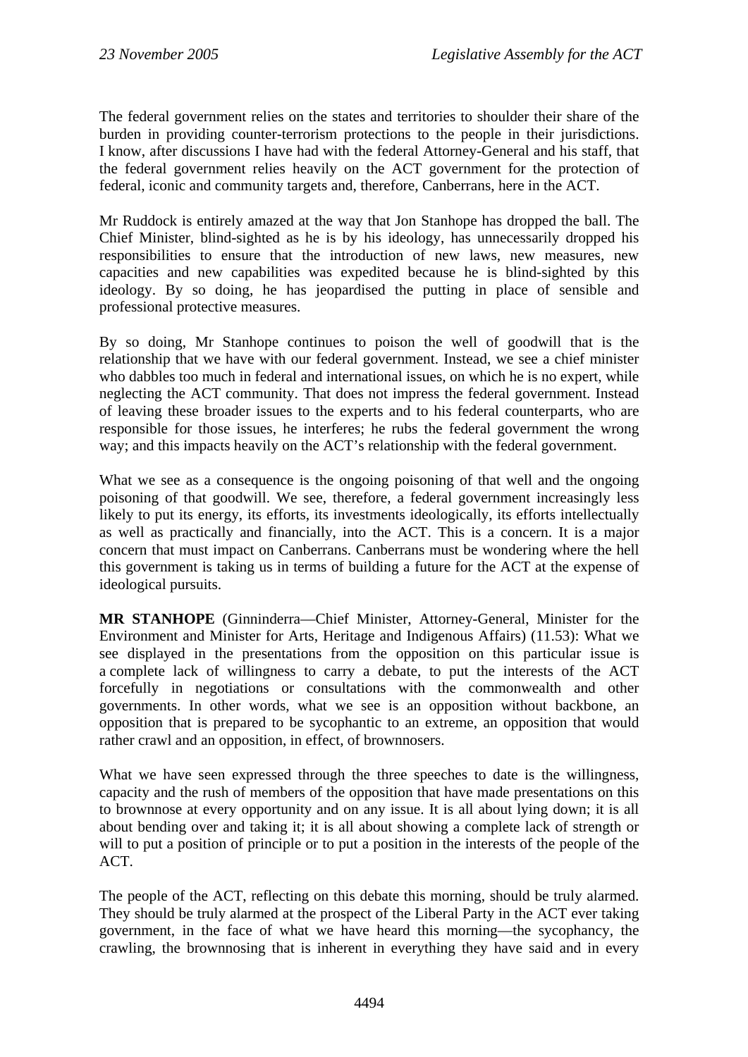The federal government relies on the states and territories to shoulder their share of the burden in providing counter-terrorism protections to the people in their jurisdictions. I know, after discussions I have had with the federal Attorney-General and his staff, that the federal government relies heavily on the ACT government for the protection of federal, iconic and community targets and, therefore, Canberrans, here in the ACT.

Mr Ruddock is entirely amazed at the way that Jon Stanhope has dropped the ball. The Chief Minister, blind-sighted as he is by his ideology, has unnecessarily dropped his responsibilities to ensure that the introduction of new laws, new measures, new capacities and new capabilities was expedited because he is blind-sighted by this ideology. By so doing, he has jeopardised the putting in place of sensible and professional protective measures.

By so doing, Mr Stanhope continues to poison the well of goodwill that is the relationship that we have with our federal government. Instead, we see a chief minister who dabbles too much in federal and international issues, on which he is no expert, while neglecting the ACT community. That does not impress the federal government. Instead of leaving these broader issues to the experts and to his federal counterparts, who are responsible for those issues, he interferes; he rubs the federal government the wrong way; and this impacts heavily on the ACT's relationship with the federal government.

What we see as a consequence is the ongoing poisoning of that well and the ongoing poisoning of that goodwill. We see, therefore, a federal government increasingly less likely to put its energy, its efforts, its investments ideologically, its efforts intellectually as well as practically and financially, into the ACT. This is a concern. It is a major concern that must impact on Canberrans. Canberrans must be wondering where the hell this government is taking us in terms of building a future for the ACT at the expense of ideological pursuits.

**MR STANHOPE** (Ginninderra—Chief Minister, Attorney-General, Minister for the Environment and Minister for Arts, Heritage and Indigenous Affairs) (11.53): What we see displayed in the presentations from the opposition on this particular issue is a complete lack of willingness to carry a debate, to put the interests of the ACT forcefully in negotiations or consultations with the commonwealth and other governments. In other words, what we see is an opposition without backbone, an opposition that is prepared to be sycophantic to an extreme, an opposition that would rather crawl and an opposition, in effect, of brownnosers.

What we have seen expressed through the three speeches to date is the willingness, capacity and the rush of members of the opposition that have made presentations on this to brownnose at every opportunity and on any issue. It is all about lying down; it is all about bending over and taking it; it is all about showing a complete lack of strength or will to put a position of principle or to put a position in the interests of the people of the ACT.

The people of the ACT, reflecting on this debate this morning, should be truly alarmed. They should be truly alarmed at the prospect of the Liberal Party in the ACT ever taking government, in the face of what we have heard this morning—the sycophancy, the crawling, the brownnosing that is inherent in everything they have said and in every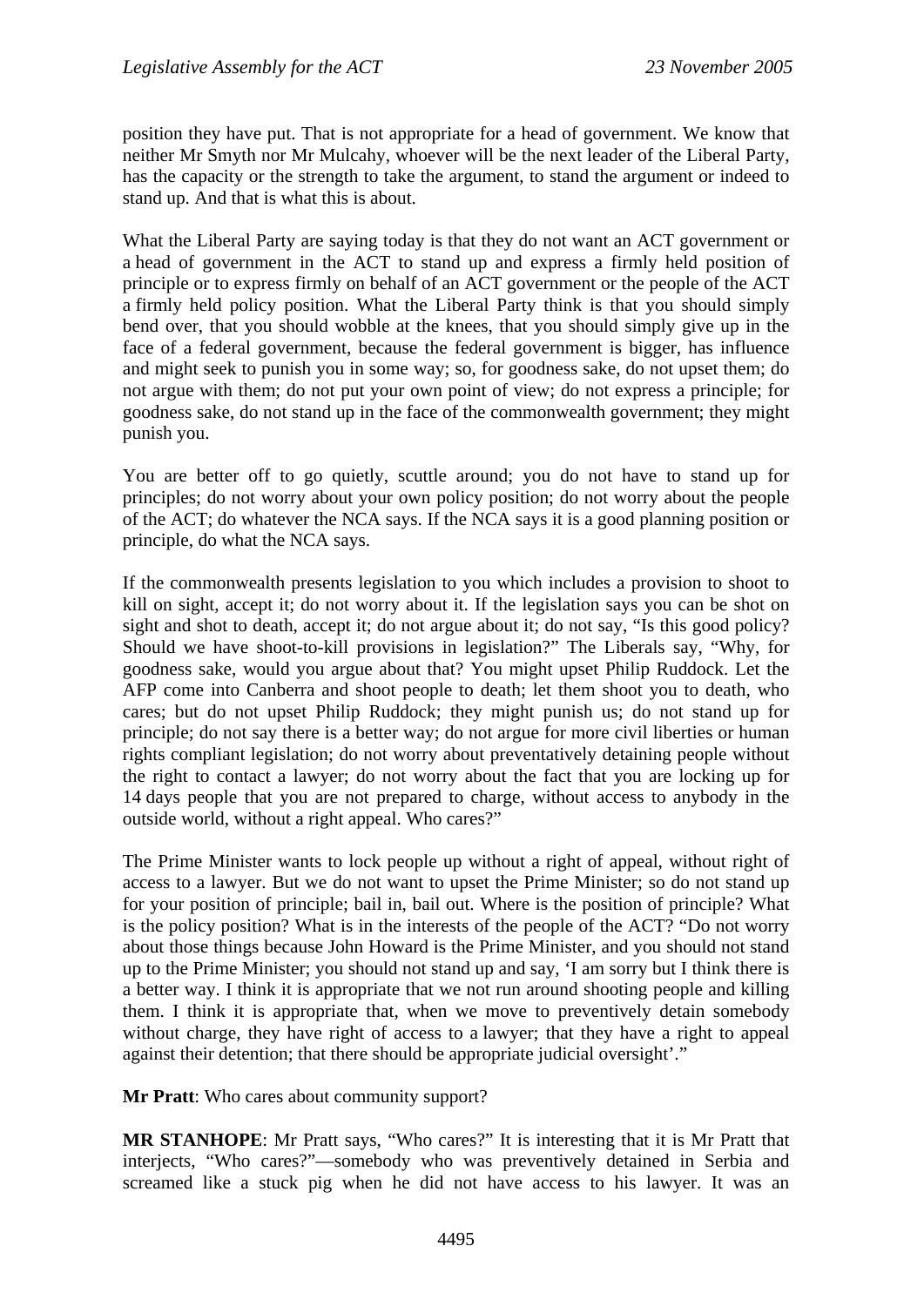position they have put. That is not appropriate for a head of government. We know that neither Mr Smyth nor Mr Mulcahy, whoever will be the next leader of the Liberal Party, has the capacity or the strength to take the argument, to stand the argument or indeed to stand up. And that is what this is about.

What the Liberal Party are saying today is that they do not want an ACT government or a head of government in the ACT to stand up and express a firmly held position of principle or to express firmly on behalf of an ACT government or the people of the ACT a firmly held policy position. What the Liberal Party think is that you should simply bend over, that you should wobble at the knees, that you should simply give up in the face of a federal government, because the federal government is bigger, has influence and might seek to punish you in some way; so, for goodness sake, do not upset them; do not argue with them; do not put your own point of view; do not express a principle; for goodness sake, do not stand up in the face of the commonwealth government; they might punish you.

You are better off to go quietly, scuttle around; you do not have to stand up for principles; do not worry about your own policy position; do not worry about the people of the ACT; do whatever the NCA says. If the NCA says it is a good planning position or principle, do what the NCA says.

If the commonwealth presents legislation to you which includes a provision to shoot to kill on sight, accept it; do not worry about it. If the legislation says you can be shot on sight and shot to death, accept it; do not argue about it; do not say, "Is this good policy? Should we have shoot-to-kill provisions in legislation?" The Liberals say, "Why, for goodness sake, would you argue about that? You might upset Philip Ruddock. Let the AFP come into Canberra and shoot people to death; let them shoot you to death, who cares; but do not upset Philip Ruddock; they might punish us; do not stand up for principle; do not say there is a better way; do not argue for more civil liberties or human rights compliant legislation; do not worry about preventatively detaining people without the right to contact a lawyer; do not worry about the fact that you are locking up for 14 days people that you are not prepared to charge, without access to anybody in the outside world, without a right appeal. Who cares?"

The Prime Minister wants to lock people up without a right of appeal, without right of access to a lawyer. But we do not want to upset the Prime Minister; so do not stand up for your position of principle; bail in, bail out. Where is the position of principle? What is the policy position? What is in the interests of the people of the ACT? "Do not worry about those things because John Howard is the Prime Minister, and you should not stand up to the Prime Minister; you should not stand up and say, 'I am sorry but I think there is a better way. I think it is appropriate that we not run around shooting people and killing them. I think it is appropriate that, when we move to preventively detain somebody without charge, they have right of access to a lawyer; that they have a right to appeal against their detention; that there should be appropriate judicial oversight'."

**Mr Pratt**: Who cares about community support?

**MR STANHOPE**: Mr Pratt says, "Who cares?" It is interesting that it is Mr Pratt that interjects, "Who cares?"—somebody who was preventively detained in Serbia and screamed like a stuck pig when he did not have access to his lawyer. It was an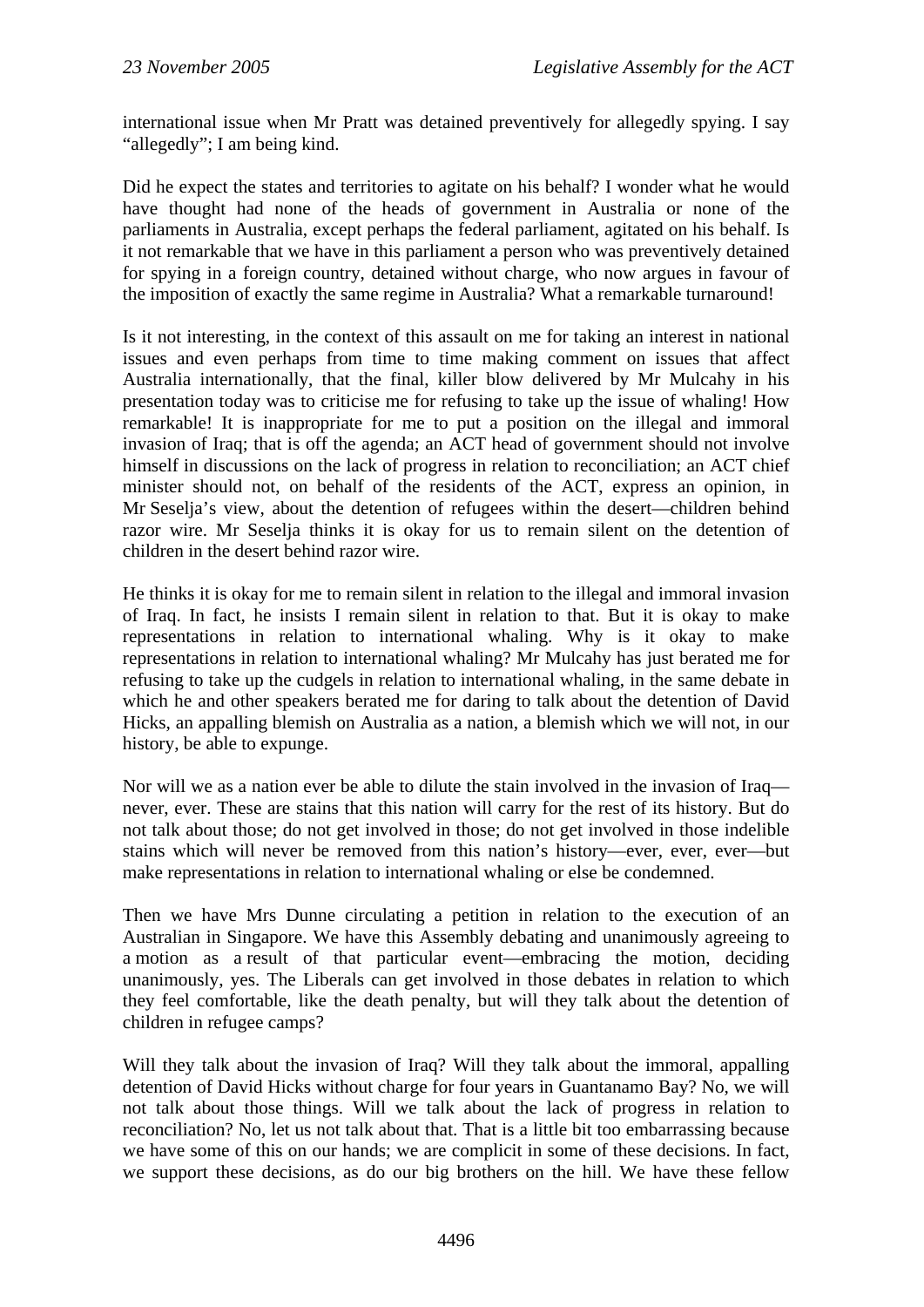international issue when Mr Pratt was detained preventively for allegedly spying. I say "allegedly"; I am being kind.

Did he expect the states and territories to agitate on his behalf? I wonder what he would have thought had none of the heads of government in Australia or none of the parliaments in Australia, except perhaps the federal parliament, agitated on his behalf. Is it not remarkable that we have in this parliament a person who was preventively detained for spying in a foreign country, detained without charge, who now argues in favour of the imposition of exactly the same regime in Australia? What a remarkable turnaround!

Is it not interesting, in the context of this assault on me for taking an interest in national issues and even perhaps from time to time making comment on issues that affect Australia internationally, that the final, killer blow delivered by Mr Mulcahy in his presentation today was to criticise me for refusing to take up the issue of whaling! How remarkable! It is inappropriate for me to put a position on the illegal and immoral invasion of Iraq; that is off the agenda; an ACT head of government should not involve himself in discussions on the lack of progress in relation to reconciliation; an ACT chief minister should not, on behalf of the residents of the ACT, express an opinion, in Mr Seselja's view, about the detention of refugees within the desert—children behind razor wire. Mr Seselja thinks it is okay for us to remain silent on the detention of children in the desert behind razor wire.

He thinks it is okay for me to remain silent in relation to the illegal and immoral invasion of Iraq. In fact, he insists I remain silent in relation to that. But it is okay to make representations in relation to international whaling. Why is it okay to make representations in relation to international whaling? Mr Mulcahy has just berated me for refusing to take up the cudgels in relation to international whaling, in the same debate in which he and other speakers berated me for daring to talk about the detention of David Hicks, an appalling blemish on Australia as a nation, a blemish which we will not, in our history, be able to expunge.

Nor will we as a nation ever be able to dilute the stain involved in the invasion of Iraq—never, ever. These are stains that this nation will carry for the rest of its history. But do not talk about those; do not get involved in those; do not get involved in those indelible stains which will never be removed from this nation's history—ever, ever, ever—but make representations in relation to international whaling or else be condemned.

Then we have Mrs Dunne circulating a petition in relation to the execution of an Australian in Singapore. We have this Assembly debating and unanimously agreeing to a motion as a result of that particular event—embracing the motion, deciding unanimously, yes. The Liberals can get involved in those debates in relation to which they feel comfortable, like the death penalty, but will they talk about the detention of children in refugee camps?

Will they talk about the invasion of Iraq? Will they talk about the immoral, appalling detention of David Hicks without charge for four years in Guantanamo Bay? No, we will not talk about those things. Will we talk about the lack of progress in relation to reconciliation? No, let us not talk about that. That is a little bit too embarrassing because we have some of this on our hands; we are complicit in some of these decisions. In fact, we support these decisions, as do our big brothers on the hill. We have these fellow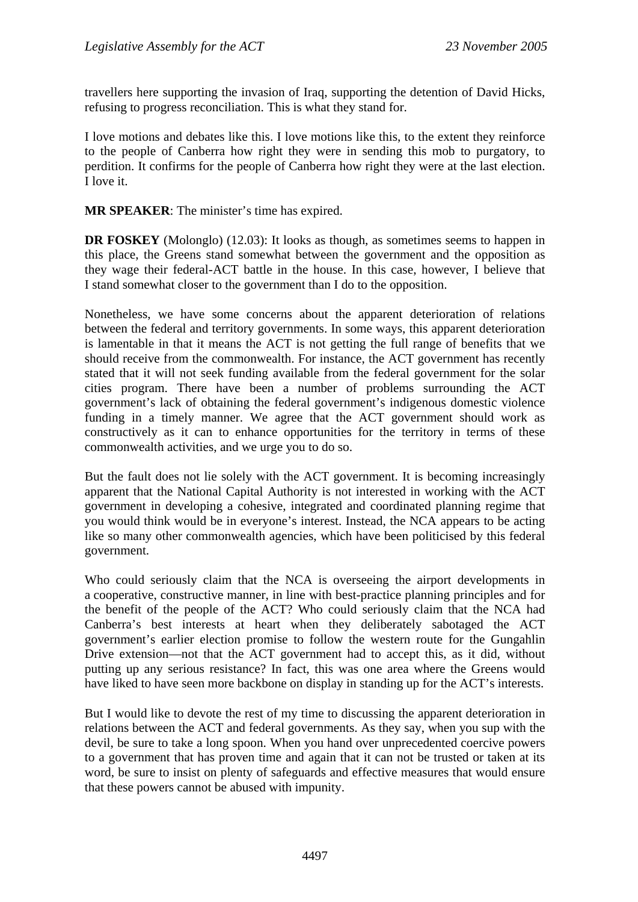travellers here supporting the invasion of Iraq, supporting the detention of David Hicks, refusing to progress reconciliation. This is what they stand for.

I love motions and debates like this. I love motions like this, to the extent they reinforce to the people of Canberra how right they were in sending this mob to purgatory, to perdition. It confirms for the people of Canberra how right they were at the last election. I love it.

**MR SPEAKER**: The minister's time has expired.

**DR FOSKEY** (Molonglo) (12.03): It looks as though, as sometimes seems to happen in this place, the Greens stand somewhat between the government and the opposition as they wage their federal-ACT battle in the house. In this case, however, I believe that I stand somewhat closer to the government than I do to the opposition.

Nonetheless, we have some concerns about the apparent deterioration of relations between the federal and territory governments. In some ways, this apparent deterioration is lamentable in that it means the ACT is not getting the full range of benefits that we should receive from the commonwealth. For instance, the ACT government has recently stated that it will not seek funding available from the federal government for the solar cities program. There have been a number of problems surrounding the ACT government's lack of obtaining the federal government's indigenous domestic violence funding in a timely manner. We agree that the ACT government should work as constructively as it can to enhance opportunities for the territory in terms of these commonwealth activities, and we urge you to do so.

But the fault does not lie solely with the ACT government. It is becoming increasingly apparent that the National Capital Authority is not interested in working with the ACT government in developing a cohesive, integrated and coordinated planning regime that you would think would be in everyone's interest. Instead, the NCA appears to be acting like so many other commonwealth agencies, which have been politicised by this federal government.

Who could seriously claim that the NCA is overseeing the airport developments in a cooperative, constructive manner, in line with best-practice planning principles and for the benefit of the people of the ACT? Who could seriously claim that the NCA had Canberra's best interests at heart when they deliberately sabotaged the ACT government's earlier election promise to follow the western route for the Gungahlin Drive extension—not that the ACT government had to accept this, as it did, without putting up any serious resistance? In fact, this was one area where the Greens would have liked to have seen more backbone on display in standing up for the ACT's interests.

But I would like to devote the rest of my time to discussing the apparent deterioration in relations between the ACT and federal governments. As they say, when you sup with the devil, be sure to take a long spoon. When you hand over unprecedented coercive powers to a government that has proven time and again that it can not be trusted or taken at its word, be sure to insist on plenty of safeguards and effective measures that would ensure that these powers cannot be abused with impunity.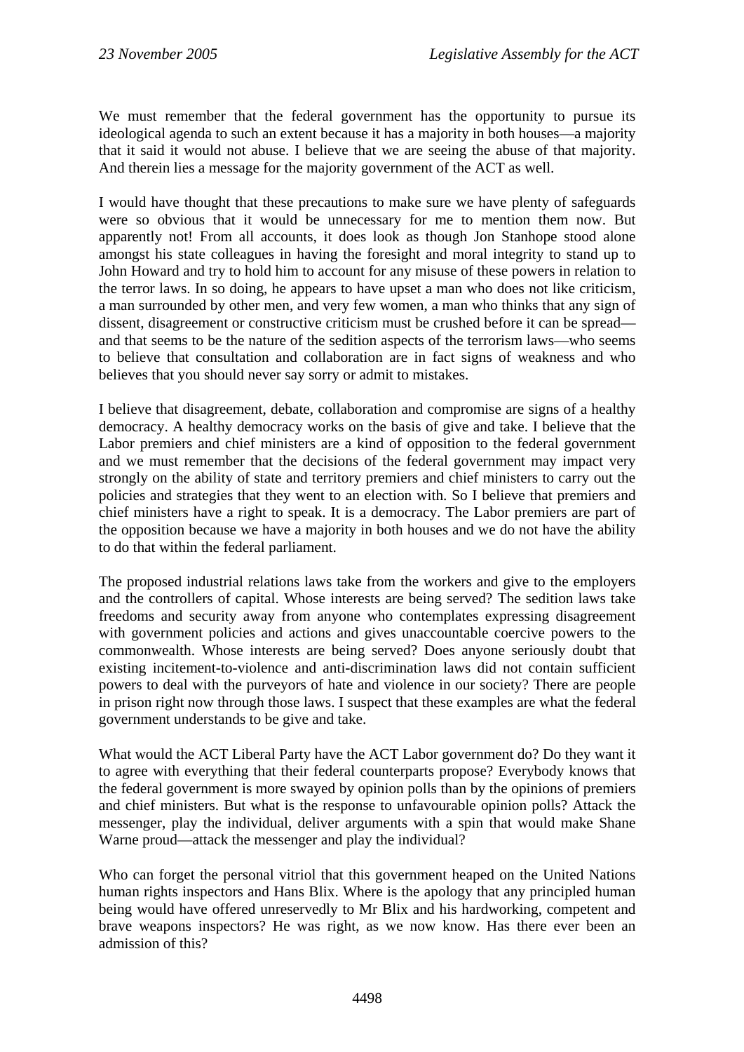We must remember that the federal government has the opportunity to pursue its ideological agenda to such an extent because it has a majority in both houses—a majority that it said it would not abuse. I believe that we are seeing the abuse of that majority. And therein lies a message for the majority government of the ACT as well.

I would have thought that these precautions to make sure we have plenty of safeguards were so obvious that it would be unnecessary for me to mention them now. But apparently not! From all accounts, it does look as though Jon Stanhope stood alone amongst his state colleagues in having the foresight and moral integrity to stand up to John Howard and try to hold him to account for any misuse of these powers in relation to the terror laws. In so doing, he appears to have upset a man who does not like criticism, a man surrounded by other men, and very few women, a man who thinks that any sign of dissent, disagreement or constructive criticism must be crushed before it can be spread—and that seems to be the nature of the sedition aspects of the terrorism laws—who seems to believe that consultation and collaboration are in fact signs of weakness and who believes that you should never say sorry or admit to mistakes.

I believe that disagreement, debate, collaboration and compromise are signs of a healthy democracy. A healthy democracy works on the basis of give and take. I believe that the Labor premiers and chief ministers are a kind of opposition to the federal government and we must remember that the decisions of the federal government may impact very strongly on the ability of state and territory premiers and chief ministers to carry out the policies and strategies that they went to an election with. So I believe that premiers and chief ministers have a right to speak. It is a democracy. The Labor premiers are part of the opposition because we have a majority in both houses and we do not have the ability to do that within the federal parliament.

The proposed industrial relations laws take from the workers and give to the employers and the controllers of capital. Whose interests are being served? The sedition laws take freedoms and security away from anyone who contemplates expressing disagreement with government policies and actions and gives unaccountable coercive powers to the commonwealth. Whose interests are being served? Does anyone seriously doubt that existing incitement-to-violence and anti-discrimination laws did not contain sufficient powers to deal with the purveyors of hate and violence in our society? There are people in prison right now through those laws. I suspect that these examples are what the federal government understands to be give and take.

What would the ACT Liberal Party have the ACT Labor government do? Do they want it to agree with everything that their federal counterparts propose? Everybody knows that the federal government is more swayed by opinion polls than by the opinions of premiers and chief ministers. But what is the response to unfavourable opinion polls? Attack the messenger, play the individual, deliver arguments with a spin that would make Shane Warne proud—attack the messenger and play the individual?

Who can forget the personal vitriol that this government heaped on the United Nations human rights inspectors and Hans Blix. Where is the apology that any principled human being would have offered unreservedly to Mr Blix and his hardworking, competent and brave weapons inspectors? He was right, as we now know. Has there ever been an admission of this?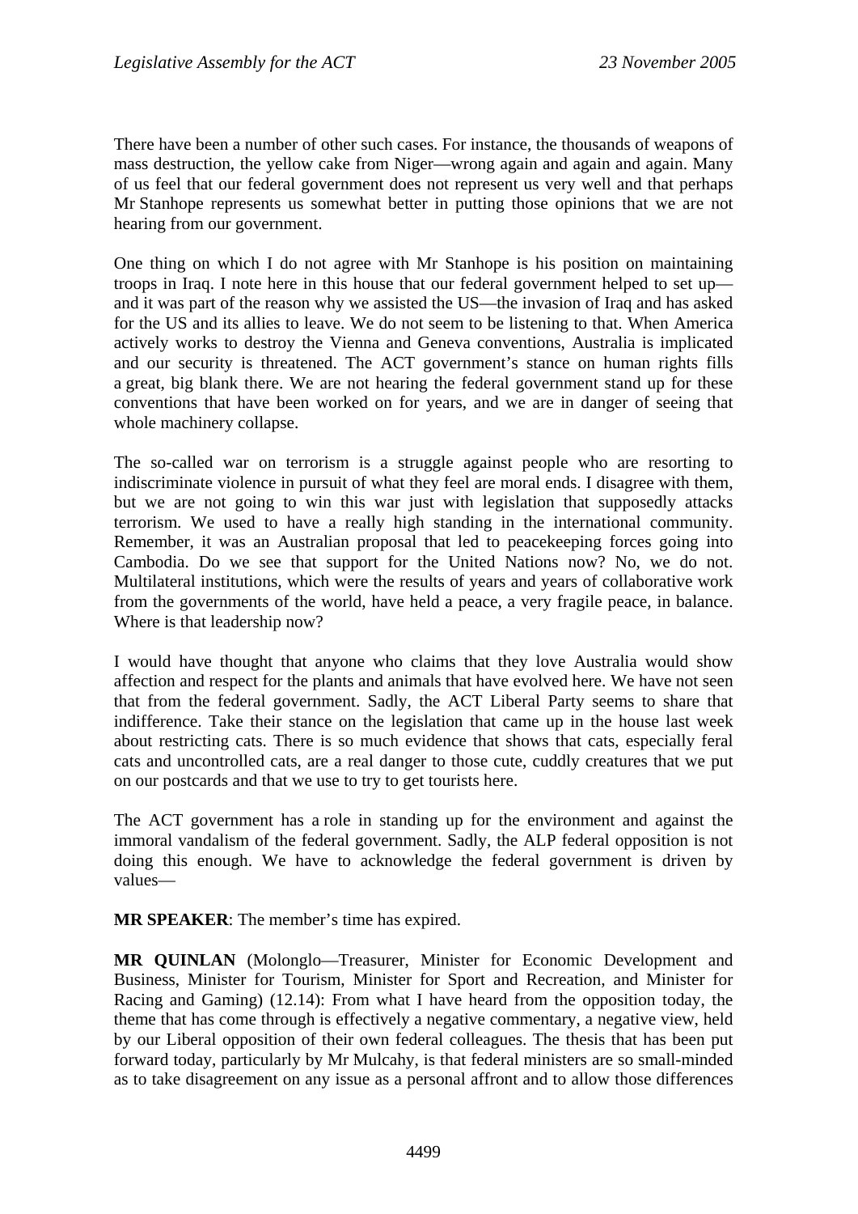There have been a number of other such cases. For instance, the thousands of weapons of mass destruction, the yellow cake from Niger—wrong again and again and again. Many of us feel that our federal government does not represent us very well and that perhaps Mr Stanhope represents us somewhat better in putting those opinions that we are not hearing from our government.

One thing on which I do not agree with Mr Stanhope is his position on maintaining troops in Iraq. I note here in this house that our federal government helped to set up—and it was part of the reason why we assisted the US—the invasion of Iraq and has asked for the US and its allies to leave. We do not seem to be listening to that. When America actively works to destroy the Vienna and Geneva conventions, Australia is implicated and our security is threatened. The ACT government's stance on human rights fills a great, big blank there. We are not hearing the federal government stand up for these conventions that have been worked on for years, and we are in danger of seeing that whole machinery collapse.

The so-called war on terrorism is a struggle against people who are resorting to indiscriminate violence in pursuit of what they feel are moral ends. I disagree with them, but we are not going to win this war just with legislation that supposedly attacks terrorism. We used to have a really high standing in the international community. Remember, it was an Australian proposal that led to peacekeeping forces going into Cambodia. Do we see that support for the United Nations now? No, we do not. Multilateral institutions, which were the results of years and years of collaborative work from the governments of the world, have held a peace, a very fragile peace, in balance. Where is that leadership now?

I would have thought that anyone who claims that they love Australia would show affection and respect for the plants and animals that have evolved here. We have not seen that from the federal government. Sadly, the ACT Liberal Party seems to share that indifference. Take their stance on the legislation that came up in the house last week about restricting cats. There is so much evidence that shows that cats, especially feral cats and uncontrolled cats, are a real danger to those cute, cuddly creatures that we put on our postcards and that we use to try to get tourists here.

The ACT government has a role in standing up for the environment and against the immoral vandalism of the federal government. Sadly, the ALP federal opposition is not doing this enough. We have to acknowledge the federal government is driven by values—

**MR SPEAKER**: The member's time has expired.

**MR QUINLAN** (Molonglo—Treasurer, Minister for Economic Development and Business, Minister for Tourism, Minister for Sport and Recreation, and Minister for Racing and Gaming) (12.14): From what I have heard from the opposition today, the theme that has come through is effectively a negative commentary, a negative view, held by our Liberal opposition of their own federal colleagues. The thesis that has been put forward today, particularly by Mr Mulcahy, is that federal ministers are so small-minded as to take disagreement on any issue as a personal affront and to allow those differences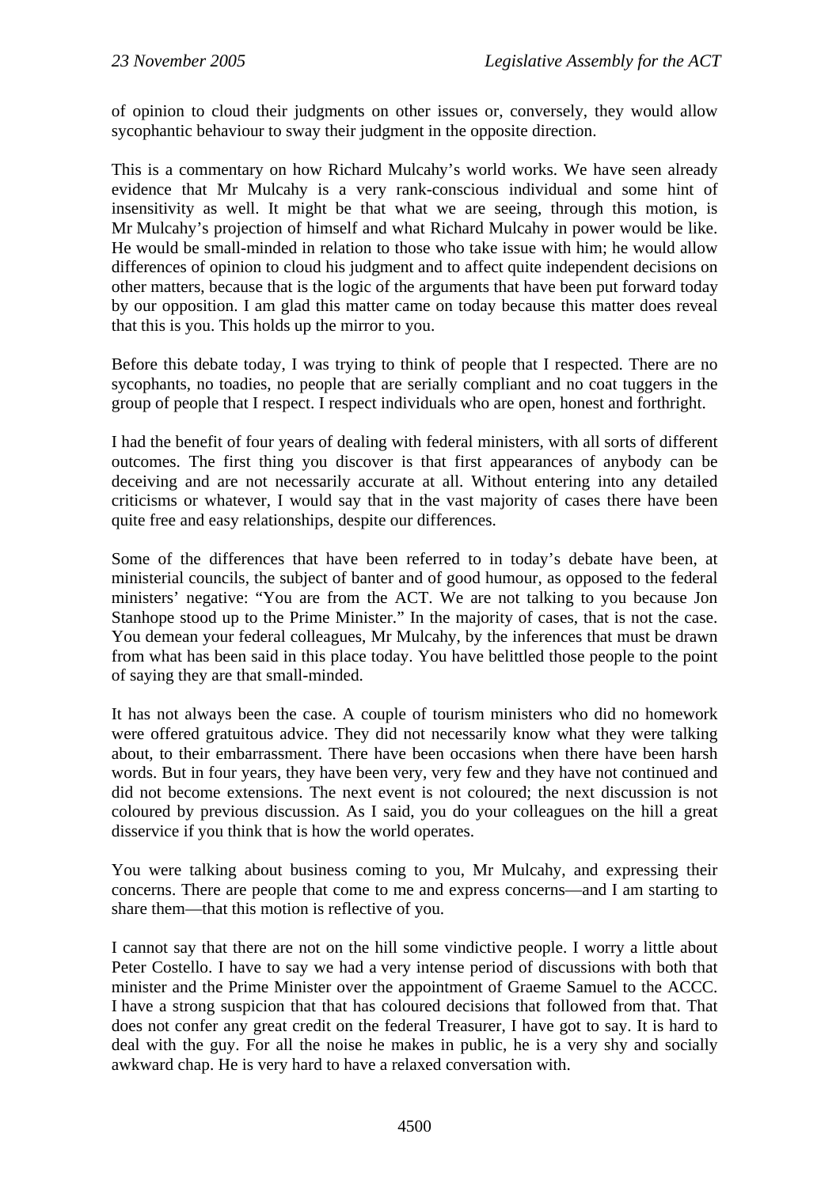of opinion to cloud their judgments on other issues or, conversely, they would allow sycophantic behaviour to sway their judgment in the opposite direction.

This is a commentary on how Richard Mulcahy's world works. We have seen already evidence that Mr Mulcahy is a very rank-conscious individual and some hint of insensitivity as well. It might be that what we are seeing, through this motion, is Mr Mulcahy's projection of himself and what Richard Mulcahy in power would be like. He would be small-minded in relation to those who take issue with him; he would allow differences of opinion to cloud his judgment and to affect quite independent decisions on other matters, because that is the logic of the arguments that have been put forward today by our opposition. I am glad this matter came on today because this matter does reveal that this is you. This holds up the mirror to you.

Before this debate today, I was trying to think of people that I respected. There are no sycophants, no toadies, no people that are serially compliant and no coat tuggers in the group of people that I respect. I respect individuals who are open, honest and forthright.

I had the benefit of four years of dealing with federal ministers, with all sorts of different outcomes. The first thing you discover is that first appearances of anybody can be deceiving and are not necessarily accurate at all. Without entering into any detailed criticisms or whatever, I would say that in the vast majority of cases there have been quite free and easy relationships, despite our differences.

Some of the differences that have been referred to in today's debate have been, at ministerial councils, the subject of banter and of good humour, as opposed to the federal ministers' negative: "You are from the ACT. We are not talking to you because Jon Stanhope stood up to the Prime Minister." In the majority of cases, that is not the case. You demean your federal colleagues, Mr Mulcahy, by the inferences that must be drawn from what has been said in this place today. You have belittled those people to the point of saying they are that small-minded.

It has not always been the case. A couple of tourism ministers who did no homework were offered gratuitous advice. They did not necessarily know what they were talking about, to their embarrassment. There have been occasions when there have been harsh words. But in four years, they have been very, very few and they have not continued and did not become extensions. The next event is not coloured; the next discussion is not coloured by previous discussion. As I said, you do your colleagues on the hill a great disservice if you think that is how the world operates.

You were talking about business coming to you, Mr Mulcahy, and expressing their concerns. There are people that come to me and express concerns—and I am starting to share them—that this motion is reflective of you.

I cannot say that there are not on the hill some vindictive people. I worry a little about Peter Costello. I have to say we had a very intense period of discussions with both that minister and the Prime Minister over the appointment of Graeme Samuel to the ACCC. I have a strong suspicion that that has coloured decisions that followed from that. That does not confer any great credit on the federal Treasurer, I have got to say. It is hard to deal with the guy. For all the noise he makes in public, he is a very shy and socially awkward chap. He is very hard to have a relaxed conversation with.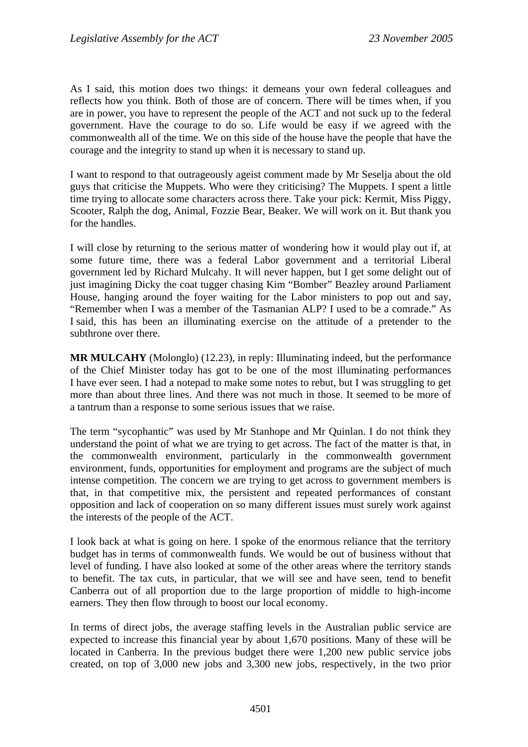As I said, this motion does two things: it demeans your own federal colleagues and reflects how you think. Both of those are of concern. There will be times when, if you are in power, you have to represent the people of the ACT and not suck up to the federal government. Have the courage to do so. Life would be easy if we agreed with the commonwealth all of the time. We on this side of the house have the people that have the courage and the integrity to stand up when it is necessary to stand up.

I want to respond to that outrageously ageist comment made by Mr Seselja about the old guys that criticise the Muppets. Who were they criticising? The Muppets. I spent a little time trying to allocate some characters across there. Take your pick: Kermit, Miss Piggy, Scooter, Ralph the dog, Animal, Fozzie Bear, Beaker. We will work on it. But thank you for the handles.

I will close by returning to the serious matter of wondering how it would play out if, at some future time, there was a federal Labor government and a territorial Liberal government led by Richard Mulcahy. It will never happen, but I get some delight out of just imagining Dicky the coat tugger chasing Kim "Bomber" Beazley around Parliament House, hanging around the foyer waiting for the Labor ministers to pop out and say, "Remember when I was a member of the Tasmanian ALP? I used to be a comrade." As I said, this has been an illuminating exercise on the attitude of a pretender to the subthrone over there.

**MR MULCAHY** (Molonglo) (12.23), in reply: Illuminating indeed, but the performance of the Chief Minister today has got to be one of the most illuminating performances I have ever seen. I had a notepad to make some notes to rebut, but I was struggling to get more than about three lines. And there was not much in those. It seemed to be more of a tantrum than a response to some serious issues that we raise.

The term "sycophantic" was used by Mr Stanhope and Mr Quinlan. I do not think they understand the point of what we are trying to get across. The fact of the matter is that, in the commonwealth environment, particularly in the commonwealth government environment, funds, opportunities for employment and programs are the subject of much intense competition. The concern we are trying to get across to government members is that, in that competitive mix, the persistent and repeated performances of constant opposition and lack of cooperation on so many different issues must surely work against the interests of the people of the ACT.

I look back at what is going on here. I spoke of the enormous reliance that the territory budget has in terms of commonwealth funds. We would be out of business without that level of funding. I have also looked at some of the other areas where the territory stands to benefit. The tax cuts, in particular, that we will see and have seen, tend to benefit Canberra out of all proportion due to the large proportion of middle to high-income earners. They then flow through to boost our local economy.

In terms of direct jobs, the average staffing levels in the Australian public service are expected to increase this financial year by about 1,670 positions. Many of these will be located in Canberra. In the previous budget there were 1,200 new public service jobs created, on top of 3,000 new jobs and 3,300 new jobs, respectively, in the two prior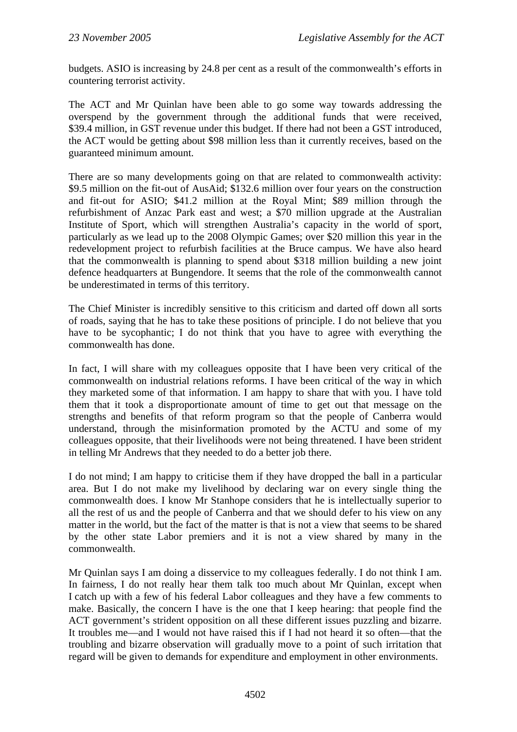budgets. ASIO is increasing by 24.8 per cent as a result of the commonwealth's efforts in countering terrorist activity.

The ACT and Mr Quinlan have been able to go some way towards addressing the overspend by the government through the additional funds that were received, $39.4 million, in GST revenue under this budget. If there had not been a GST introduced, the ACT would be getting about $98 million less than it currently receives, based on the guaranteed minimum amount.

There are so many developments going on that are related to commonwealth activity: $9.5 million on the fit-out of AusAid; $132.6 million over four years on the construction and fit-out for ASIO; $41.2 million at the Royal Mint; $89 million through the refurbishment of Anzac Park east and west; a $70 million upgrade at the Australian Institute of Sport, which will strengthen Australia's capacity in the world of sport, particularly as we lead up to the 2008 Olympic Games; over $20 million this year in the redevelopment project to refurbish facilities at the Bruce campus. We have also heard that the commonwealth is planning to spend about $318 million building a new joint defence headquarters at Bungendore. It seems that the role of the commonwealth cannot be underestimated in terms of this territory.

The Chief Minister is incredibly sensitive to this criticism and darted off down all sorts of roads, saying that he has to take these positions of principle. I do not believe that you have to be sycophantic; I do not think that you have to agree with everything the commonwealth has done.

In fact, I will share with my colleagues opposite that I have been very critical of the commonwealth on industrial relations reforms. I have been critical of the way in which they marketed some of that information. I am happy to share that with you. I have told them that it took a disproportionate amount of time to get out that message on the strengths and benefits of that reform program so that the people of Canberra would understand, through the misinformation promoted by the ACTU and some of my colleagues opposite, that their livelihoods were not being threatened. I have been strident in telling Mr Andrews that they needed to do a better job there.

I do not mind; I am happy to criticise them if they have dropped the ball in a particular area. But I do not make my livelihood by declaring war on every single thing the commonwealth does. I know Mr Stanhope considers that he is intellectually superior to all the rest of us and the people of Canberra and that we should defer to his view on any matter in the world, but the fact of the matter is that is not a view that seems to be shared by the other state Labor premiers and it is not a view shared by many in the commonwealth.

Mr Quinlan says I am doing a disservice to my colleagues federally. I do not think I am. In fairness, I do not really hear them talk too much about Mr Quinlan, except when I catch up with a few of his federal Labor colleagues and they have a few comments to make. Basically, the concern I have is the one that I keep hearing: that people find the ACT government's strident opposition on all these different issues puzzling and bizarre. It troubles me—and I would not have raised this if I had not heard it so often—that the troubling and bizarre observation will gradually move to a point of such irritation that regard will be given to demands for expenditure and employment in other environments.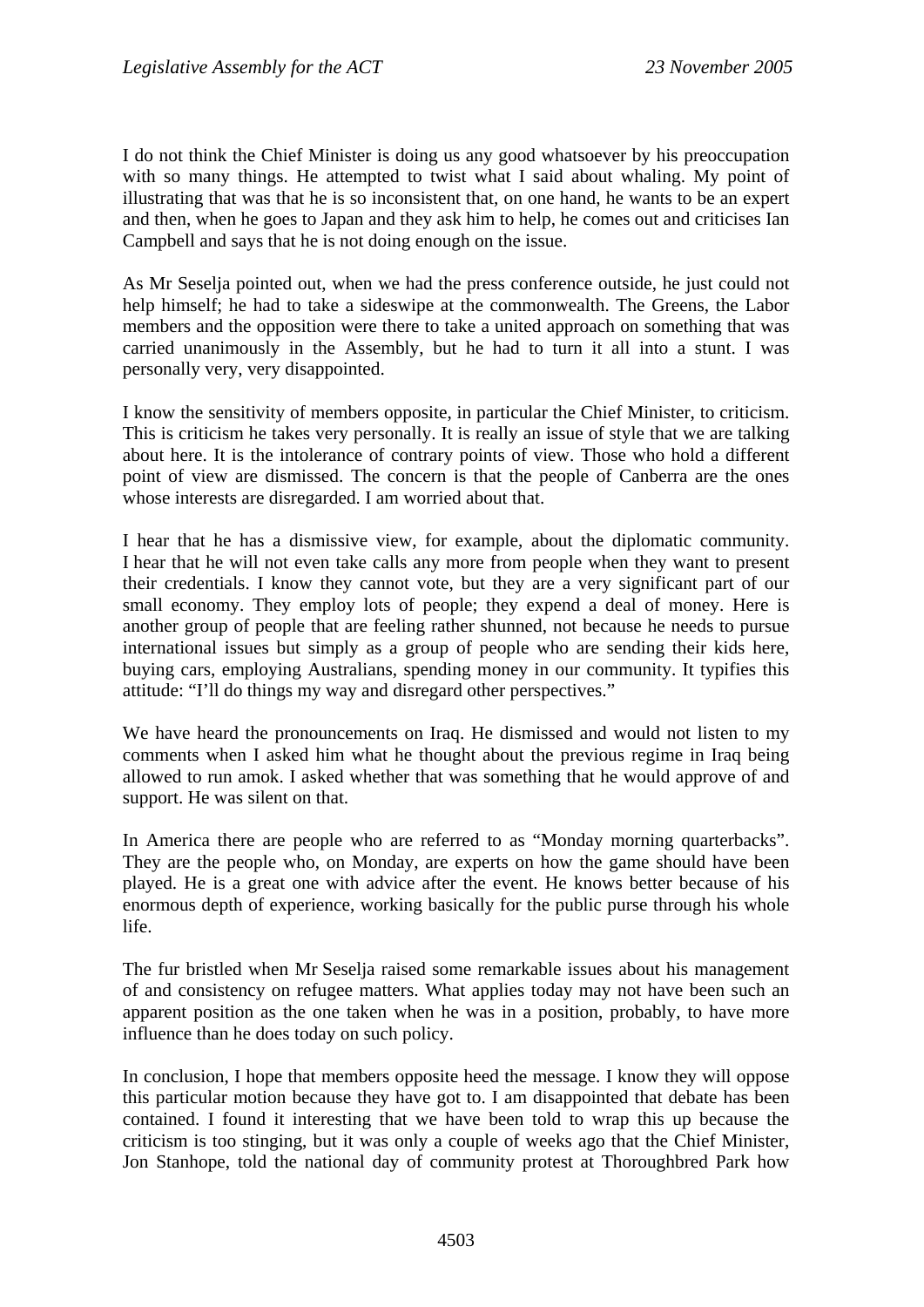I do not think the Chief Minister is doing us any good whatsoever by his preoccupation with so many things. He attempted to twist what I said about whaling. My point of illustrating that was that he is so inconsistent that, on one hand, he wants to be an expert and then, when he goes to Japan and they ask him to help, he comes out and criticises Ian Campbell and says that he is not doing enough on the issue.

As Mr Seselja pointed out, when we had the press conference outside, he just could not help himself; he had to take a sideswipe at the commonwealth. The Greens, the Labor members and the opposition were there to take a united approach on something that was carried unanimously in the Assembly, but he had to turn it all into a stunt. I was personally very, very disappointed.

I know the sensitivity of members opposite, in particular the Chief Minister, to criticism. This is criticism he takes very personally. It is really an issue of style that we are talking about here. It is the intolerance of contrary points of view. Those who hold a different point of view are dismissed. The concern is that the people of Canberra are the ones whose interests are disregarded. I am worried about that.

I hear that he has a dismissive view, for example, about the diplomatic community. I hear that he will not even take calls any more from people when they want to present their credentials. I know they cannot vote, but they are a very significant part of our small economy. They employ lots of people; they expend a deal of money. Here is another group of people that are feeling rather shunned, not because he needs to pursue international issues but simply as a group of people who are sending their kids here, buying cars, employing Australians, spending money in our community. It typifies this attitude: "I'll do things my way and disregard other perspectives."

We have heard the pronouncements on Iraq. He dismissed and would not listen to my comments when I asked him what he thought about the previous regime in Iraq being allowed to run amok. I asked whether that was something that he would approve of and support. He was silent on that.

In America there are people who are referred to as "Monday morning quarterbacks". They are the people who, on Monday, are experts on how the game should have been played. He is a great one with advice after the event. He knows better because of his enormous depth of experience, working basically for the public purse through his whole life.

The fur bristled when Mr Seselja raised some remarkable issues about his management of and consistency on refugee matters. What applies today may not have been such an apparent position as the one taken when he was in a position, probably, to have more influence than he does today on such policy.

In conclusion, I hope that members opposite heed the message. I know they will oppose this particular motion because they have got to. I am disappointed that debate has been contained. I found it interesting that we have been told to wrap this up because the criticism is too stinging, but it was only a couple of weeks ago that the Chief Minister, Jon Stanhope, told the national day of community protest at Thoroughbred Park how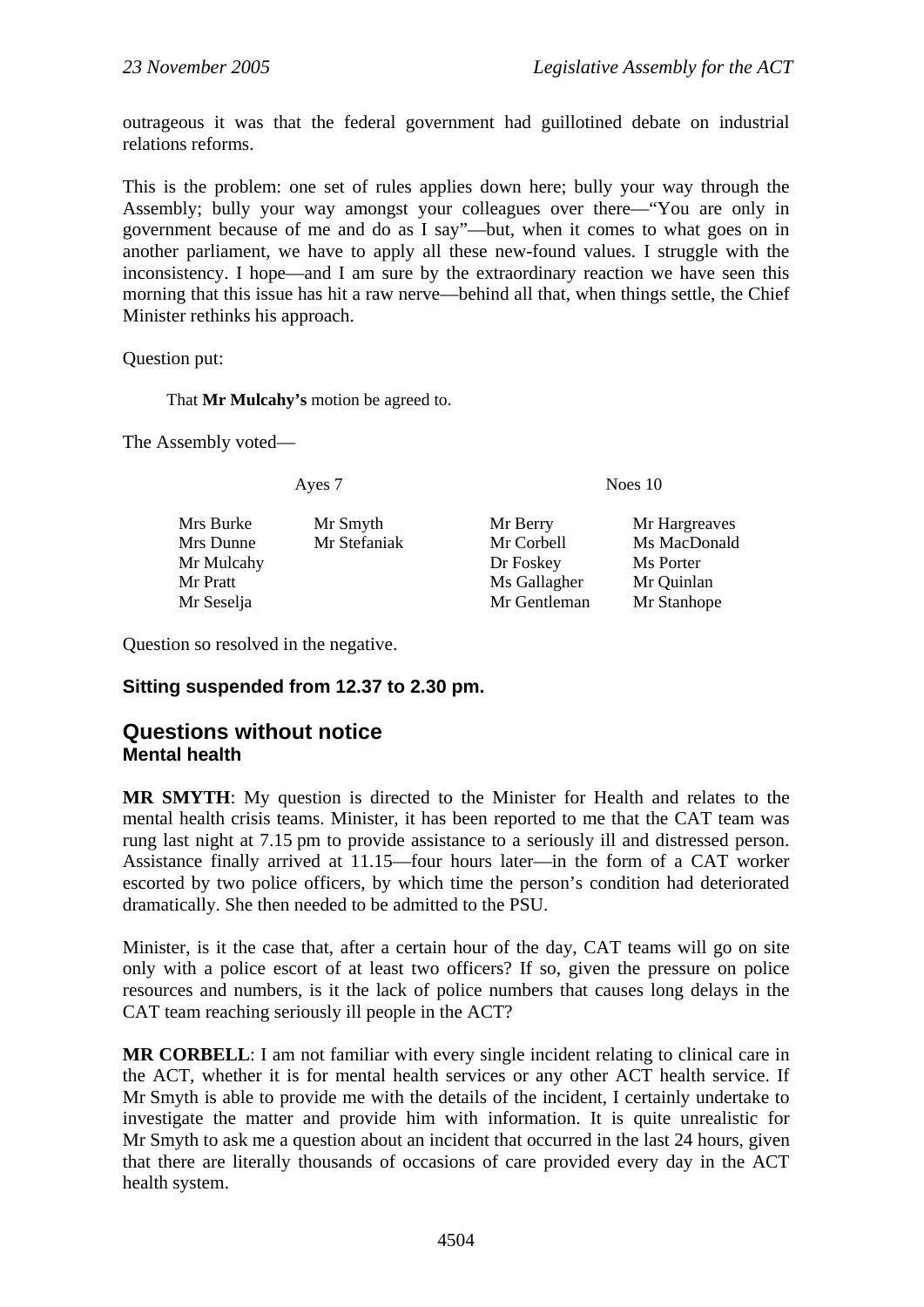outrageous it was that the federal government had guillotined debate on industrial relations reforms.

This is the problem: one set of rules applies down here; bully your way through the Assembly; bully your way amongst your colleagues over there—"You are only in government because of me and do as I say"—but, when it comes to what goes on in another parliament, we have to apply all these new-found values. I struggle with the inconsistency. I hope—and I am sure by the extraordinary reaction we have seen this morning that this issue has hit a raw nerve—behind all that, when things settle, the Chief Minister rethinks his approach.

Question put:

> That **Mr Mulcahy's** motion be agreed to.

The Assembly voted—

| Ayes 7 | | Noes 10 | |
|---|---|---|---|
| Mrs Burke | Mr Smyth | Mr Berry | Mr Hargreaves |
| Mrs Dunne | Mr Stefaniak | Mr Corbell | Ms MacDonald |
| Mr Mulcahy | | Dr Foskey | Ms Porter |
| Mr Pratt | | Ms Gallagher | Mr Quinlan |
| Mr Seselja | | Mr Gentleman | Mr Stanhope |

Question so resolved in the negative.

**Sitting suspended from 12.37 to 2.30 pm.**

## Questions without notice

### Mental health

**MR SMYTH**: My question is directed to the Minister for Health and relates to the mental health crisis teams. Minister, it has been reported to me that the CAT team was rung last night at 7.15 pm to provide assistance to a seriously ill and distressed person. Assistance finally arrived at 11.15—four hours later—in the form of a CAT worker escorted by two police officers, by which time the person's condition had deteriorated dramatically. She then needed to be admitted to the PSU.

Minister, is it the case that, after a certain hour of the day, CAT teams will go on site only with a police escort of at least two officers? If so, given the pressure on police resources and numbers, is it the lack of police numbers that causes long delays in the CAT team reaching seriously ill people in the ACT?

**MR CORBELL**: I am not familiar with every single incident relating to clinical care in the ACT, whether it is for mental health services or any other ACT health service. If Mr Smyth is able to provide me with the details of the incident, I certainly undertake to investigate the matter and provide him with information. It is quite unrealistic for Mr Smyth to ask me a question about an incident that occurred in the last 24 hours, given that there are literally thousands of occasions of care provided every day in the ACT health system.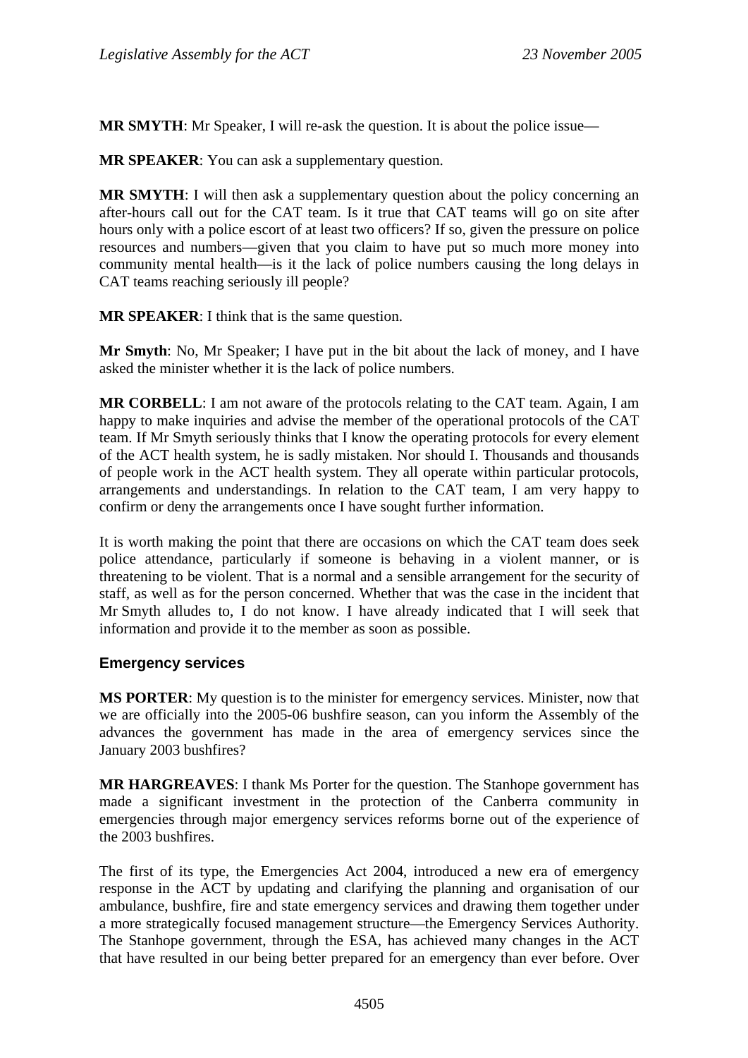**MR SMYTH**: Mr Speaker, I will re-ask the question. It is about the police issue—

**MR SPEAKER**: You can ask a supplementary question.

**MR SMYTH**: I will then ask a supplementary question about the policy concerning an after-hours call out for the CAT team. Is it true that CAT teams will go on site after hours only with a police escort of at least two officers? If so, given the pressure on police resources and numbers—given that you claim to have put so much more money into community mental health—is it the lack of police numbers causing the long delays in CAT teams reaching seriously ill people?

**MR SPEAKER**: I think that is the same question.

**Mr Smyth**: No, Mr Speaker; I have put in the bit about the lack of money, and I have asked the minister whether it is the lack of police numbers.

**MR CORBELL**: I am not aware of the protocols relating to the CAT team. Again, I am happy to make inquiries and advise the member of the operational protocols of the CAT team. If Mr Smyth seriously thinks that I know the operating protocols for every element of the ACT health system, he is sadly mistaken. Nor should I. Thousands and thousands of people work in the ACT health system. They all operate within particular protocols, arrangements and understandings. In relation to the CAT team, I am very happy to confirm or deny the arrangements once I have sought further information.

It is worth making the point that there are occasions on which the CAT team does seek police attendance, particularly if someone is behaving in a violent manner, or is threatening to be violent. That is a normal and a sensible arrangement for the security of staff, as well as for the person concerned. Whether that was the case in the incident that Mr Smyth alludes to, I do not know. I have already indicated that I will seek that information and provide it to the member as soon as possible.

### Emergency services

**MS PORTER**: My question is to the minister for emergency services. Minister, now that we are officially into the 2005-06 bushfire season, can you inform the Assembly of the advances the government has made in the area of emergency services since the January 2003 bushfires?

**MR HARGREAVES**: I thank Ms Porter for the question. The Stanhope government has made a significant investment in the protection of the Canberra community in emergencies through major emergency services reforms borne out of the experience of the 2003 bushfires.

The first of its type, the Emergencies Act 2004, introduced a new era of emergency response in the ACT by updating and clarifying the planning and organisation of our ambulance, bushfire, fire and state emergency services and drawing them together under a more strategically focused management structure—the Emergency Services Authority. The Stanhope government, through the ESA, has achieved many changes in the ACT that have resulted in our being better prepared for an emergency than ever before. Over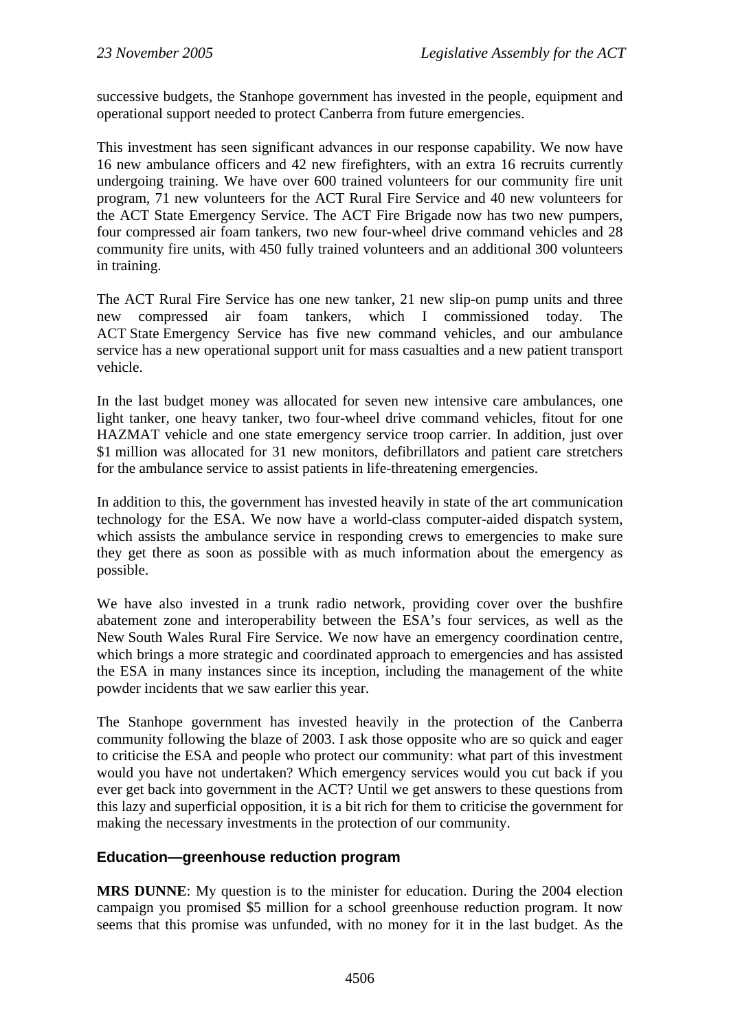successive budgets, the Stanhope government has invested in the people, equipment and operational support needed to protect Canberra from future emergencies.

This investment has seen significant advances in our response capability. We now have 16 new ambulance officers and 42 new firefighters, with an extra 16 recruits currently undergoing training. We have over 600 trained volunteers for our community fire unit program, 71 new volunteers for the ACT Rural Fire Service and 40 new volunteers for the ACT State Emergency Service. The ACT Fire Brigade now has two new pumpers, four compressed air foam tankers, two new four-wheel drive command vehicles and 28 community fire units, with 450 fully trained volunteers and an additional 300 volunteers in training.

The ACT Rural Fire Service has one new tanker, 21 new slip-on pump units and three new compressed air foam tankers, which I commissioned today. The ACT State Emergency Service has five new command vehicles, and our ambulance service has a new operational support unit for mass casualties and a new patient transport vehicle.

In the last budget money was allocated for seven new intensive care ambulances, one light tanker, one heavy tanker, two four-wheel drive command vehicles, fitout for one HAZMAT vehicle and one state emergency service troop carrier. In addition, just over $1 million was allocated for 31 new monitors, defibrillators and patient care stretchers for the ambulance service to assist patients in life-threatening emergencies.

In addition to this, the government has invested heavily in state of the art communication technology for the ESA. We now have a world-class computer-aided dispatch system, which assists the ambulance service in responding crews to emergencies to make sure they get there as soon as possible with as much information about the emergency as possible.

We have also invested in a trunk radio network, providing cover over the bushfire abatement zone and interoperability between the ESA's four services, as well as the New South Wales Rural Fire Service. We now have an emergency coordination centre, which brings a more strategic and coordinated approach to emergencies and has assisted the ESA in many instances since its inception, including the management of the white powder incidents that we saw earlier this year.

The Stanhope government has invested heavily in the protection of the Canberra community following the blaze of 2003. I ask those opposite who are so quick and eager to criticise the ESA and people who protect our community: what part of this investment would you have not undertaken? Which emergency services would you cut back if you ever get back into government in the ACT? Until we get answers to these questions from this lazy and superficial opposition, it is a bit rich for them to criticise the government for making the necessary investments in the protection of our community.

### Education—greenhouse reduction program

**MRS DUNNE**: My question is to the minister for education. During the 2004 election campaign you promised $5 million for a school greenhouse reduction program. It now seems that this promise was unfunded, with no money for it in the last budget. As the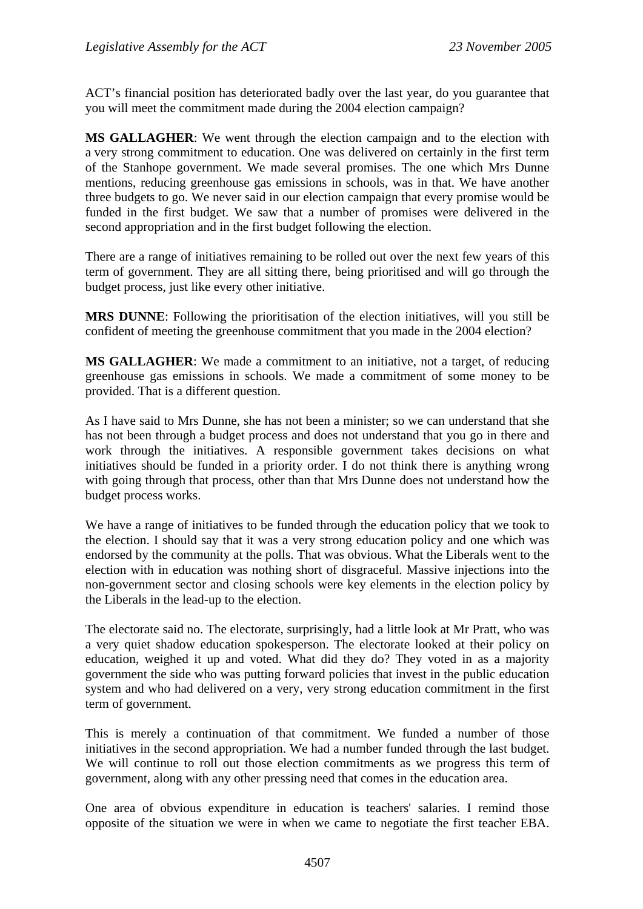ACT's financial position has deteriorated badly over the last year, do you guarantee that you will meet the commitment made during the 2004 election campaign?

**MS GALLAGHER**: We went through the election campaign and to the election with a very strong commitment to education. One was delivered on certainly in the first term of the Stanhope government. We made several promises. The one which Mrs Dunne mentions, reducing greenhouse gas emissions in schools, was in that. We have another three budgets to go. We never said in our election campaign that every promise would be funded in the first budget. We saw that a number of promises were delivered in the second appropriation and in the first budget following the election.

There are a range of initiatives remaining to be rolled out over the next few years of this term of government. They are all sitting there, being prioritised and will go through the budget process, just like every other initiative.

**MRS DUNNE**: Following the prioritisation of the election initiatives, will you still be confident of meeting the greenhouse commitment that you made in the 2004 election?

**MS GALLAGHER**: We made a commitment to an initiative, not a target, of reducing greenhouse gas emissions in schools. We made a commitment of some money to be provided. That is a different question.

As I have said to Mrs Dunne, she has not been a minister; so we can understand that she has not been through a budget process and does not understand that you go in there and work through the initiatives. A responsible government takes decisions on what initiatives should be funded in a priority order. I do not think there is anything wrong with going through that process, other than that Mrs Dunne does not understand how the budget process works.

We have a range of initiatives to be funded through the education policy that we took to the election. I should say that it was a very strong education policy and one which was endorsed by the community at the polls. That was obvious. What the Liberals went to the election with in education was nothing short of disgraceful. Massive injections into the non-government sector and closing schools were key elements in the election policy by the Liberals in the lead-up to the election.

The electorate said no. The electorate, surprisingly, had a little look at Mr Pratt, who was a very quiet shadow education spokesperson. The electorate looked at their policy on education, weighed it up and voted. What did they do? They voted in as a majority government the side who was putting forward policies that invest in the public education system and who had delivered on a very, very strong education commitment in the first term of government.

This is merely a continuation of that commitment. We funded a number of those initiatives in the second appropriation. We had a number funded through the last budget. We will continue to roll out those election commitments as we progress this term of government, along with any other pressing need that comes in the education area.

One area of obvious expenditure in education is teachers' salaries. I remind those opposite of the situation we were in when we came to negotiate the first teacher EBA.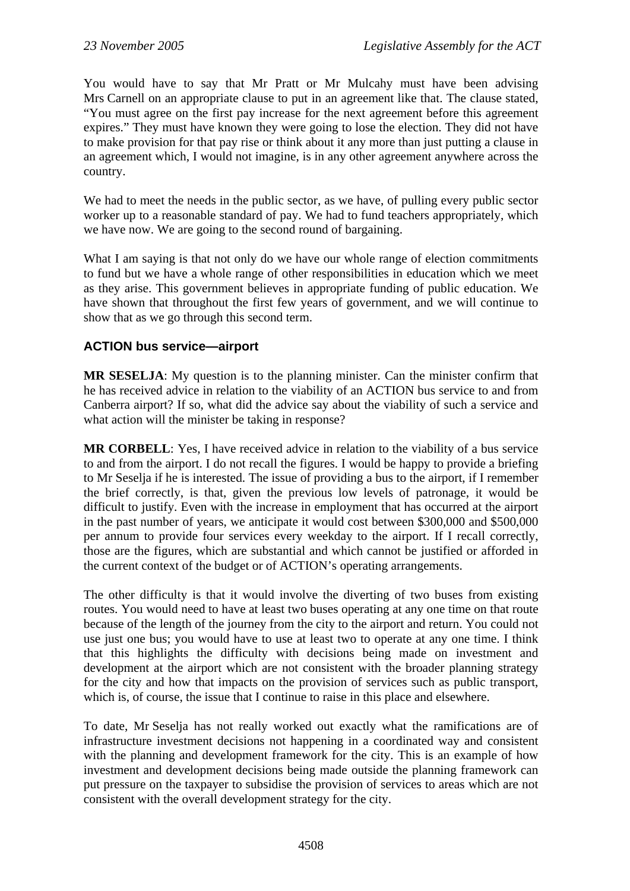You would have to say that Mr Pratt or Mr Mulcahy must have been advising Mrs Carnell on an appropriate clause to put in an agreement like that. The clause stated, "You must agree on the first pay increase for the next agreement before this agreement expires." They must have known they were going to lose the election. They did not have to make provision for that pay rise or think about it any more than just putting a clause in an agreement which, I would not imagine, is in any other agreement anywhere across the country.

We had to meet the needs in the public sector, as we have, of pulling every public sector worker up to a reasonable standard of pay. We had to fund teachers appropriately, which we have now. We are going to the second round of bargaining.

What I am saying is that not only do we have our whole range of election commitments to fund but we have a whole range of other responsibilities in education which we meet as they arise. This government believes in appropriate funding of public education. We have shown that throughout the first few years of government, and we will continue to show that as we go through this second term.

### ACTION bus service—airport

**MR SESELJA**: My question is to the planning minister. Can the minister confirm that he has received advice in relation to the viability of an ACTION bus service to and from Canberra airport? If so, what did the advice say about the viability of such a service and what action will the minister be taking in response?

**MR CORBELL**: Yes, I have received advice in relation to the viability of a bus service to and from the airport. I do not recall the figures. I would be happy to provide a briefing to Mr Seselja if he is interested. The issue of providing a bus to the airport, if I remember the brief correctly, is that, given the previous low levels of patronage, it would be difficult to justify. Even with the increase in employment that has occurred at the airport in the past number of years, we anticipate it would cost between $300,000 and $500,000 per annum to provide four services every weekday to the airport. If I recall correctly, those are the figures, which are substantial and which cannot be justified or afforded in the current context of the budget or of ACTION's operating arrangements.

The other difficulty is that it would involve the diverting of two buses from existing routes. You would need to have at least two buses operating at any one time on that route because of the length of the journey from the city to the airport and return. You could not use just one bus; you would have to use at least two to operate at any one time. I think that this highlights the difficulty with decisions being made on investment and development at the airport which are not consistent with the broader planning strategy for the city and how that impacts on the provision of services such as public transport, which is, of course, the issue that I continue to raise in this place and elsewhere.

To date, Mr Seselja has not really worked out exactly what the ramifications are of infrastructure investment decisions not happening in a coordinated way and consistent with the planning and development framework for the city. This is an example of how investment and development decisions being made outside the planning framework can put pressure on the taxpayer to subsidise the provision of services to areas which are not consistent with the overall development strategy for the city.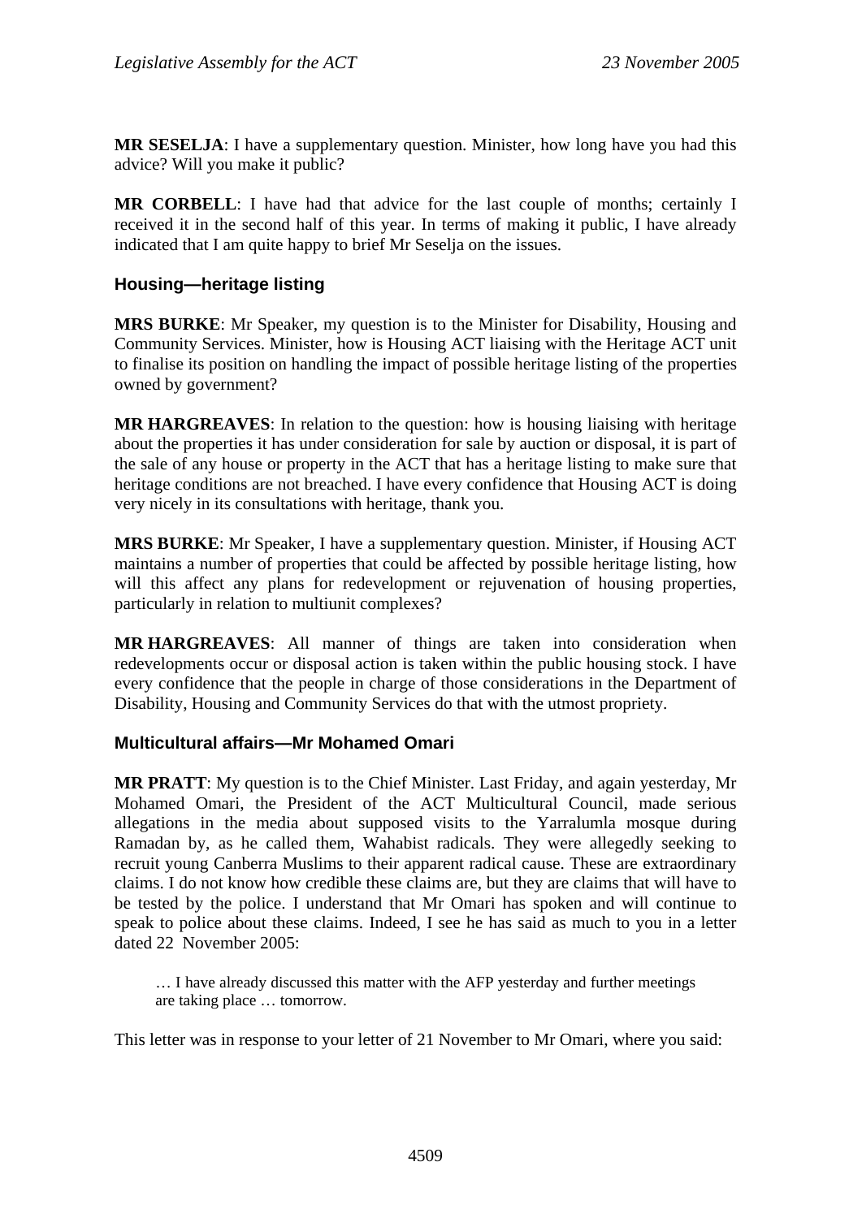**MR SESELJA**: I have a supplementary question. Minister, how long have you had this advice? Will you make it public?

**MR CORBELL**: I have had that advice for the last couple of months; certainly I received it in the second half of this year. In terms of making it public, I have already indicated that I am quite happy to brief Mr Seselja on the issues.

### Housing—heritage listing

**MRS BURKE**: Mr Speaker, my question is to the Minister for Disability, Housing and Community Services. Minister, how is Housing ACT liaising with the Heritage ACT unit to finalise its position on handling the impact of possible heritage listing of the properties owned by government?

**MR HARGREAVES**: In relation to the question: how is housing liaising with heritage about the properties it has under consideration for sale by auction or disposal, it is part of the sale of any house or property in the ACT that has a heritage listing to make sure that heritage conditions are not breached. I have every confidence that Housing ACT is doing very nicely in its consultations with heritage, thank you.

**MRS BURKE**: Mr Speaker, I have a supplementary question. Minister, if Housing ACT maintains a number of properties that could be affected by possible heritage listing, how will this affect any plans for redevelopment or rejuvenation of housing properties, particularly in relation to multiunit complexes?

**MR HARGREAVES**: All manner of things are taken into consideration when redevelopments occur or disposal action is taken within the public housing stock. I have every confidence that the people in charge of those considerations in the Department of Disability, Housing and Community Services do that with the utmost propriety.

### Multicultural affairs—Mr Mohamed Omari

**MR PRATT**: My question is to the Chief Minister. Last Friday, and again yesterday, Mr Mohamed Omari, the President of the ACT Multicultural Council, made serious allegations in the media about supposed visits to the Yarralumla mosque during Ramadan by, as he called them, Wahabist radicals. They were allegedly seeking to recruit young Canberra Muslims to their apparent radical cause. These are extraordinary claims. I do not know how credible these claims are, but they are claims that will have to be tested by the police. I understand that Mr Omari has spoken and will continue to speak to police about these claims. Indeed, I see he has said as much to you in a letter dated 22 November 2005:

> … I have already discussed this matter with the AFP yesterday and further meetings are taking place … tomorrow.

This letter was in response to your letter of 21 November to Mr Omari, where you said: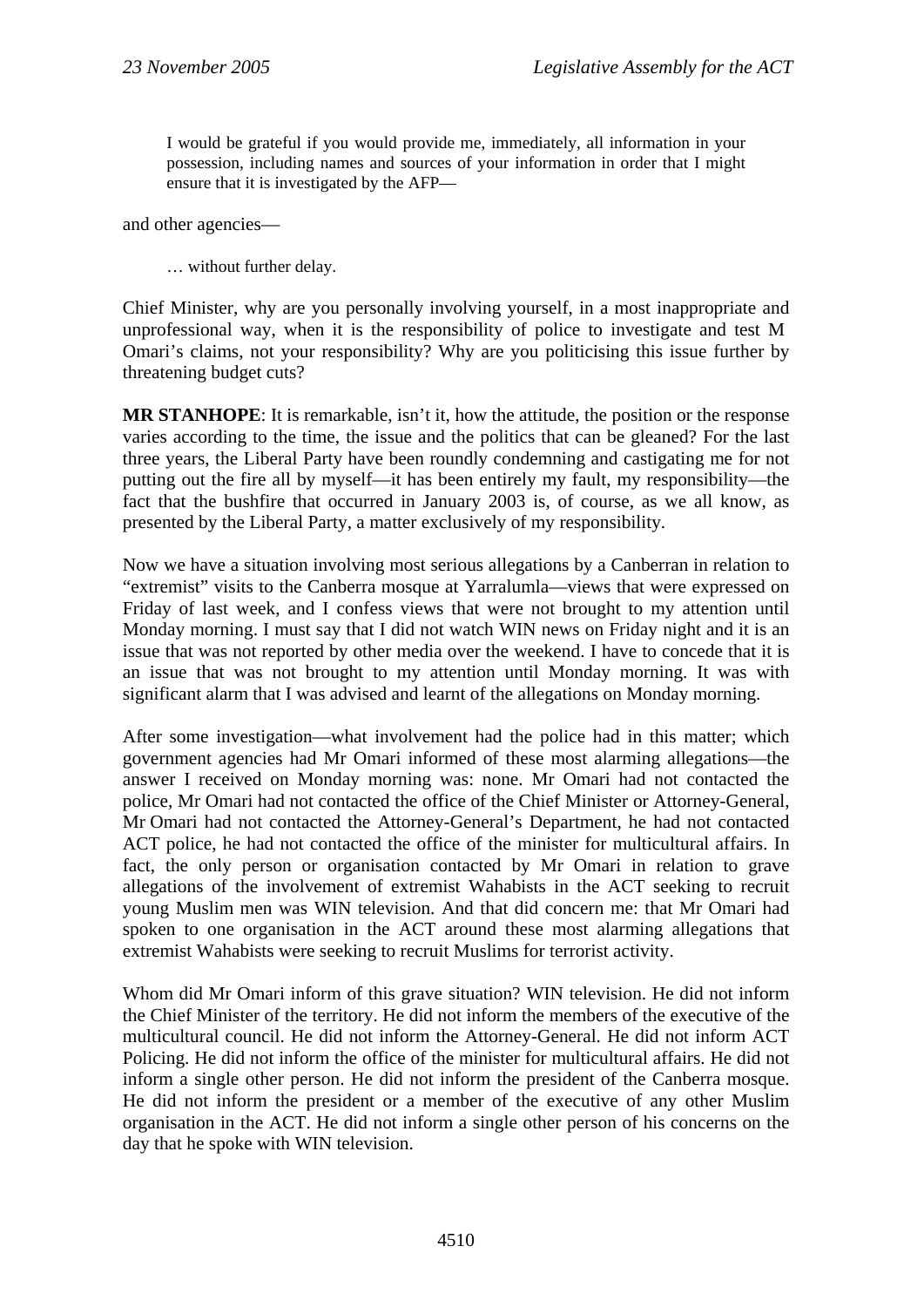I would be grateful if you would provide me, immediately, all information in your possession, including names and sources of your information in order that I might ensure that it is investigated by the AFP—

and other agencies—

… without further delay.

Chief Minister, why are you personally involving yourself, in a most inappropriate and unprofessional way, when it is the responsibility of police to investigate and test M Omari's claims, not your responsibility? Why are you politicising this issue further by threatening budget cuts?

**MR STANHOPE**: It is remarkable, isn't it, how the attitude, the position or the response varies according to the time, the issue and the politics that can be gleaned? For the last three years, the Liberal Party have been roundly condemning and castigating me for not putting out the fire all by myself—it has been entirely my fault, my responsibility—the fact that the bushfire that occurred in January 2003 is, of course, as we all know, as presented by the Liberal Party, a matter exclusively of my responsibility.

Now we have a situation involving most serious allegations by a Canberran in relation to "extremist" visits to the Canberra mosque at Yarralumla—views that were expressed on Friday of last week, and I confess views that were not brought to my attention until Monday morning. I must say that I did not watch WIN news on Friday night and it is an issue that was not reported by other media over the weekend. I have to concede that it is an issue that was not brought to my attention until Monday morning. It was with significant alarm that I was advised and learnt of the allegations on Monday morning.

After some investigation—what involvement had the police had in this matter; which government agencies had Mr Omari informed of these most alarming allegations—the answer I received on Monday morning was: none. Mr Omari had not contacted the police, Mr Omari had not contacted the office of the Chief Minister or Attorney-General, Mr Omari had not contacted the Attorney-General's Department, he had not contacted ACT police, he had not contacted the office of the minister for multicultural affairs. In fact, the only person or organisation contacted by Mr Omari in relation to grave allegations of the involvement of extremist Wahabists in the ACT seeking to recruit young Muslim men was WIN television. And that did concern me: that Mr Omari had spoken to one organisation in the ACT around these most alarming allegations that extremist Wahabists were seeking to recruit Muslims for terrorist activity.

Whom did Mr Omari inform of this grave situation? WIN television. He did not inform the Chief Minister of the territory. He did not inform the members of the executive of the multicultural council. He did not inform the Attorney-General. He did not inform ACT Policing. He did not inform the office of the minister for multicultural affairs. He did not inform a single other person. He did not inform the president of the Canberra mosque. He did not inform the president or a member of the executive of any other Muslim organisation in the ACT. He did not inform a single other person of his concerns on the day that he spoke with WIN television.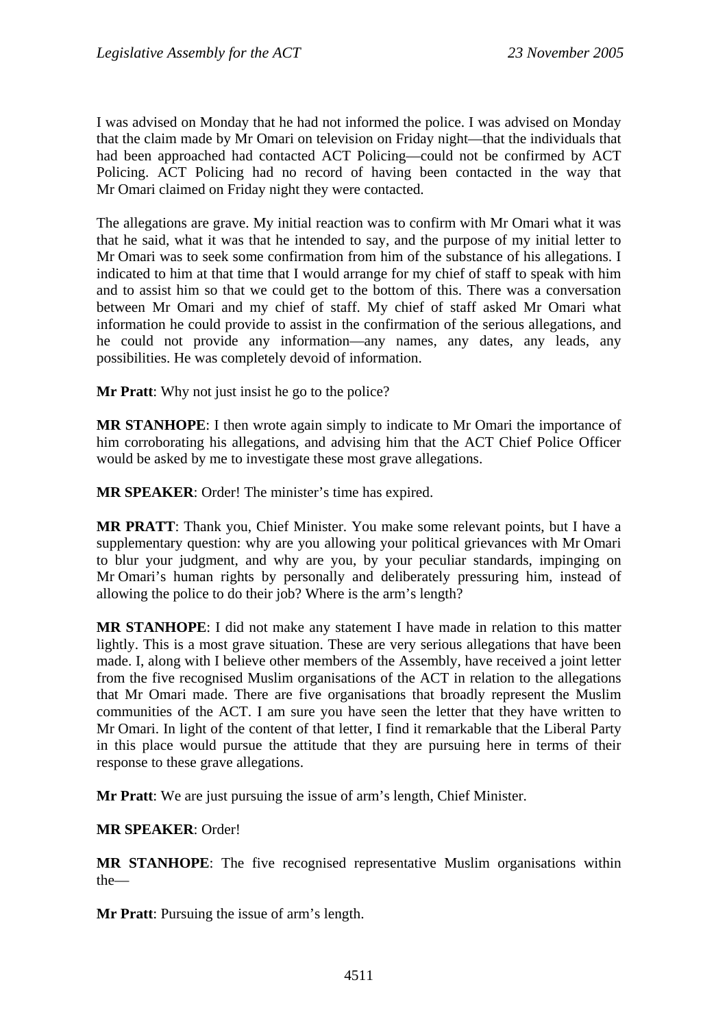I was advised on Monday that he had not informed the police. I was advised on Monday that the claim made by Mr Omari on television on Friday night—that the individuals that had been approached had contacted ACT Policing—could not be confirmed by ACT Policing. ACT Policing had no record of having been contacted in the way that Mr Omari claimed on Friday night they were contacted.

The allegations are grave. My initial reaction was to confirm with Mr Omari what it was that he said, what it was that he intended to say, and the purpose of my initial letter to Mr Omari was to seek some confirmation from him of the substance of his allegations. I indicated to him at that time that I would arrange for my chief of staff to speak with him and to assist him so that we could get to the bottom of this. There was a conversation between Mr Omari and my chief of staff. My chief of staff asked Mr Omari what information he could provide to assist in the confirmation of the serious allegations, and he could not provide any information—any names, any dates, any leads, any possibilities. He was completely devoid of information.

**Mr Pratt**: Why not just insist he go to the police?

**MR STANHOPE**: I then wrote again simply to indicate to Mr Omari the importance of him corroborating his allegations, and advising him that the ACT Chief Police Officer would be asked by me to investigate these most grave allegations.

**MR SPEAKER**: Order! The minister's time has expired.

**MR PRATT**: Thank you, Chief Minister. You make some relevant points, but I have a supplementary question: why are you allowing your political grievances with Mr Omari to blur your judgment, and why are you, by your peculiar standards, impinging on Mr Omari's human rights by personally and deliberately pressuring him, instead of allowing the police to do their job? Where is the arm's length?

**MR STANHOPE**: I did not make any statement I have made in relation to this matter lightly. This is a most grave situation. These are very serious allegations that have been made. I, along with I believe other members of the Assembly, have received a joint letter from the five recognised Muslim organisations of the ACT in relation to the allegations that Mr Omari made. There are five organisations that broadly represent the Muslim communities of the ACT. I am sure you have seen the letter that they have written to Mr Omari. In light of the content of that letter, I find it remarkable that the Liberal Party in this place would pursue the attitude that they are pursuing here in terms of their response to these grave allegations.

**Mr Pratt**: We are just pursuing the issue of arm's length, Chief Minister.

**MR SPEAKER**: Order!

**MR STANHOPE**: The five recognised representative Muslim organisations within the—

**Mr Pratt**: Pursuing the issue of arm's length.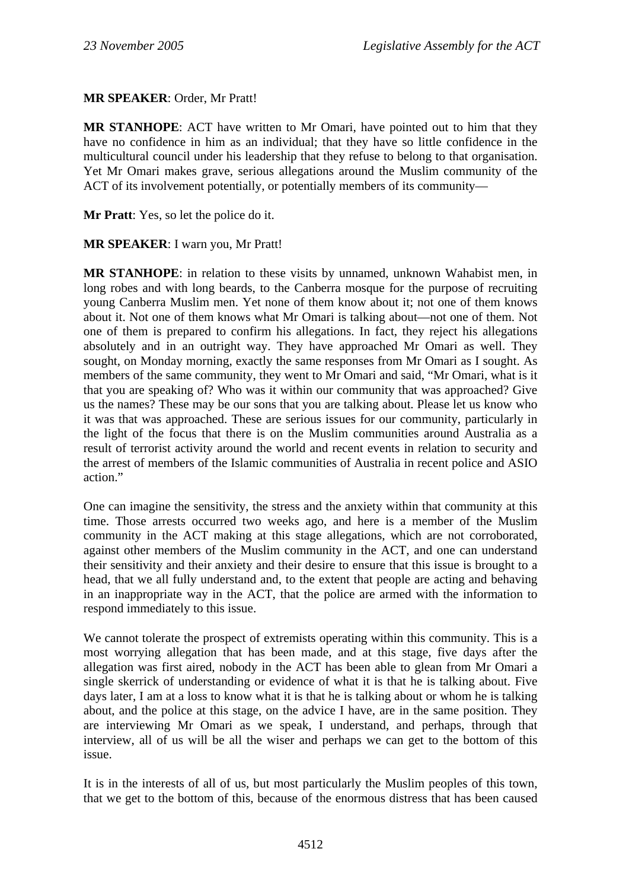**MR SPEAKER**: Order, Mr Pratt!

**MR STANHOPE**: ACT have written to Mr Omari, have pointed out to him that they have no confidence in him as an individual; that they have so little confidence in the multicultural council under his leadership that they refuse to belong to that organisation. Yet Mr Omari makes grave, serious allegations around the Muslim community of the ACT of its involvement potentially, or potentially members of its community—

**Mr Pratt**: Yes, so let the police do it.

**MR SPEAKER**: I warn you, Mr Pratt!

**MR STANHOPE**: in relation to these visits by unnamed, unknown Wahabist men, in long robes and with long beards, to the Canberra mosque for the purpose of recruiting young Canberra Muslim men. Yet none of them know about it; not one of them knows about it. Not one of them knows what Mr Omari is talking about—not one of them. Not one of them is prepared to confirm his allegations. In fact, they reject his allegations absolutely and in an outright way. They have approached Mr Omari as well. They sought, on Monday morning, exactly the same responses from Mr Omari as I sought. As members of the same community, they went to Mr Omari and said, "Mr Omari, what is it that you are speaking of? Who was it within our community that was approached? Give us the names? These may be our sons that you are talking about. Please let us know who it was that was approached. These are serious issues for our community, particularly in the light of the focus that there is on the Muslim communities around Australia as a result of terrorist activity around the world and recent events in relation to security and the arrest of members of the Islamic communities of Australia in recent police and ASIO action."

One can imagine the sensitivity, the stress and the anxiety within that community at this time. Those arrests occurred two weeks ago, and here is a member of the Muslim community in the ACT making at this stage allegations, which are not corroborated, against other members of the Muslim community in the ACT, and one can understand their sensitivity and their anxiety and their desire to ensure that this issue is brought to a head, that we all fully understand and, to the extent that people are acting and behaving in an inappropriate way in the ACT, that the police are armed with the information to respond immediately to this issue.

We cannot tolerate the prospect of extremists operating within this community. This is a most worrying allegation that has been made, and at this stage, five days after the allegation was first aired, nobody in the ACT has been able to glean from Mr Omari a single skerrick of understanding or evidence of what it is that he is talking about. Five days later, I am at a loss to know what it is that he is talking about or whom he is talking about, and the police at this stage, on the advice I have, are in the same position. They are interviewing Mr Omari as we speak, I understand, and perhaps, through that interview, all of us will be all the wiser and perhaps we can get to the bottom of this issue.

It is in the interests of all of us, but most particularly the Muslim peoples of this town, that we get to the bottom of this, because of the enormous distress that has been caused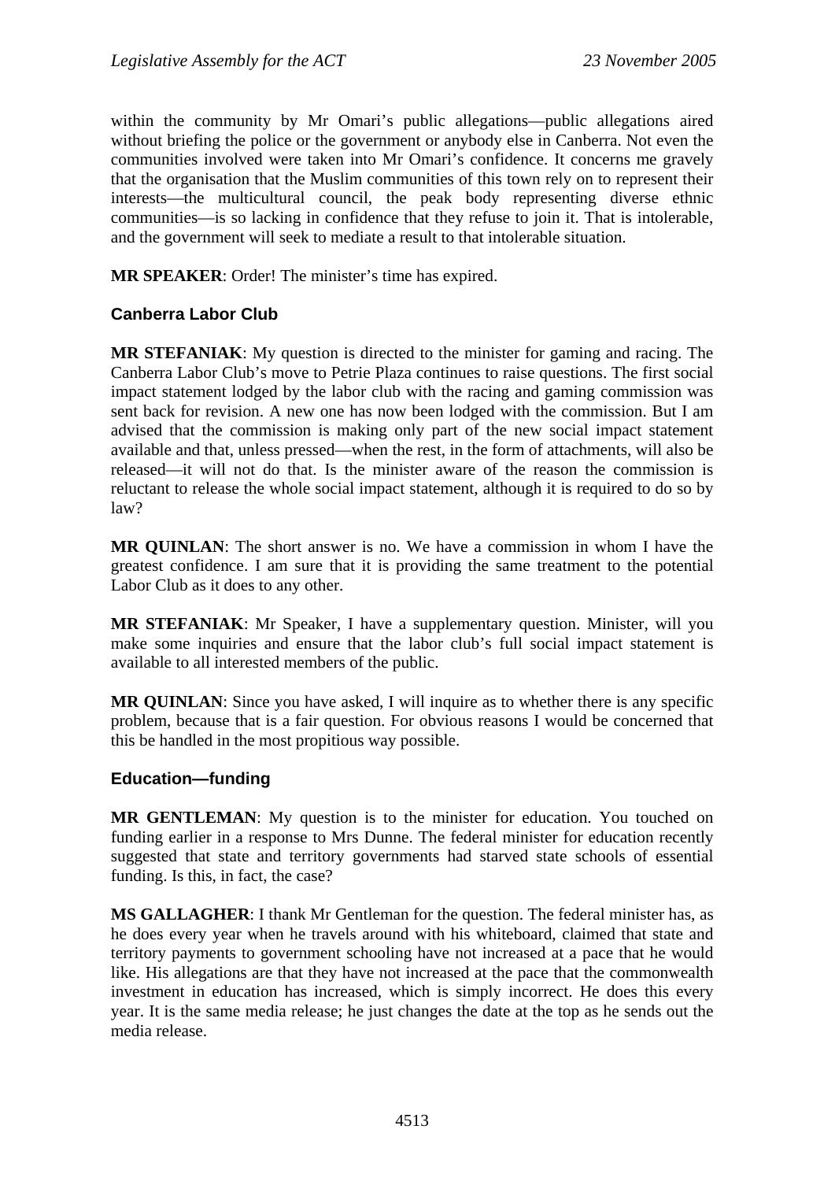within the community by Mr Omari's public allegations—public allegations aired without briefing the police or the government or anybody else in Canberra. Not even the communities involved were taken into Mr Omari's confidence. It concerns me gravely that the organisation that the Muslim communities of this town rely on to represent their interests—the multicultural council, the peak body representing diverse ethnic communities—is so lacking in confidence that they refuse to join it. That is intolerable, and the government will seek to mediate a result to that intolerable situation.

**MR SPEAKER**: Order! The minister's time has expired.

### Canberra Labor Club

**MR STEFANIAK**: My question is directed to the minister for gaming and racing. The Canberra Labor Club's move to Petrie Plaza continues to raise questions. The first social impact statement lodged by the labor club with the racing and gaming commission was sent back for revision. A new one has now been lodged with the commission. But I am advised that the commission is making only part of the new social impact statement available and that, unless pressed—when the rest, in the form of attachments, will also be released—it will not do that. Is the minister aware of the reason the commission is reluctant to release the whole social impact statement, although it is required to do so by law?

**MR QUINLAN**: The short answer is no. We have a commission in whom I have the greatest confidence. I am sure that it is providing the same treatment to the potential Labor Club as it does to any other.

**MR STEFANIAK**: Mr Speaker, I have a supplementary question. Minister, will you make some inquiries and ensure that the labor club's full social impact statement is available to all interested members of the public.

**MR QUINLAN**: Since you have asked, I will inquire as to whether there is any specific problem, because that is a fair question. For obvious reasons I would be concerned that this be handled in the most propitious way possible.

### Education—funding

**MR GENTLEMAN**: My question is to the minister for education. You touched on funding earlier in a response to Mrs Dunne. The federal minister for education recently suggested that state and territory governments had starved state schools of essential funding. Is this, in fact, the case?

**MS GALLAGHER**: I thank Mr Gentleman for the question. The federal minister has, as he does every year when he travels around with his whiteboard, claimed that state and territory payments to government schooling have not increased at a pace that he would like. His allegations are that they have not increased at the pace that the commonwealth investment in education has increased, which is simply incorrect. He does this every year. It is the same media release; he just changes the date at the top as he sends out the media release.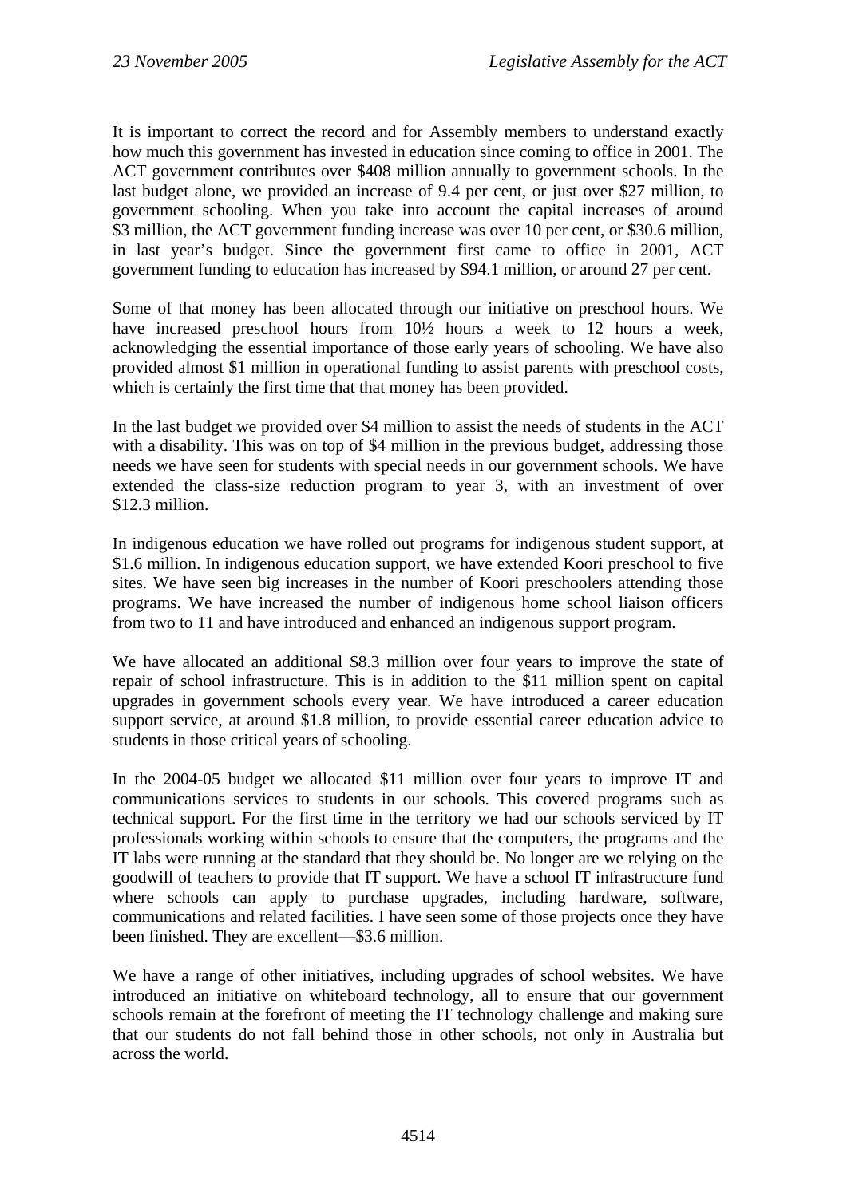It is important to correct the record and for Assembly members to understand exactly how much this government has invested in education since coming to office in 2001. The ACT government contributes over $408 million annually to government schools. In the last budget alone, we provided an increase of 9.4 per cent, or just over $27 million, to government schooling. When you take into account the capital increases of around $3 million, the ACT government funding increase was over 10 per cent, or $30.6 million, in last year's budget. Since the government first came to office in 2001, ACT government funding to education has increased by $94.1 million, or around 27 per cent.

Some of that money has been allocated through our initiative on preschool hours. We have increased preschool hours from 10½ hours a week to 12 hours a week, acknowledging the essential importance of those early years of schooling. We have also provided almost $1 million in operational funding to assist parents with preschool costs, which is certainly the first time that that money has been provided.

In the last budget we provided over $4 million to assist the needs of students in the ACT with a disability. This was on top of $4 million in the previous budget, addressing those needs we have seen for students with special needs in our government schools. We have extended the class-size reduction program to year 3, with an investment of over $12.3 million.

In indigenous education we have rolled out programs for indigenous student support, at $1.6 million. In indigenous education support, we have extended Koori preschool to five sites. We have seen big increases in the number of Koori preschoolers attending those programs. We have increased the number of indigenous home school liaison officers from two to 11 and have introduced and enhanced an indigenous support program.

We have allocated an additional $8.3 million over four years to improve the state of repair of school infrastructure. This is in addition to the $11 million spent on capital upgrades in government schools every year. We have introduced a career education support service, at around $1.8 million, to provide essential career education advice to students in those critical years of schooling.

In the 2004-05 budget we allocated $11 million over four years to improve IT and communications services to students in our schools. This covered programs such as technical support. For the first time in the territory we had our schools serviced by IT professionals working within schools to ensure that the computers, the programs and the IT labs were running at the standard that they should be. No longer are we relying on the goodwill of teachers to provide that IT support. We have a school IT infrastructure fund where schools can apply to purchase upgrades, including hardware, software, communications and related facilities. I have seen some of those projects once they have been finished. They are excellent—$3.6 million.

We have a range of other initiatives, including upgrades of school websites. We have introduced an initiative on whiteboard technology, all to ensure that our government schools remain at the forefront of meeting the IT technology challenge and making sure that our students do not fall behind those in other schools, not only in Australia but across the world.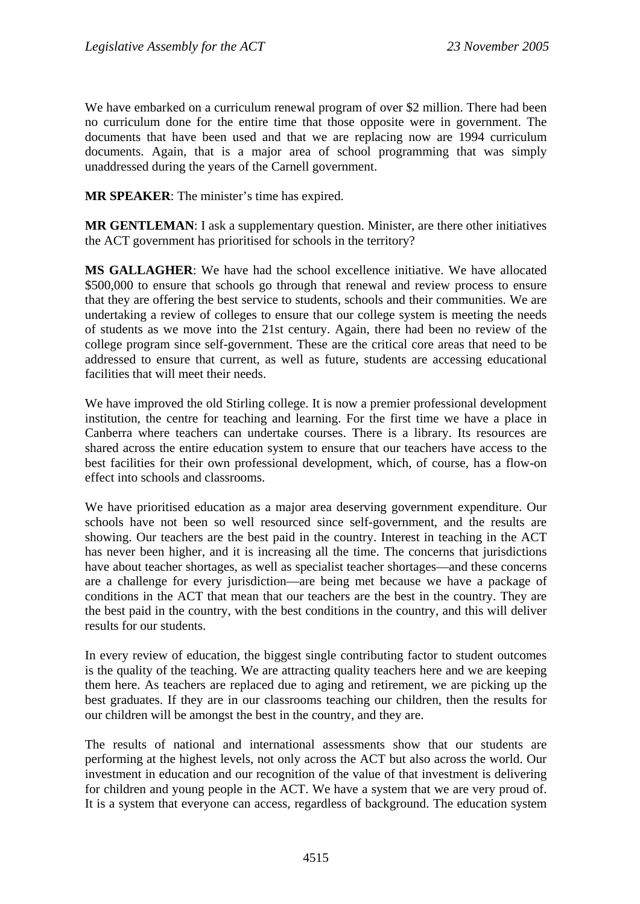We have embarked on a curriculum renewal program of over $2 million. There had been no curriculum done for the entire time that those opposite were in government. The documents that have been used and that we are replacing now are 1994 curriculum documents. Again, that is a major area of school programming that was simply unaddressed during the years of the Carnell government.

**MR SPEAKER**: The minister's time has expired.

**MR GENTLEMAN**: I ask a supplementary question. Minister, are there other initiatives the ACT government has prioritised for schools in the territory?

**MS GALLAGHER**: We have had the school excellence initiative. We have allocated $500,000 to ensure that schools go through that renewal and review process to ensure that they are offering the best service to students, schools and their communities. We are undertaking a review of colleges to ensure that our college system is meeting the needs of students as we move into the 21st century. Again, there had been no review of the college program since self-government. These are the critical core areas that need to be addressed to ensure that current, as well as future, students are accessing educational facilities that will meet their needs.

We have improved the old Stirling college. It is now a premier professional development institution, the centre for teaching and learning. For the first time we have a place in Canberra where teachers can undertake courses. There is a library. Its resources are shared across the entire education system to ensure that our teachers have access to the best facilities for their own professional development, which, of course, has a flow-on effect into schools and classrooms.

We have prioritised education as a major area deserving government expenditure. Our schools have not been so well resourced since self-government, and the results are showing. Our teachers are the best paid in the country. Interest in teaching in the ACT has never been higher, and it is increasing all the time. The concerns that jurisdictions have about teacher shortages, as well as specialist teacher shortages—and these concerns are a challenge for every jurisdiction—are being met because we have a package of conditions in the ACT that mean that our teachers are the best in the country. They are the best paid in the country, with the best conditions in the country, and this will deliver results for our students.

In every review of education, the biggest single contributing factor to student outcomes is the quality of the teaching. We are attracting quality teachers here and we are keeping them here. As teachers are replaced due to aging and retirement, we are picking up the best graduates. If they are in our classrooms teaching our children, then the results for our children will be amongst the best in the country, and they are.

The results of national and international assessments show that our students are performing at the highest levels, not only across the ACT but also across the world. Our investment in education and our recognition of the value of that investment is delivering for children and young people in the ACT. We have a system that we are very proud of. It is a system that everyone can access, regardless of background. The education system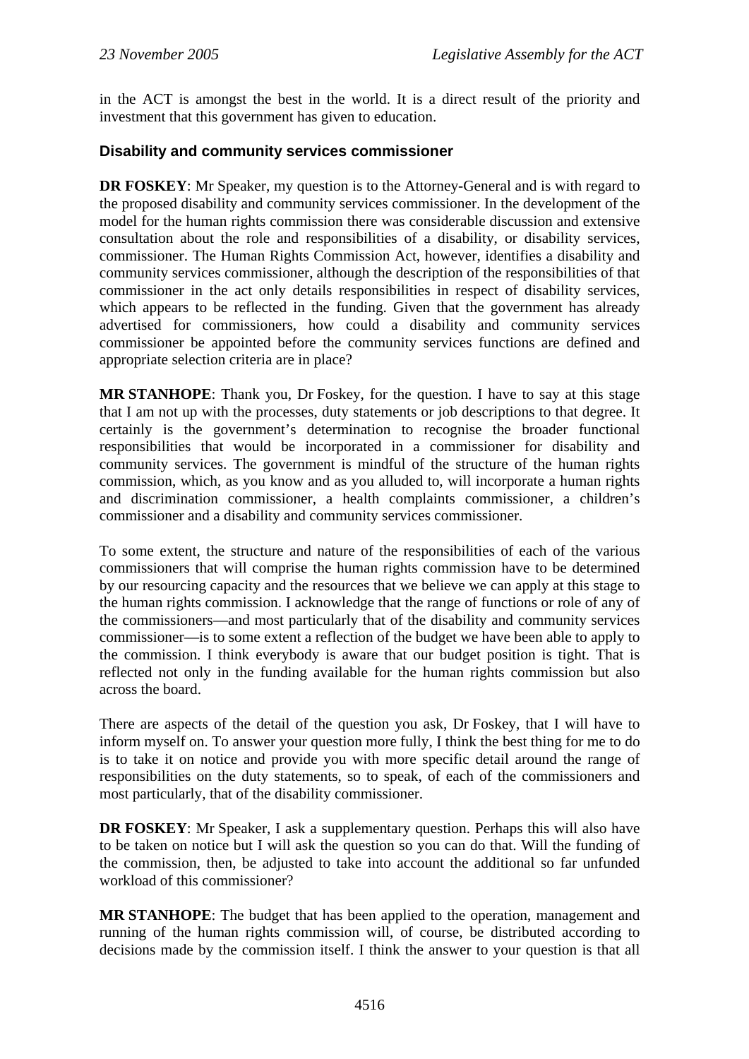in the ACT is amongst the best in the world. It is a direct result of the priority and investment that this government has given to education.

### Disability and community services commissioner

**DR FOSKEY**: Mr Speaker, my question is to the Attorney-General and is with regard to the proposed disability and community services commissioner. In the development of the model for the human rights commission there was considerable discussion and extensive consultation about the role and responsibilities of a disability, or disability services, commissioner. The Human Rights Commission Act, however, identifies a disability and community services commissioner, although the description of the responsibilities of that commissioner in the act only details responsibilities in respect of disability services, which appears to be reflected in the funding. Given that the government has already advertised for commissioners, how could a disability and community services commissioner be appointed before the community services functions are defined and appropriate selection criteria are in place?

**MR STANHOPE**: Thank you, Dr Foskey, for the question. I have to say at this stage that I am not up with the processes, duty statements or job descriptions to that degree. It certainly is the government's determination to recognise the broader functional responsibilities that would be incorporated in a commissioner for disability and community services. The government is mindful of the structure of the human rights commission, which, as you know and as you alluded to, will incorporate a human rights and discrimination commissioner, a health complaints commissioner, a children's commissioner and a disability and community services commissioner.

To some extent, the structure and nature of the responsibilities of each of the various commissioners that will comprise the human rights commission have to be determined by our resourcing capacity and the resources that we believe we can apply at this stage to the human rights commission. I acknowledge that the range of functions or role of any of the commissioners—and most particularly that of the disability and community services commissioner—is to some extent a reflection of the budget we have been able to apply to the commission. I think everybody is aware that our budget position is tight. That is reflected not only in the funding available for the human rights commission but also across the board.

There are aspects of the detail of the question you ask, Dr Foskey, that I will have to inform myself on. To answer your question more fully, I think the best thing for me to do is to take it on notice and provide you with more specific detail around the range of responsibilities on the duty statements, so to speak, of each of the commissioners and most particularly, that of the disability commissioner.

**DR FOSKEY**: Mr Speaker, I ask a supplementary question. Perhaps this will also have to be taken on notice but I will ask the question so you can do that. Will the funding of the commission, then, be adjusted to take into account the additional so far unfunded workload of this commissioner?

**MR STANHOPE**: The budget that has been applied to the operation, management and running of the human rights commission will, of course, be distributed according to decisions made by the commission itself. I think the answer to your question is that all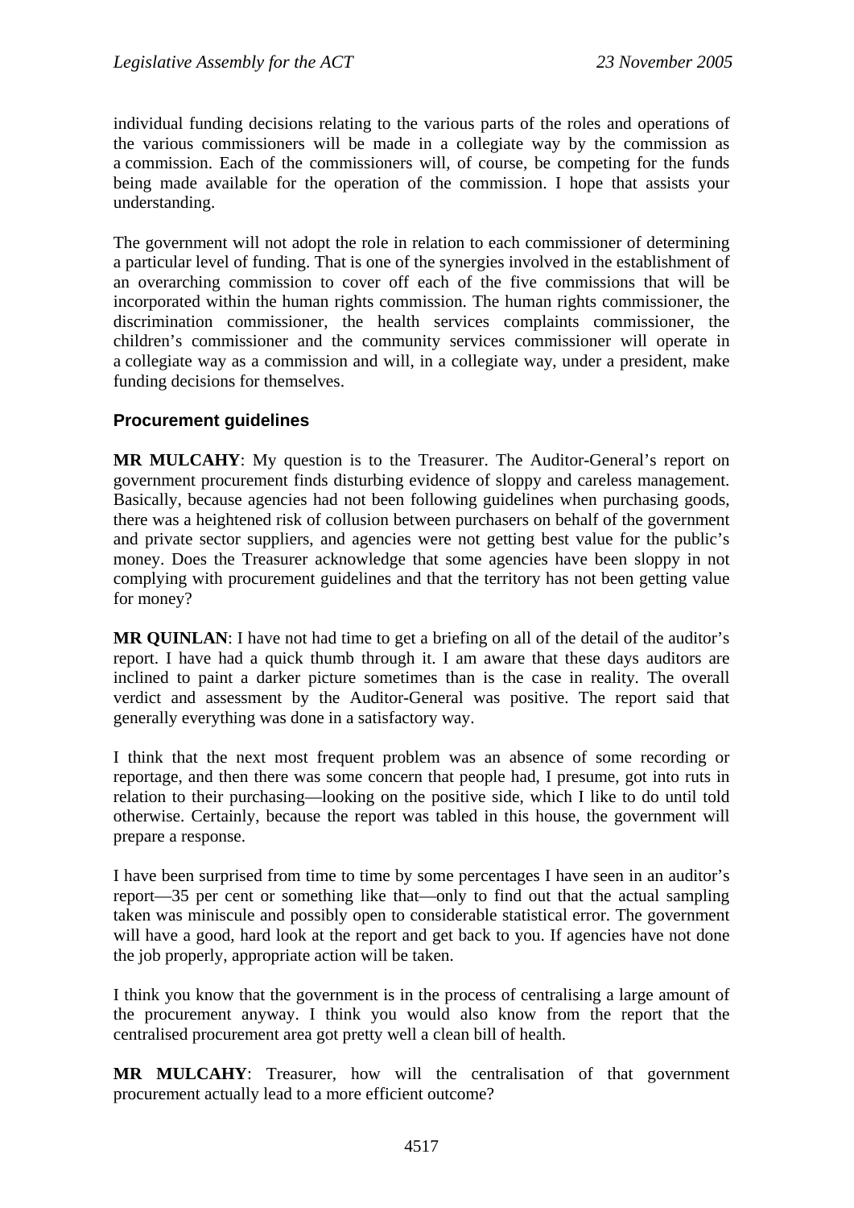individual funding decisions relating to the various parts of the roles and operations of the various commissioners will be made in a collegiate way by the commission as a commission. Each of the commissioners will, of course, be competing for the funds being made available for the operation of the commission. I hope that assists your understanding.

The government will not adopt the role in relation to each commissioner of determining a particular level of funding. That is one of the synergies involved in the establishment of an overarching commission to cover off each of the five commissions that will be incorporated within the human rights commission. The human rights commissioner, the discrimination commissioner, the health services complaints commissioner, the children's commissioner and the community services commissioner will operate in a collegiate way as a commission and will, in a collegiate way, under a president, make funding decisions for themselves.

### Procurement guidelines

**MR MULCAHY**: My question is to the Treasurer. The Auditor-General's report on government procurement finds disturbing evidence of sloppy and careless management. Basically, because agencies had not been following guidelines when purchasing goods, there was a heightened risk of collusion between purchasers on behalf of the government and private sector suppliers, and agencies were not getting best value for the public's money. Does the Treasurer acknowledge that some agencies have been sloppy in not complying with procurement guidelines and that the territory has not been getting value for money?

**MR QUINLAN**: I have not had time to get a briefing on all of the detail of the auditor's report. I have had a quick thumb through it. I am aware that these days auditors are inclined to paint a darker picture sometimes than is the case in reality. The overall verdict and assessment by the Auditor-General was positive. The report said that generally everything was done in a satisfactory way.

I think that the next most frequent problem was an absence of some recording or reportage, and then there was some concern that people had, I presume, got into ruts in relation to their purchasing—looking on the positive side, which I like to do until told otherwise. Certainly, because the report was tabled in this house, the government will prepare a response.

I have been surprised from time to time by some percentages I have seen in an auditor's report—35 per cent or something like that—only to find out that the actual sampling taken was miniscule and possibly open to considerable statistical error. The government will have a good, hard look at the report and get back to you. If agencies have not done the job properly, appropriate action will be taken.

I think you know that the government is in the process of centralising a large amount of the procurement anyway. I think you would also know from the report that the centralised procurement area got pretty well a clean bill of health.

**MR MULCAHY**: Treasurer, how will the centralisation of that government procurement actually lead to a more efficient outcome?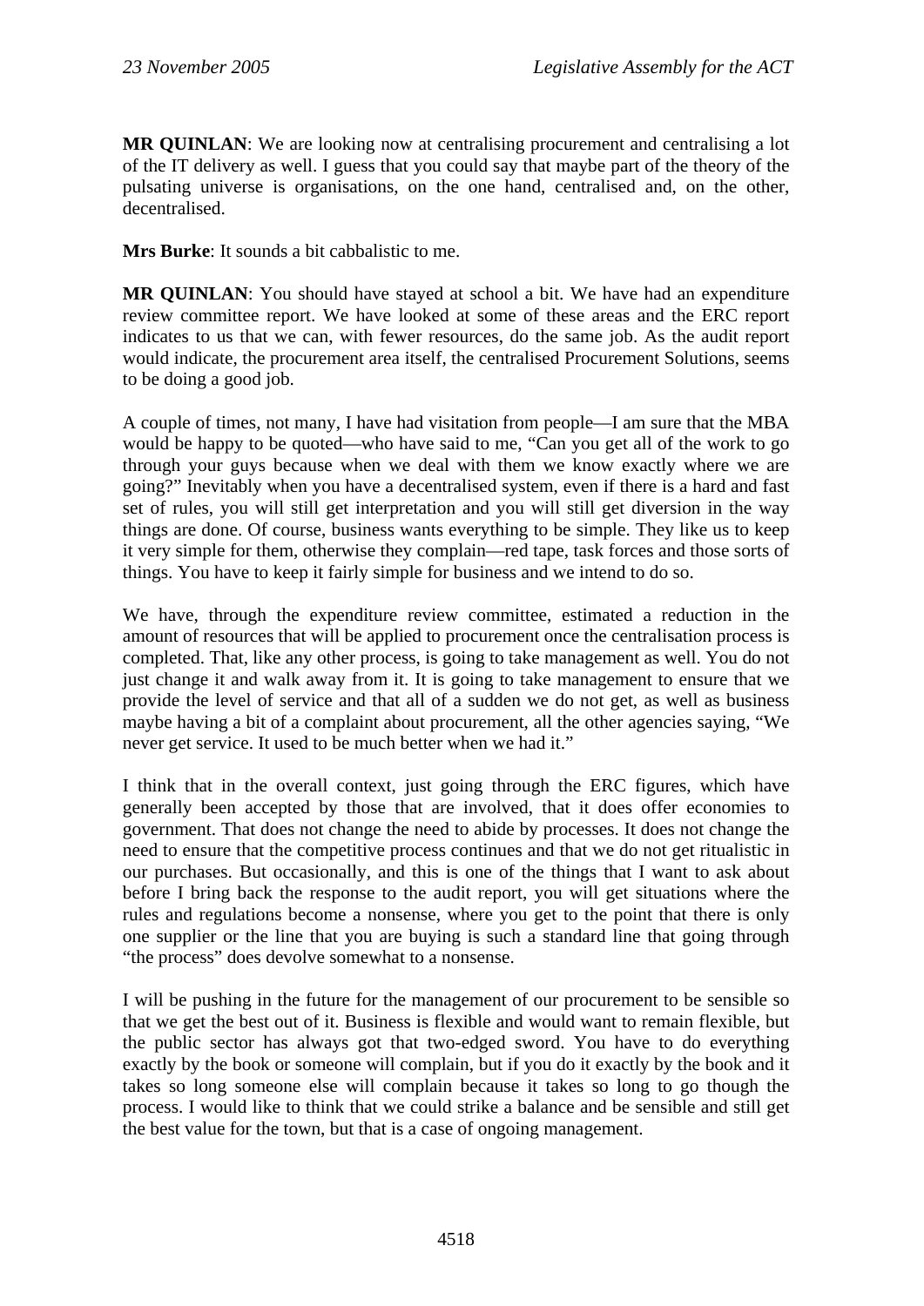**MR QUINLAN**: We are looking now at centralising procurement and centralising a lot of the IT delivery as well. I guess that you could say that maybe part of the theory of the pulsating universe is organisations, on the one hand, centralised and, on the other, decentralised.

**Mrs Burke**: It sounds a bit cabbalistic to me.

**MR QUINLAN**: You should have stayed at school a bit. We have had an expenditure review committee report. We have looked at some of these areas and the ERC report indicates to us that we can, with fewer resources, do the same job. As the audit report would indicate, the procurement area itself, the centralised Procurement Solutions, seems to be doing a good job.

A couple of times, not many, I have had visitation from people—I am sure that the MBA would be happy to be quoted—who have said to me, "Can you get all of the work to go through your guys because when we deal with them we know exactly where we are going?" Inevitably when you have a decentralised system, even if there is a hard and fast set of rules, you will still get interpretation and you will still get diversion in the way things are done. Of course, business wants everything to be simple. They like us to keep it very simple for them, otherwise they complain—red tape, task forces and those sorts of things. You have to keep it fairly simple for business and we intend to do so.

We have, through the expenditure review committee, estimated a reduction in the amount of resources that will be applied to procurement once the centralisation process is completed. That, like any other process, is going to take management as well. You do not just change it and walk away from it. It is going to take management to ensure that we provide the level of service and that all of a sudden we do not get, as well as business maybe having a bit of a complaint about procurement, all the other agencies saying, "We never get service. It used to be much better when we had it."

I think that in the overall context, just going through the ERC figures, which have generally been accepted by those that are involved, that it does offer economies to government. That does not change the need to abide by processes. It does not change the need to ensure that the competitive process continues and that we do not get ritualistic in our purchases. But occasionally, and this is one of the things that I want to ask about before I bring back the response to the audit report, you will get situations where the rules and regulations become a nonsense, where you get to the point that there is only one supplier or the line that you are buying is such a standard line that going through "the process" does devolve somewhat to a nonsense.

I will be pushing in the future for the management of our procurement to be sensible so that we get the best out of it. Business is flexible and would want to remain flexible, but the public sector has always got that two-edged sword. You have to do everything exactly by the book or someone will complain, but if you do it exactly by the book and it takes so long someone else will complain because it takes so long to go though the process. I would like to think that we could strike a balance and be sensible and still get the best value for the town, but that is a case of ongoing management.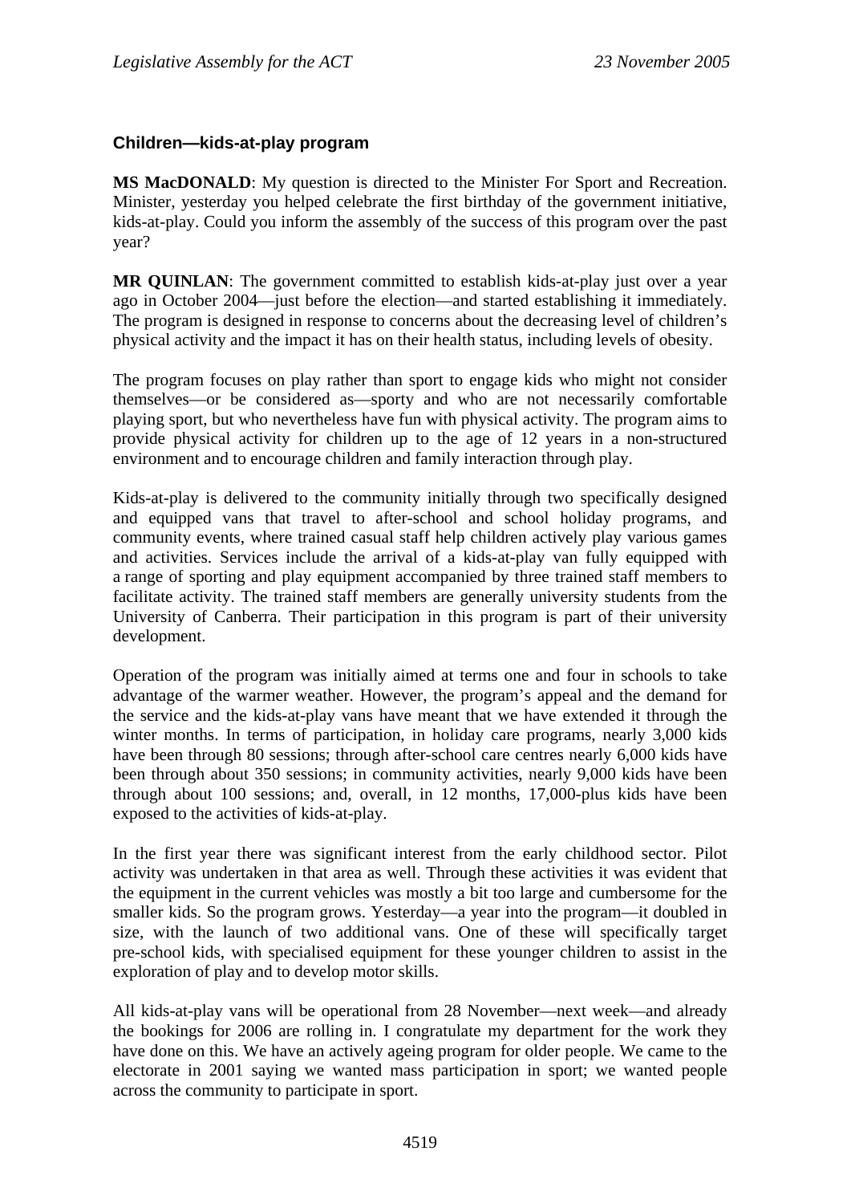### Children—kids-at-play program

**MS MacDONALD**: My question is directed to the Minister For Sport and Recreation. Minister, yesterday you helped celebrate the first birthday of the government initiative, kids-at-play. Could you inform the assembly of the success of this program over the past year?

**MR QUINLAN**: The government committed to establish kids-at-play just over a year ago in October 2004—just before the election—and started establishing it immediately. The program is designed in response to concerns about the decreasing level of children's physical activity and the impact it has on their health status, including levels of obesity.

The program focuses on play rather than sport to engage kids who might not consider themselves—or be considered as—sporty and who are not necessarily comfortable playing sport, but who nevertheless have fun with physical activity. The program aims to provide physical activity for children up to the age of 12 years in a non-structured environment and to encourage children and family interaction through play.

Kids-at-play is delivered to the community initially through two specifically designed and equipped vans that travel to after-school and school holiday programs, and community events, where trained casual staff help children actively play various games and activities. Services include the arrival of a kids-at-play van fully equipped with a range of sporting and play equipment accompanied by three trained staff members to facilitate activity. The trained staff members are generally university students from the University of Canberra. Their participation in this program is part of their university development.

Operation of the program was initially aimed at terms one and four in schools to take advantage of the warmer weather. However, the program's appeal and the demand for the service and the kids-at-play vans have meant that we have extended it through the winter months. In terms of participation, in holiday care programs, nearly 3,000 kids have been through 80 sessions; through after-school care centres nearly 6,000 kids have been through about 350 sessions; in community activities, nearly 9,000 kids have been through about 100 sessions; and, overall, in 12 months, 17,000-plus kids have been exposed to the activities of kids-at-play.

In the first year there was significant interest from the early childhood sector. Pilot activity was undertaken in that area as well. Through these activities it was evident that the equipment in the current vehicles was mostly a bit too large and cumbersome for the smaller kids. So the program grows. Yesterday—a year into the program—it doubled in size, with the launch of two additional vans. One of these will specifically target pre-school kids, with specialised equipment for these younger children to assist in the exploration of play and to develop motor skills.

All kids-at-play vans will be operational from 28 November—next week—and already the bookings for 2006 are rolling in. I congratulate my department for the work they have done on this. We have an actively ageing program for older people. We came to the electorate in 2001 saying we wanted mass participation in sport; we wanted people across the community to participate in sport.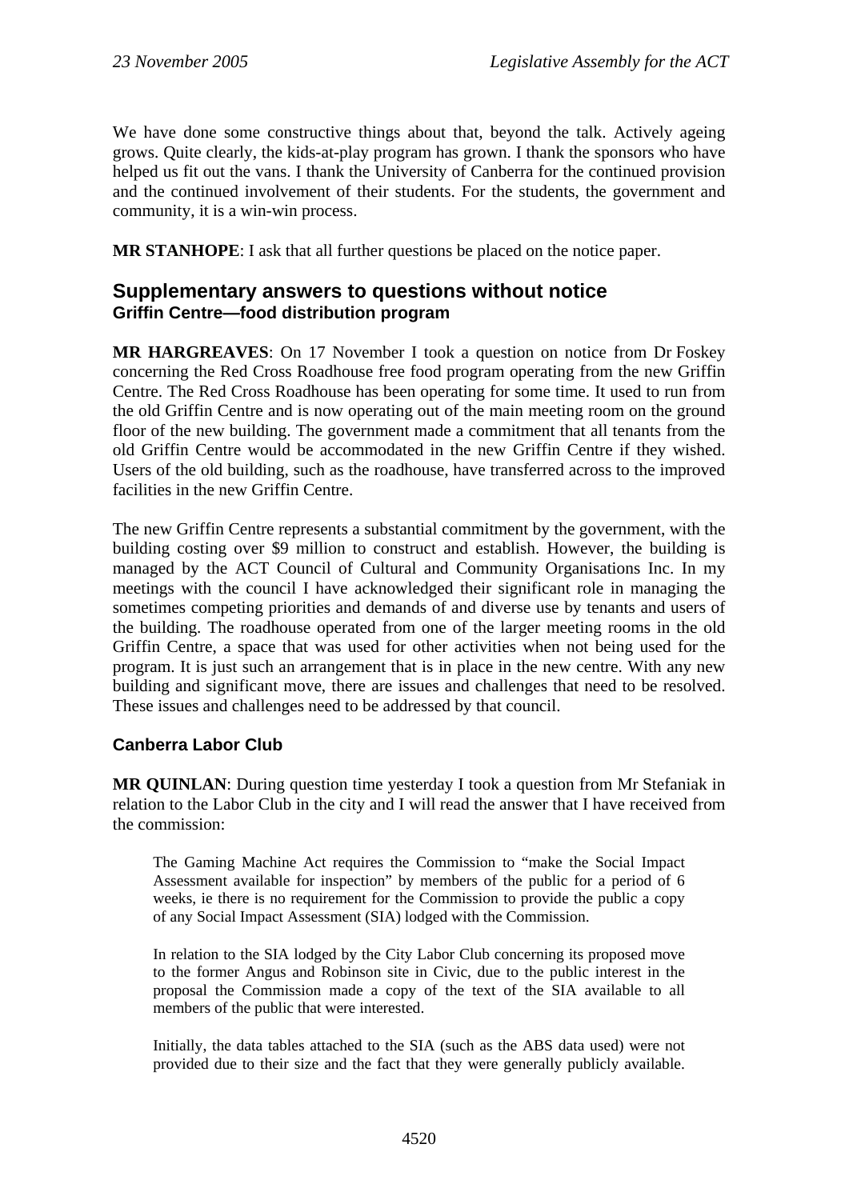We have done some constructive things about that, beyond the talk. Actively ageing grows. Quite clearly, the kids-at-play program has grown. I thank the sponsors who have helped us fit out the vans. I thank the University of Canberra for the continued provision and the continued involvement of their students. For the students, the government and community, it is a win-win process.

**MR STANHOPE**: I ask that all further questions be placed on the notice paper.

## Supplementary answers to questions without notice

### Griffin Centre—food distribution program

**MR HARGREAVES**: On 17 November I took a question on notice from Dr Foskey concerning the Red Cross Roadhouse free food program operating from the new Griffin Centre. The Red Cross Roadhouse has been operating for some time. It used to run from the old Griffin Centre and is now operating out of the main meeting room on the ground floor of the new building. The government made a commitment that all tenants from the old Griffin Centre would be accommodated in the new Griffin Centre if they wished. Users of the old building, such as the roadhouse, have transferred across to the improved facilities in the new Griffin Centre.

The new Griffin Centre represents a substantial commitment by the government, with the building costing over $9 million to construct and establish. However, the building is managed by the ACT Council of Cultural and Community Organisations Inc. In my meetings with the council I have acknowledged their significant role in managing the sometimes competing priorities and demands of and diverse use by tenants and users of the building. The roadhouse operated from one of the larger meeting rooms in the old Griffin Centre, a space that was used for other activities when not being used for the program. It is just such an arrangement that is in place in the new centre. With any new building and significant move, there are issues and challenges that need to be resolved. These issues and challenges need to be addressed by that council.

### Canberra Labor Club

**MR QUINLAN**: During question time yesterday I took a question from Mr Stefaniak in relation to the Labor Club in the city and I will read the answer that I have received from the commission:

> The Gaming Machine Act requires the Commission to "make the Social Impact Assessment available for inspection" by members of the public for a period of 6 weeks, ie there is no requirement for the Commission to provide the public a copy of any Social Impact Assessment (SIA) lodged with the Commission.
>
> In relation to the SIA lodged by the City Labor Club concerning its proposed move to the former Angus and Robinson site in Civic, due to the public interest in the proposal the Commission made a copy of the text of the SIA available to all members of the public that were interested.
>
> Initially, the data tables attached to the SIA (such as the ABS data used) were not provided due to their size and the fact that they were generally publicly available.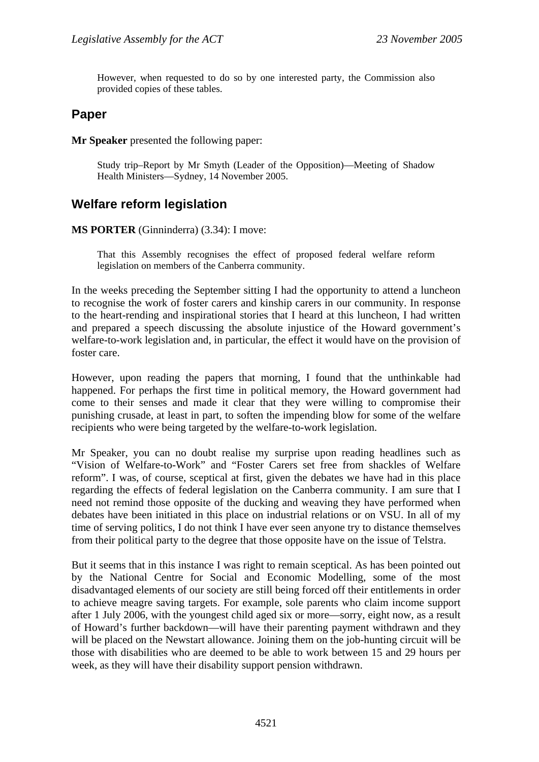However, when requested to do so by one interested party, the Commission also provided copies of these tables.

## Paper

**Mr Speaker** presented the following paper:

Study trip–Report by Mr Smyth (Leader of the Opposition)—Meeting of Shadow Health Ministers—Sydney, 14 November 2005.

## Welfare reform legislation

**MS PORTER** (Ginninderra) (3.34): I move:

That this Assembly recognises the effect of proposed federal welfare reform legislation on members of the Canberra community.

In the weeks preceding the September sitting I had the opportunity to attend a luncheon to recognise the work of foster carers and kinship carers in our community. In response to the heart-rending and inspirational stories that I heard at this luncheon, I had written and prepared a speech discussing the absolute injustice of the Howard government's welfare-to-work legislation and, in particular, the effect it would have on the provision of foster care.

However, upon reading the papers that morning, I found that the unthinkable had happened. For perhaps the first time in political memory, the Howard government had come to their senses and made it clear that they were willing to compromise their punishing crusade, at least in part, to soften the impending blow for some of the welfare recipients who were being targeted by the welfare-to-work legislation.

Mr Speaker, you can no doubt realise my surprise upon reading headlines such as "Vision of Welfare-to-Work" and "Foster Carers set free from shackles of Welfare reform". I was, of course, sceptical at first, given the debates we have had in this place regarding the effects of federal legislation on the Canberra community. I am sure that I need not remind those opposite of the ducking and weaving they have performed when debates have been initiated in this place on industrial relations or on VSU. In all of my time of serving politics, I do not think I have ever seen anyone try to distance themselves from their political party to the degree that those opposite have on the issue of Telstra.

But it seems that in this instance I was right to remain sceptical. As has been pointed out by the National Centre for Social and Economic Modelling, some of the most disadvantaged elements of our society are still being forced off their entitlements in order to achieve meagre saving targets. For example, sole parents who claim income support after 1 July 2006, with the youngest child aged six or more—sorry, eight now, as a result of Howard's further backdown—will have their parenting payment withdrawn and they will be placed on the Newstart allowance. Joining them on the job-hunting circuit will be those with disabilities who are deemed to be able to work between 15 and 29 hours per week, as they will have their disability support pension withdrawn.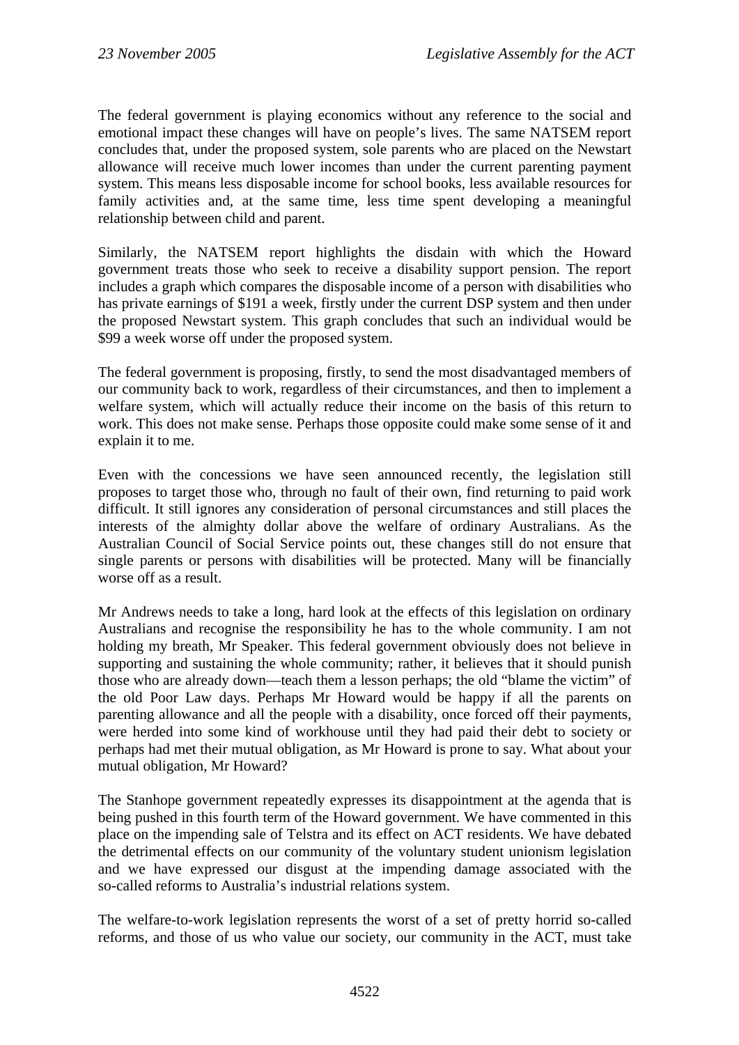The federal government is playing economics without any reference to the social and emotional impact these changes will have on people's lives. The same NATSEM report concludes that, under the proposed system, sole parents who are placed on the Newstart allowance will receive much lower incomes than under the current parenting payment system. This means less disposable income for school books, less available resources for family activities and, at the same time, less time spent developing a meaningful relationship between child and parent.

Similarly, the NATSEM report highlights the disdain with which the Howard government treats those who seek to receive a disability support pension. The report includes a graph which compares the disposable income of a person with disabilities who has private earnings of $191 a week, firstly under the current DSP system and then under the proposed Newstart system. This graph concludes that such an individual would be $99 a week worse off under the proposed system.

The federal government is proposing, firstly, to send the most disadvantaged members of our community back to work, regardless of their circumstances, and then to implement a welfare system, which will actually reduce their income on the basis of this return to work. This does not make sense. Perhaps those opposite could make some sense of it and explain it to me.

Even with the concessions we have seen announced recently, the legislation still proposes to target those who, through no fault of their own, find returning to paid work difficult. It still ignores any consideration of personal circumstances and still places the interests of the almighty dollar above the welfare of ordinary Australians. As the Australian Council of Social Service points out, these changes still do not ensure that single parents or persons with disabilities will be protected. Many will be financially worse off as a result.

Mr Andrews needs to take a long, hard look at the effects of this legislation on ordinary Australians and recognise the responsibility he has to the whole community. I am not holding my breath, Mr Speaker. This federal government obviously does not believe in supporting and sustaining the whole community; rather, it believes that it should punish those who are already down—teach them a lesson perhaps; the old "blame the victim" of the old Poor Law days. Perhaps Mr Howard would be happy if all the parents on parenting allowance and all the people with a disability, once forced off their payments, were herded into some kind of workhouse until they had paid their debt to society or perhaps had met their mutual obligation, as Mr Howard is prone to say. What about your mutual obligation, Mr Howard?

The Stanhope government repeatedly expresses its disappointment at the agenda that is being pushed in this fourth term of the Howard government. We have commented in this place on the impending sale of Telstra and its effect on ACT residents. We have debated the detrimental effects on our community of the voluntary student unionism legislation and we have expressed our disgust at the impending damage associated with the so-called reforms to Australia's industrial relations system.

The welfare-to-work legislation represents the worst of a set of pretty horrid so-called reforms, and those of us who value our society, our community in the ACT, must take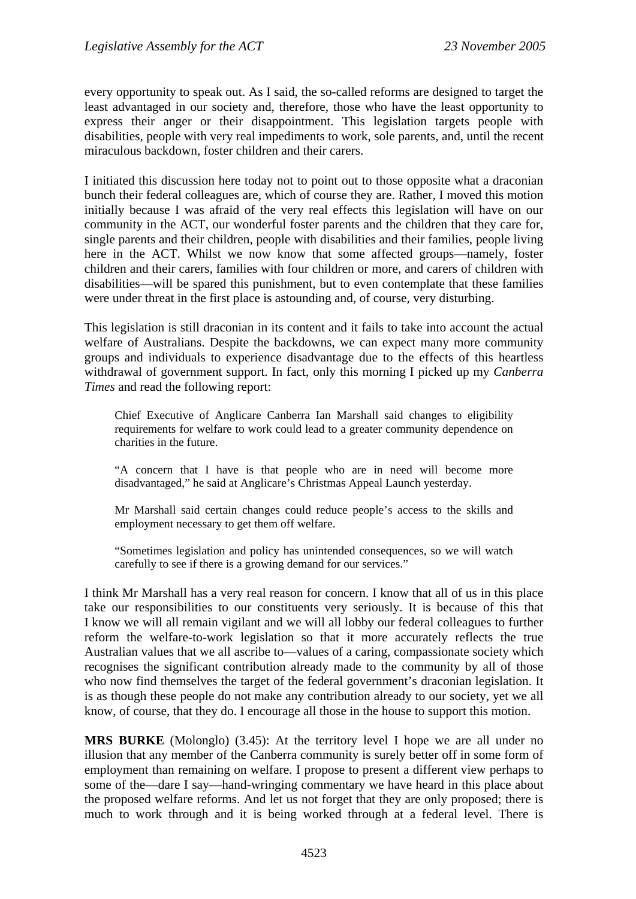every opportunity to speak out. As I said, the so-called reforms are designed to target the least advantaged in our society and, therefore, those who have the least opportunity to express their anger or their disappointment. This legislation targets people with disabilities, people with very real impediments to work, sole parents, and, until the recent miraculous backdown, foster children and their carers.

I initiated this discussion here today not to point out to those opposite what a draconian bunch their federal colleagues are, which of course they are. Rather, I moved this motion initially because I was afraid of the very real effects this legislation will have on our community in the ACT, our wonderful foster parents and the children that they care for, single parents and their children, people with disabilities and their families, people living here in the ACT. Whilst we now know that some affected groups—namely, foster children and their carers, families with four children or more, and carers of children with disabilities—will be spared this punishment, but to even contemplate that these families were under threat in the first place is astounding and, of course, very disturbing.

This legislation is still draconian in its content and it fails to take into account the actual welfare of Australians. Despite the backdowns, we can expect many more community groups and individuals to experience disadvantage due to the effects of this heartless withdrawal of government support. In fact, only this morning I picked up my *Canberra Times* and read the following report:

> Chief Executive of Anglicare Canberra Ian Marshall said changes to eligibility requirements for welfare to work could lead to a greater community dependence on charities in the future.
>
> "A concern that I have is that people who are in need will become more disadvantaged," he said at Anglicare's Christmas Appeal Launch yesterday.
>
> Mr Marshall said certain changes could reduce people's access to the skills and employment necessary to get them off welfare.
>
> "Sometimes legislation and policy has unintended consequences, so we will watch carefully to see if there is a growing demand for our services."

I think Mr Marshall has a very real reason for concern. I know that all of us in this place take our responsibilities to our constituents very seriously. It is because of this that I know we will all remain vigilant and we will all lobby our federal colleagues to further reform the welfare-to-work legislation so that it more accurately reflects the true Australian values that we all ascribe to—values of a caring, compassionate society which recognises the significant contribution already made to the community by all of those who now find themselves the target of the federal government's draconian legislation. It is as though these people do not make any contribution already to our society, yet we all know, of course, that they do. I encourage all those in the house to support this motion.

**MRS BURKE** (Molonglo) (3.45): At the territory level I hope we are all under no illusion that any member of the Canberra community is surely better off in some form of employment than remaining on welfare. I propose to present a different view perhaps to some of the—dare I say—hand-wringing commentary we have heard in this place about the proposed welfare reforms. And let us not forget that they are only proposed; there is much to work through and it is being worked through at a federal level. There is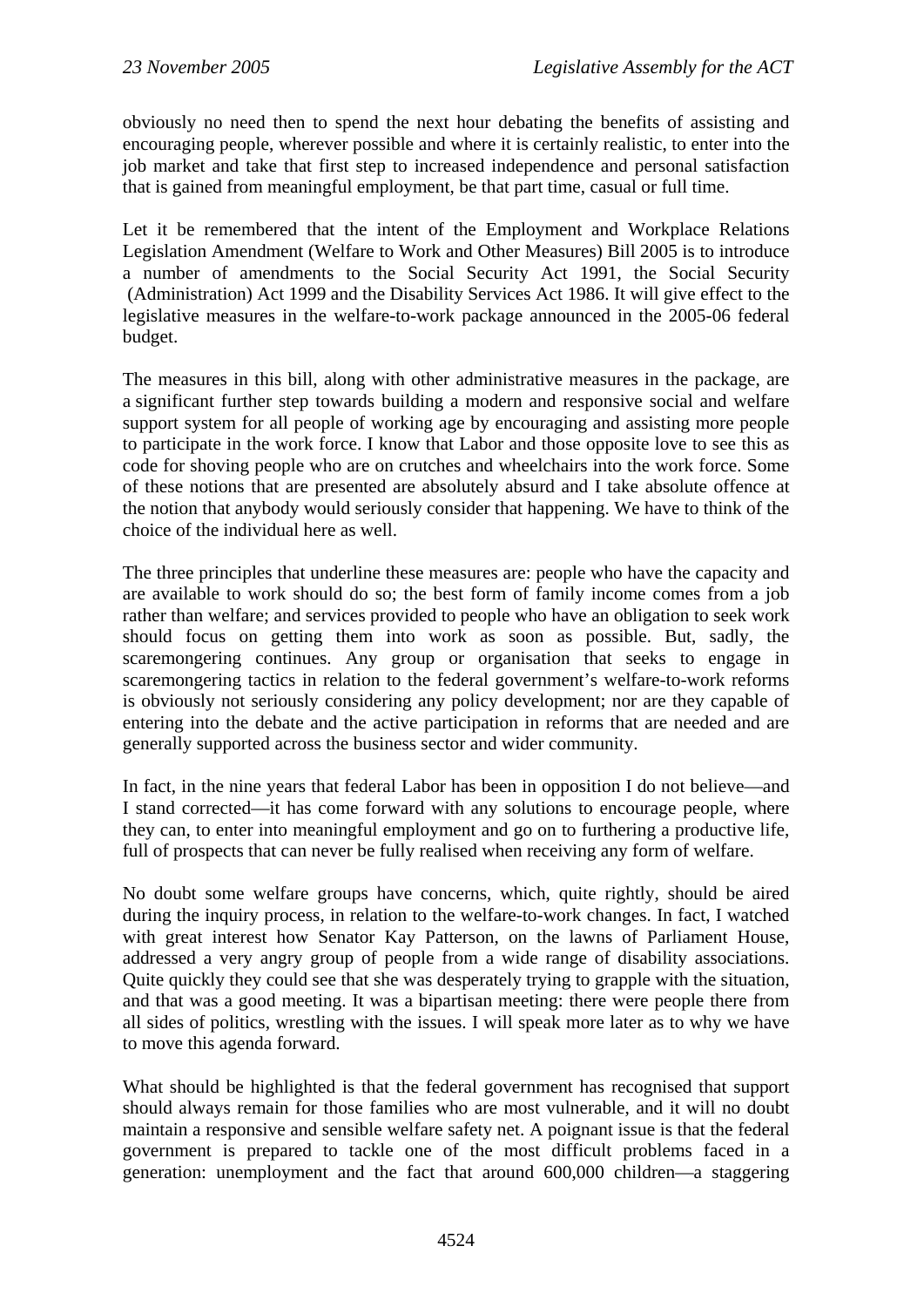obviously no need then to spend the next hour debating the benefits of assisting and encouraging people, wherever possible and where it is certainly realistic, to enter into the job market and take that first step to increased independence and personal satisfaction that is gained from meaningful employment, be that part time, casual or full time.

Let it be remembered that the intent of the Employment and Workplace Relations Legislation Amendment (Welfare to Work and Other Measures) Bill 2005 is to introduce a number of amendments to the Social Security Act 1991, the Social Security (Administration) Act 1999 and the Disability Services Act 1986. It will give effect to the legislative measures in the welfare-to-work package announced in the 2005-06 federal budget.

The measures in this bill, along with other administrative measures in the package, are a significant further step towards building a modern and responsive social and welfare support system for all people of working age by encouraging and assisting more people to participate in the work force. I know that Labor and those opposite love to see this as code for shoving people who are on crutches and wheelchairs into the work force. Some of these notions that are presented are absolutely absurd and I take absolute offence at the notion that anybody would seriously consider that happening. We have to think of the choice of the individual here as well.

The three principles that underline these measures are: people who have the capacity and are available to work should do so; the best form of family income comes from a job rather than welfare; and services provided to people who have an obligation to seek work should focus on getting them into work as soon as possible. But, sadly, the scaremongering continues. Any group or organisation that seeks to engage in scaremongering tactics in relation to the federal government's welfare-to-work reforms is obviously not seriously considering any policy development; nor are they capable of entering into the debate and the active participation in reforms that are needed and are generally supported across the business sector and wider community.

In fact, in the nine years that federal Labor has been in opposition I do not believe—and I stand corrected—it has come forward with any solutions to encourage people, where they can, to enter into meaningful employment and go on to furthering a productive life, full of prospects that can never be fully realised when receiving any form of welfare.

No doubt some welfare groups have concerns, which, quite rightly, should be aired during the inquiry process, in relation to the welfare-to-work changes. In fact, I watched with great interest how Senator Kay Patterson, on the lawns of Parliament House, addressed a very angry group of people from a wide range of disability associations. Quite quickly they could see that she was desperately trying to grapple with the situation, and that was a good meeting. It was a bipartisan meeting: there were people there from all sides of politics, wrestling with the issues. I will speak more later as to why we have to move this agenda forward.

What should be highlighted is that the federal government has recognised that support should always remain for those families who are most vulnerable, and it will no doubt maintain a responsive and sensible welfare safety net. A poignant issue is that the federal government is prepared to tackle one of the most difficult problems faced in a generation: unemployment and the fact that around 600,000 children—a staggering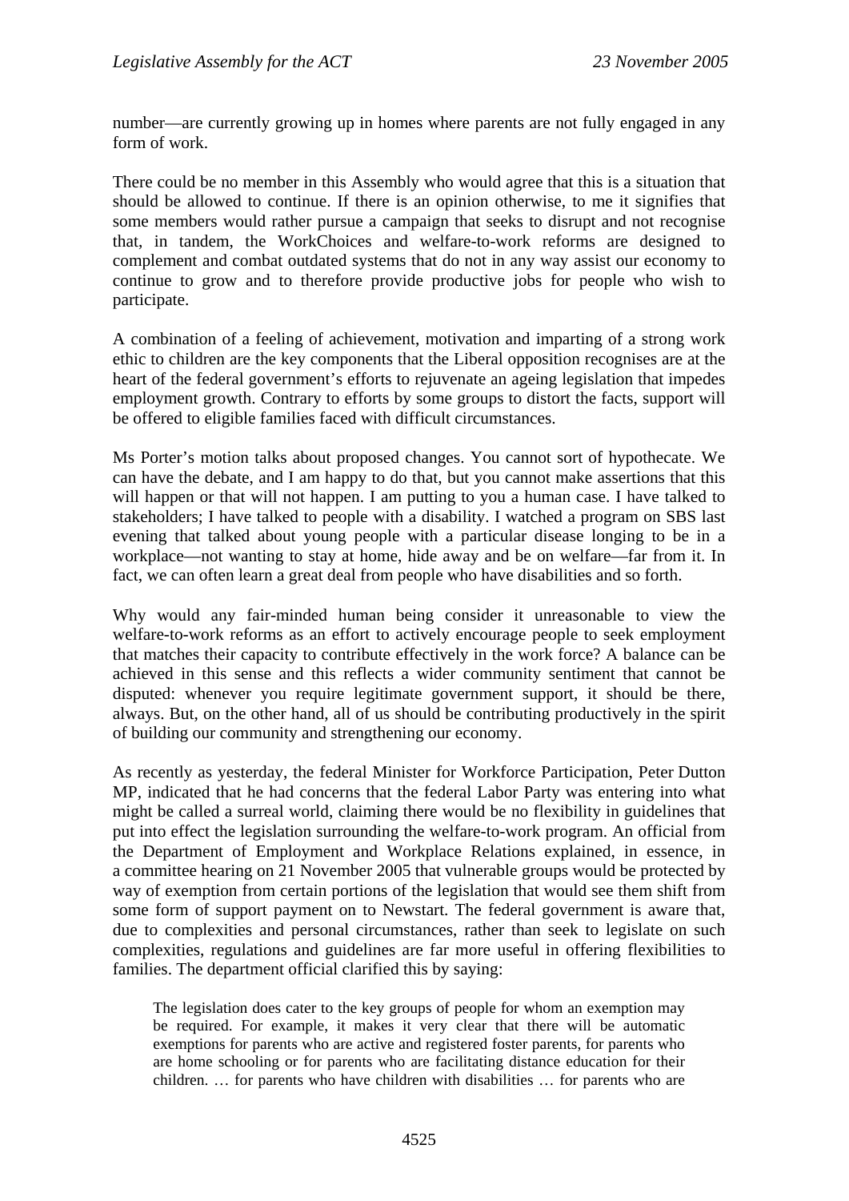number—are currently growing up in homes where parents are not fully engaged in any form of work.

There could be no member in this Assembly who would agree that this is a situation that should be allowed to continue. If there is an opinion otherwise, to me it signifies that some members would rather pursue a campaign that seeks to disrupt and not recognise that, in tandem, the WorkChoices and welfare-to-work reforms are designed to complement and combat outdated systems that do not in any way assist our economy to continue to grow and to therefore provide productive jobs for people who wish to participate.

A combination of a feeling of achievement, motivation and imparting of a strong work ethic to children are the key components that the Liberal opposition recognises are at the heart of the federal government's efforts to rejuvenate an ageing legislation that impedes employment growth. Contrary to efforts by some groups to distort the facts, support will be offered to eligible families faced with difficult circumstances.

Ms Porter's motion talks about proposed changes. You cannot sort of hypothecate. We can have the debate, and I am happy to do that, but you cannot make assertions that this will happen or that will not happen. I am putting to you a human case. I have talked to stakeholders; I have talked to people with a disability. I watched a program on SBS last evening that talked about young people with a particular disease longing to be in a workplace—not wanting to stay at home, hide away and be on welfare—far from it. In fact, we can often learn a great deal from people who have disabilities and so forth.

Why would any fair-minded human being consider it unreasonable to view the welfare-to-work reforms as an effort to actively encourage people to seek employment that matches their capacity to contribute effectively in the work force? A balance can be achieved in this sense and this reflects a wider community sentiment that cannot be disputed: whenever you require legitimate government support, it should be there, always. But, on the other hand, all of us should be contributing productively in the spirit of building our community and strengthening our economy.

As recently as yesterday, the federal Minister for Workforce Participation, Peter Dutton MP, indicated that he had concerns that the federal Labor Party was entering into what might be called a surreal world, claiming there would be no flexibility in guidelines that put into effect the legislation surrounding the welfare-to-work program. An official from the Department of Employment and Workplace Relations explained, in essence, in a committee hearing on 21 November 2005 that vulnerable groups would be protected by way of exemption from certain portions of the legislation that would see them shift from some form of support payment on to Newstart. The federal government is aware that, due to complexities and personal circumstances, rather than seek to legislate on such complexities, regulations and guidelines are far more useful in offering flexibilities to families. The department official clarified this by saying:

> The legislation does cater to the key groups of people for whom an exemption may be required. For example, it makes it very clear that there will be automatic exemptions for parents who are active and registered foster parents, for parents who are home schooling or for parents who are facilitating distance education for their children. … for parents who have children with disabilities … for parents who are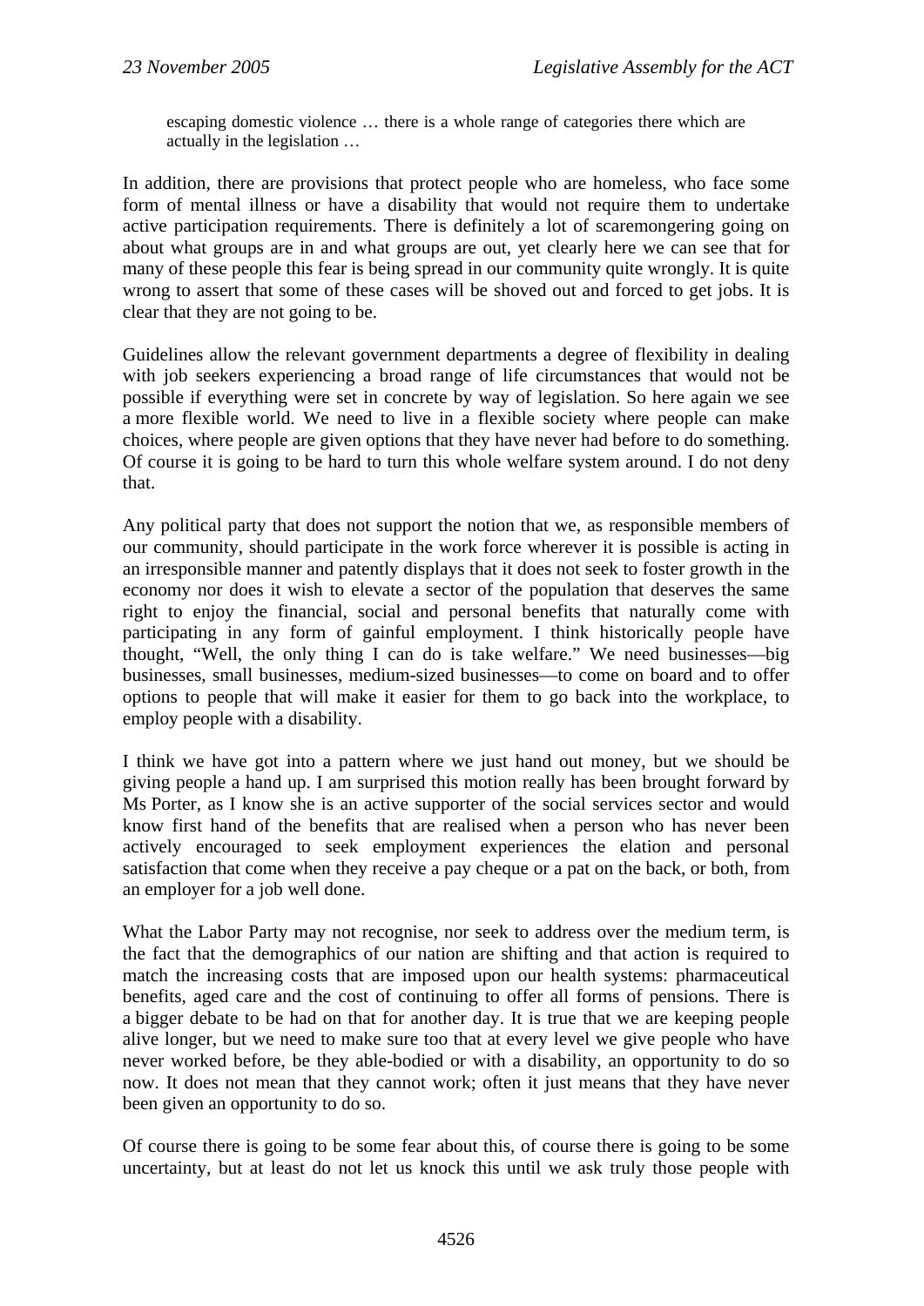> escaping domestic violence … there is a whole range of categories there which are actually in the legislation …

In addition, there are provisions that protect people who are homeless, who face some form of mental illness or have a disability that would not require them to undertake active participation requirements. There is definitely a lot of scaremongering going on about what groups are in and what groups are out, yet clearly here we can see that for many of these people this fear is being spread in our community quite wrongly. It is quite wrong to assert that some of these cases will be shoved out and forced to get jobs. It is clear that they are not going to be.

Guidelines allow the relevant government departments a degree of flexibility in dealing with job seekers experiencing a broad range of life circumstances that would not be possible if everything were set in concrete by way of legislation. So here again we see a more flexible world. We need to live in a flexible society where people can make choices, where people are given options that they have never had before to do something. Of course it is going to be hard to turn this whole welfare system around. I do not deny that.

Any political party that does not support the notion that we, as responsible members of our community, should participate in the work force wherever it is possible is acting in an irresponsible manner and patently displays that it does not seek to foster growth in the economy nor does it wish to elevate a sector of the population that deserves the same right to enjoy the financial, social and personal benefits that naturally come with participating in any form of gainful employment. I think historically people have thought, "Well, the only thing I can do is take welfare." We need businesses—big businesses, small businesses, medium-sized businesses—to come on board and to offer options to people that will make it easier for them to go back into the workplace, to employ people with a disability.

I think we have got into a pattern where we just hand out money, but we should be giving people a hand up. I am surprised this motion really has been brought forward by Ms Porter, as I know she is an active supporter of the social services sector and would know first hand of the benefits that are realised when a person who has never been actively encouraged to seek employment experiences the elation and personal satisfaction that come when they receive a pay cheque or a pat on the back, or both, from an employer for a job well done.

What the Labor Party may not recognise, nor seek to address over the medium term, is the fact that the demographics of our nation are shifting and that action is required to match the increasing costs that are imposed upon our health systems: pharmaceutical benefits, aged care and the cost of continuing to offer all forms of pensions. There is a bigger debate to be had on that for another day. It is true that we are keeping people alive longer, but we need to make sure too that at every level we give people who have never worked before, be they able-bodied or with a disability, an opportunity to do so now. It does not mean that they cannot work; often it just means that they have never been given an opportunity to do so.

Of course there is going to be some fear about this, of course there is going to be some uncertainty, but at least do not let us knock this until we ask truly those people with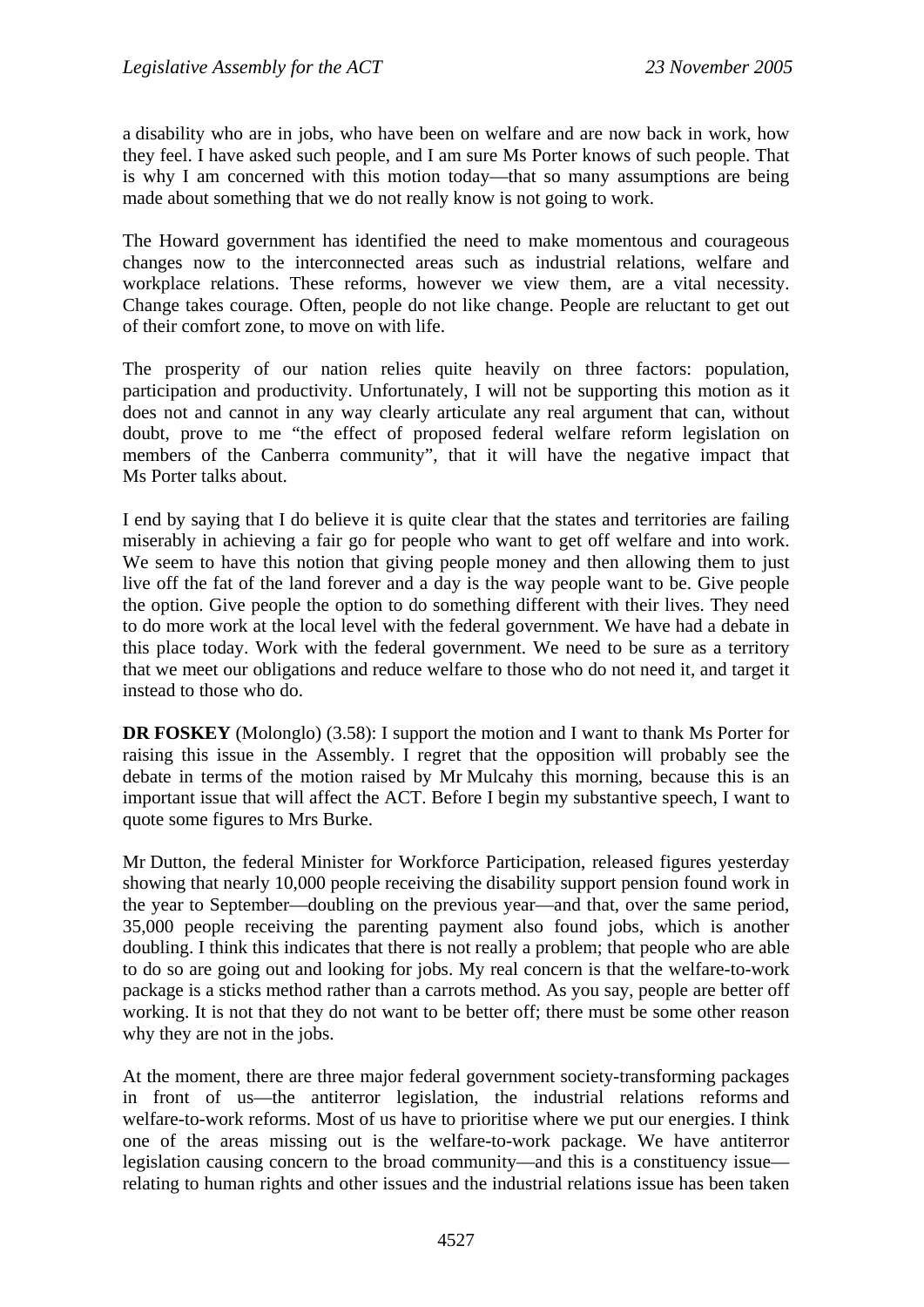a disability who are in jobs, who have been on welfare and are now back in work, how they feel. I have asked such people, and I am sure Ms Porter knows of such people. That is why I am concerned with this motion today—that so many assumptions are being made about something that we do not really know is not going to work.

The Howard government has identified the need to make momentous and courageous changes now to the interconnected areas such as industrial relations, welfare and workplace relations. These reforms, however we view them, are a vital necessity. Change takes courage. Often, people do not like change. People are reluctant to get out of their comfort zone, to move on with life.

The prosperity of our nation relies quite heavily on three factors: population, participation and productivity. Unfortunately, I will not be supporting this motion as it does not and cannot in any way clearly articulate any real argument that can, without doubt, prove to me "the effect of proposed federal welfare reform legislation on members of the Canberra community", that it will have the negative impact that Ms Porter talks about.

I end by saying that I do believe it is quite clear that the states and territories are failing miserably in achieving a fair go for people who want to get off welfare and into work. We seem to have this notion that giving people money and then allowing them to just live off the fat of the land forever and a day is the way people want to be. Give people the option. Give people the option to do something different with their lives. They need to do more work at the local level with the federal government. We have had a debate in this place today. Work with the federal government. We need to be sure as a territory that we meet our obligations and reduce welfare to those who do not need it, and target it instead to those who do.

**DR FOSKEY** (Molonglo) (3.58): I support the motion and I want to thank Ms Porter for raising this issue in the Assembly. I regret that the opposition will probably see the debate in terms of the motion raised by Mr Mulcahy this morning, because this is an important issue that will affect the ACT. Before I begin my substantive speech, I want to quote some figures to Mrs Burke.

Mr Dutton, the federal Minister for Workforce Participation, released figures yesterday showing that nearly 10,000 people receiving the disability support pension found work in the year to September—doubling on the previous year—and that, over the same period, 35,000 people receiving the parenting payment also found jobs, which is another doubling. I think this indicates that there is not really a problem; that people who are able to do so are going out and looking for jobs. My real concern is that the welfare-to-work package is a sticks method rather than a carrots method. As you say, people are better off working. It is not that they do not want to be better off; there must be some other reason why they are not in the jobs.

At the moment, there are three major federal government society-transforming packages in front of us—the antiterror legislation, the industrial relations reforms and welfare-to-work reforms. Most of us have to prioritise where we put our energies. I think one of the areas missing out is the welfare-to-work package. We have antiterror legislation causing concern to the broad community—and this is a constituency issue—relating to human rights and other issues and the industrial relations issue has been taken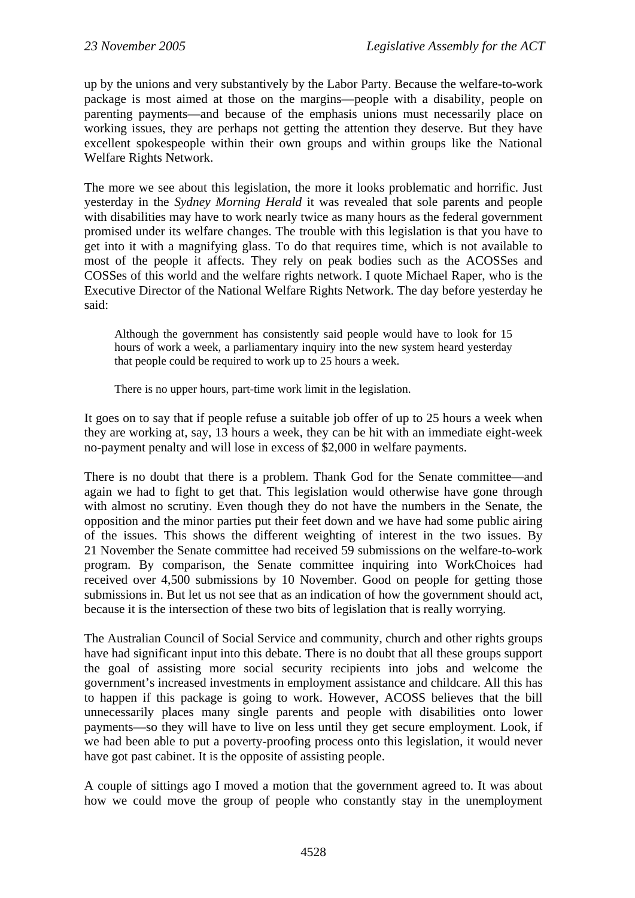up by the unions and very substantively by the Labor Party. Because the welfare-to-work package is most aimed at those on the margins—people with a disability, people on parenting payments—and because of the emphasis unions must necessarily place on working issues, they are perhaps not getting the attention they deserve. But they have excellent spokespeople within their own groups and within groups like the National Welfare Rights Network.

The more we see about this legislation, the more it looks problematic and horrific. Just yesterday in the *Sydney Morning Herald* it was revealed that sole parents and people with disabilities may have to work nearly twice as many hours as the federal government promised under its welfare changes. The trouble with this legislation is that you have to get into it with a magnifying glass. To do that requires time, which is not available to most of the people it affects. They rely on peak bodies such as the ACOSSes and COSSes of this world and the welfare rights network. I quote Michael Raper, who is the Executive Director of the National Welfare Rights Network. The day before yesterday he said:

> Although the government has consistently said people would have to look for 15 hours of work a week, a parliamentary inquiry into the new system heard yesterday that people could be required to work up to 25 hours a week.
>
> There is no upper hours, part-time work limit in the legislation.

It goes on to say that if people refuse a suitable job offer of up to 25 hours a week when they are working at, say, 13 hours a week, they can be hit with an immediate eight-week no-payment penalty and will lose in excess of $2,000 in welfare payments.

There is no doubt that there is a problem. Thank God for the Senate committee—and again we had to fight to get that. This legislation would otherwise have gone through with almost no scrutiny. Even though they do not have the numbers in the Senate, the opposition and the minor parties put their feet down and we have had some public airing of the issues. This shows the different weighting of interest in the two issues. By 21 November the Senate committee had received 59 submissions on the welfare-to-work program. By comparison, the Senate committee inquiring into WorkChoices had received over 4,500 submissions by 10 November. Good on people for getting those submissions in. But let us not see that as an indication of how the government should act, because it is the intersection of these two bits of legislation that is really worrying.

The Australian Council of Social Service and community, church and other rights groups have had significant input into this debate. There is no doubt that all these groups support the goal of assisting more social security recipients into jobs and welcome the government's increased investments in employment assistance and childcare. All this has to happen if this package is going to work. However, ACOSS believes that the bill unnecessarily places many single parents and people with disabilities onto lower payments—so they will have to live on less until they get secure employment. Look, if we had been able to put a poverty-proofing process onto this legislation, it would never have got past cabinet. It is the opposite of assisting people.

A couple of sittings ago I moved a motion that the government agreed to. It was about how we could move the group of people who constantly stay in the unemployment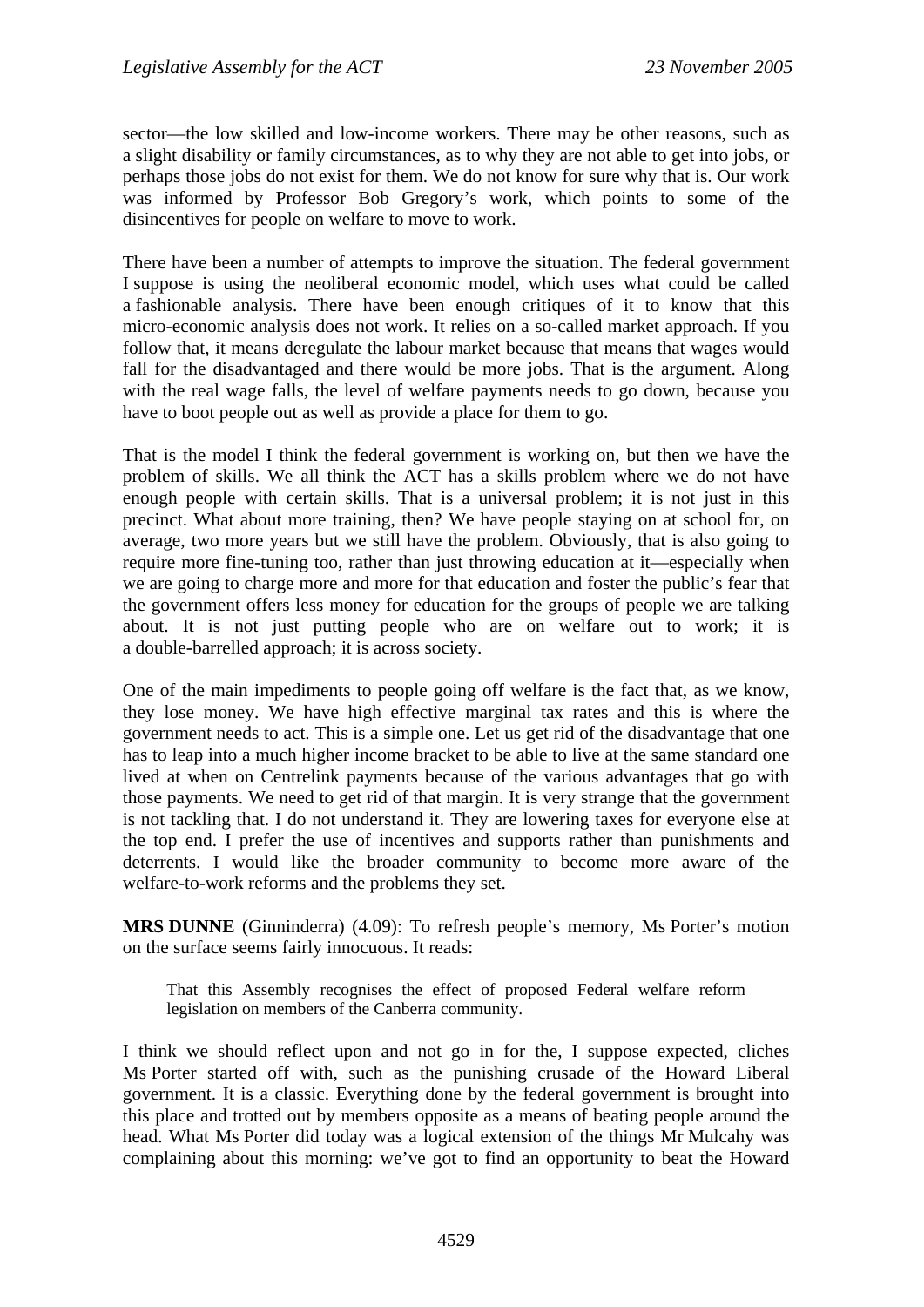sector—the low skilled and low-income workers. There may be other reasons, such as a slight disability or family circumstances, as to why they are not able to get into jobs, or perhaps those jobs do not exist for them. We do not know for sure why that is. Our work was informed by Professor Bob Gregory's work, which points to some of the disincentives for people on welfare to move to work.

There have been a number of attempts to improve the situation. The federal government I suppose is using the neoliberal economic model, which uses what could be called a fashionable analysis. There have been enough critiques of it to know that this micro-economic analysis does not work. It relies on a so-called market approach. If you follow that, it means deregulate the labour market because that means that wages would fall for the disadvantaged and there would be more jobs. That is the argument. Along with the real wage falls, the level of welfare payments needs to go down, because you have to boot people out as well as provide a place for them to go.

That is the model I think the federal government is working on, but then we have the problem of skills. We all think the ACT has a skills problem where we do not have enough people with certain skills. That is a universal problem; it is not just in this precinct. What about more training, then? We have people staying on at school for, on average, two more years but we still have the problem. Obviously, that is also going to require more fine-tuning too, rather than just throwing education at it—especially when we are going to charge more and more for that education and foster the public's fear that the government offers less money for education for the groups of people we are talking about. It is not just putting people who are on welfare out to work; it is a double-barrelled approach; it is across society.

One of the main impediments to people going off welfare is the fact that, as we know, they lose money. We have high effective marginal tax rates and this is where the government needs to act. This is a simple one. Let us get rid of the disadvantage that one has to leap into a much higher income bracket to be able to live at the same standard one lived at when on Centrelink payments because of the various advantages that go with those payments. We need to get rid of that margin. It is very strange that the government is not tackling that. I do not understand it. They are lowering taxes for everyone else at the top end. I prefer the use of incentives and supports rather than punishments and deterrents. I would like the broader community to become more aware of the welfare-to-work reforms and the problems they set.

**MRS DUNNE** (Ginninderra) (4.09): To refresh people's memory, Ms Porter's motion on the surface seems fairly innocuous. It reads:

> That this Assembly recognises the effect of proposed Federal welfare reform legislation on members of the Canberra community.

I think we should reflect upon and not go in for the, I suppose expected, cliches Ms Porter started off with, such as the punishing crusade of the Howard Liberal government. It is a classic. Everything done by the federal government is brought into this place and trotted out by members opposite as a means of beating people around the head. What Ms Porter did today was a logical extension of the things Mr Mulcahy was complaining about this morning: we've got to find an opportunity to beat the Howard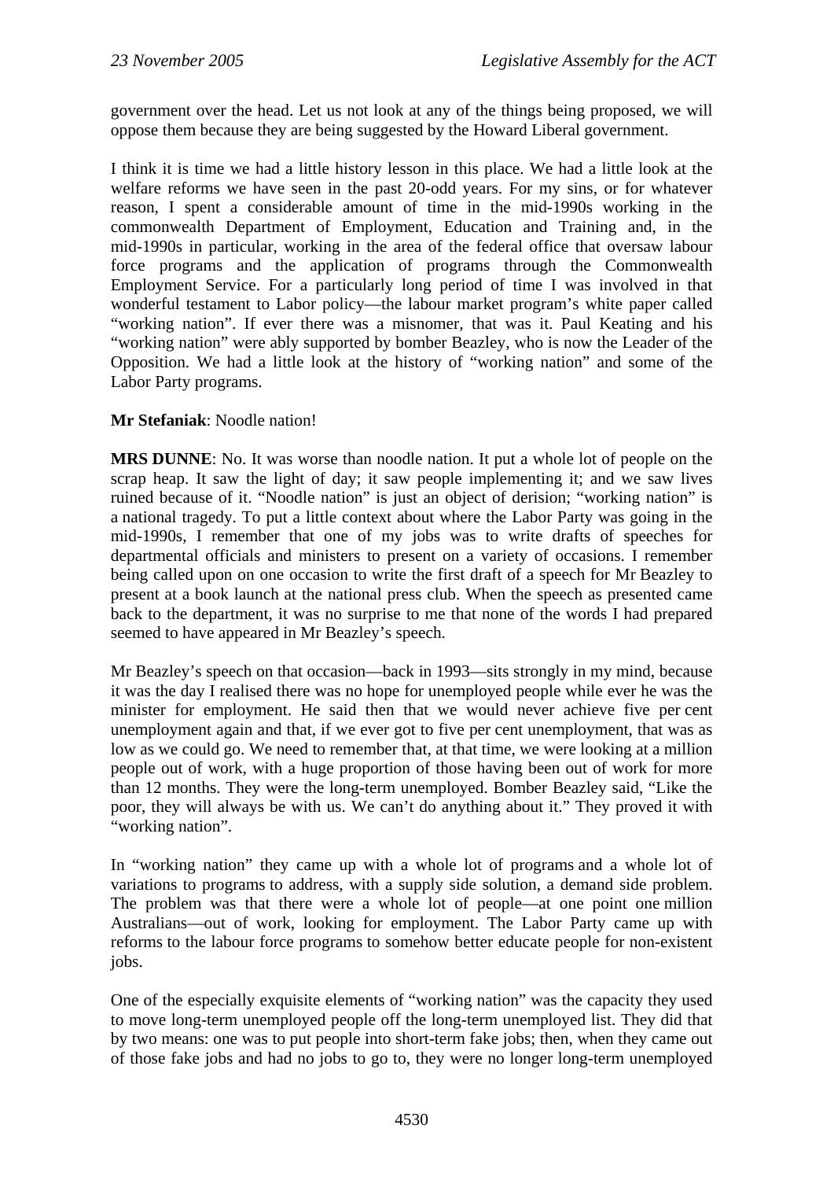government over the head. Let us not look at any of the things being proposed, we will oppose them because they are being suggested by the Howard Liberal government.

I think it is time we had a little history lesson in this place. We had a little look at the welfare reforms we have seen in the past 20-odd years. For my sins, or for whatever reason, I spent a considerable amount of time in the mid-1990s working in the commonwealth Department of Employment, Education and Training and, in the mid-1990s in particular, working in the area of the federal office that oversaw labour force programs and the application of programs through the Commonwealth Employment Service. For a particularly long period of time I was involved in that wonderful testament to Labor policy—the labour market program's white paper called "working nation". If ever there was a misnomer, that was it. Paul Keating and his "working nation" were ably supported by bomber Beazley, who is now the Leader of the Opposition. We had a little look at the history of "working nation" and some of the Labor Party programs.

**Mr Stefaniak**: Noodle nation!

**MRS DUNNE**: No. It was worse than noodle nation. It put a whole lot of people on the scrap heap. It saw the light of day; it saw people implementing it; and we saw lives ruined because of it. "Noodle nation" is just an object of derision; "working nation" is a national tragedy. To put a little context about where the Labor Party was going in the mid-1990s, I remember that one of my jobs was to write drafts of speeches for departmental officials and ministers to present on a variety of occasions. I remember being called upon on one occasion to write the first draft of a speech for Mr Beazley to present at a book launch at the national press club. When the speech as presented came back to the department, it was no surprise to me that none of the words I had prepared seemed to have appeared in Mr Beazley's speech.

Mr Beazley's speech on that occasion—back in 1993—sits strongly in my mind, because it was the day I realised there was no hope for unemployed people while ever he was the minister for employment. He said then that we would never achieve five per cent unemployment again and that, if we ever got to five per cent unemployment, that was as low as we could go. We need to remember that, at that time, we were looking at a million people out of work, with a huge proportion of those having been out of work for more than 12 months. They were the long-term unemployed. Bomber Beazley said, "Like the poor, they will always be with us. We can't do anything about it." They proved it with "working nation".

In "working nation" they came up with a whole lot of programs and a whole lot of variations to programs to address, with a supply side solution, a demand side problem. The problem was that there were a whole lot of people—at one point one million Australians—out of work, looking for employment. The Labor Party came up with reforms to the labour force programs to somehow better educate people for non-existent jobs.

One of the especially exquisite elements of "working nation" was the capacity they used to move long-term unemployed people off the long-term unemployed list. They did that by two means: one was to put people into short-term fake jobs; then, when they came out of those fake jobs and had no jobs to go to, they were no longer long-term unemployed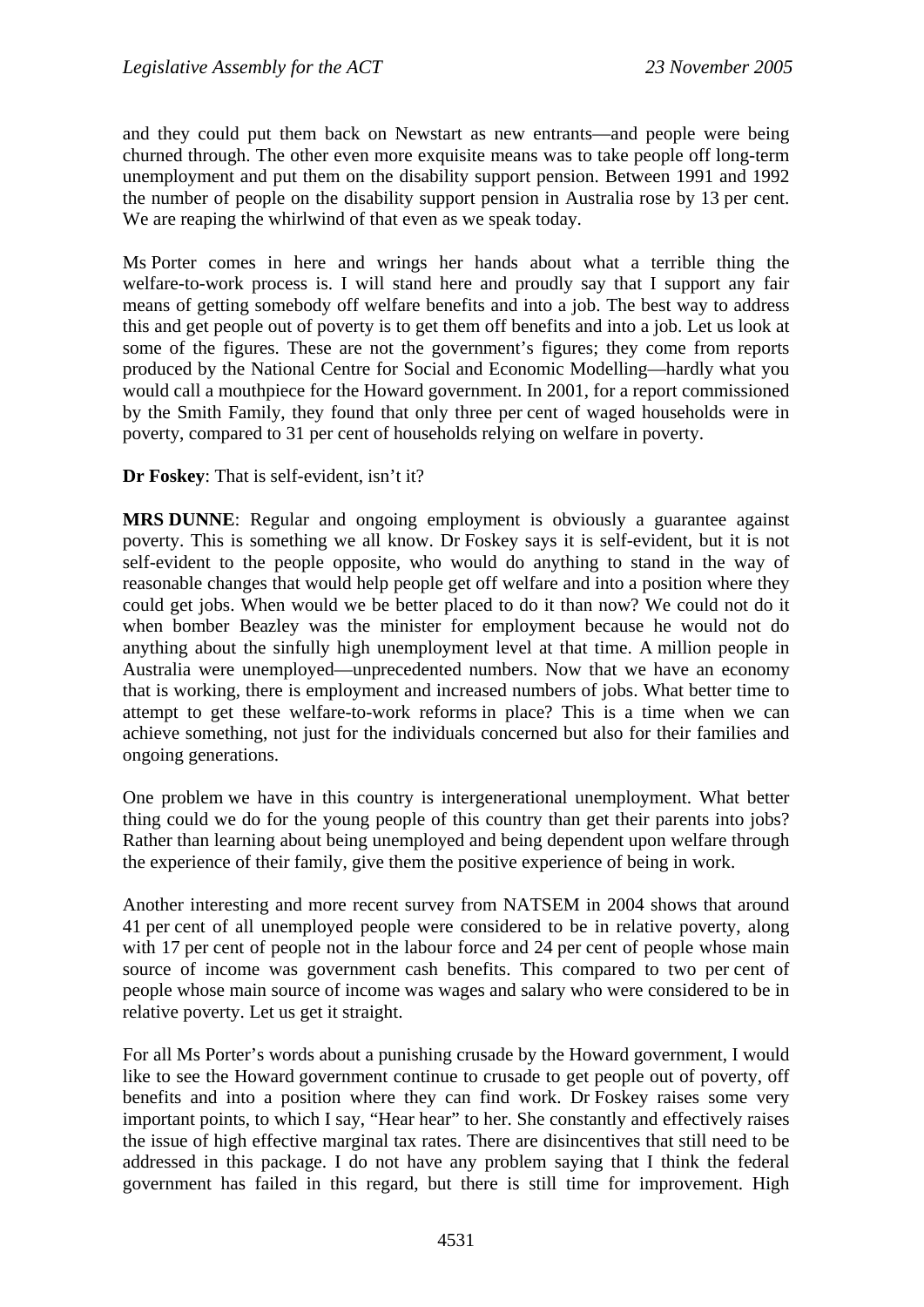and they could put them back on Newstart as new entrants—and people were being churned through. The other even more exquisite means was to take people off long-term unemployment and put them on the disability support pension. Between 1991 and 1992 the number of people on the disability support pension in Australia rose by 13 per cent. We are reaping the whirlwind of that even as we speak today.

Ms Porter comes in here and wrings her hands about what a terrible thing the welfare-to-work process is. I will stand here and proudly say that I support any fair means of getting somebody off welfare benefits and into a job. The best way to address this and get people out of poverty is to get them off benefits and into a job. Let us look at some of the figures. These are not the government's figures; they come from reports produced by the National Centre for Social and Economic Modelling—hardly what you would call a mouthpiece for the Howard government. In 2001, for a report commissioned by the Smith Family, they found that only three per cent of waged households were in poverty, compared to 31 per cent of households relying on welfare in poverty.

**Dr Foskey**: That is self-evident, isn't it?

**MRS DUNNE**: Regular and ongoing employment is obviously a guarantee against poverty. This is something we all know. Dr Foskey says it is self-evident, but it is not self-evident to the people opposite, who would do anything to stand in the way of reasonable changes that would help people get off welfare and into a position where they could get jobs. When would we be better placed to do it than now? We could not do it when bomber Beazley was the minister for employment because he would not do anything about the sinfully high unemployment level at that time. A million people in Australia were unemployed—unprecedented numbers. Now that we have an economy that is working, there is employment and increased numbers of jobs. What better time to attempt to get these welfare-to-work reforms in place? This is a time when we can achieve something, not just for the individuals concerned but also for their families and ongoing generations.

One problem we have in this country is intergenerational unemployment. What better thing could we do for the young people of this country than get their parents into jobs? Rather than learning about being unemployed and being dependent upon welfare through the experience of their family, give them the positive experience of being in work.

Another interesting and more recent survey from NATSEM in 2004 shows that around 41 per cent of all unemployed people were considered to be in relative poverty, along with 17 per cent of people not in the labour force and 24 per cent of people whose main source of income was government cash benefits. This compared to two per cent of people whose main source of income was wages and salary who were considered to be in relative poverty. Let us get it straight.

For all Ms Porter's words about a punishing crusade by the Howard government, I would like to see the Howard government continue to crusade to get people out of poverty, off benefits and into a position where they can find work. Dr Foskey raises some very important points, to which I say, "Hear hear" to her. She constantly and effectively raises the issue of high effective marginal tax rates. There are disincentives that still need to be addressed in this package. I do not have any problem saying that I think the federal government has failed in this regard, but there is still time for improvement. High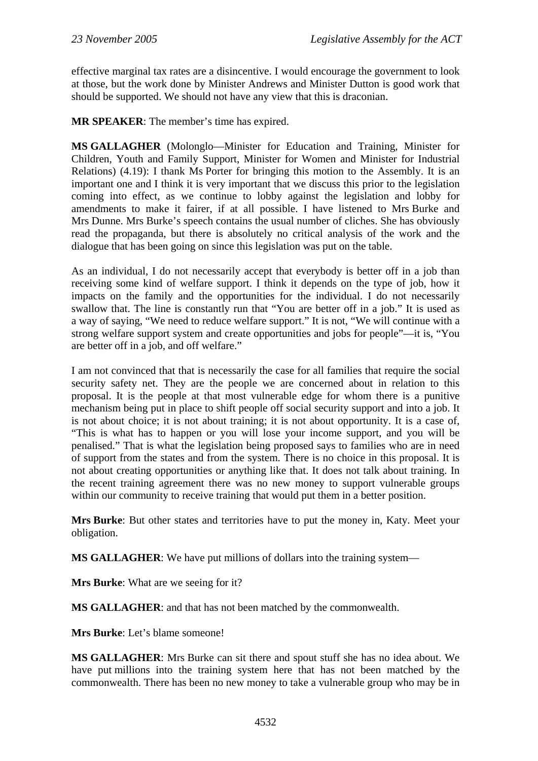effective marginal tax rates are a disincentive. I would encourage the government to look at those, but the work done by Minister Andrews and Minister Dutton is good work that should be supported. We should not have any view that this is draconian.

**MR SPEAKER**: The member's time has expired.

**MS GALLAGHER** (Molonglo—Minister for Education and Training, Minister for Children, Youth and Family Support, Minister for Women and Minister for Industrial Relations) (4.19): I thank Ms Porter for bringing this motion to the Assembly. It is an important one and I think it is very important that we discuss this prior to the legislation coming into effect, as we continue to lobby against the legislation and lobby for amendments to make it fairer, if at all possible. I have listened to Mrs Burke and Mrs Dunne. Mrs Burke's speech contains the usual number of cliches. She has obviously read the propaganda, but there is absolutely no critical analysis of the work and the dialogue that has been going on since this legislation was put on the table.

As an individual, I do not necessarily accept that everybody is better off in a job than receiving some kind of welfare support. I think it depends on the type of job, how it impacts on the family and the opportunities for the individual. I do not necessarily swallow that. The line is constantly run that "You are better off in a job." It is used as a way of saying, "We need to reduce welfare support." It is not, "We will continue with a strong welfare support system and create opportunities and jobs for people"—it is, "You are better off in a job, and off welfare."

I am not convinced that that is necessarily the case for all families that require the social security safety net. They are the people we are concerned about in relation to this proposal. It is the people at that most vulnerable edge for whom there is a punitive mechanism being put in place to shift people off social security support and into a job. It is not about choice; it is not about training; it is not about opportunity. It is a case of, "This is what has to happen or you will lose your income support, and you will be penalised." That is what the legislation being proposed says to families who are in need of support from the states and from the system. There is no choice in this proposal. It is not about creating opportunities or anything like that. It does not talk about training. In the recent training agreement there was no new money to support vulnerable groups within our community to receive training that would put them in a better position.

**Mrs Burke**: But other states and territories have to put the money in, Katy. Meet your obligation.

**MS GALLAGHER**: We have put millions of dollars into the training system—

**Mrs Burke**: What are we seeing for it?

**MS GALLAGHER**: and that has not been matched by the commonwealth.

**Mrs Burke**: Let's blame someone!

**MS GALLAGHER**: Mrs Burke can sit there and spout stuff she has no idea about. We have put millions into the training system here that has not been matched by the commonwealth. There has been no new money to take a vulnerable group who may be in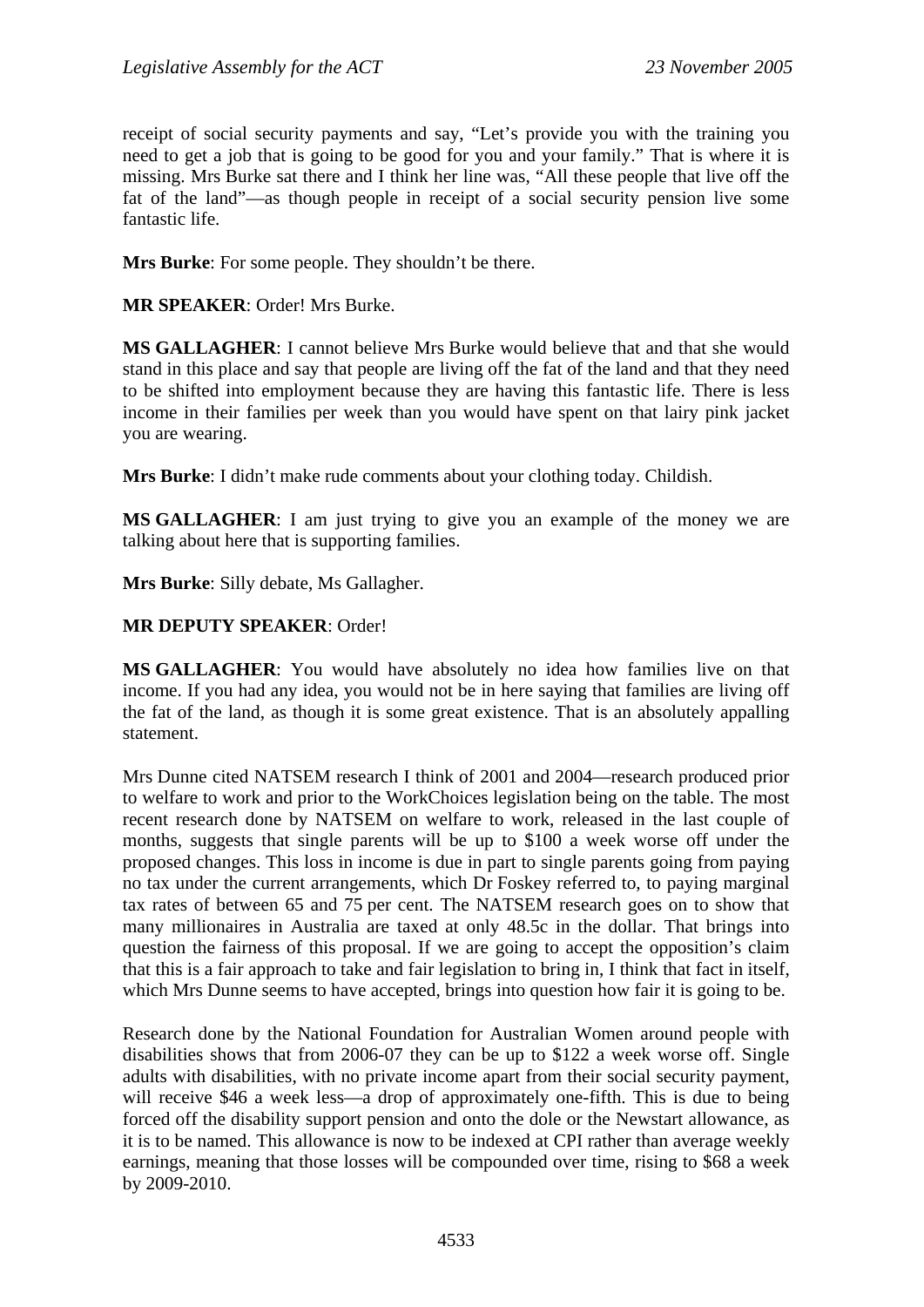receipt of social security payments and say, "Let's provide you with the training you need to get a job that is going to be good for you and your family." That is where it is missing. Mrs Burke sat there and I think her line was, "All these people that live off the fat of the land"—as though people in receipt of a social security pension live some fantastic life.

**Mrs Burke**: For some people. They shouldn't be there.

**MR SPEAKER**: Order! Mrs Burke.

**MS GALLAGHER**: I cannot believe Mrs Burke would believe that and that she would stand in this place and say that people are living off the fat of the land and that they need to be shifted into employment because they are having this fantastic life. There is less income in their families per week than you would have spent on that lairy pink jacket you are wearing.

**Mrs Burke**: I didn't make rude comments about your clothing today. Childish.

**MS GALLAGHER**: I am just trying to give you an example of the money we are talking about here that is supporting families.

**Mrs Burke**: Silly debate, Ms Gallagher.

**MR DEPUTY SPEAKER**: Order!

**MS GALLAGHER**: You would have absolutely no idea how families live on that income. If you had any idea, you would not be in here saying that families are living off the fat of the land, as though it is some great existence. That is an absolutely appalling statement.

Mrs Dunne cited NATSEM research I think of 2001 and 2004—research produced prior to welfare to work and prior to the WorkChoices legislation being on the table. The most recent research done by NATSEM on welfare to work, released in the last couple of months, suggests that single parents will be up to $100 a week worse off under the proposed changes. This loss in income is due in part to single parents going from paying no tax under the current arrangements, which Dr Foskey referred to, to paying marginal tax rates of between 65 and 75 per cent. The NATSEM research goes on to show that many millionaires in Australia are taxed at only 48.5c in the dollar. That brings into question the fairness of this proposal. If we are going to accept the opposition's claim that this is a fair approach to take and fair legislation to bring in, I think that fact in itself, which Mrs Dunne seems to have accepted, brings into question how fair it is going to be.

Research done by the National Foundation for Australian Women around people with disabilities shows that from 2006-07 they can be up to $122 a week worse off. Single adults with disabilities, with no private income apart from their social security payment, will receive $46 a week less—a drop of approximately one-fifth. This is due to being forced off the disability support pension and onto the dole or the Newstart allowance, as it is to be named. This allowance is now to be indexed at CPI rather than average weekly earnings, meaning that those losses will be compounded over time, rising to $68 a week by 2009-2010.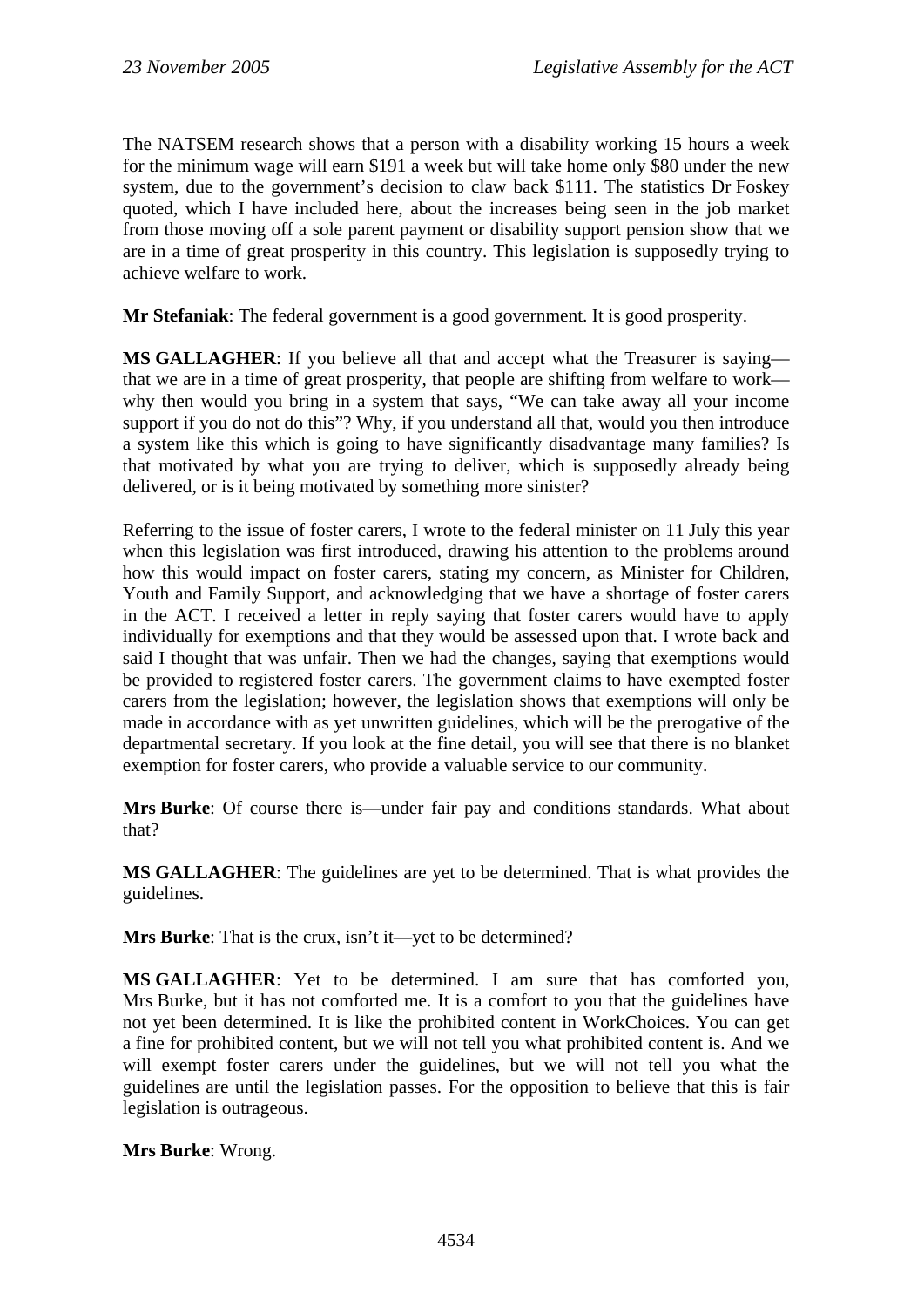The NATSEM research shows that a person with a disability working 15 hours a week for the minimum wage will earn $191 a week but will take home only $80 under the new system, due to the government's decision to claw back $111. The statistics Dr Foskey quoted, which I have included here, about the increases being seen in the job market from those moving off a sole parent payment or disability support pension show that we are in a time of great prosperity in this country. This legislation is supposedly trying to achieve welfare to work.

**Mr Stefaniak**: The federal government is a good government. It is good prosperity.

**MS GALLAGHER**: If you believe all that and accept what the Treasurer is saying—that we are in a time of great prosperity, that people are shifting from welfare to work—why then would you bring in a system that says, "We can take away all your income support if you do not do this"? Why, if you understand all that, would you then introduce a system like this which is going to have significantly disadvantage many families? Is that motivated by what you are trying to deliver, which is supposedly already being delivered, or is it being motivated by something more sinister?

Referring to the issue of foster carers, I wrote to the federal minister on 11 July this year when this legislation was first introduced, drawing his attention to the problems around how this would impact on foster carers, stating my concern, as Minister for Children, Youth and Family Support, and acknowledging that we have a shortage of foster carers in the ACT. I received a letter in reply saying that foster carers would have to apply individually for exemptions and that they would be assessed upon that. I wrote back and said I thought that was unfair. Then we had the changes, saying that exemptions would be provided to registered foster carers. The government claims to have exempted foster carers from the legislation; however, the legislation shows that exemptions will only be made in accordance with as yet unwritten guidelines, which will be the prerogative of the departmental secretary. If you look at the fine detail, you will see that there is no blanket exemption for foster carers, who provide a valuable service to our community.

**Mrs Burke**: Of course there is—under fair pay and conditions standards. What about that?

**MS GALLAGHER**: The guidelines are yet to be determined. That is what provides the guidelines.

**Mrs Burke**: That is the crux, isn't it—yet to be determined?

**MS GALLAGHER**: Yet to be determined. I am sure that has comforted you, Mrs Burke, but it has not comforted me. It is a comfort to you that the guidelines have not yet been determined. It is like the prohibited content in WorkChoices. You can get a fine for prohibited content, but we will not tell you what prohibited content is. And we will exempt foster carers under the guidelines, but we will not tell you what the guidelines are until the legislation passes. For the opposition to believe that this is fair legislation is outrageous.

**Mrs Burke**: Wrong.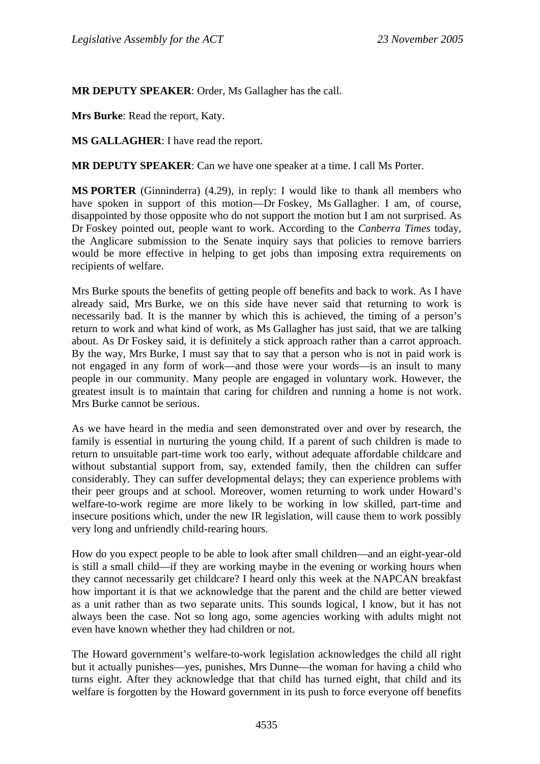**MR DEPUTY SPEAKER**: Order, Ms Gallagher has the call.

**Mrs Burke**: Read the report, Katy.

**MS GALLAGHER**: I have read the report.

**MR DEPUTY SPEAKER**: Can we have one speaker at a time. I call Ms Porter.

**MS PORTER** (Ginninderra) (4.29), in reply: I would like to thank all members who have spoken in support of this motion—Dr Foskey, Ms Gallagher. I am, of course, disappointed by those opposite who do not support the motion but I am not surprised. As Dr Foskey pointed out, people want to work. According to the *Canberra Times* today, the Anglicare submission to the Senate inquiry says that policies to remove barriers would be more effective in helping to get jobs than imposing extra requirements on recipients of welfare.

Mrs Burke spouts the benefits of getting people off benefits and back to work. As I have already said, Mrs Burke, we on this side have never said that returning to work is necessarily bad. It is the manner by which this is achieved, the timing of a person's return to work and what kind of work, as Ms Gallagher has just said, that we are talking about. As Dr Foskey said, it is definitely a stick approach rather than a carrot approach. By the way, Mrs Burke, I must say that to say that a person who is not in paid work is not engaged in any form of work—and those were your words—is an insult to many people in our community. Many people are engaged in voluntary work. However, the greatest insult is to maintain that caring for children and running a home is not work. Mrs Burke cannot be serious.

As we have heard in the media and seen demonstrated over and over by research, the family is essential in nurturing the young child. If a parent of such children is made to return to unsuitable part-time work too early, without adequate affordable childcare and without substantial support from, say, extended family, then the children can suffer considerably. They can suffer developmental delays; they can experience problems with their peer groups and at school. Moreover, women returning to work under Howard's welfare-to-work regime are more likely to be working in low skilled, part-time and insecure positions which, under the new IR legislation, will cause them to work possibly very long and unfriendly child-rearing hours.

How do you expect people to be able to look after small children—and an eight-year-old is still a small child—if they are working maybe in the evening or working hours when they cannot necessarily get childcare? I heard only this week at the NAPCAN breakfast how important it is that we acknowledge that the parent and the child are better viewed as a unit rather than as two separate units. This sounds logical, I know, but it has not always been the case. Not so long ago, some agencies working with adults might not even have known whether they had children or not.

The Howard government's welfare-to-work legislation acknowledges the child all right but it actually punishes—yes, punishes, Mrs Dunne—the woman for having a child who turns eight. After they acknowledge that that child has turned eight, that child and its welfare is forgotten by the Howard government in its push to force everyone off benefits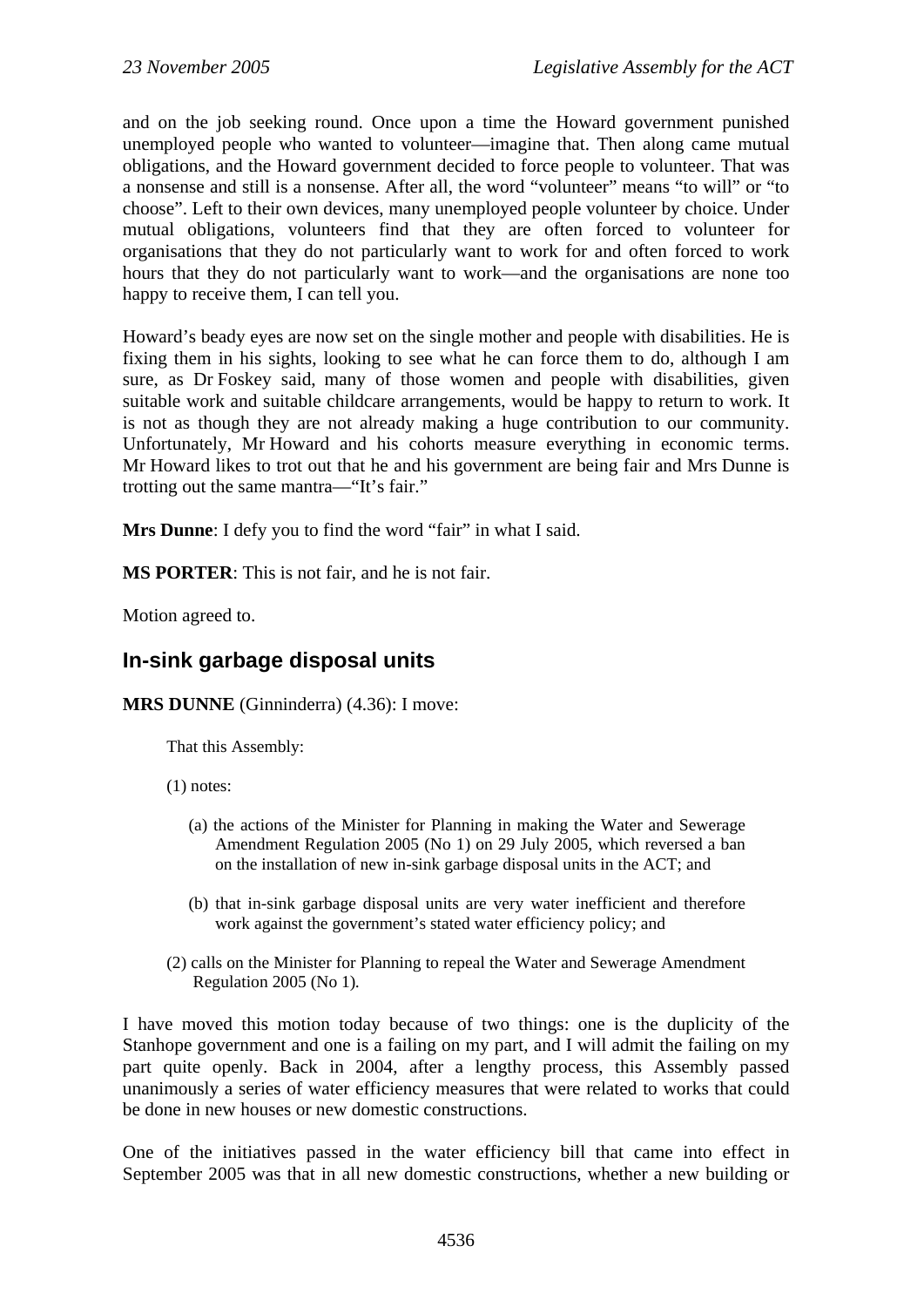and on the job seeking round. Once upon a time the Howard government punished unemployed people who wanted to volunteer—imagine that. Then along came mutual obligations, and the Howard government decided to force people to volunteer. That was a nonsense and still is a nonsense. After all, the word "volunteer" means "to will" or "to choose". Left to their own devices, many unemployed people volunteer by choice. Under mutual obligations, volunteers find that they are often forced to volunteer for organisations that they do not particularly want to work for and often forced to work hours that they do not particularly want to work—and the organisations are none too happy to receive them, I can tell you.

Howard's beady eyes are now set on the single mother and people with disabilities. He is fixing them in his sights, looking to see what he can force them to do, although I am sure, as Dr Foskey said, many of those women and people with disabilities, given suitable work and suitable childcare arrangements, would be happy to return to work. It is not as though they are not already making a huge contribution to our community. Unfortunately, Mr Howard and his cohorts measure everything in economic terms. Mr Howard likes to trot out that he and his government are being fair and Mrs Dunne is trotting out the same mantra—"It's fair."

**Mrs Dunne**: I defy you to find the word "fair" in what I said.

**MS PORTER**: This is not fair, and he is not fair.

Motion agreed to.

## In-sink garbage disposal units

**MRS DUNNE** (Ginninderra) (4.36): I move:

> That this Assembly:
>
> (1) notes:
>
> (a) the actions of the Minister for Planning in making the Water and Sewerage Amendment Regulation 2005 (No 1) on 29 July 2005, which reversed a ban on the installation of new in-sink garbage disposal units in the ACT; and
>
> (b) that in-sink garbage disposal units are very water inefficient and therefore work against the government's stated water efficiency policy; and
>
> (2) calls on the Minister for Planning to repeal the Water and Sewerage Amendment Regulation 2005 (No 1).

I have moved this motion today because of two things: one is the duplicity of the Stanhope government and one is a failing on my part, and I will admit the failing on my part quite openly. Back in 2004, after a lengthy process, this Assembly passed unanimously a series of water efficiency measures that were related to works that could be done in new houses or new domestic constructions.

One of the initiatives passed in the water efficiency bill that came into effect in September 2005 was that in all new domestic constructions, whether a new building or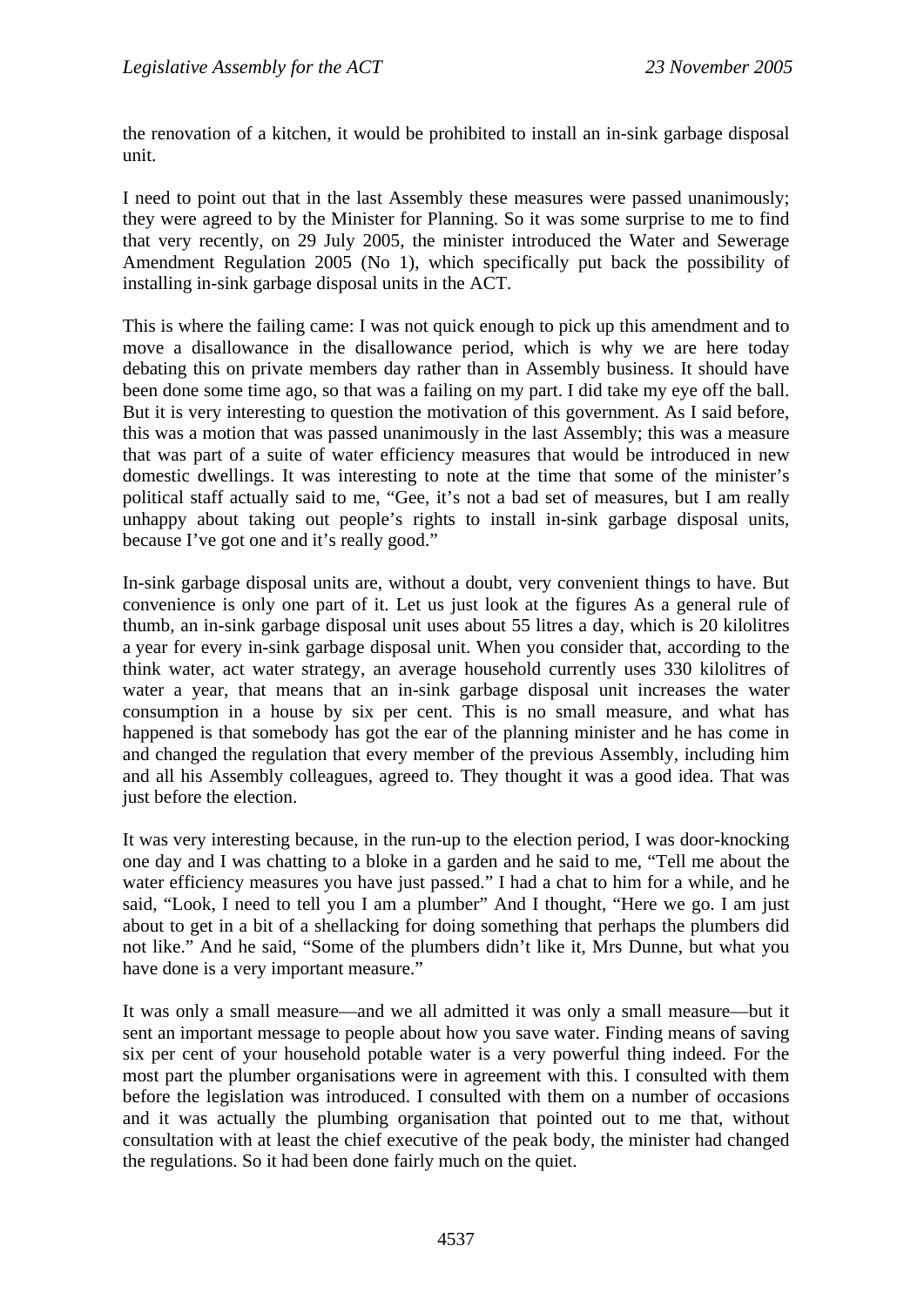the renovation of a kitchen, it would be prohibited to install an in-sink garbage disposal unit.

I need to point out that in the last Assembly these measures were passed unanimously; they were agreed to by the Minister for Planning. So it was some surprise to me to find that very recently, on 29 July 2005, the minister introduced the Water and Sewerage Amendment Regulation 2005 (No 1), which specifically put back the possibility of installing in-sink garbage disposal units in the ACT.

This is where the failing came: I was not quick enough to pick up this amendment and to move a disallowance in the disallowance period, which is why we are here today debating this on private members day rather than in Assembly business. It should have been done some time ago, so that was a failing on my part. I did take my eye off the ball. But it is very interesting to question the motivation of this government. As I said before, this was a motion that was passed unanimously in the last Assembly; this was a measure that was part of a suite of water efficiency measures that would be introduced in new domestic dwellings. It was interesting to note at the time that some of the minister's political staff actually said to me, "Gee, it's not a bad set of measures, but I am really unhappy about taking out people's rights to install in-sink garbage disposal units, because I've got one and it's really good."

In-sink garbage disposal units are, without a doubt, very convenient things to have. But convenience is only one part of it. Let us just look at the figures As a general rule of thumb, an in-sink garbage disposal unit uses about 55 litres a day, which is 20 kilolitres a year for every in-sink garbage disposal unit. When you consider that, according to the think water, act water strategy, an average household currently uses 330 kilolitres of water a year, that means that an in-sink garbage disposal unit increases the water consumption in a house by six per cent. This is no small measure, and what has happened is that somebody has got the ear of the planning minister and he has come in and changed the regulation that every member of the previous Assembly, including him and all his Assembly colleagues, agreed to. They thought it was a good idea. That was just before the election.

It was very interesting because, in the run-up to the election period, I was door-knocking one day and I was chatting to a bloke in a garden and he said to me, "Tell me about the water efficiency measures you have just passed." I had a chat to him for a while, and he said, "Look, I need to tell you I am a plumber" And I thought, "Here we go. I am just about to get in a bit of a shellacking for doing something that perhaps the plumbers did not like." And he said, "Some of the plumbers didn't like it, Mrs Dunne, but what you have done is a very important measure."

It was only a small measure—and we all admitted it was only a small measure—but it sent an important message to people about how you save water. Finding means of saving six per cent of your household potable water is a very powerful thing indeed. For the most part the plumber organisations were in agreement with this. I consulted with them before the legislation was introduced. I consulted with them on a number of occasions and it was actually the plumbing organisation that pointed out to me that, without consultation with at least the chief executive of the peak body, the minister had changed the regulations. So it had been done fairly much on the quiet.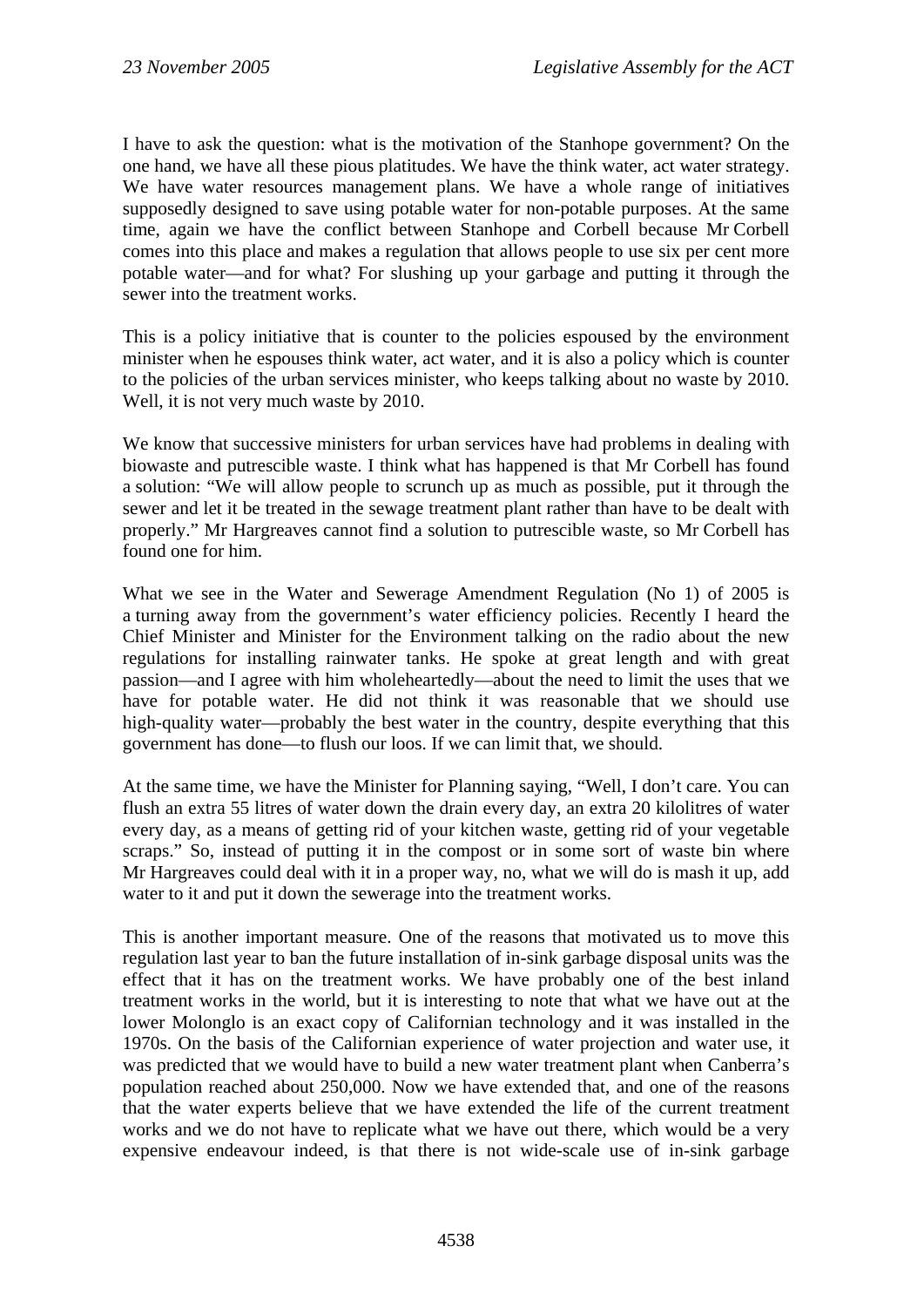I have to ask the question: what is the motivation of the Stanhope government? On the one hand, we have all these pious platitudes. We have the think water, act water strategy. We have water resources management plans. We have a whole range of initiatives supposedly designed to save using potable water for non-potable purposes. At the same time, again we have the conflict between Stanhope and Corbell because Mr Corbell comes into this place and makes a regulation that allows people to use six per cent more potable water—and for what? For slushing up your garbage and putting it through the sewer into the treatment works.

This is a policy initiative that is counter to the policies espoused by the environment minister when he espouses think water, act water, and it is also a policy which is counter to the policies of the urban services minister, who keeps talking about no waste by 2010. Well, it is not very much waste by 2010.

We know that successive ministers for urban services have had problems in dealing with biowaste and putrescible waste. I think what has happened is that Mr Corbell has found a solution: "We will allow people to scrunch up as much as possible, put it through the sewer and let it be treated in the sewage treatment plant rather than have to be dealt with properly." Mr Hargreaves cannot find a solution to putrescible waste, so Mr Corbell has found one for him.

What we see in the Water and Sewerage Amendment Regulation (No 1) of 2005 is a turning away from the government's water efficiency policies. Recently I heard the Chief Minister and Minister for the Environment talking on the radio about the new regulations for installing rainwater tanks. He spoke at great length and with great passion—and I agree with him wholeheartedly—about the need to limit the uses that we have for potable water. He did not think it was reasonable that we should use high-quality water—probably the best water in the country, despite everything that this government has done—to flush our loos. If we can limit that, we should.

At the same time, we have the Minister for Planning saying, "Well, I don't care. You can flush an extra 55 litres of water down the drain every day, an extra 20 kilolitres of water every day, as a means of getting rid of your kitchen waste, getting rid of your vegetable scraps." So, instead of putting it in the compost or in some sort of waste bin where Mr Hargreaves could deal with it in a proper way, no, what we will do is mash it up, add water to it and put it down the sewerage into the treatment works.

This is another important measure. One of the reasons that motivated us to move this regulation last year to ban the future installation of in-sink garbage disposal units was the effect that it has on the treatment works. We have probably one of the best inland treatment works in the world, but it is interesting to note that what we have out at the lower Molonglo is an exact copy of Californian technology and it was installed in the 1970s. On the basis of the Californian experience of water projection and water use, it was predicted that we would have to build a new water treatment plant when Canberra's population reached about 250,000. Now we have extended that, and one of the reasons that the water experts believe that we have extended the life of the current treatment works and we do not have to replicate what we have out there, which would be a very expensive endeavour indeed, is that there is not wide-scale use of in-sink garbage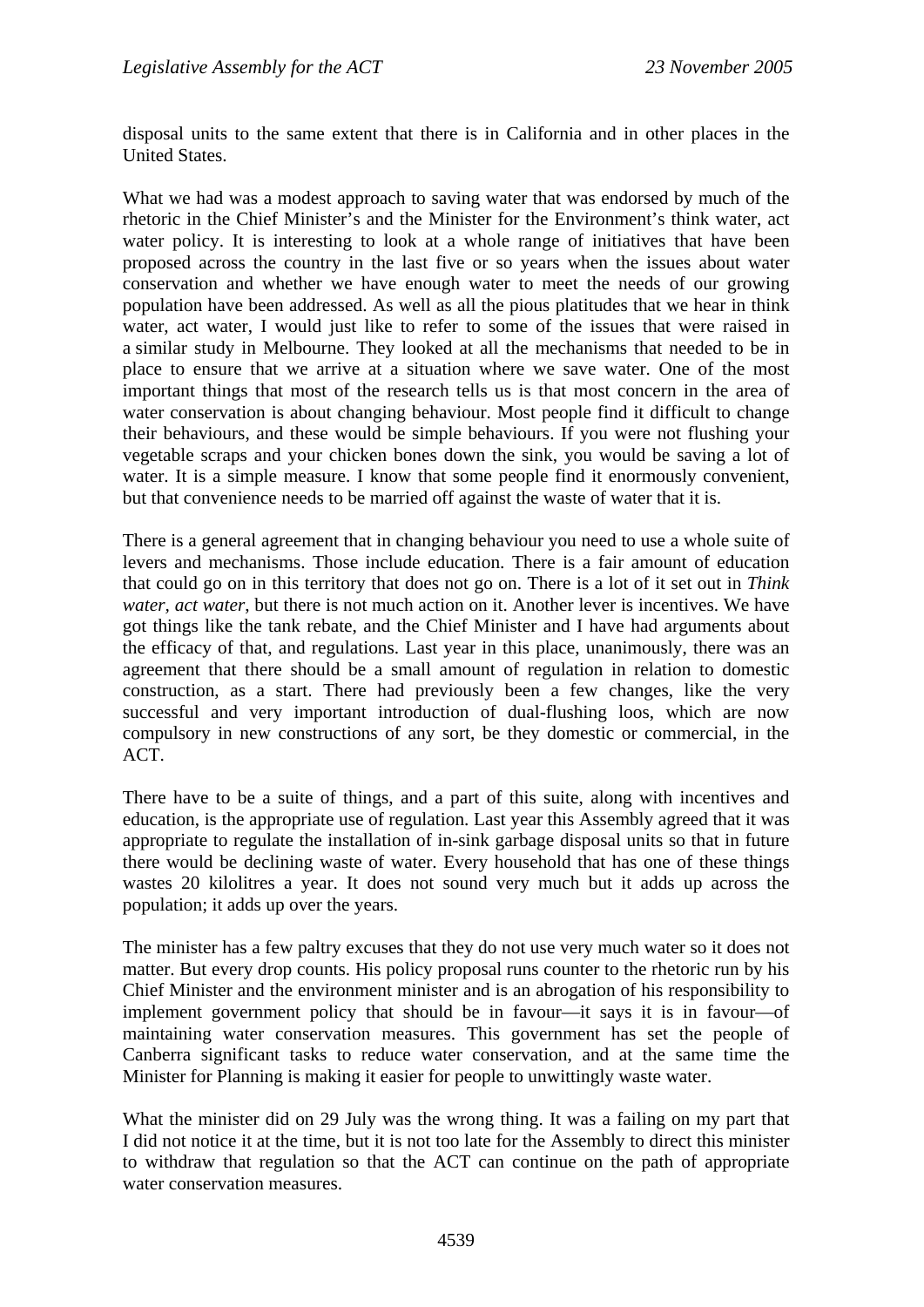disposal units to the same extent that there is in California and in other places in the United States.

What we had was a modest approach to saving water that was endorsed by much of the rhetoric in the Chief Minister's and the Minister for the Environment's think water, act water policy. It is interesting to look at a whole range of initiatives that have been proposed across the country in the last five or so years when the issues about water conservation and whether we have enough water to meet the needs of our growing population have been addressed. As well as all the pious platitudes that we hear in think water, act water, I would just like to refer to some of the issues that were raised in a similar study in Melbourne. They looked at all the mechanisms that needed to be in place to ensure that we arrive at a situation where we save water. One of the most important things that most of the research tells us is that most concern in the area of water conservation is about changing behaviour. Most people find it difficult to change their behaviours, and these would be simple behaviours. If you were not flushing your vegetable scraps and your chicken bones down the sink, you would be saving a lot of water. It is a simple measure. I know that some people find it enormously convenient, but that convenience needs to be married off against the waste of water that it is.

There is a general agreement that in changing behaviour you need to use a whole suite of levers and mechanisms. Those include education. There is a fair amount of education that could go on in this territory that does not go on. There is a lot of it set out in *Think water, act water*, but there is not much action on it. Another lever is incentives. We have got things like the tank rebate, and the Chief Minister and I have had arguments about the efficacy of that, and regulations. Last year in this place, unanimously, there was an agreement that there should be a small amount of regulation in relation to domestic construction, as a start. There had previously been a few changes, like the very successful and very important introduction of dual-flushing loos, which are now compulsory in new constructions of any sort, be they domestic or commercial, in the ACT.

There have to be a suite of things, and a part of this suite, along with incentives and education, is the appropriate use of regulation. Last year this Assembly agreed that it was appropriate to regulate the installation of in-sink garbage disposal units so that in future there would be declining waste of water. Every household that has one of these things wastes 20 kilolitres a year. It does not sound very much but it adds up across the population; it adds up over the years.

The minister has a few paltry excuses that they do not use very much water so it does not matter. But every drop counts. His policy proposal runs counter to the rhetoric run by his Chief Minister and the environment minister and is an abrogation of his responsibility to implement government policy that should be in favour—it says it is in favour—of maintaining water conservation measures. This government has set the people of Canberra significant tasks to reduce water conservation, and at the same time the Minister for Planning is making it easier for people to unwittingly waste water.

What the minister did on 29 July was the wrong thing. It was a failing on my part that I did not notice it at the time, but it is not too late for the Assembly to direct this minister to withdraw that regulation so that the ACT can continue on the path of appropriate water conservation measures.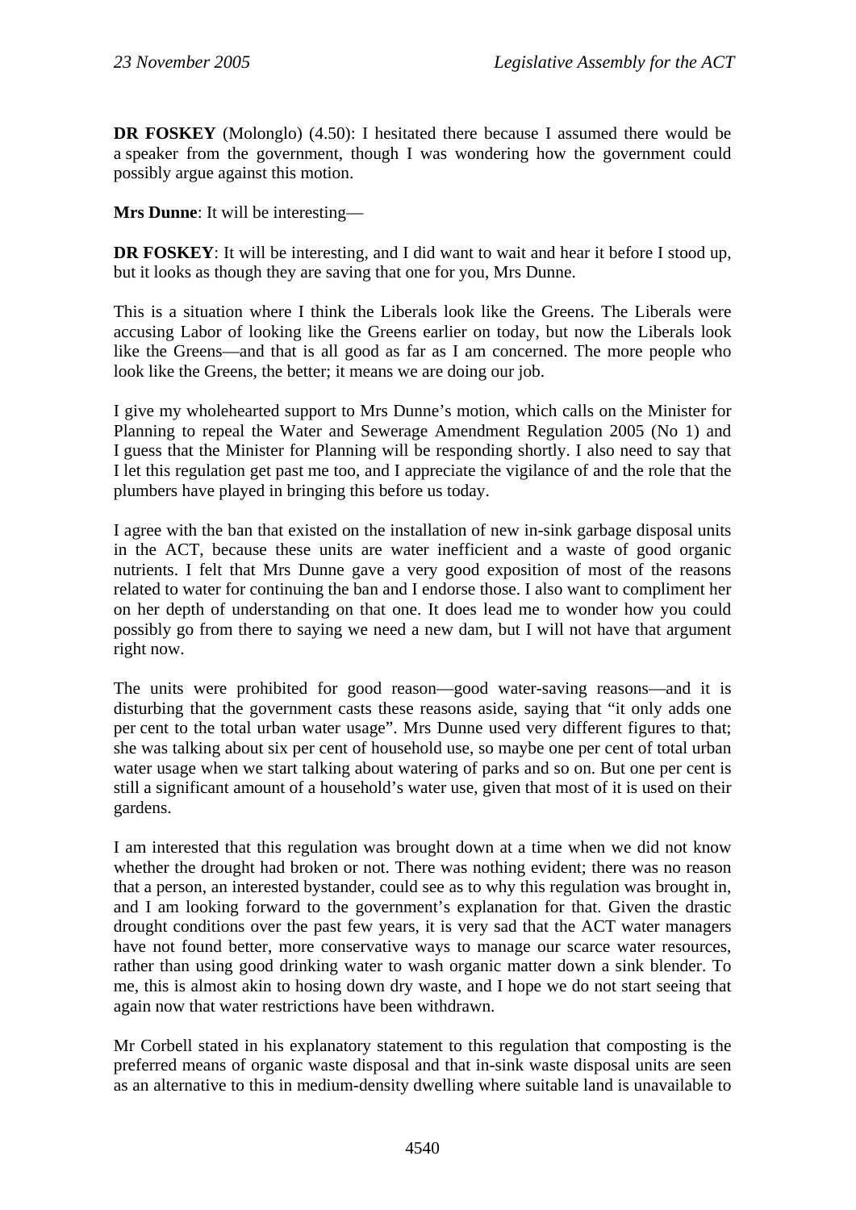**DR FOSKEY** (Molonglo) (4.50): I hesitated there because I assumed there would be a speaker from the government, though I was wondering how the government could possibly argue against this motion.

**Mrs Dunne**: It will be interesting—

**DR FOSKEY**: It will be interesting, and I did want to wait and hear it before I stood up, but it looks as though they are saving that one for you, Mrs Dunne.

This is a situation where I think the Liberals look like the Greens. The Liberals were accusing Labor of looking like the Greens earlier on today, but now the Liberals look like the Greens—and that is all good as far as I am concerned. The more people who look like the Greens, the better; it means we are doing our job.

I give my wholehearted support to Mrs Dunne's motion, which calls on the Minister for Planning to repeal the Water and Sewerage Amendment Regulation 2005 (No 1) and I guess that the Minister for Planning will be responding shortly. I also need to say that I let this regulation get past me too, and I appreciate the vigilance of and the role that the plumbers have played in bringing this before us today.

I agree with the ban that existed on the installation of new in-sink garbage disposal units in the ACT, because these units are water inefficient and a waste of good organic nutrients. I felt that Mrs Dunne gave a very good exposition of most of the reasons related to water for continuing the ban and I endorse those. I also want to compliment her on her depth of understanding on that one. It does lead me to wonder how you could possibly go from there to saying we need a new dam, but I will not have that argument right now.

The units were prohibited for good reason—good water-saving reasons—and it is disturbing that the government casts these reasons aside, saying that "it only adds one per cent to the total urban water usage". Mrs Dunne used very different figures to that; she was talking about six per cent of household use, so maybe one per cent of total urban water usage when we start talking about watering of parks and so on. But one per cent is still a significant amount of a household's water use, given that most of it is used on their gardens.

I am interested that this regulation was brought down at a time when we did not know whether the drought had broken or not. There was nothing evident; there was no reason that a person, an interested bystander, could see as to why this regulation was brought in, and I am looking forward to the government's explanation for that. Given the drastic drought conditions over the past few years, it is very sad that the ACT water managers have not found better, more conservative ways to manage our scarce water resources, rather than using good drinking water to wash organic matter down a sink blender. To me, this is almost akin to hosing down dry waste, and I hope we do not start seeing that again now that water restrictions have been withdrawn.

Mr Corbell stated in his explanatory statement to this regulation that composting is the preferred means of organic waste disposal and that in-sink waste disposal units are seen as an alternative to this in medium-density dwelling where suitable land is unavailable to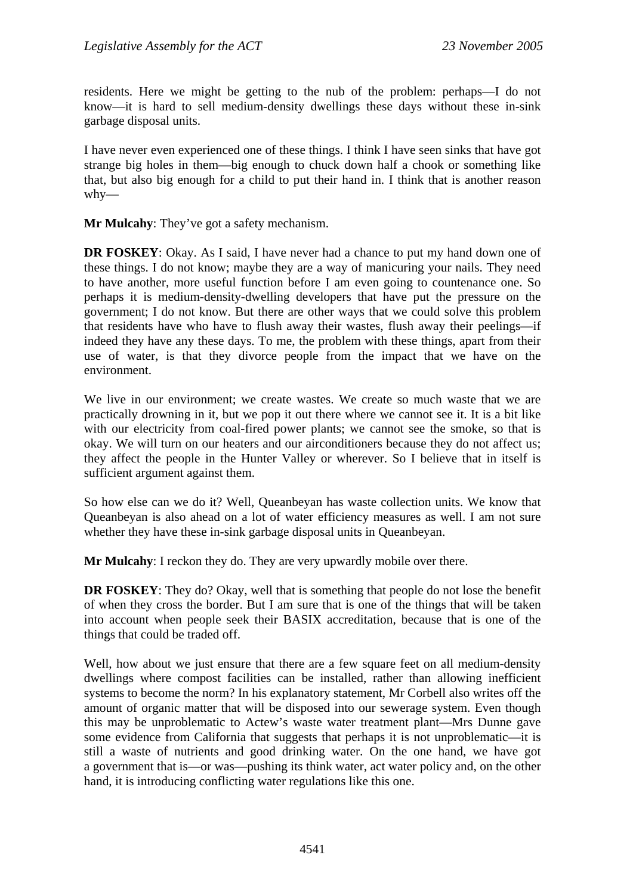residents. Here we might be getting to the nub of the problem: perhaps—I do not know—it is hard to sell medium-density dwellings these days without these in-sink garbage disposal units.

I have never even experienced one of these things. I think I have seen sinks that have got strange big holes in them—big enough to chuck down half a chook or something like that, but also big enough for a child to put their hand in. I think that is another reason why—

**Mr Mulcahy**: They've got a safety mechanism.

**DR FOSKEY**: Okay. As I said, I have never had a chance to put my hand down one of these things. I do not know; maybe they are a way of manicuring your nails. They need to have another, more useful function before I am even going to countenance one. So perhaps it is medium-density-dwelling developers that have put the pressure on the government; I do not know. But there are other ways that we could solve this problem that residents have who have to flush away their wastes, flush away their peelings—if indeed they have any these days. To me, the problem with these things, apart from their use of water, is that they divorce people from the impact that we have on the environment.

We live in our environment; we create wastes. We create so much waste that we are practically drowning in it, but we pop it out there where we cannot see it. It is a bit like with our electricity from coal-fired power plants; we cannot see the smoke, so that is okay. We will turn on our heaters and our airconditioners because they do not affect us; they affect the people in the Hunter Valley or wherever. So I believe that in itself is sufficient argument against them.

So how else can we do it? Well, Queanbeyan has waste collection units. We know that Queanbeyan is also ahead on a lot of water efficiency measures as well. I am not sure whether they have these in-sink garbage disposal units in Queanbeyan.

**Mr Mulcahy**: I reckon they do. They are very upwardly mobile over there.

**DR FOSKEY**: They do? Okay, well that is something that people do not lose the benefit of when they cross the border. But I am sure that is one of the things that will be taken into account when people seek their BASIX accreditation, because that is one of the things that could be traded off.

Well, how about we just ensure that there are a few square feet on all medium-density dwellings where compost facilities can be installed, rather than allowing inefficient systems to become the norm? In his explanatory statement, Mr Corbell also writes off the amount of organic matter that will be disposed into our sewerage system. Even though this may be unproblematic to Actew's waste water treatment plant—Mrs Dunne gave some evidence from California that suggests that perhaps it is not unproblematic—it is still a waste of nutrients and good drinking water. On the one hand, we have got a government that is—or was—pushing its think water, act water policy and, on the other hand, it is introducing conflicting water regulations like this one.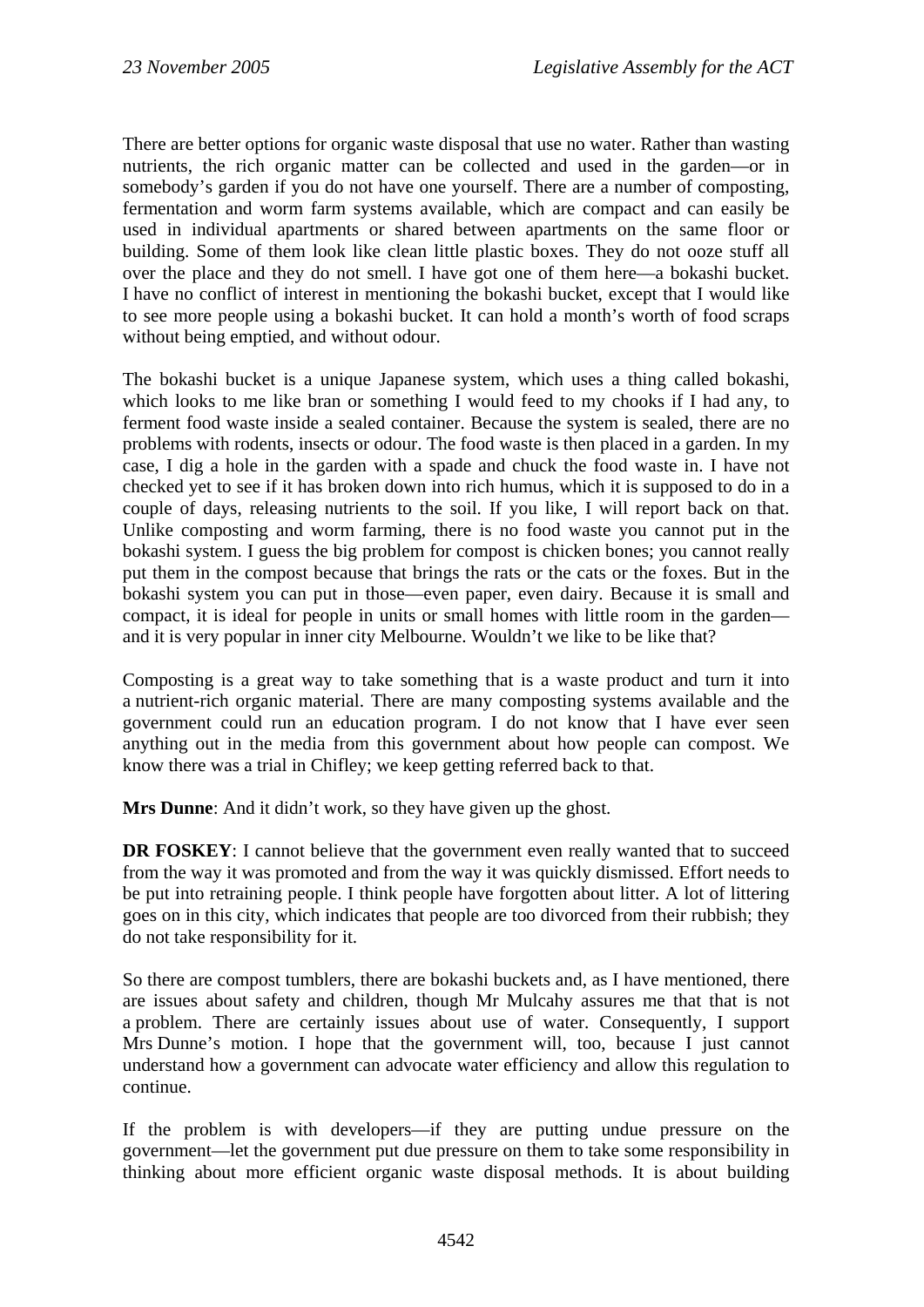There are better options for organic waste disposal that use no water. Rather than wasting nutrients, the rich organic matter can be collected and used in the garden—or in somebody's garden if you do not have one yourself. There are a number of composting, fermentation and worm farm systems available, which are compact and can easily be used in individual apartments or shared between apartments on the same floor or building. Some of them look like clean little plastic boxes. They do not ooze stuff all over the place and they do not smell. I have got one of them here—a bokashi bucket. I have no conflict of interest in mentioning the bokashi bucket, except that I would like to see more people using a bokashi bucket. It can hold a month's worth of food scraps without being emptied, and without odour.

The bokashi bucket is a unique Japanese system, which uses a thing called bokashi, which looks to me like bran or something I would feed to my chooks if I had any, to ferment food waste inside a sealed container. Because the system is sealed, there are no problems with rodents, insects or odour. The food waste is then placed in a garden. In my case, I dig a hole in the garden with a spade and chuck the food waste in. I have not checked yet to see if it has broken down into rich humus, which it is supposed to do in a couple of days, releasing nutrients to the soil. If you like, I will report back on that. Unlike composting and worm farming, there is no food waste you cannot put in the bokashi system. I guess the big problem for compost is chicken bones; you cannot really put them in the compost because that brings the rats or the cats or the foxes. But in the bokashi system you can put in those—even paper, even dairy. Because it is small and compact, it is ideal for people in units or small homes with little room in the garden—and it is very popular in inner city Melbourne. Wouldn't we like to be like that?

Composting is a great way to take something that is a waste product and turn it into a nutrient-rich organic material. There are many composting systems available and the government could run an education program. I do not know that I have ever seen anything out in the media from this government about how people can compost. We know there was a trial in Chifley; we keep getting referred back to that.

**Mrs Dunne**: And it didn't work, so they have given up the ghost.

**DR FOSKEY**: I cannot believe that the government even really wanted that to succeed from the way it was promoted and from the way it was quickly dismissed. Effort needs to be put into retraining people. I think people have forgotten about litter. A lot of littering goes on in this city, which indicates that people are too divorced from their rubbish; they do not take responsibility for it.

So there are compost tumblers, there are bokashi buckets and, as I have mentioned, there are issues about safety and children, though Mr Mulcahy assures me that that is not a problem. There are certainly issues about use of water. Consequently, I support Mrs Dunne's motion. I hope that the government will, too, because I just cannot understand how a government can advocate water efficiency and allow this regulation to continue.

If the problem is with developers—if they are putting undue pressure on the government—let the government put due pressure on them to take some responsibility in thinking about more efficient organic waste disposal methods. It is about building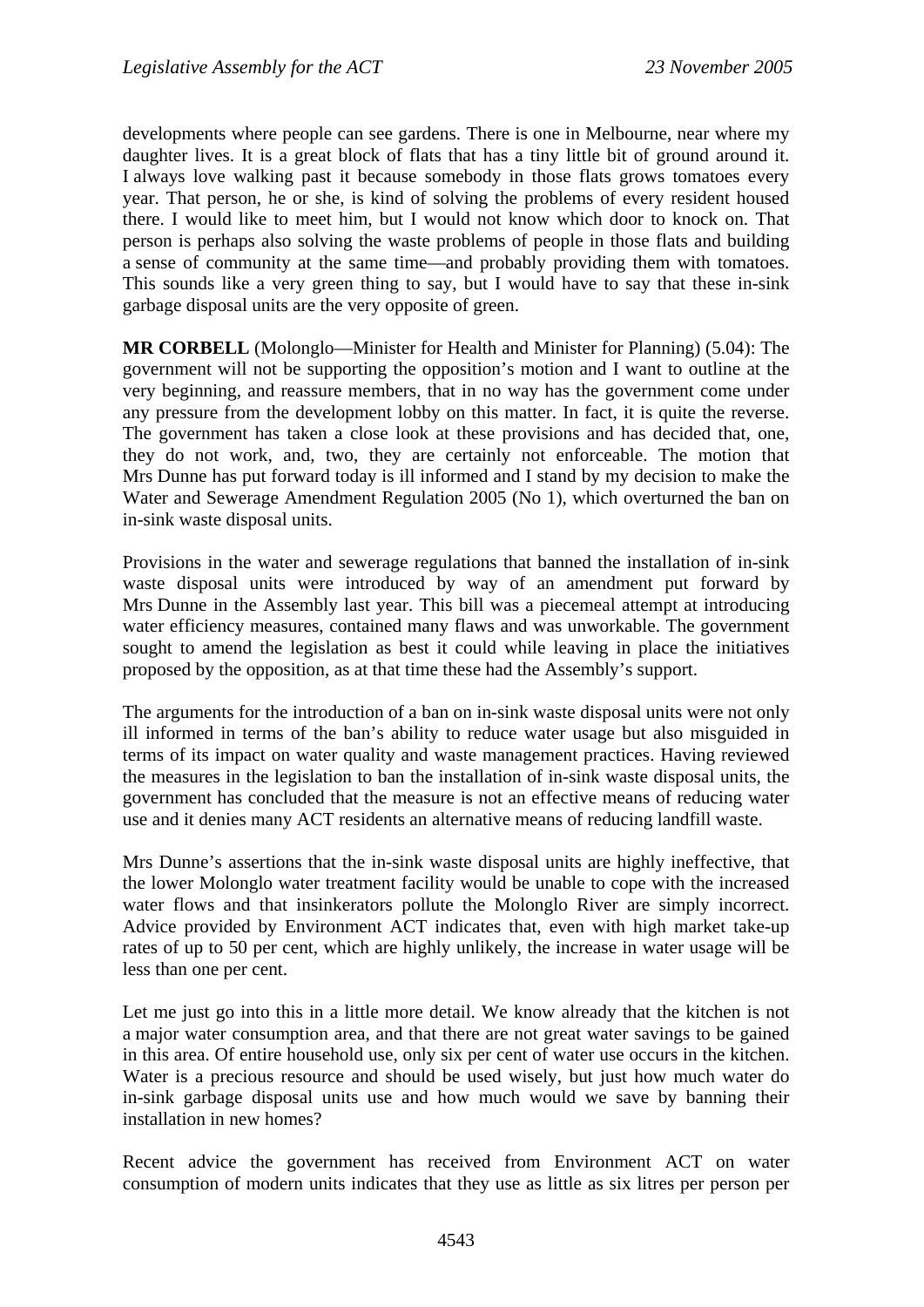developments where people can see gardens. There is one in Melbourne, near where my daughter lives. It is a great block of flats that has a tiny little bit of ground around it. I always love walking past it because somebody in those flats grows tomatoes every year. That person, he or she, is kind of solving the problems of every resident housed there. I would like to meet him, but I would not know which door to knock on. That person is perhaps also solving the waste problems of people in those flats and building a sense of community at the same time—and probably providing them with tomatoes. This sounds like a very green thing to say, but I would have to say that these in-sink garbage disposal units are the very opposite of green.

**MR CORBELL** (Molonglo—Minister for Health and Minister for Planning) (5.04): The government will not be supporting the opposition's motion and I want to outline at the very beginning, and reassure members, that in no way has the government come under any pressure from the development lobby on this matter. In fact, it is quite the reverse. The government has taken a close look at these provisions and has decided that, one, they do not work, and, two, they are certainly not enforceable. The motion that Mrs Dunne has put forward today is ill informed and I stand by my decision to make the Water and Sewerage Amendment Regulation 2005 (No 1), which overturned the ban on in-sink waste disposal units.

Provisions in the water and sewerage regulations that banned the installation of in-sink waste disposal units were introduced by way of an amendment put forward by Mrs Dunne in the Assembly last year. This bill was a piecemeal attempt at introducing water efficiency measures, contained many flaws and was unworkable. The government sought to amend the legislation as best it could while leaving in place the initiatives proposed by the opposition, as at that time these had the Assembly's support.

The arguments for the introduction of a ban on in-sink waste disposal units were not only ill informed in terms of the ban's ability to reduce water usage but also misguided in terms of its impact on water quality and waste management practices. Having reviewed the measures in the legislation to ban the installation of in-sink waste disposal units, the government has concluded that the measure is not an effective means of reducing water use and it denies many ACT residents an alternative means of reducing landfill waste.

Mrs Dunne's assertions that the in-sink waste disposal units are highly ineffective, that the lower Molonglo water treatment facility would be unable to cope with the increased water flows and that insinkerators pollute the Molonglo River are simply incorrect. Advice provided by Environment ACT indicates that, even with high market take-up rates of up to 50 per cent, which are highly unlikely, the increase in water usage will be less than one per cent.

Let me just go into this in a little more detail. We know already that the kitchen is not a major water consumption area, and that there are not great water savings to be gained in this area. Of entire household use, only six per cent of water use occurs in the kitchen. Water is a precious resource and should be used wisely, but just how much water do in-sink garbage disposal units use and how much would we save by banning their installation in new homes?

Recent advice the government has received from Environment ACT on water consumption of modern units indicates that they use as little as six litres per person per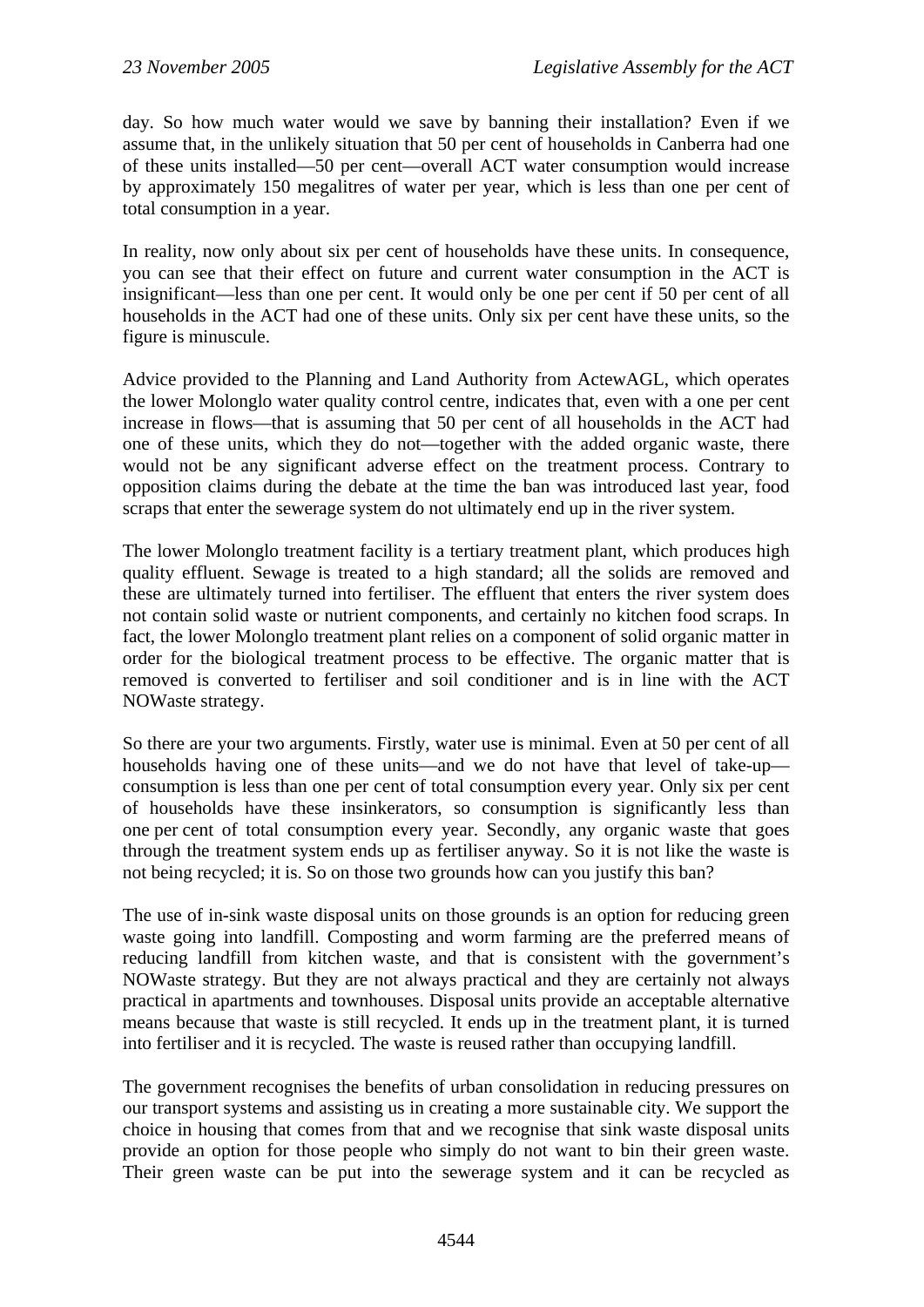day. So how much water would we save by banning their installation? Even if we assume that, in the unlikely situation that 50 per cent of households in Canberra had one of these units installed—50 per cent—overall ACT water consumption would increase by approximately 150 megalitres of water per year, which is less than one per cent of total consumption in a year.

In reality, now only about six per cent of households have these units. In consequence, you can see that their effect on future and current water consumption in the ACT is insignificant—less than one per cent. It would only be one per cent if 50 per cent of all households in the ACT had one of these units. Only six per cent have these units, so the figure is minuscule.

Advice provided to the Planning and Land Authority from ActewAGL, which operates the lower Molonglo water quality control centre, indicates that, even with a one per cent increase in flows—that is assuming that 50 per cent of all households in the ACT had one of these units, which they do not—together with the added organic waste, there would not be any significant adverse effect on the treatment process. Contrary to opposition claims during the debate at the time the ban was introduced last year, food scraps that enter the sewerage system do not ultimately end up in the river system.

The lower Molonglo treatment facility is a tertiary treatment plant, which produces high quality effluent. Sewage is treated to a high standard; all the solids are removed and these are ultimately turned into fertiliser. The effluent that enters the river system does not contain solid waste or nutrient components, and certainly no kitchen food scraps. In fact, the lower Molonglo treatment plant relies on a component of solid organic matter in order for the biological treatment process to be effective. The organic matter that is removed is converted to fertiliser and soil conditioner and is in line with the ACT NOWaste strategy.

So there are your two arguments. Firstly, water use is minimal. Even at 50 per cent of all households having one of these units—and we do not have that level of take-up—consumption is less than one per cent of total consumption every year. Only six per cent of households have these insinkerators, so consumption is significantly less than one per cent of total consumption every year. Secondly, any organic waste that goes through the treatment system ends up as fertiliser anyway. So it is not like the waste is not being recycled; it is. So on those two grounds how can you justify this ban?

The use of in-sink waste disposal units on those grounds is an option for reducing green waste going into landfill. Composting and worm farming are the preferred means of reducing landfill from kitchen waste, and that is consistent with the government's NOWaste strategy. But they are not always practical and they are certainly not always practical in apartments and townhouses. Disposal units provide an acceptable alternative means because that waste is still recycled. It ends up in the treatment plant, it is turned into fertiliser and it is recycled. The waste is reused rather than occupying landfill.

The government recognises the benefits of urban consolidation in reducing pressures on our transport systems and assisting us in creating a more sustainable city. We support the choice in housing that comes from that and we recognise that sink waste disposal units provide an option for those people who simply do not want to bin their green waste. Their green waste can be put into the sewerage system and it can be recycled as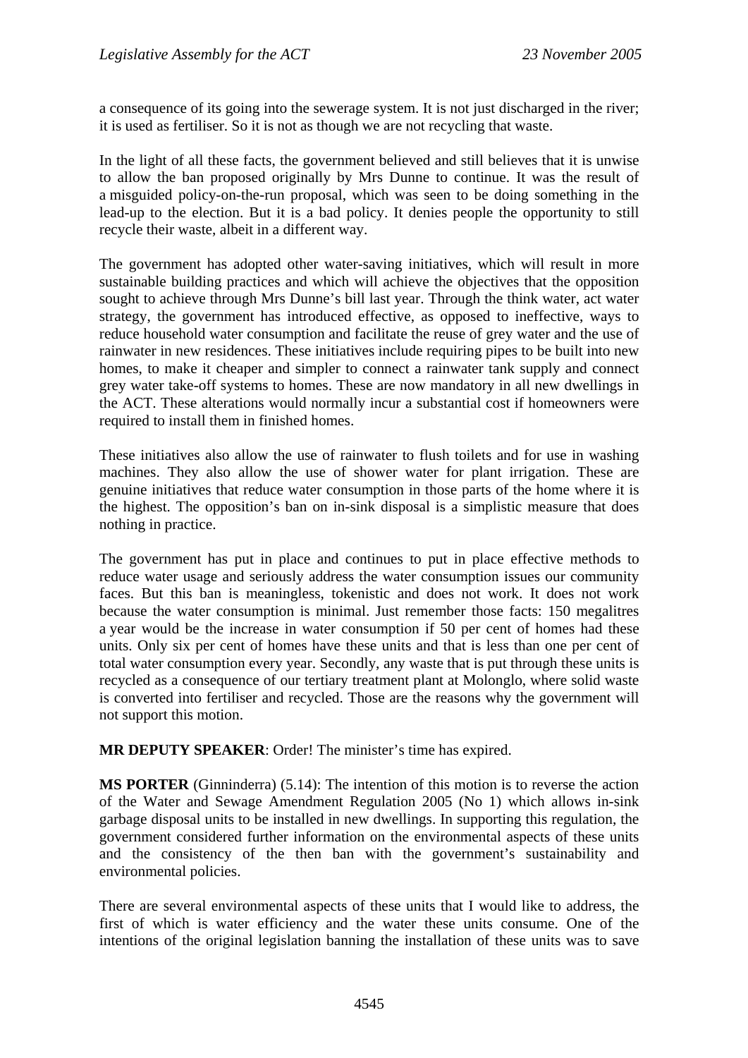a consequence of its going into the sewerage system. It is not just discharged in the river; it is used as fertiliser. So it is not as though we are not recycling that waste.

In the light of all these facts, the government believed and still believes that it is unwise to allow the ban proposed originally by Mrs Dunne to continue. It was the result of a misguided policy-on-the-run proposal, which was seen to be doing something in the lead-up to the election. But it is a bad policy. It denies people the opportunity to still recycle their waste, albeit in a different way.

The government has adopted other water-saving initiatives, which will result in more sustainable building practices and which will achieve the objectives that the opposition sought to achieve through Mrs Dunne's bill last year. Through the think water, act water strategy, the government has introduced effective, as opposed to ineffective, ways to reduce household water consumption and facilitate the reuse of grey water and the use of rainwater in new residences. These initiatives include requiring pipes to be built into new homes, to make it cheaper and simpler to connect a rainwater tank supply and connect grey water take-off systems to homes. These are now mandatory in all new dwellings in the ACT. These alterations would normally incur a substantial cost if homeowners were required to install them in finished homes.

These initiatives also allow the use of rainwater to flush toilets and for use in washing machines. They also allow the use of shower water for plant irrigation. These are genuine initiatives that reduce water consumption in those parts of the home where it is the highest. The opposition's ban on in-sink disposal is a simplistic measure that does nothing in practice.

The government has put in place and continues to put in place effective methods to reduce water usage and seriously address the water consumption issues our community faces. But this ban is meaningless, tokenistic and does not work. It does not work because the water consumption is minimal. Just remember those facts: 150 megalitres a year would be the increase in water consumption if 50 per cent of homes had these units. Only six per cent of homes have these units and that is less than one per cent of total water consumption every year. Secondly, any waste that is put through these units is recycled as a consequence of our tertiary treatment plant at Molonglo, where solid waste is converted into fertiliser and recycled. Those are the reasons why the government will not support this motion.

**MR DEPUTY SPEAKER**: Order! The minister's time has expired.

**MS PORTER** (Ginninderra) (5.14): The intention of this motion is to reverse the action of the Water and Sewage Amendment Regulation 2005 (No 1) which allows in-sink garbage disposal units to be installed in new dwellings. In supporting this regulation, the government considered further information on the environmental aspects of these units and the consistency of the then ban with the government's sustainability and environmental policies.

There are several environmental aspects of these units that I would like to address, the first of which is water efficiency and the water these units consume. One of the intentions of the original legislation banning the installation of these units was to save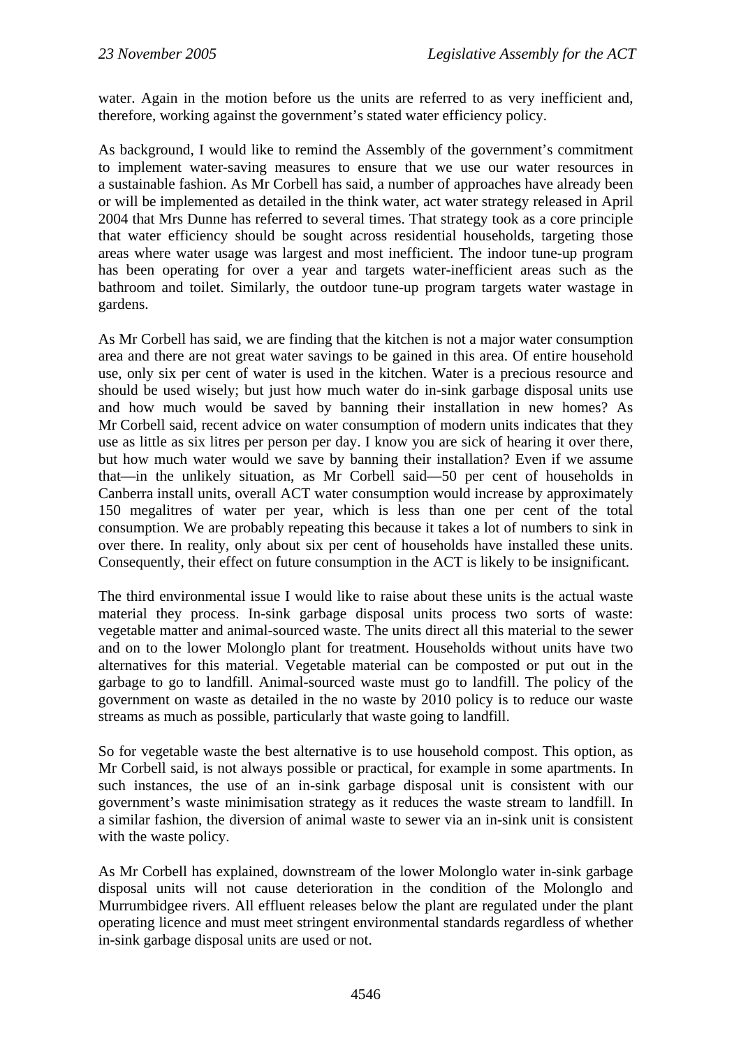water. Again in the motion before us the units are referred to as very inefficient and, therefore, working against the government's stated water efficiency policy.

As background, I would like to remind the Assembly of the government's commitment to implement water-saving measures to ensure that we use our water resources in a sustainable fashion. As Mr Corbell has said, a number of approaches have already been or will be implemented as detailed in the think water, act water strategy released in April 2004 that Mrs Dunne has referred to several times. That strategy took as a core principle that water efficiency should be sought across residential households, targeting those areas where water usage was largest and most inefficient. The indoor tune-up program has been operating for over a year and targets water-inefficient areas such as the bathroom and toilet. Similarly, the outdoor tune-up program targets water wastage in gardens.

As Mr Corbell has said, we are finding that the kitchen is not a major water consumption area and there are not great water savings to be gained in this area. Of entire household use, only six per cent of water is used in the kitchen. Water is a precious resource and should be used wisely; but just how much water do in-sink garbage disposal units use and how much would be saved by banning their installation in new homes? As Mr Corbell said, recent advice on water consumption of modern units indicates that they use as little as six litres per person per day. I know you are sick of hearing it over there, but how much water would we save by banning their installation? Even if we assume that—in the unlikely situation, as Mr Corbell said—50 per cent of households in Canberra install units, overall ACT water consumption would increase by approximately 150 megalitres of water per year, which is less than one per cent of the total consumption. We are probably repeating this because it takes a lot of numbers to sink in over there. In reality, only about six per cent of households have installed these units. Consequently, their effect on future consumption in the ACT is likely to be insignificant.

The third environmental issue I would like to raise about these units is the actual waste material they process. In-sink garbage disposal units process two sorts of waste: vegetable matter and animal-sourced waste. The units direct all this material to the sewer and on to the lower Molonglo plant for treatment. Households without units have two alternatives for this material. Vegetable material can be composted or put out in the garbage to go to landfill. Animal-sourced waste must go to landfill. The policy of the government on waste as detailed in the no waste by 2010 policy is to reduce our waste streams as much as possible, particularly that waste going to landfill.

So for vegetable waste the best alternative is to use household compost. This option, as Mr Corbell said, is not always possible or practical, for example in some apartments. In such instances, the use of an in-sink garbage disposal unit is consistent with our government's waste minimisation strategy as it reduces the waste stream to landfill. In a similar fashion, the diversion of animal waste to sewer via an in-sink unit is consistent with the waste policy.

As Mr Corbell has explained, downstream of the lower Molonglo water in-sink garbage disposal units will not cause deterioration in the condition of the Molonglo and Murrumbidgee rivers. All effluent releases below the plant are regulated under the plant operating licence and must meet stringent environmental standards regardless of whether in-sink garbage disposal units are used or not.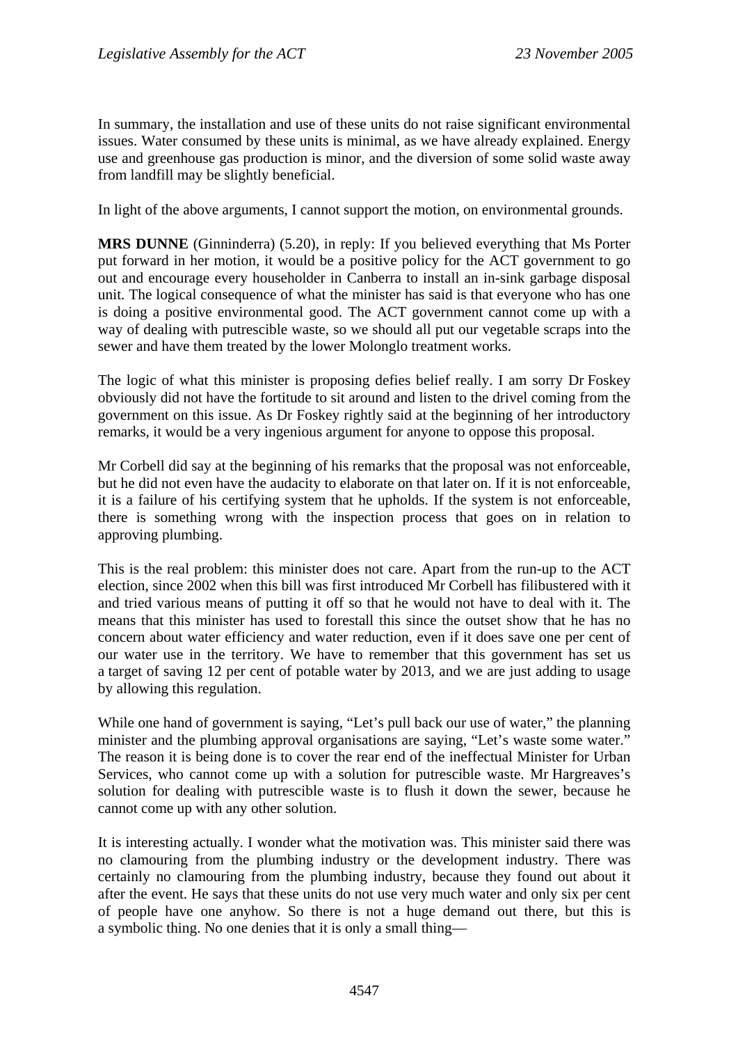In summary, the installation and use of these units do not raise significant environmental issues. Water consumed by these units is minimal, as we have already explained. Energy use and greenhouse gas production is minor, and the diversion of some solid waste away from landfill may be slightly beneficial.

In light of the above arguments, I cannot support the motion, on environmental grounds.

**MRS DUNNE** (Ginninderra) (5.20), in reply: If you believed everything that Ms Porter put forward in her motion, it would be a positive policy for the ACT government to go out and encourage every householder in Canberra to install an in-sink garbage disposal unit. The logical consequence of what the minister has said is that everyone who has one is doing a positive environmental good. The ACT government cannot come up with a way of dealing with putrescible waste, so we should all put our vegetable scraps into the sewer and have them treated by the lower Molonglo treatment works.

The logic of what this minister is proposing defies belief really. I am sorry Dr Foskey obviously did not have the fortitude to sit around and listen to the drivel coming from the government on this issue. As Dr Foskey rightly said at the beginning of her introductory remarks, it would be a very ingenious argument for anyone to oppose this proposal.

Mr Corbell did say at the beginning of his remarks that the proposal was not enforceable, but he did not even have the audacity to elaborate on that later on. If it is not enforceable, it is a failure of his certifying system that he upholds. If the system is not enforceable, there is something wrong with the inspection process that goes on in relation to approving plumbing.

This is the real problem: this minister does not care. Apart from the run-up to the ACT election, since 2002 when this bill was first introduced Mr Corbell has filibustered with it and tried various means of putting it off so that he would not have to deal with it. The means that this minister has used to forestall this since the outset show that he has no concern about water efficiency and water reduction, even if it does save one per cent of our water use in the territory. We have to remember that this government has set us a target of saving 12 per cent of potable water by 2013, and we are just adding to usage by allowing this regulation.

While one hand of government is saying, "Let's pull back our use of water," the planning minister and the plumbing approval organisations are saying, "Let's waste some water." The reason it is being done is to cover the rear end of the ineffectual Minister for Urban Services, who cannot come up with a solution for putrescible waste. Mr Hargreaves's solution for dealing with putrescible waste is to flush it down the sewer, because he cannot come up with any other solution.

It is interesting actually. I wonder what the motivation was. This minister said there was no clamouring from the plumbing industry or the development industry. There was certainly no clamouring from the plumbing industry, because they found out about it after the event. He says that these units do not use very much water and only six per cent of people have one anyhow. So there is not a huge demand out there, but this is a symbolic thing. No one denies that it is only a small thing—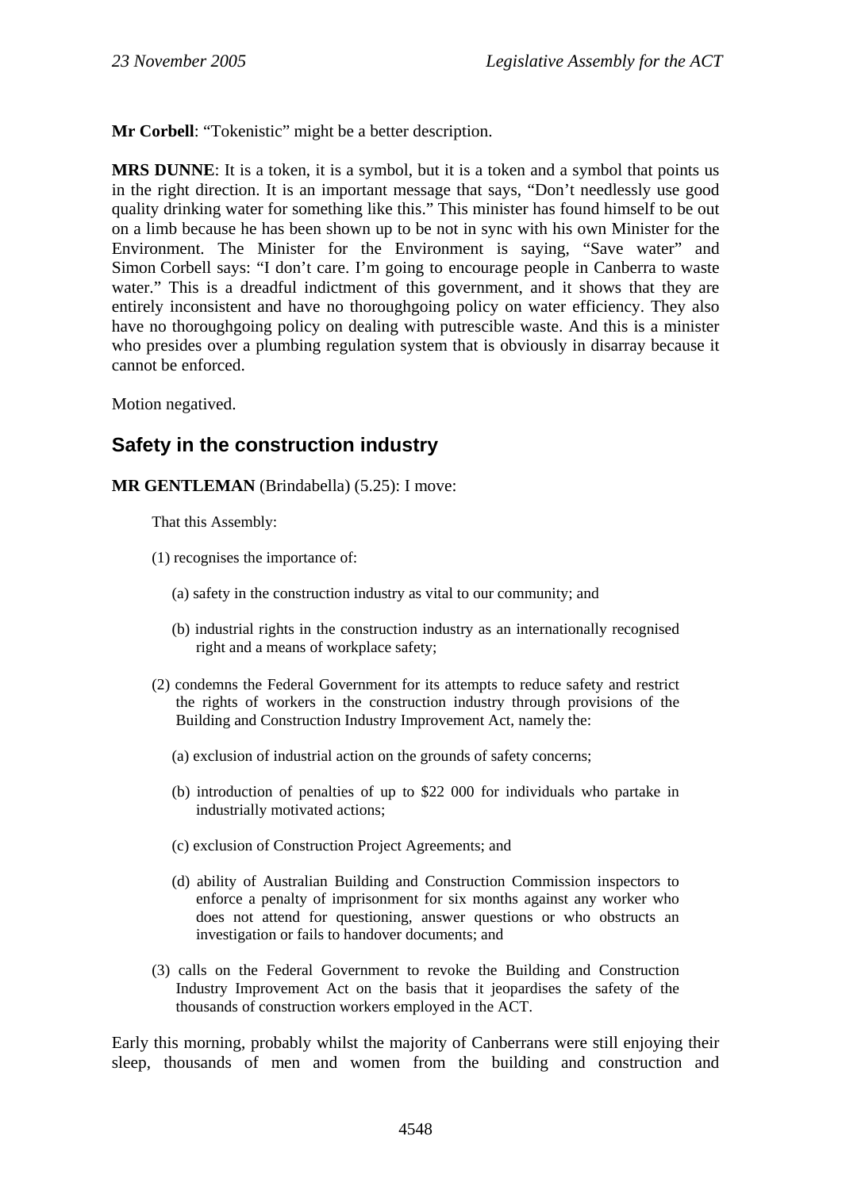**Mr Corbell**: "Tokenistic" might be a better description.

**MRS DUNNE**: It is a token, it is a symbol, but it is a token and a symbol that points us in the right direction. It is an important message that says, "Don't needlessly use good quality drinking water for something like this." This minister has found himself to be out on a limb because he has been shown up to be not in sync with his own Minister for the Environment. The Minister for the Environment is saying, "Save water" and Simon Corbell says: "I don't care. I'm going to encourage people in Canberra to waste water." This is a dreadful indictment of this government, and it shows that they are entirely inconsistent and have no thoroughgoing policy on water efficiency. They also have no thoroughgoing policy on dealing with putrescible waste. And this is a minister who presides over a plumbing regulation system that is obviously in disarray because it cannot be enforced.

Motion negatived.

## Safety in the construction industry

**MR GENTLEMAN** (Brindabella) (5.25): I move:

> That this Assembly:
>
> (1) recognises the importance of:
>
> (a) safety in the construction industry as vital to our community; and
>
> (b) industrial rights in the construction industry as an internationally recognised right and a means of workplace safety;
>
> (2) condemns the Federal Government for its attempts to reduce safety and restrict the rights of workers in the construction industry through provisions of the Building and Construction Industry Improvement Act, namely the:
>
> (a) exclusion of industrial action on the grounds of safety concerns;
>
> (b) introduction of penalties of up to $22 000 for individuals who partake in industrially motivated actions;
>
> (c) exclusion of Construction Project Agreements; and
>
> (d) ability of Australian Building and Construction Commission inspectors to enforce a penalty of imprisonment for six months against any worker who does not attend for questioning, answer questions or who obstructs an investigation or fails to handover documents; and
>
> (3) calls on the Federal Government to revoke the Building and Construction Industry Improvement Act on the basis that it jeopardises the safety of the thousands of construction workers employed in the ACT.

Early this morning, probably whilst the majority of Canberrans were still enjoying their sleep, thousands of men and women from the building and construction and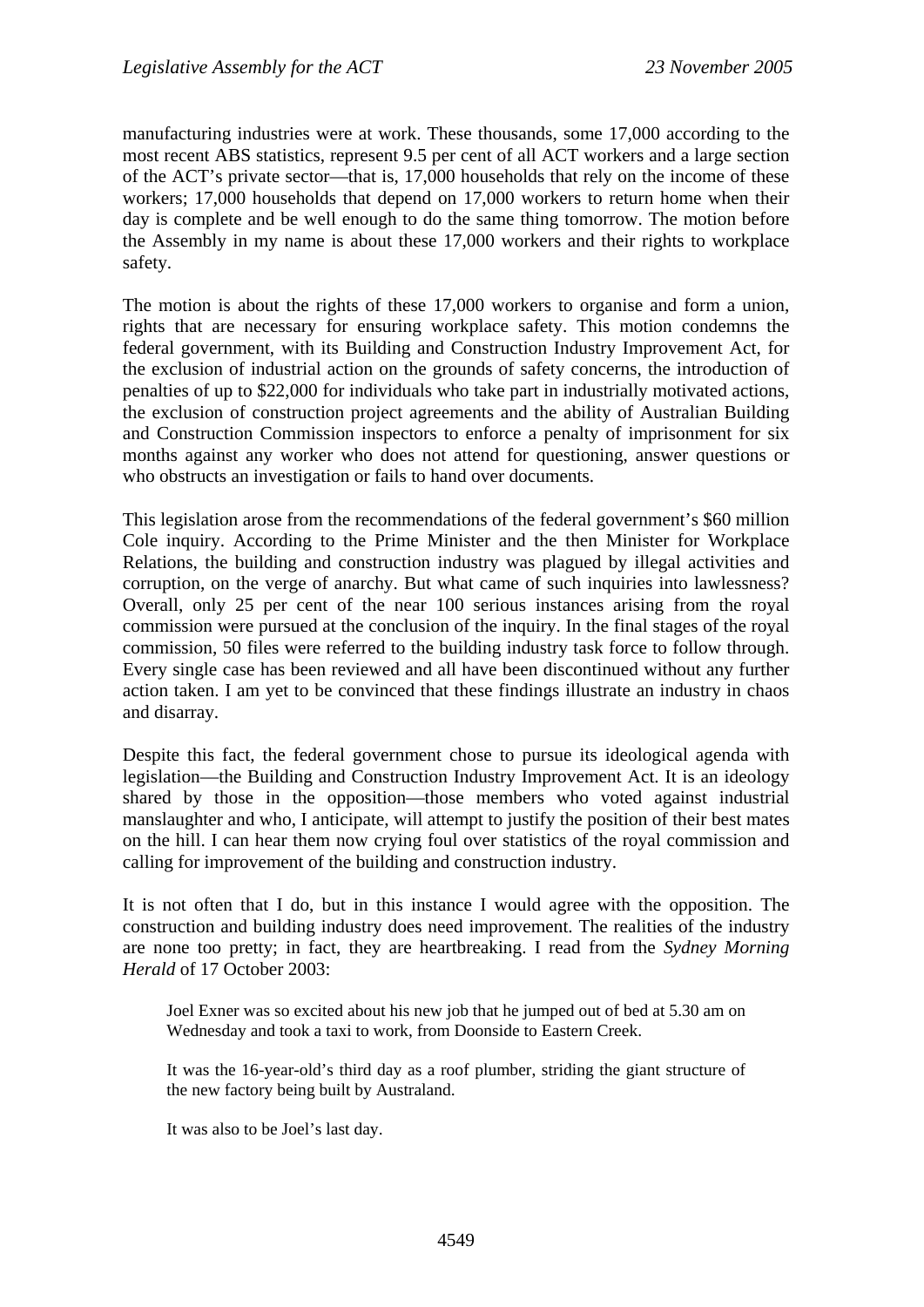manufacturing industries were at work. These thousands, some 17,000 according to the most recent ABS statistics, represent 9.5 per cent of all ACT workers and a large section of the ACT's private sector—that is, 17,000 households that rely on the income of these workers; 17,000 households that depend on 17,000 workers to return home when their day is complete and be well enough to do the same thing tomorrow. The motion before the Assembly in my name is about these 17,000 workers and their rights to workplace safety.

The motion is about the rights of these 17,000 workers to organise and form a union, rights that are necessary for ensuring workplace safety. This motion condemns the federal government, with its Building and Construction Industry Improvement Act, for the exclusion of industrial action on the grounds of safety concerns, the introduction of penalties of up to $22,000 for individuals who take part in industrially motivated actions, the exclusion of construction project agreements and the ability of Australian Building and Construction Commission inspectors to enforce a penalty of imprisonment for six months against any worker who does not attend for questioning, answer questions or who obstructs an investigation or fails to hand over documents.

This legislation arose from the recommendations of the federal government's $60 million Cole inquiry. According to the Prime Minister and the then Minister for Workplace Relations, the building and construction industry was plagued by illegal activities and corruption, on the verge of anarchy. But what came of such inquiries into lawlessness? Overall, only 25 per cent of the near 100 serious instances arising from the royal commission were pursued at the conclusion of the inquiry. In the final stages of the royal commission, 50 files were referred to the building industry task force to follow through. Every single case has been reviewed and all have been discontinued without any further action taken. I am yet to be convinced that these findings illustrate an industry in chaos and disarray.

Despite this fact, the federal government chose to pursue its ideological agenda with legislation—the Building and Construction Industry Improvement Act. It is an ideology shared by those in the opposition—those members who voted against industrial manslaughter and who, I anticipate, will attempt to justify the position of their best mates on the hill. I can hear them now crying foul over statistics of the royal commission and calling for improvement of the building and construction industry.

It is not often that I do, but in this instance I would agree with the opposition. The construction and building industry does need improvement. The realities of the industry are none too pretty; in fact, they are heartbreaking. I read from the *Sydney Morning Herald* of 17 October 2003:

> Joel Exner was so excited about his new job that he jumped out of bed at 5.30 am on Wednesday and took a taxi to work, from Doonside to Eastern Creek.
>
> It was the 16-year-old's third day as a roof plumber, striding the giant structure of the new factory being built by Australand.
>
> It was also to be Joel's last day.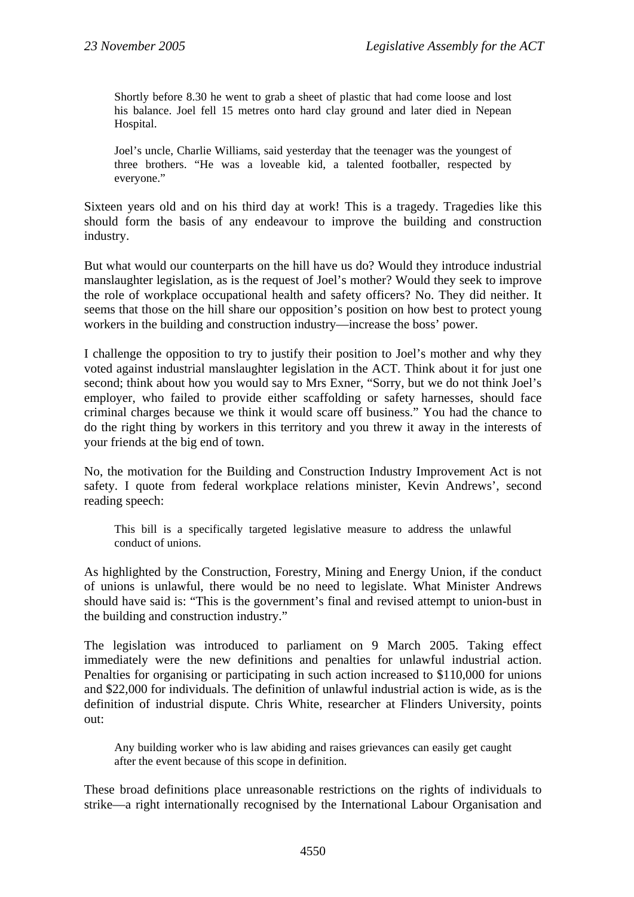> Shortly before 8.30 he went to grab a sheet of plastic that had come loose and lost his balance. Joel fell 15 metres onto hard clay ground and later died in Nepean Hospital.
>
> Joel's uncle, Charlie Williams, said yesterday that the teenager was the youngest of three brothers. "He was a loveable kid, a talented footballer, respected by everyone."

Sixteen years old and on his third day at work! This is a tragedy. Tragedies like this should form the basis of any endeavour to improve the building and construction industry.

But what would our counterparts on the hill have us do? Would they introduce industrial manslaughter legislation, as is the request of Joel's mother? Would they seek to improve the role of workplace occupational health and safety officers? No. They did neither. It seems that those on the hill share our opposition's position on how best to protect young workers in the building and construction industry—increase the boss' power.

I challenge the opposition to try to justify their position to Joel's mother and why they voted against industrial manslaughter legislation in the ACT. Think about it for just one second; think about how you would say to Mrs Exner, "Sorry, but we do not think Joel's employer, who failed to provide either scaffolding or safety harnesses, should face criminal charges because we think it would scare off business." You had the chance to do the right thing by workers in this territory and you threw it away in the interests of your friends at the big end of town.

No, the motivation for the Building and Construction Industry Improvement Act is not safety. I quote from federal workplace relations minister, Kevin Andrews', second reading speech:

> This bill is a specifically targeted legislative measure to address the unlawful conduct of unions.

As highlighted by the Construction, Forestry, Mining and Energy Union, if the conduct of unions is unlawful, there would be no need to legislate. What Minister Andrews should have said is: "This is the government's final and revised attempt to union-bust in the building and construction industry."

The legislation was introduced to parliament on 9 March 2005. Taking effect immediately were the new definitions and penalties for unlawful industrial action. Penalties for organising or participating in such action increased to $110,000 for unions and $22,000 for individuals. The definition of unlawful industrial action is wide, as is the definition of industrial dispute. Chris White, researcher at Flinders University, points out:

> Any building worker who is law abiding and raises grievances can easily get caught after the event because of this scope in definition.

These broad definitions place unreasonable restrictions on the rights of individuals to strike—a right internationally recognised by the International Labour Organisation and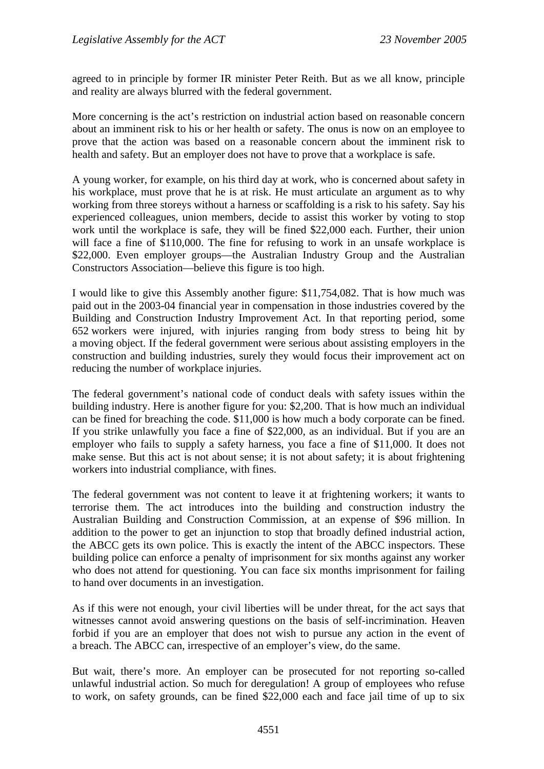agreed to in principle by former IR minister Peter Reith. But as we all know, principle and reality are always blurred with the federal government.

More concerning is the act's restriction on industrial action based on reasonable concern about an imminent risk to his or her health or safety. The onus is now on an employee to prove that the action was based on a reasonable concern about the imminent risk to health and safety. But an employer does not have to prove that a workplace is safe.

A young worker, for example, on his third day at work, who is concerned about safety in his workplace, must prove that he is at risk. He must articulate an argument as to why working from three storeys without a harness or scaffolding is a risk to his safety. Say his experienced colleagues, union members, decide to assist this worker by voting to stop work until the workplace is safe, they will be fined $22,000 each. Further, their union will face a fine of $110,000. The fine for refusing to work in an unsafe workplace is $22,000. Even employer groups—the Australian Industry Group and the Australian Constructors Association—believe this figure is too high.

I would like to give this Assembly another figure: $11,754,082. That is how much was paid out in the 2003-04 financial year in compensation in those industries covered by the Building and Construction Industry Improvement Act. In that reporting period, some 652 workers were injured, with injuries ranging from body stress to being hit by a moving object. If the federal government were serious about assisting employers in the construction and building industries, surely they would focus their improvement act on reducing the number of workplace injuries.

The federal government's national code of conduct deals with safety issues within the building industry. Here is another figure for you: $2,200. That is how much an individual can be fined for breaching the code. $11,000 is how much a body corporate can be fined. If you strike unlawfully you face a fine of $22,000, as an individual. But if you are an employer who fails to supply a safety harness, you face a fine of $11,000. It does not make sense. But this act is not about sense; it is not about safety; it is about frightening workers into industrial compliance, with fines.

The federal government was not content to leave it at frightening workers; it wants to terrorise them. The act introduces into the building and construction industry the Australian Building and Construction Commission, at an expense of $96 million. In addition to the power to get an injunction to stop that broadly defined industrial action, the ABCC gets its own police. This is exactly the intent of the ABCC inspectors. These building police can enforce a penalty of imprisonment for six months against any worker who does not attend for questioning. You can face six months imprisonment for failing to hand over documents in an investigation.

As if this were not enough, your civil liberties will be under threat, for the act says that witnesses cannot avoid answering questions on the basis of self-incrimination. Heaven forbid if you are an employer that does not wish to pursue any action in the event of a breach. The ABCC can, irrespective of an employer's view, do the same.

But wait, there's more. An employer can be prosecuted for not reporting so-called unlawful industrial action. So much for deregulation! A group of employees who refuse to work, on safety grounds, can be fined $22,000 each and face jail time of up to six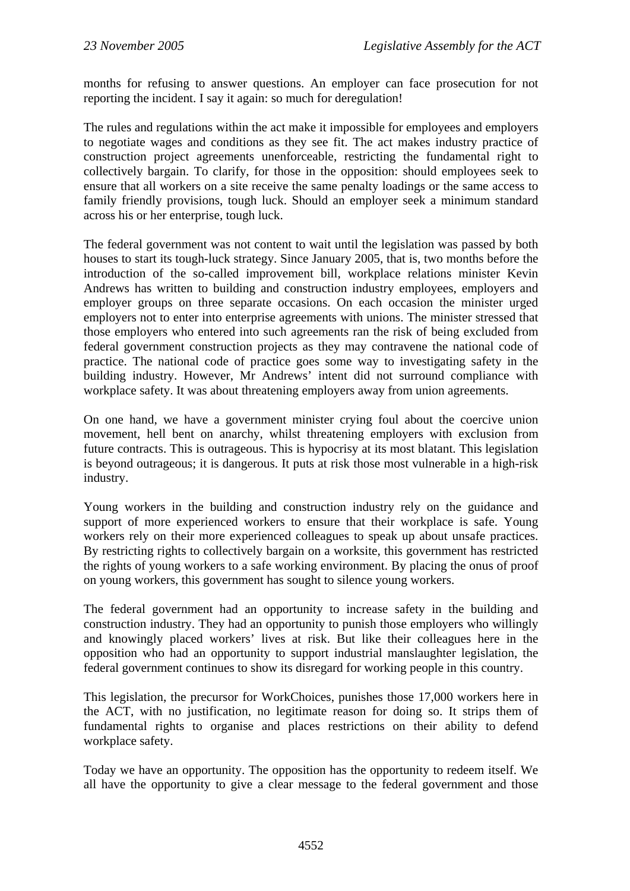months for refusing to answer questions. An employer can face prosecution for not reporting the incident. I say it again: so much for deregulation!

The rules and regulations within the act make it impossible for employees and employers to negotiate wages and conditions as they see fit. The act makes industry practice of construction project agreements unenforceable, restricting the fundamental right to collectively bargain. To clarify, for those in the opposition: should employees seek to ensure that all workers on a site receive the same penalty loadings or the same access to family friendly provisions, tough luck. Should an employer seek a minimum standard across his or her enterprise, tough luck.

The federal government was not content to wait until the legislation was passed by both houses to start its tough-luck strategy. Since January 2005, that is, two months before the introduction of the so-called improvement bill, workplace relations minister Kevin Andrews has written to building and construction industry employees, employers and employer groups on three separate occasions. On each occasion the minister urged employers not to enter into enterprise agreements with unions. The minister stressed that those employers who entered into such agreements ran the risk of being excluded from federal government construction projects as they may contravene the national code of practice. The national code of practice goes some way to investigating safety in the building industry. However, Mr Andrews' intent did not surround compliance with workplace safety. It was about threatening employers away from union agreements.

On one hand, we have a government minister crying foul about the coercive union movement, hell bent on anarchy, whilst threatening employers with exclusion from future contracts. This is outrageous. This is hypocrisy at its most blatant. This legislation is beyond outrageous; it is dangerous. It puts at risk those most vulnerable in a high-risk industry.

Young workers in the building and construction industry rely on the guidance and support of more experienced workers to ensure that their workplace is safe. Young workers rely on their more experienced colleagues to speak up about unsafe practices. By restricting rights to collectively bargain on a worksite, this government has restricted the rights of young workers to a safe working environment. By placing the onus of proof on young workers, this government has sought to silence young workers.

The federal government had an opportunity to increase safety in the building and construction industry. They had an opportunity to punish those employers who willingly and knowingly placed workers' lives at risk. But like their colleagues here in the opposition who had an opportunity to support industrial manslaughter legislation, the federal government continues to show its disregard for working people in this country.

This legislation, the precursor for WorkChoices, punishes those 17,000 workers here in the ACT, with no justification, no legitimate reason for doing so. It strips them of fundamental rights to organise and places restrictions on their ability to defend workplace safety.

Today we have an opportunity. The opposition has the opportunity to redeem itself. We all have the opportunity to give a clear message to the federal government and those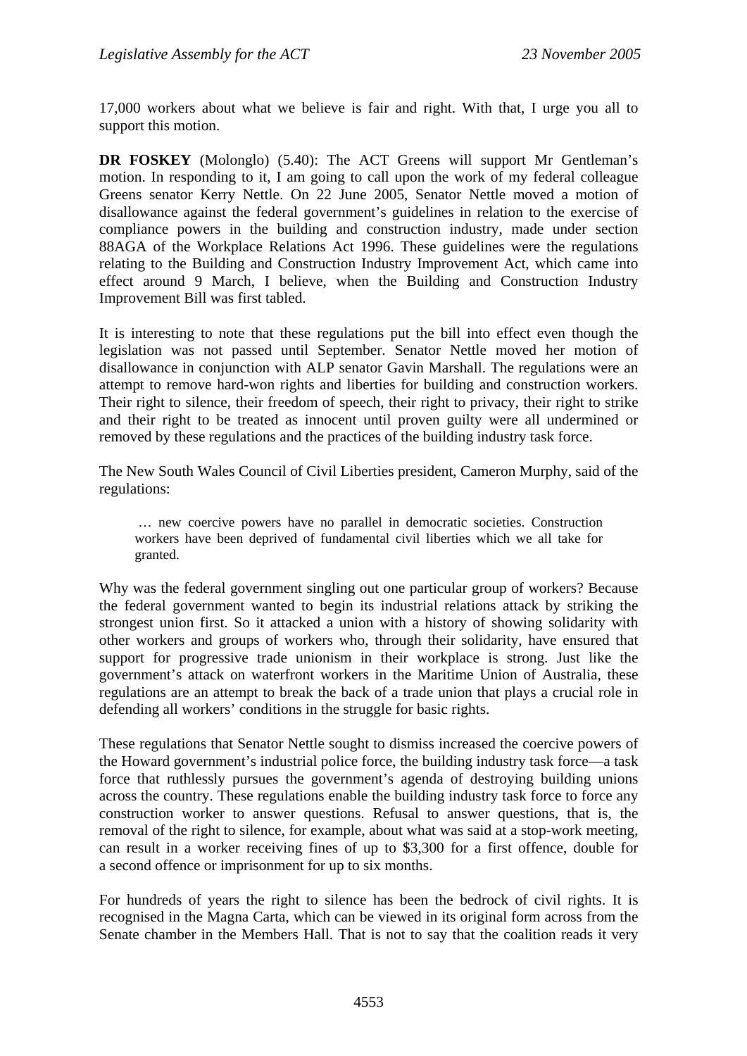17,000 workers about what we believe is fair and right. With that, I urge you all to support this motion.

**DR FOSKEY** (Molonglo) (5.40): The ACT Greens will support Mr Gentleman's motion. In responding to it, I am going to call upon the work of my federal colleague Greens senator Kerry Nettle. On 22 June 2005, Senator Nettle moved a motion of disallowance against the federal government's guidelines in relation to the exercise of compliance powers in the building and construction industry, made under section 88AGA of the Workplace Relations Act 1996. These guidelines were the regulations relating to the Building and Construction Industry Improvement Act, which came into effect around 9 March, I believe, when the Building and Construction Industry Improvement Bill was first tabled.

It is interesting to note that these regulations put the bill into effect even though the legislation was not passed until September. Senator Nettle moved her motion of disallowance in conjunction with ALP senator Gavin Marshall. The regulations were an attempt to remove hard-won rights and liberties for building and construction workers. Their right to silence, their freedom of speech, their right to privacy, their right to strike and their right to be treated as innocent until proven guilty were all undermined or removed by these regulations and the practices of the building industry task force.

The New South Wales Council of Civil Liberties president, Cameron Murphy, said of the regulations:

> … new coercive powers have no parallel in democratic societies. Construction workers have been deprived of fundamental civil liberties which we all take for granted.

Why was the federal government singling out one particular group of workers? Because the federal government wanted to begin its industrial relations attack by striking the strongest union first. So it attacked a union with a history of showing solidarity with other workers and groups of workers who, through their solidarity, have ensured that support for progressive trade unionism in their workplace is strong. Just like the government's attack on waterfront workers in the Maritime Union of Australia, these regulations are an attempt to break the back of a trade union that plays a crucial role in defending all workers' conditions in the struggle for basic rights.

These regulations that Senator Nettle sought to dismiss increased the coercive powers of the Howard government's industrial police force, the building industry task force—a task force that ruthlessly pursues the government's agenda of destroying building unions across the country. These regulations enable the building industry task force to force any construction worker to answer questions. Refusal to answer questions, that is, the removal of the right to silence, for example, about what was said at a stop-work meeting, can result in a worker receiving fines of up to $3,300 for a first offence, double for a second offence or imprisonment for up to six months.

For hundreds of years the right to silence has been the bedrock of civil rights. It is recognised in the Magna Carta, which can be viewed in its original form across from the Senate chamber in the Members Hall. That is not to say that the coalition reads it very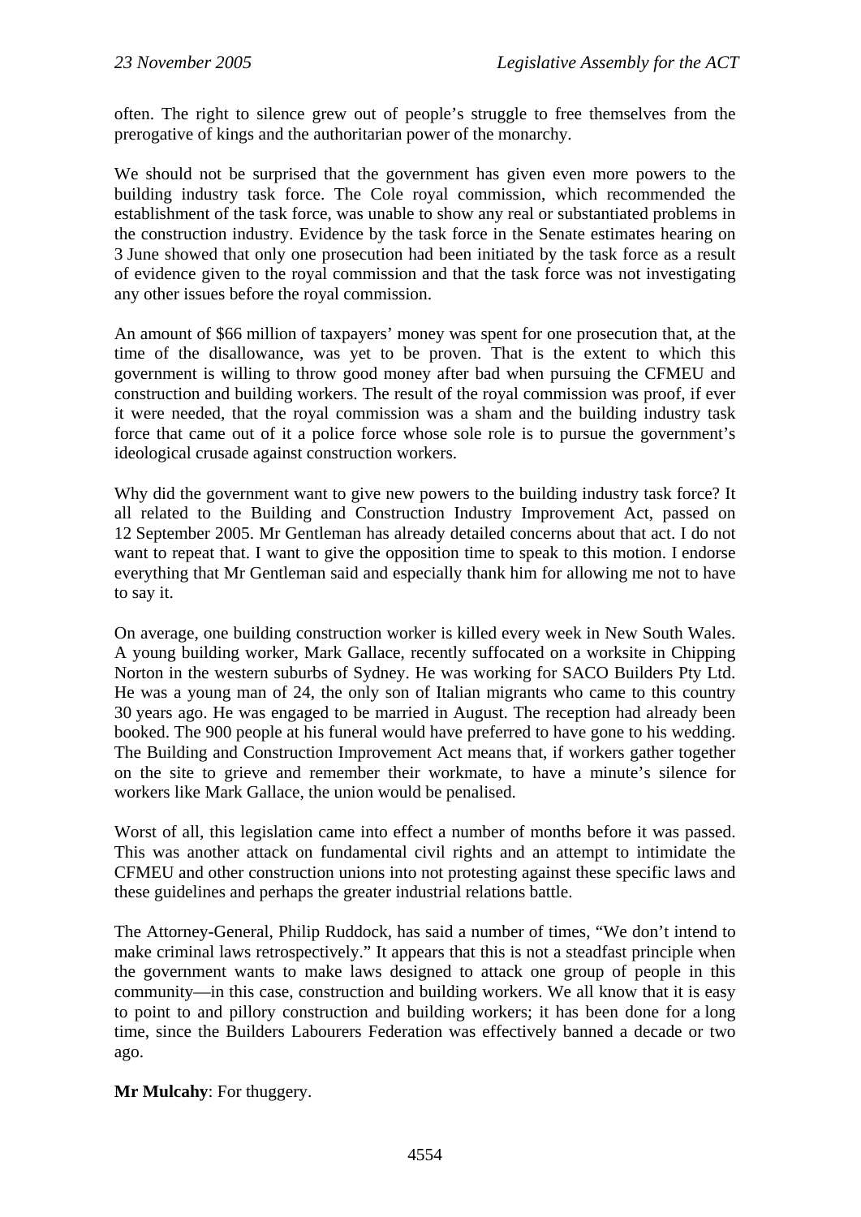often. The right to silence grew out of people's struggle to free themselves from the prerogative of kings and the authoritarian power of the monarchy.

We should not be surprised that the government has given even more powers to the building industry task force. The Cole royal commission, which recommended the establishment of the task force, was unable to show any real or substantiated problems in the construction industry. Evidence by the task force in the Senate estimates hearing on 3 June showed that only one prosecution had been initiated by the task force as a result of evidence given to the royal commission and that the task force was not investigating any other issues before the royal commission.

An amount of $66 million of taxpayers' money was spent for one prosecution that, at the time of the disallowance, was yet to be proven. That is the extent to which this government is willing to throw good money after bad when pursuing the CFMEU and construction and building workers. The result of the royal commission was proof, if ever it were needed, that the royal commission was a sham and the building industry task force that came out of it a police force whose sole role is to pursue the government's ideological crusade against construction workers.

Why did the government want to give new powers to the building industry task force? It all related to the Building and Construction Industry Improvement Act, passed on 12 September 2005. Mr Gentleman has already detailed concerns about that act. I do not want to repeat that. I want to give the opposition time to speak to this motion. I endorse everything that Mr Gentleman said and especially thank him for allowing me not to have to say it.

On average, one building construction worker is killed every week in New South Wales. A young building worker, Mark Gallace, recently suffocated on a worksite in Chipping Norton in the western suburbs of Sydney. He was working for SACO Builders Pty Ltd. He was a young man of 24, the only son of Italian migrants who came to this country 30 years ago. He was engaged to be married in August. The reception had already been booked. The 900 people at his funeral would have preferred to have gone to his wedding. The Building and Construction Improvement Act means that, if workers gather together on the site to grieve and remember their workmate, to have a minute's silence for workers like Mark Gallace, the union would be penalised.

Worst of all, this legislation came into effect a number of months before it was passed. This was another attack on fundamental civil rights and an attempt to intimidate the CFMEU and other construction unions into not protesting against these specific laws and these guidelines and perhaps the greater industrial relations battle.

The Attorney-General, Philip Ruddock, has said a number of times, "We don't intend to make criminal laws retrospectively." It appears that this is not a steadfast principle when the government wants to make laws designed to attack one group of people in this community—in this case, construction and building workers. We all know that it is easy to point to and pillory construction and building workers; it has been done for a long time, since the Builders Labourers Federation was effectively banned a decade or two ago.

**Mr Mulcahy**: For thuggery.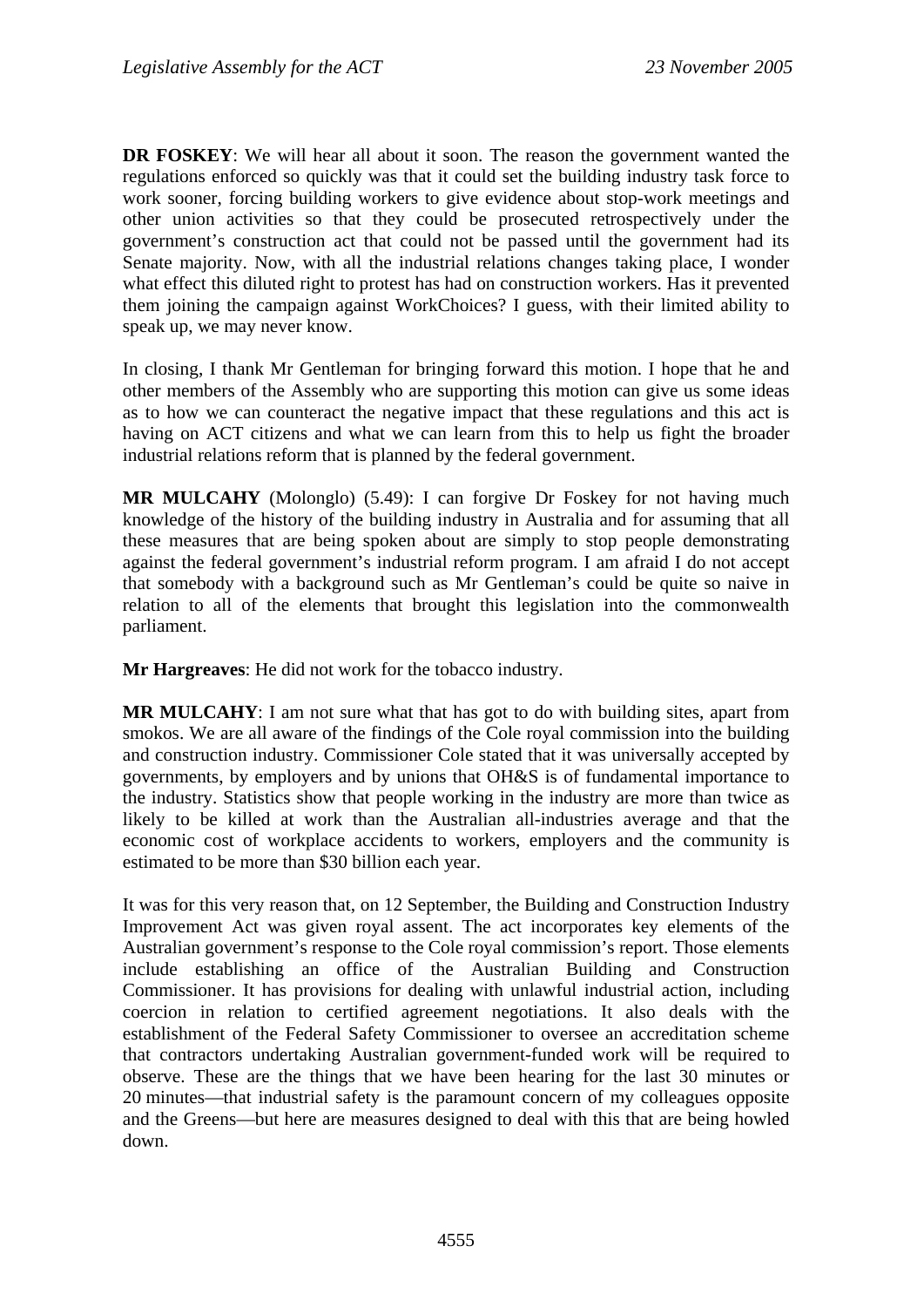**DR FOSKEY**: We will hear all about it soon. The reason the government wanted the regulations enforced so quickly was that it could set the building industry task force to work sooner, forcing building workers to give evidence about stop-work meetings and other union activities so that they could be prosecuted retrospectively under the government's construction act that could not be passed until the government had its Senate majority. Now, with all the industrial relations changes taking place, I wonder what effect this diluted right to protest has had on construction workers. Has it prevented them joining the campaign against WorkChoices? I guess, with their limited ability to speak up, we may never know.

In closing, I thank Mr Gentleman for bringing forward this motion. I hope that he and other members of the Assembly who are supporting this motion can give us some ideas as to how we can counteract the negative impact that these regulations and this act is having on ACT citizens and what we can learn from this to help us fight the broader industrial relations reform that is planned by the federal government.

**MR MULCAHY** (Molonglo) (5.49): I can forgive Dr Foskey for not having much knowledge of the history of the building industry in Australia and for assuming that all these measures that are being spoken about are simply to stop people demonstrating against the federal government's industrial reform program. I am afraid I do not accept that somebody with a background such as Mr Gentleman's could be quite so naive in relation to all of the elements that brought this legislation into the commonwealth parliament.

**Mr Hargreaves**: He did not work for the tobacco industry.

**MR MULCAHY**: I am not sure what that has got to do with building sites, apart from smokos. We are all aware of the findings of the Cole royal commission into the building and construction industry. Commissioner Cole stated that it was universally accepted by governments, by employers and by unions that OH&S is of fundamental importance to the industry. Statistics show that people working in the industry are more than twice as likely to be killed at work than the Australian all-industries average and that the economic cost of workplace accidents to workers, employers and the community is estimated to be more than $30 billion each year.

It was for this very reason that, on 12 September, the Building and Construction Industry Improvement Act was given royal assent. The act incorporates key elements of the Australian government's response to the Cole royal commission's report. Those elements include establishing an office of the Australian Building and Construction Commissioner. It has provisions for dealing with unlawful industrial action, including coercion in relation to certified agreement negotiations. It also deals with the establishment of the Federal Safety Commissioner to oversee an accreditation scheme that contractors undertaking Australian government-funded work will be required to observe. These are the things that we have been hearing for the last 30 minutes or 20 minutes—that industrial safety is the paramount concern of my colleagues opposite and the Greens—but here are measures designed to deal with this that are being howled down.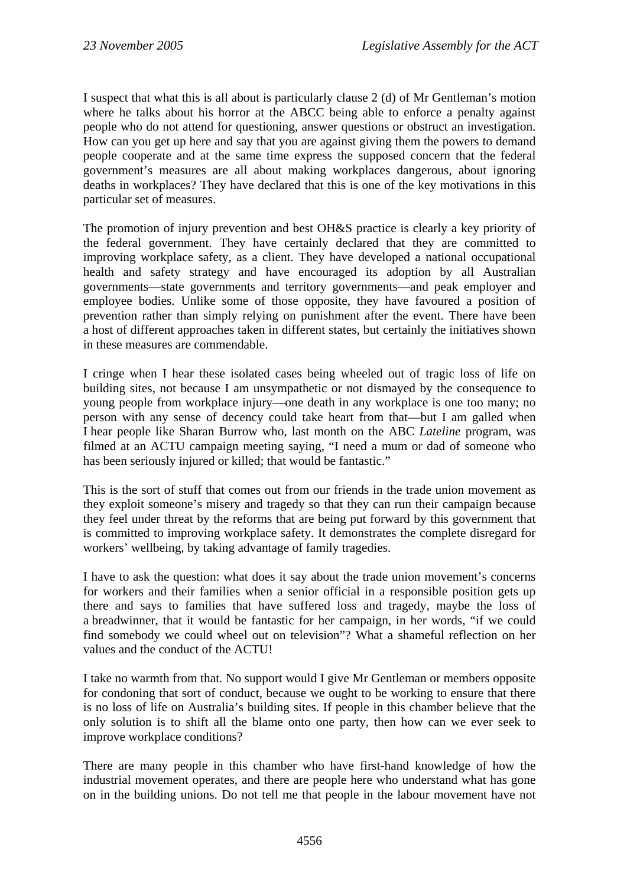I suspect that what this is all about is particularly clause 2 (d) of Mr Gentleman's motion where he talks about his horror at the ABCC being able to enforce a penalty against people who do not attend for questioning, answer questions or obstruct an investigation. How can you get up here and say that you are against giving them the powers to demand people cooperate and at the same time express the supposed concern that the federal government's measures are all about making workplaces dangerous, about ignoring deaths in workplaces? They have declared that this is one of the key motivations in this particular set of measures.

The promotion of injury prevention and best OH&S practice is clearly a key priority of the federal government. They have certainly declared that they are committed to improving workplace safety, as a client. They have developed a national occupational health and safety strategy and have encouraged its adoption by all Australian governments—state governments and territory governments—and peak employer and employee bodies. Unlike some of those opposite, they have favoured a position of prevention rather than simply relying on punishment after the event. There have been a host of different approaches taken in different states, but certainly the initiatives shown in these measures are commendable.

I cringe when I hear these isolated cases being wheeled out of tragic loss of life on building sites, not because I am unsympathetic or not dismayed by the consequence to young people from workplace injury—one death in any workplace is one too many; no person with any sense of decency could take heart from that—but I am galled when I hear people like Sharan Burrow who, last month on the ABC *Lateline* program, was filmed at an ACTU campaign meeting saying, "I need a mum or dad of someone who has been seriously injured or killed; that would be fantastic."

This is the sort of stuff that comes out from our friends in the trade union movement as they exploit someone's misery and tragedy so that they can run their campaign because they feel under threat by the reforms that are being put forward by this government that is committed to improving workplace safety. It demonstrates the complete disregard for workers' wellbeing, by taking advantage of family tragedies.

I have to ask the question: what does it say about the trade union movement's concerns for workers and their families when a senior official in a responsible position gets up there and says to families that have suffered loss and tragedy, maybe the loss of a breadwinner, that it would be fantastic for her campaign, in her words, "if we could find somebody we could wheel out on television"? What a shameful reflection on her values and the conduct of the ACTU!

I take no warmth from that. No support would I give Mr Gentleman or members opposite for condoning that sort of conduct, because we ought to be working to ensure that there is no loss of life on Australia's building sites. If people in this chamber believe that the only solution is to shift all the blame onto one party, then how can we ever seek to improve workplace conditions?

There are many people in this chamber who have first-hand knowledge of how the industrial movement operates, and there are people here who understand what has gone on in the building unions. Do not tell me that people in the labour movement have not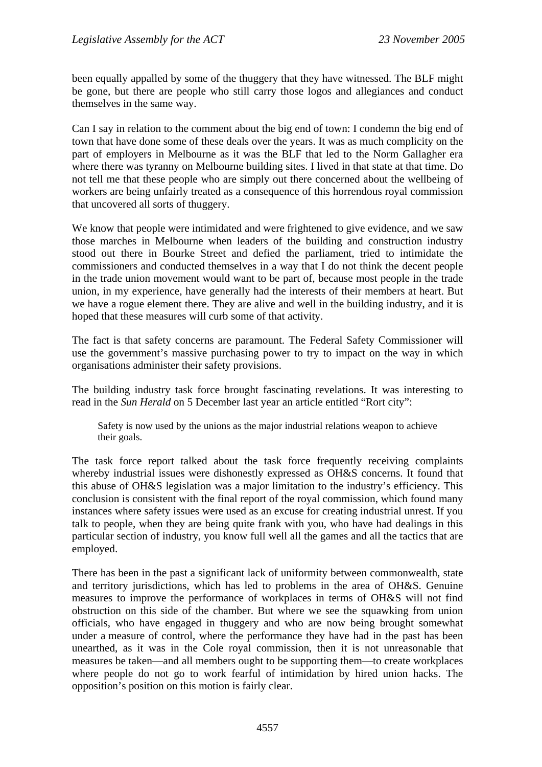been equally appalled by some of the thuggery that they have witnessed. The BLF might be gone, but there are people who still carry those logos and allegiances and conduct themselves in the same way.

Can I say in relation to the comment about the big end of town: I condemn the big end of town that have done some of these deals over the years. It was as much complicity on the part of employers in Melbourne as it was the BLF that led to the Norm Gallagher era where there was tyranny on Melbourne building sites. I lived in that state at that time. Do not tell me that these people who are simply out there concerned about the wellbeing of workers are being unfairly treated as a consequence of this horrendous royal commission that uncovered all sorts of thuggery.

We know that people were intimidated and were frightened to give evidence, and we saw those marches in Melbourne when leaders of the building and construction industry stood out there in Bourke Street and defied the parliament, tried to intimidate the commissioners and conducted themselves in a way that I do not think the decent people in the trade union movement would want to be part of, because most people in the trade union, in my experience, have generally had the interests of their members at heart. But we have a rogue element there. They are alive and well in the building industry, and it is hoped that these measures will curb some of that activity.

The fact is that safety concerns are paramount. The Federal Safety Commissioner will use the government's massive purchasing power to try to impact on the way in which organisations administer their safety provisions.

The building industry task force brought fascinating revelations. It was interesting to read in the *Sun Herald* on 5 December last year an article entitled "Rort city":

> Safety is now used by the unions as the major industrial relations weapon to achieve their goals.

The task force report talked about the task force frequently receiving complaints whereby industrial issues were dishonestly expressed as OH&S concerns. It found that this abuse of OH&S legislation was a major limitation to the industry's efficiency. This conclusion is consistent with the final report of the royal commission, which found many instances where safety issues were used as an excuse for creating industrial unrest. If you talk to people, when they are being quite frank with you, who have had dealings in this particular section of industry, you know full well all the games and all the tactics that are employed.

There has been in the past a significant lack of uniformity between commonwealth, state and territory jurisdictions, which has led to problems in the area of OH&S. Genuine measures to improve the performance of workplaces in terms of OH&S will not find obstruction on this side of the chamber. But where we see the squawking from union officials, who have engaged in thuggery and who are now being brought somewhat under a measure of control, where the performance they have had in the past has been unearthed, as it was in the Cole royal commission, then it is not unreasonable that measures be taken—and all members ought to be supporting them—to create workplaces where people do not go to work fearful of intimidation by hired union hacks. The opposition's position on this motion is fairly clear.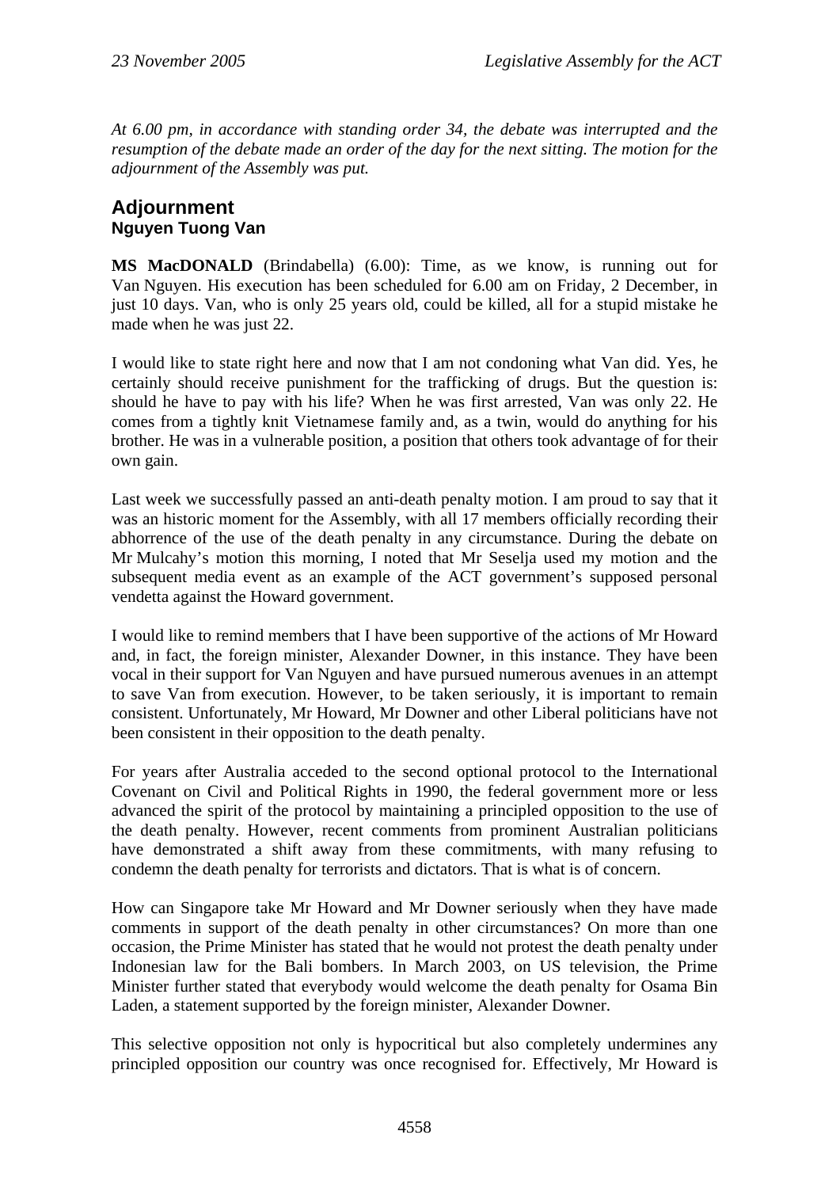*At 6.00 pm, in accordance with standing order 34, the debate was interrupted and the resumption of the debate made an order of the day for the next sitting. The motion for the adjournment of the Assembly was put.*

## Adjournment

### Nguyen Tuong Van

**MS MacDONALD** (Brindabella) (6.00): Time, as we know, is running out for Van Nguyen. His execution has been scheduled for 6.00 am on Friday, 2 December, in just 10 days. Van, who is only 25 years old, could be killed, all for a stupid mistake he made when he was just 22.

I would like to state right here and now that I am not condoning what Van did. Yes, he certainly should receive punishment for the trafficking of drugs. But the question is: should he have to pay with his life? When he was first arrested, Van was only 22. He comes from a tightly knit Vietnamese family and, as a twin, would do anything for his brother. He was in a vulnerable position, a position that others took advantage of for their own gain.

Last week we successfully passed an anti-death penalty motion. I am proud to say that it was an historic moment for the Assembly, with all 17 members officially recording their abhorrence of the use of the death penalty in any circumstance. During the debate on Mr Mulcahy's motion this morning, I noted that Mr Seselja used my motion and the subsequent media event as an example of the ACT government's supposed personal vendetta against the Howard government.

I would like to remind members that I have been supportive of the actions of Mr Howard and, in fact, the foreign minister, Alexander Downer, in this instance. They have been vocal in their support for Van Nguyen and have pursued numerous avenues in an attempt to save Van from execution. However, to be taken seriously, it is important to remain consistent. Unfortunately, Mr Howard, Mr Downer and other Liberal politicians have not been consistent in their opposition to the death penalty.

For years after Australia acceded to the second optional protocol to the International Covenant on Civil and Political Rights in 1990, the federal government more or less advanced the spirit of the protocol by maintaining a principled opposition to the use of the death penalty. However, recent comments from prominent Australian politicians have demonstrated a shift away from these commitments, with many refusing to condemn the death penalty for terrorists and dictators. That is what is of concern.

How can Singapore take Mr Howard and Mr Downer seriously when they have made comments in support of the death penalty in other circumstances? On more than one occasion, the Prime Minister has stated that he would not protest the death penalty under Indonesian law for the Bali bombers. In March 2003, on US television, the Prime Minister further stated that everybody would welcome the death penalty for Osama Bin Laden, a statement supported by the foreign minister, Alexander Downer.

This selective opposition not only is hypocritical but also completely undermines any principled opposition our country was once recognised for. Effectively, Mr Howard is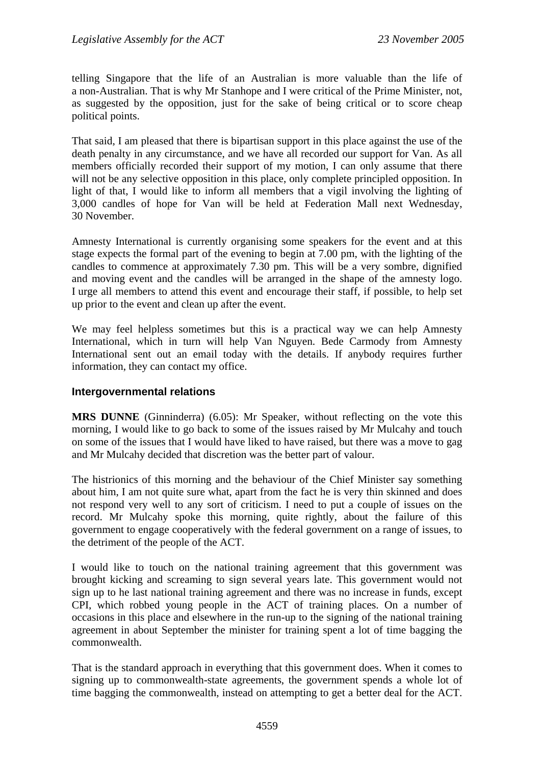telling Singapore that the life of an Australian is more valuable than the life of a non-Australian. That is why Mr Stanhope and I were critical of the Prime Minister, not, as suggested by the opposition, just for the sake of being critical or to score cheap political points.

That said, I am pleased that there is bipartisan support in this place against the use of the death penalty in any circumstance, and we have all recorded our support for Van. As all members officially recorded their support of my motion, I can only assume that there will not be any selective opposition in this place, only complete principled opposition. In light of that, I would like to inform all members that a vigil involving the lighting of 3,000 candles of hope for Van will be held at Federation Mall next Wednesday, 30 November.

Amnesty International is currently organising some speakers for the event and at this stage expects the formal part of the evening to begin at 7.00 pm, with the lighting of the candles to commence at approximately 7.30 pm. This will be a very sombre, dignified and moving event and the candles will be arranged in the shape of the amnesty logo. I urge all members to attend this event and encourage their staff, if possible, to help set up prior to the event and clean up after the event.

We may feel helpless sometimes but this is a practical way we can help Amnesty International, which in turn will help Van Nguyen. Bede Carmody from Amnesty International sent out an email today with the details. If anybody requires further information, they can contact my office.

### Intergovernmental relations

**MRS DUNNE** (Ginninderra) (6.05): Mr Speaker, without reflecting on the vote this morning, I would like to go back to some of the issues raised by Mr Mulcahy and touch on some of the issues that I would have liked to have raised, but there was a move to gag and Mr Mulcahy decided that discretion was the better part of valour.

The histrionics of this morning and the behaviour of the Chief Minister say something about him, I am not quite sure what, apart from the fact he is very thin skinned and does not respond very well to any sort of criticism. I need to put a couple of issues on the record. Mr Mulcahy spoke this morning, quite rightly, about the failure of this government to engage cooperatively with the federal government on a range of issues, to the detriment of the people of the ACT.

I would like to touch on the national training agreement that this government was brought kicking and screaming to sign several years late. This government would not sign up to he last national training agreement and there was no increase in funds, except CPI, which robbed young people in the ACT of training places. On a number of occasions in this place and elsewhere in the run-up to the signing of the national training agreement in about September the minister for training spent a lot of time bagging the commonwealth.

That is the standard approach in everything that this government does. When it comes to signing up to commonwealth-state agreements, the government spends a whole lot of time bagging the commonwealth, instead on attempting to get a better deal for the ACT.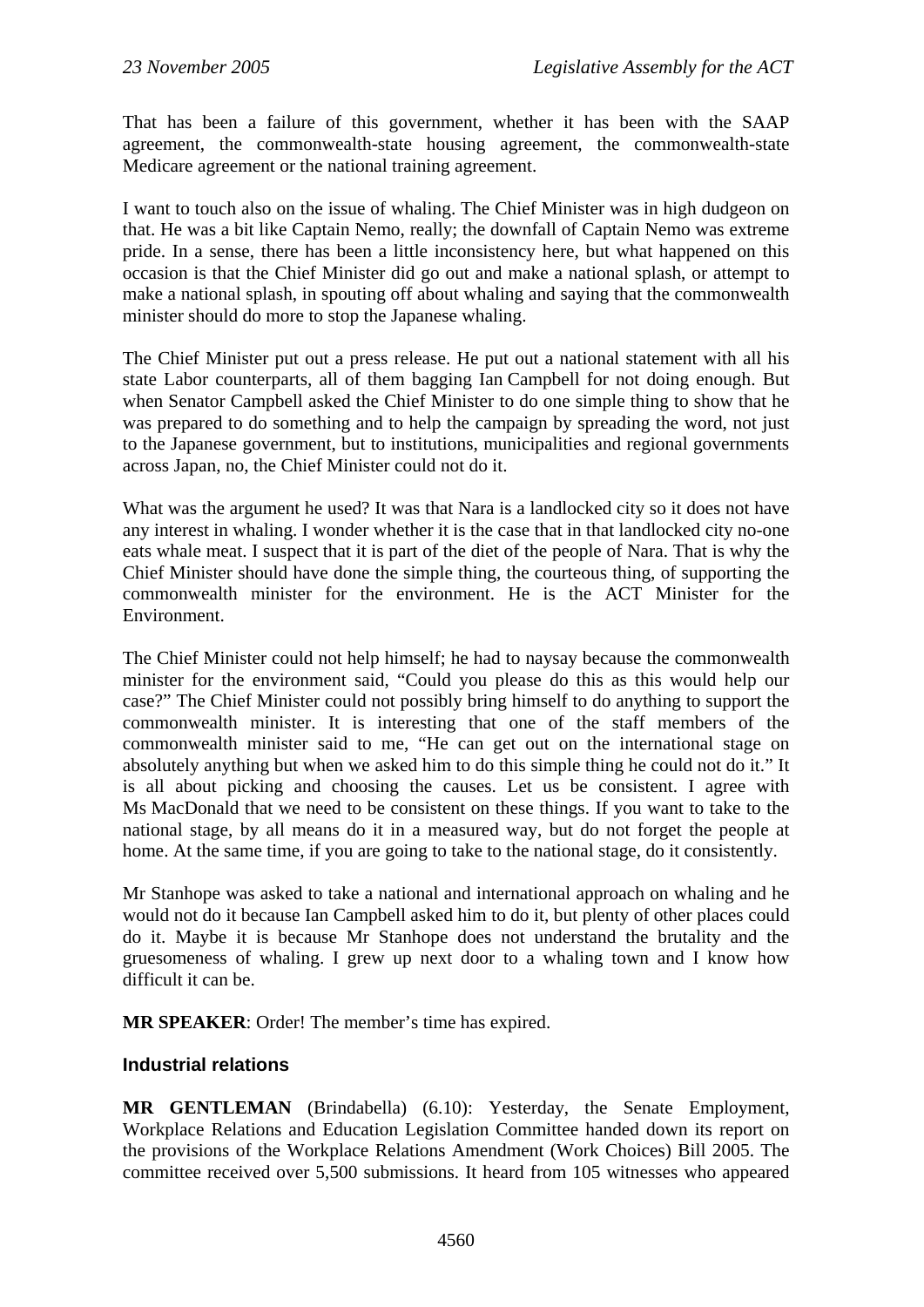That has been a failure of this government, whether it has been with the SAAP agreement, the commonwealth-state housing agreement, the commonwealth-state Medicare agreement or the national training agreement.

I want to touch also on the issue of whaling. The Chief Minister was in high dudgeon on that. He was a bit like Captain Nemo, really; the downfall of Captain Nemo was extreme pride. In a sense, there has been a little inconsistency here, but what happened on this occasion is that the Chief Minister did go out and make a national splash, or attempt to make a national splash, in spouting off about whaling and saying that the commonwealth minister should do more to stop the Japanese whaling.

The Chief Minister put out a press release. He put out a national statement with all his state Labor counterparts, all of them bagging Ian Campbell for not doing enough. But when Senator Campbell asked the Chief Minister to do one simple thing to show that he was prepared to do something and to help the campaign by spreading the word, not just to the Japanese government, but to institutions, municipalities and regional governments across Japan, no, the Chief Minister could not do it.

What was the argument he used? It was that Nara is a landlocked city so it does not have any interest in whaling. I wonder whether it is the case that in that landlocked city no-one eats whale meat. I suspect that it is part of the diet of the people of Nara. That is why the Chief Minister should have done the simple thing, the courteous thing, of supporting the commonwealth minister for the environment. He is the ACT Minister for the Environment.

The Chief Minister could not help himself; he had to naysay because the commonwealth minister for the environment said, "Could you please do this as this would help our case?" The Chief Minister could not possibly bring himself to do anything to support the commonwealth minister. It is interesting that one of the staff members of the commonwealth minister said to me, "He can get out on the international stage on absolutely anything but when we asked him to do this simple thing he could not do it." It is all about picking and choosing the causes. Let us be consistent. I agree with Ms MacDonald that we need to be consistent on these things. If you want to take to the national stage, by all means do it in a measured way, but do not forget the people at home. At the same time, if you are going to take to the national stage, do it consistently.

Mr Stanhope was asked to take a national and international approach on whaling and he would not do it because Ian Campbell asked him to do it, but plenty of other places could do it. Maybe it is because Mr Stanhope does not understand the brutality and the gruesomeness of whaling. I grew up next door to a whaling town and I know how difficult it can be.

**MR SPEAKER**: Order! The member's time has expired.

## Industrial relations

**MR GENTLEMAN** (Brindabella) (6.10): Yesterday, the Senate Employment, Workplace Relations and Education Legislation Committee handed down its report on the provisions of the Workplace Relations Amendment (Work Choices) Bill 2005. The committee received over 5,500 submissions. It heard from 105 witnesses who appeared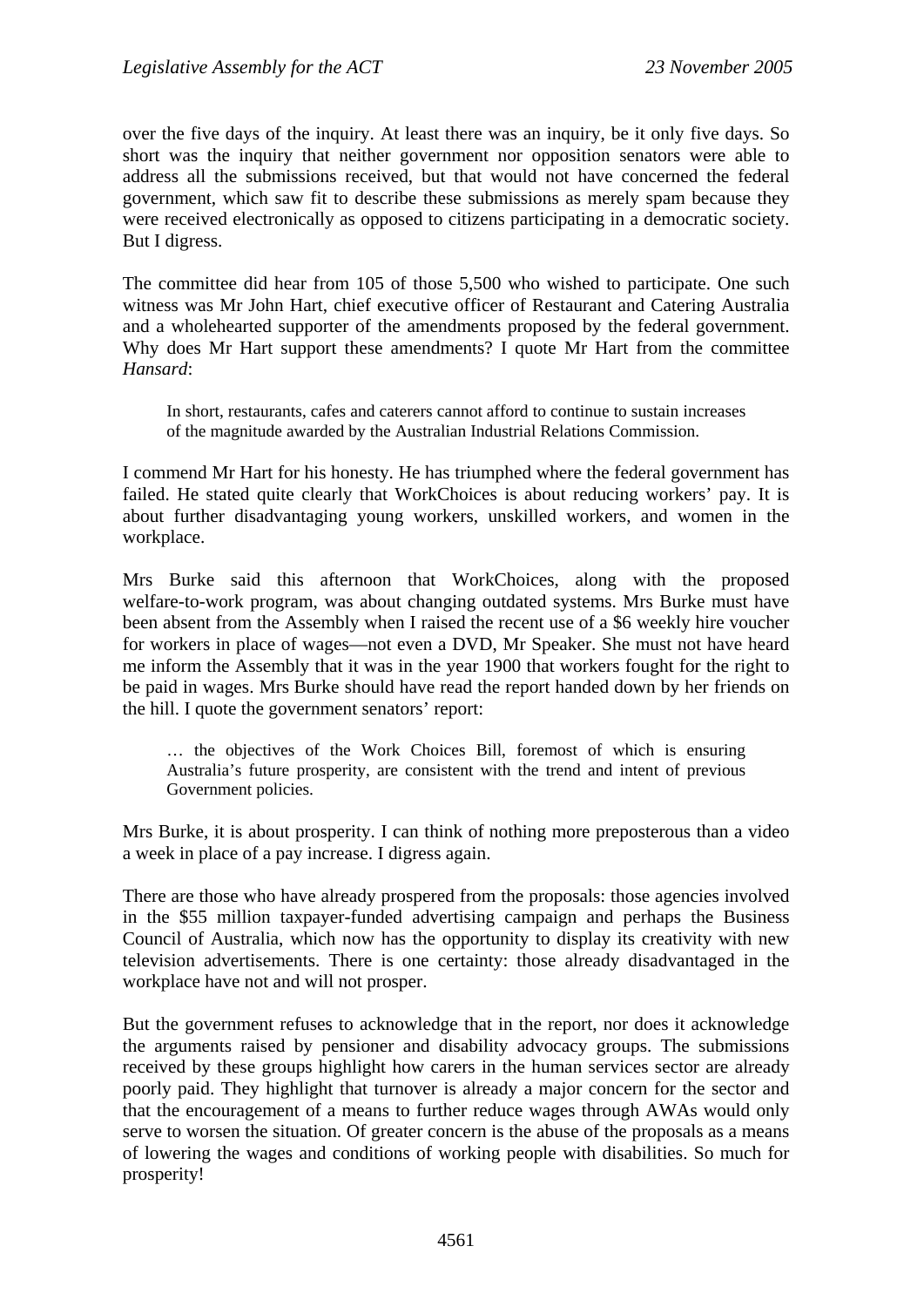over the five days of the inquiry. At least there was an inquiry, be it only five days. So short was the inquiry that neither government nor opposition senators were able to address all the submissions received, but that would not have concerned the federal government, which saw fit to describe these submissions as merely spam because they were received electronically as opposed to citizens participating in a democratic society. But I digress.

The committee did hear from 105 of those 5,500 who wished to participate. One such witness was Mr John Hart, chief executive officer of Restaurant and Catering Australia and a wholehearted supporter of the amendments proposed by the federal government. Why does Mr Hart support these amendments? I quote Mr Hart from the committee *Hansard*:

> In short, restaurants, cafes and caterers cannot afford to continue to sustain increases of the magnitude awarded by the Australian Industrial Relations Commission.

I commend Mr Hart for his honesty. He has triumphed where the federal government has failed. He stated quite clearly that WorkChoices is about reducing workers' pay. It is about further disadvantaging young workers, unskilled workers, and women in the workplace.

Mrs Burke said this afternoon that WorkChoices, along with the proposed welfare-to-work program, was about changing outdated systems. Mrs Burke must have been absent from the Assembly when I raised the recent use of a $6 weekly hire voucher for workers in place of wages—not even a DVD, Mr Speaker. She must not have heard me inform the Assembly that it was in the year 1900 that workers fought for the right to be paid in wages. Mrs Burke should have read the report handed down by her friends on the hill. I quote the government senators' report:

> … the objectives of the Work Choices Bill, foremost of which is ensuring Australia's future prosperity, are consistent with the trend and intent of previous Government policies.

Mrs Burke, it is about prosperity. I can think of nothing more preposterous than a video a week in place of a pay increase. I digress again.

There are those who have already prospered from the proposals: those agencies involved in the $55 million taxpayer-funded advertising campaign and perhaps the Business Council of Australia, which now has the opportunity to display its creativity with new television advertisements. There is one certainty: those already disadvantaged in the workplace have not and will not prosper.

But the government refuses to acknowledge that in the report, nor does it acknowledge the arguments raised by pensioner and disability advocacy groups. The submissions received by these groups highlight how carers in the human services sector are already poorly paid. They highlight that turnover is already a major concern for the sector and that the encouragement of a means to further reduce wages through AWAs would only serve to worsen the situation. Of greater concern is the abuse of the proposals as a means of lowering the wages and conditions of working people with disabilities. So much for prosperity!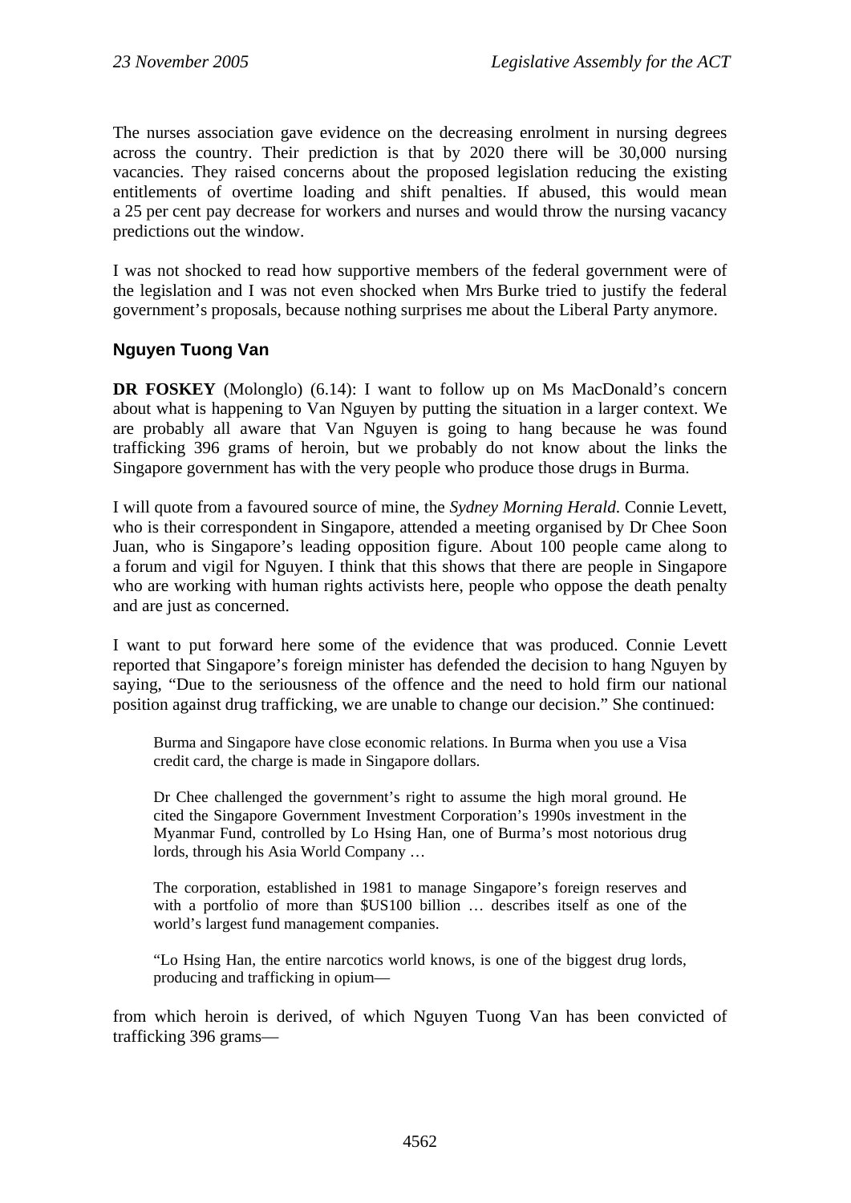The nurses association gave evidence on the decreasing enrolment in nursing degrees across the country. Their prediction is that by 2020 there will be 30,000 nursing vacancies. They raised concerns about the proposed legislation reducing the existing entitlements of overtime loading and shift penalties. If abused, this would mean a 25 per cent pay decrease for workers and nurses and would throw the nursing vacancy predictions out the window.

I was not shocked to read how supportive members of the federal government were of the legislation and I was not even shocked when Mrs Burke tried to justify the federal government's proposals, because nothing surprises me about the Liberal Party anymore.

### Nguyen Tuong Van

**DR FOSKEY** (Molonglo) (6.14): I want to follow up on Ms MacDonald's concern about what is happening to Van Nguyen by putting the situation in a larger context. We are probably all aware that Van Nguyen is going to hang because he was found trafficking 396 grams of heroin, but we probably do not know about the links the Singapore government has with the very people who produce those drugs in Burma.

I will quote from a favoured source of mine, the *Sydney Morning Herald*. Connie Levett, who is their correspondent in Singapore, attended a meeting organised by Dr Chee Soon Juan, who is Singapore's leading opposition figure. About 100 people came along to a forum and vigil for Nguyen. I think that this shows that there are people in Singapore who are working with human rights activists here, people who oppose the death penalty and are just as concerned.

I want to put forward here some of the evidence that was produced. Connie Levett reported that Singapore's foreign minister has defended the decision to hang Nguyen by saying, "Due to the seriousness of the offence and the need to hold firm our national position against drug trafficking, we are unable to change our decision." She continued:

> Burma and Singapore have close economic relations. In Burma when you use a Visa credit card, the charge is made in Singapore dollars.
>
> Dr Chee challenged the government's right to assume the high moral ground. He cited the Singapore Government Investment Corporation's 1990s investment in the Myanmar Fund, controlled by Lo Hsing Han, one of Burma's most notorious drug lords, through his Asia World Company …
>
> The corporation, established in 1981 to manage Singapore's foreign reserves and with a portfolio of more than $US100 billion … describes itself as one of the world's largest fund management companies.
>
> "Lo Hsing Han, the entire narcotics world knows, is one of the biggest drug lords, producing and trafficking in opium—

from which heroin is derived, of which Nguyen Tuong Van has been convicted of trafficking 396 grams—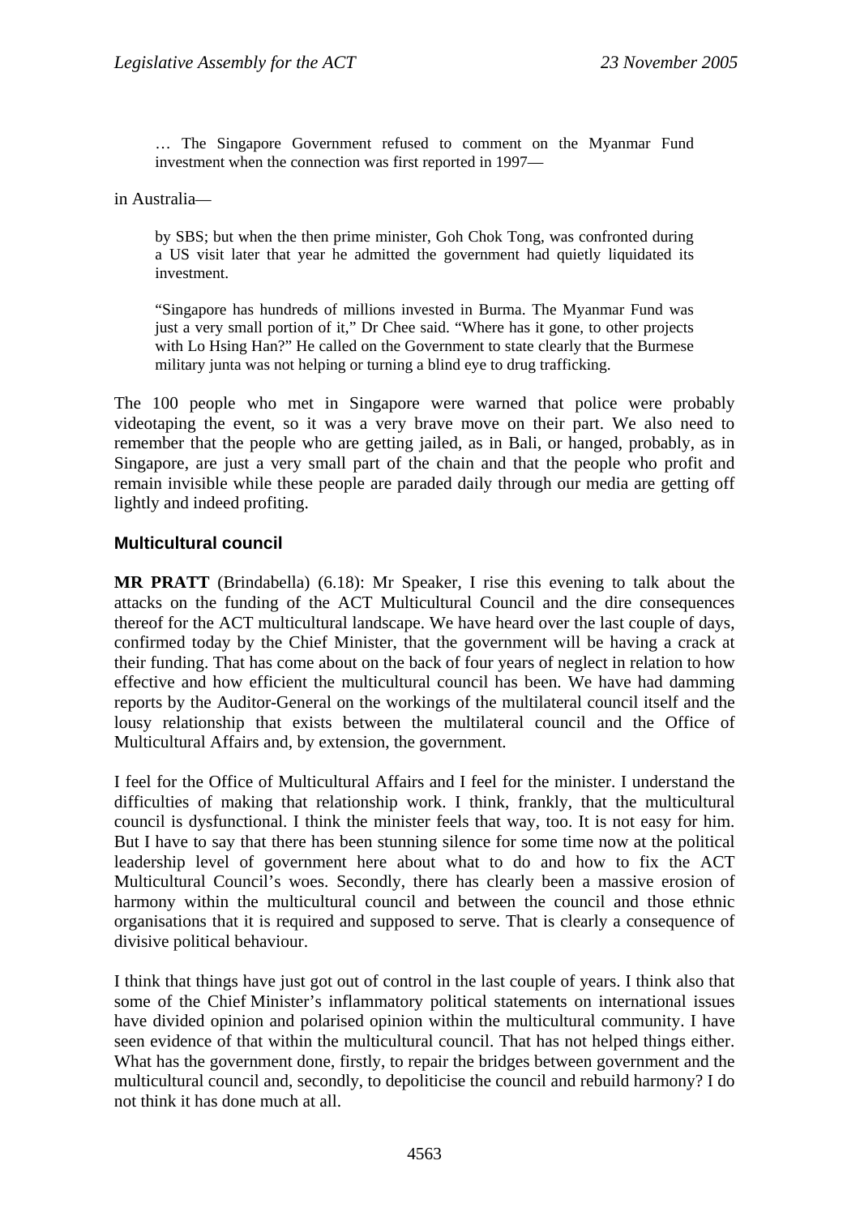> … The Singapore Government refused to comment on the Myanmar Fund investment when the connection was first reported in 1997—

in Australia—

> by SBS; but when the then prime minister, Goh Chok Tong, was confronted during a US visit later that year he admitted the government had quietly liquidated its investment.
>
> "Singapore has hundreds of millions invested in Burma. The Myanmar Fund was just a very small portion of it," Dr Chee said. "Where has it gone, to other projects with Lo Hsing Han?" He called on the Government to state clearly that the Burmese military junta was not helping or turning a blind eye to drug trafficking.

The 100 people who met in Singapore were warned that police were probably videotaping the event, so it was a very brave move on their part. We also need to remember that the people who are getting jailed, as in Bali, or hanged, probably, as in Singapore, are just a very small part of the chain and that the people who profit and remain invisible while these people are paraded daily through our media are getting off lightly and indeed profiting.

### Multicultural council

**MR PRATT** (Brindabella) (6.18): Mr Speaker, I rise this evening to talk about the attacks on the funding of the ACT Multicultural Council and the dire consequences thereof for the ACT multicultural landscape. We have heard over the last couple of days, confirmed today by the Chief Minister, that the government will be having a crack at their funding. That has come about on the back of four years of neglect in relation to how effective and how efficient the multicultural council has been. We have had damming reports by the Auditor-General on the workings of the multilateral council itself and the lousy relationship that exists between the multilateral council and the Office of Multicultural Affairs and, by extension, the government.

I feel for the Office of Multicultural Affairs and I feel for the minister. I understand the difficulties of making that relationship work. I think, frankly, that the multicultural council is dysfunctional. I think the minister feels that way, too. It is not easy for him. But I have to say that there has been stunning silence for some time now at the political leadership level of government here about what to do and how to fix the ACT Multicultural Council's woes. Secondly, there has clearly been a massive erosion of harmony within the multicultural council and between the council and those ethnic organisations that it is required and supposed to serve. That is clearly a consequence of divisive political behaviour.

I think that things have just got out of control in the last couple of years. I think also that some of the Chief Minister's inflammatory political statements on international issues have divided opinion and polarised opinion within the multicultural community. I have seen evidence of that within the multicultural council. That has not helped things either. What has the government done, firstly, to repair the bridges between government and the multicultural council and, secondly, to depoliticise the council and rebuild harmony? I do not think it has done much at all.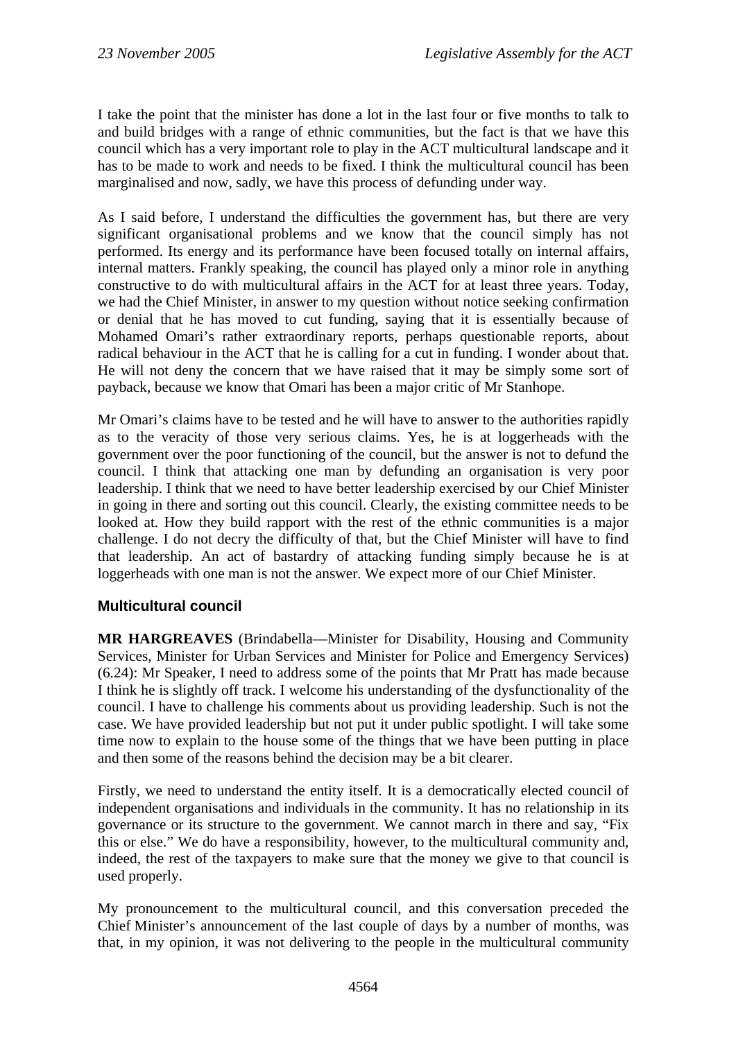I take the point that the minister has done a lot in the last four or five months to talk to and build bridges with a range of ethnic communities, but the fact is that we have this council which has a very important role to play in the ACT multicultural landscape and it has to be made to work and needs to be fixed. I think the multicultural council has been marginalised and now, sadly, we have this process of defunding under way.

As I said before, I understand the difficulties the government has, but there are very significant organisational problems and we know that the council simply has not performed. Its energy and its performance have been focused totally on internal affairs, internal matters. Frankly speaking, the council has played only a minor role in anything constructive to do with multicultural affairs in the ACT for at least three years. Today, we had the Chief Minister, in answer to my question without notice seeking confirmation or denial that he has moved to cut funding, saying that it is essentially because of Mohamed Omari's rather extraordinary reports, perhaps questionable reports, about radical behaviour in the ACT that he is calling for a cut in funding. I wonder about that. He will not deny the concern that we have raised that it may be simply some sort of payback, because we know that Omari has been a major critic of Mr Stanhope.

Mr Omari's claims have to be tested and he will have to answer to the authorities rapidly as to the veracity of those very serious claims. Yes, he is at loggerheads with the government over the poor functioning of the council, but the answer is not to defund the council. I think that attacking one man by defunding an organisation is very poor leadership. I think that we need to have better leadership exercised by our Chief Minister in going in there and sorting out this council. Clearly, the existing committee needs to be looked at. How they build rapport with the rest of the ethnic communities is a major challenge. I do not decry the difficulty of that, but the Chief Minister will have to find that leadership. An act of bastardry of attacking funding simply because he is at loggerheads with one man is not the answer. We expect more of our Chief Minister.

### Multicultural council

**MR HARGREAVES** (Brindabella—Minister for Disability, Housing and Community Services, Minister for Urban Services and Minister for Police and Emergency Services) (6.24): Mr Speaker, I need to address some of the points that Mr Pratt has made because I think he is slightly off track. I welcome his understanding of the dysfunctionality of the council. I have to challenge his comments about us providing leadership. Such is not the case. We have provided leadership but not put it under public spotlight. I will take some time now to explain to the house some of the things that we have been putting in place and then some of the reasons behind the decision may be a bit clearer.

Firstly, we need to understand the entity itself. It is a democratically elected council of independent organisations and individuals in the community. It has no relationship in its governance or its structure to the government. We cannot march in there and say, "Fix this or else." We do have a responsibility, however, to the multicultural community and, indeed, the rest of the taxpayers to make sure that the money we give to that council is used properly.

My pronouncement to the multicultural council, and this conversation preceded the Chief Minister's announcement of the last couple of days by a number of months, was that, in my opinion, it was not delivering to the people in the multicultural community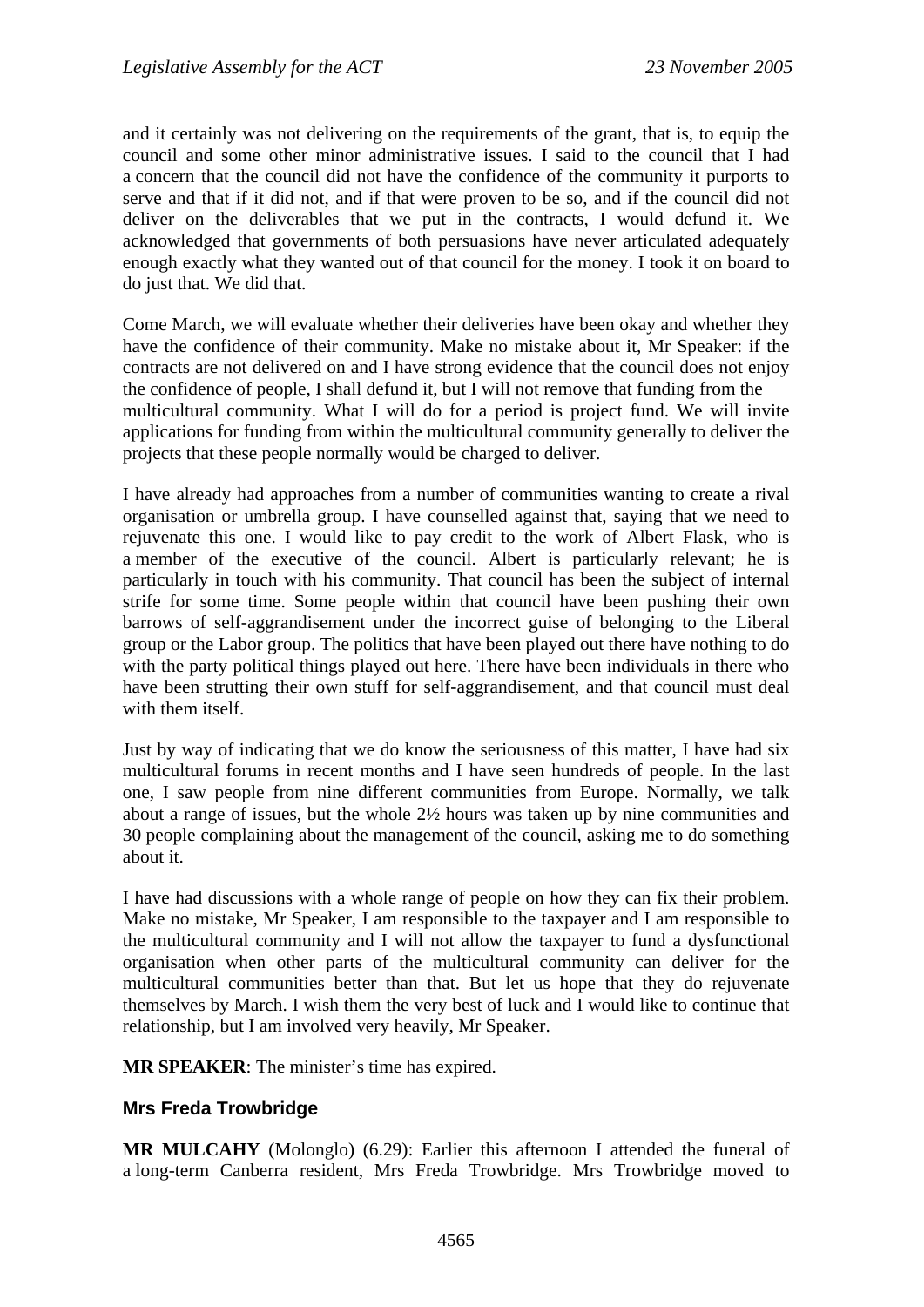and it certainly was not delivering on the requirements of the grant, that is, to equip the council and some other minor administrative issues. I said to the council that I had a concern that the council did not have the confidence of the community it purports to serve and that if it did not, and if that were proven to be so, and if the council did not deliver on the deliverables that we put in the contracts, I would defund it. We acknowledged that governments of both persuasions have never articulated adequately enough exactly what they wanted out of that council for the money. I took it on board to do just that. We did that.

Come March, we will evaluate whether their deliveries have been okay and whether they have the confidence of their community. Make no mistake about it, Mr Speaker: if the contracts are not delivered on and I have strong evidence that the council does not enjoy the confidence of people, I shall defund it, but I will not remove that funding from the multicultural community. What I will do for a period is project fund. We will invite applications for funding from within the multicultural community generally to deliver the projects that these people normally would be charged to deliver.

I have already had approaches from a number of communities wanting to create a rival organisation or umbrella group. I have counselled against that, saying that we need to rejuvenate this one. I would like to pay credit to the work of Albert Flask, who is a member of the executive of the council. Albert is particularly relevant; he is particularly in touch with his community. That council has been the subject of internal strife for some time. Some people within that council have been pushing their own barrows of self-aggrandisement under the incorrect guise of belonging to the Liberal group or the Labor group. The politics that have been played out there have nothing to do with the party political things played out here. There have been individuals in there who have been strutting their own stuff for self-aggrandisement, and that council must deal with them itself.

Just by way of indicating that we do know the seriousness of this matter, I have had six multicultural forums in recent months and I have seen hundreds of people. In the last one, I saw people from nine different communities from Europe. Normally, we talk about a range of issues, but the whole 2½ hours was taken up by nine communities and 30 people complaining about the management of the council, asking me to do something about it.

I have had discussions with a whole range of people on how they can fix their problem. Make no mistake, Mr Speaker, I am responsible to the taxpayer and I am responsible to the multicultural community and I will not allow the taxpayer to fund a dysfunctional organisation when other parts of the multicultural community can deliver for the multicultural communities better than that. But let us hope that they do rejuvenate themselves by March. I wish them the very best of luck and I would like to continue that relationship, but I am involved very heavily, Mr Speaker.

**MR SPEAKER**: The minister's time has expired.

## Mrs Freda Trowbridge

**MR MULCAHY** (Molonglo) (6.29): Earlier this afternoon I attended the funeral of a long-term Canberra resident, Mrs Freda Trowbridge. Mrs Trowbridge moved to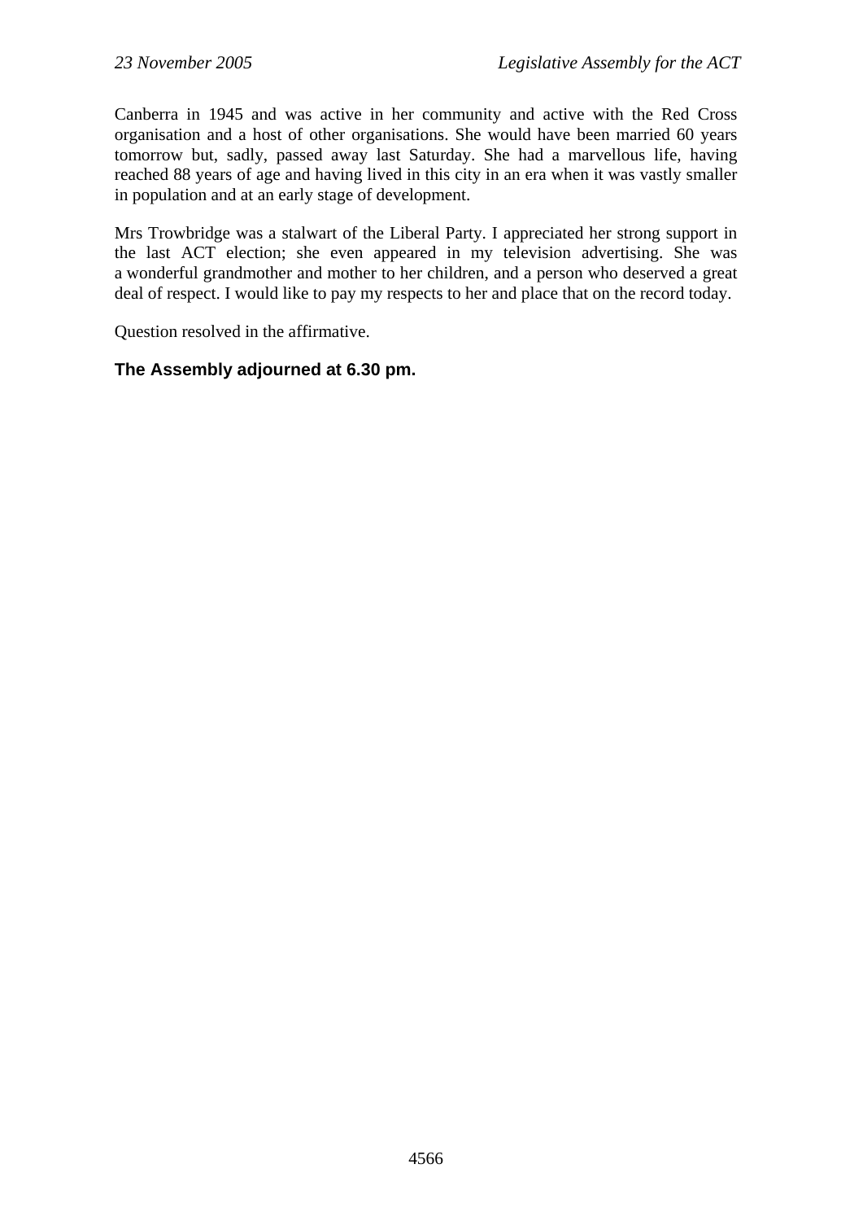Canberra in 1945 and was active in her community and active with the Red Cross organisation and a host of other organisations. She would have been married 60 years tomorrow but, sadly, passed away last Saturday. She had a marvellous life, having reached 88 years of age and having lived in this city in an era when it was vastly smaller in population and at an early stage of development.

Mrs Trowbridge was a stalwart of the Liberal Party. I appreciated her strong support in the last ACT election; she even appeared in my television advertising. She was a wonderful grandmother and mother to her children, and a person who deserved a great deal of respect. I would like to pay my respects to her and place that on the record today.

Question resolved in the affirmative.

**The Assembly adjourned at 6.30 pm.**